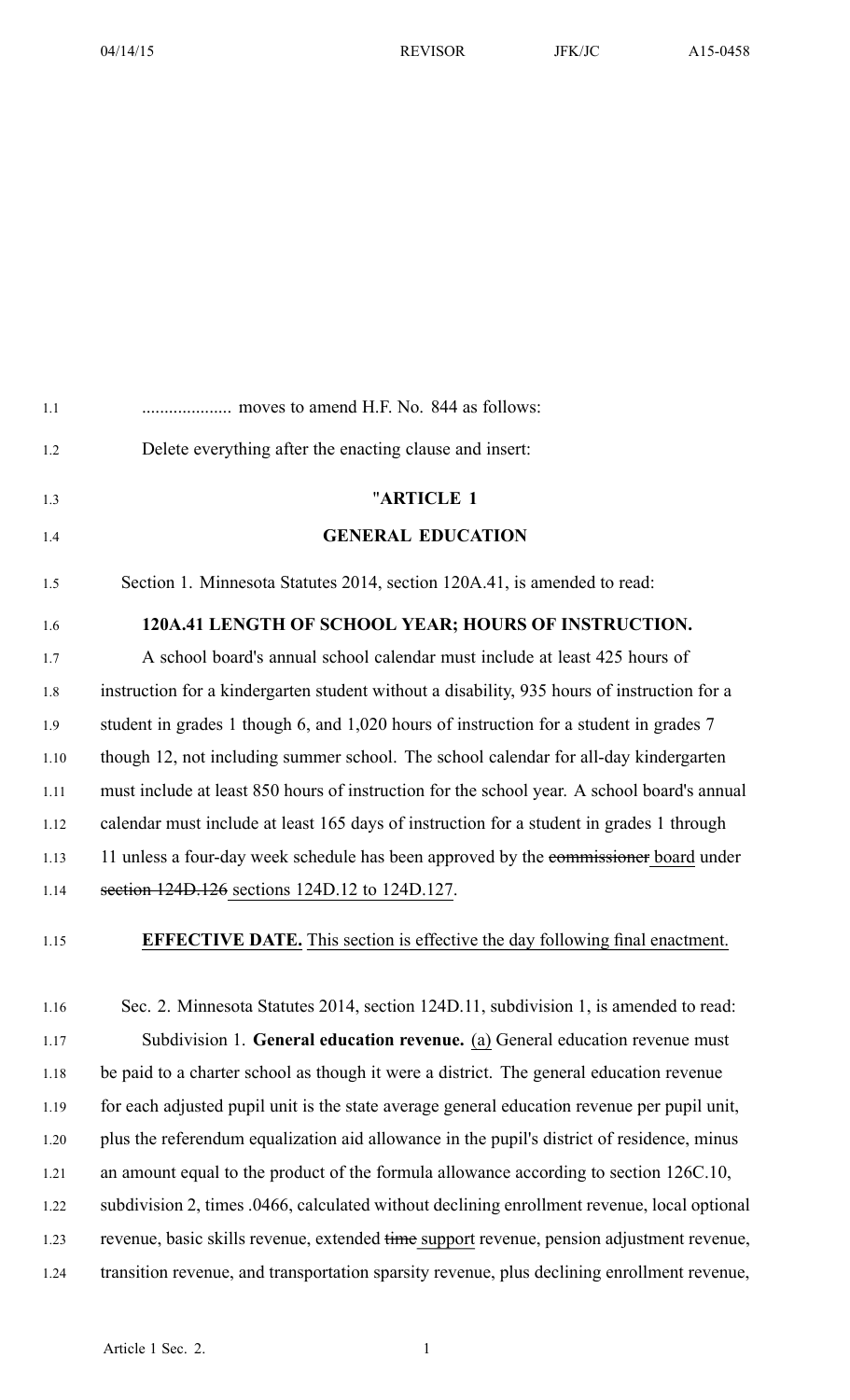.................... moves to amend H.F. No. 844 as follows:

Delete everything after the enacting clause and insert:

"**ARTICLE 1**

**GENERAL EDUCATION**

Section 1. Minnesota Statutes 2014, section 120A.41, is amended to read:

**120A.41 LENGTH OF SCHOOL YEAR; HOURS OF INSTRUCTION.**

A school board's annual school calendar must include at least 425 hours of instruction for a kindergarten student without a disability, 935 hours of instruction for a student in grades 1 though 6, and 1,020 hours of instruction for a student in grades 7 though 12, not including summer school. The school calendar for all-day kindergarten must include at least 850 hours of instruction for the school year. A school board's annual calendar must include at least 165 days of instruction for a student in grades 1 through 11 unless a four-day week schedule has been approved by the ~~commissioner~~ board under ~~section 124D.126~~ sections 124D.12 to 124D.127.

**EFFECTIVE DATE.** This section is effective the day following final enactment.

Sec. 2. Minnesota Statutes 2014, section 124D.11, subdivision 1, is amended to read:

Subdivision 1. **General education revenue.** (a) General education revenue must be paid to a charter school as though it were a district. The general education revenue for each adjusted pupil unit is the state average general education revenue per pupil unit, plus the referendum equalization aid allowance in the pupil's district of residence, minus an amount equal to the product of the formula allowance according to section 126C.10, subdivision 2, times .0466, calculated without declining enrollment revenue, local optional revenue, basic skills revenue, extended ~~time~~ support revenue, pension adjustment revenue, transition revenue, and transportation sparsity revenue, plus declining enrollment revenue,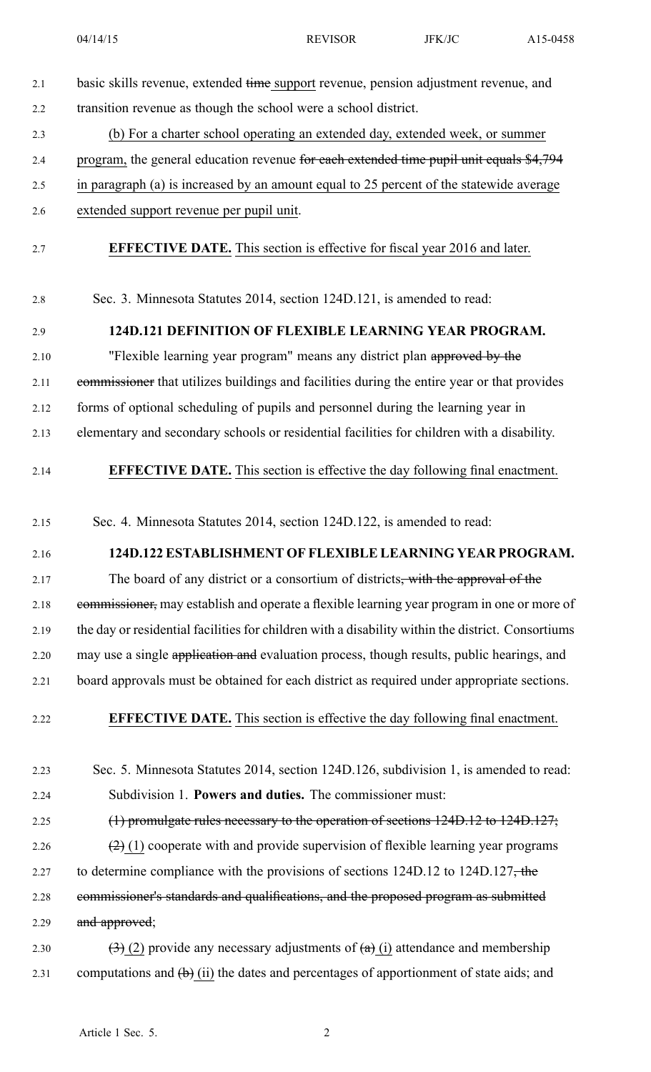basic skills revenue, extended ~~time~~ support revenue, pension adjustment revenue, and transition revenue as though the school were a school district.

(b) For a charter school operating an extended day, extended week, or summer program, the general education revenue ~~for each extended time pupil unit equals $4,794~~ in paragraph (a) is increased by an amount equal to 25 percent of the statewide average extended support revenue per pupil unit.

**EFFECTIVE DATE.** This section is effective for fiscal year 2016 and later.

Sec. 3. Minnesota Statutes 2014, section 124D.121, is amended to read:

**124D.121 DEFINITION OF FLEXIBLE LEARNING YEAR PROGRAM.**

"Flexible learning year program" means any district plan ~~approved by the commissioner~~ that utilizes buildings and facilities during the entire year or that provides forms of optional scheduling of pupils and personnel during the learning year in elementary and secondary schools or residential facilities for children with a disability.

**EFFECTIVE DATE.** This section is effective the day following final enactment.

Sec. 4. Minnesota Statutes 2014, section 124D.122, is amended to read:

**124D.122 ESTABLISHMENT OF FLEXIBLE LEARNING YEAR PROGRAM.**

The board of any district or a consortium of districts~~, with the approval of the commissioner,~~ may establish and operate a flexible learning year program in one or more of the day or residential facilities for children with a disability within the district. Consortiums may use a single ~~application and~~ evaluation process, though results, public hearings, and board approvals must be obtained for each district as required under appropriate sections.

**EFFECTIVE DATE.** This section is effective the day following final enactment.

Sec. 5. Minnesota Statutes 2014, section 124D.126, subdivision 1, is amended to read:

Subdivision 1. **Powers and duties.** The commissioner must:

~~(1) promulgate rules necessary to the operation of sections 124D.12 to 124D.127;~~

~~(2)~~ (1) cooperate with and provide supervision of flexible learning year programs to determine compliance with the provisions of sections 124D.12 to 124D.127~~, the commissioner's standards and qualifications, and the proposed program as submitted and approved~~;

~~(3)~~ (2) provide any necessary adjustments of ~~(a)~~ (i) attendance and membership computations and ~~(b)~~ (ii) the dates and percentages of apportionment of state aids; and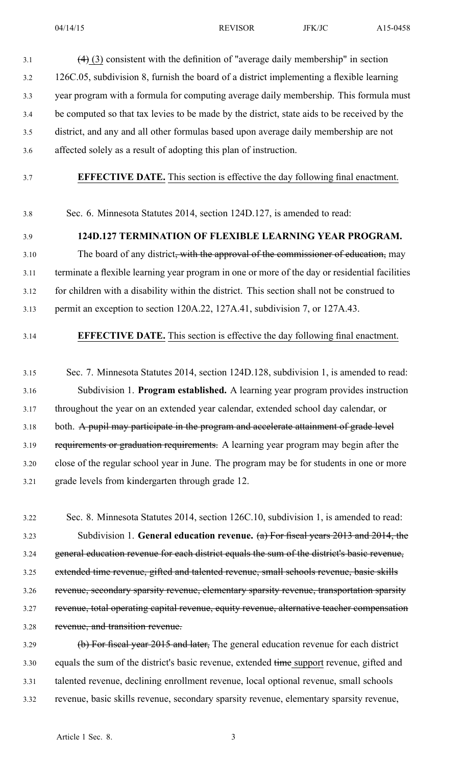(4) (3) consistent with the definition of "average daily membership" in section 126C.05, subdivision 8, furnish the board of a district implementing a flexible learning year program with a formula for computing average daily membership. This formula must be computed so that tax levies to be made by the district, state aids to be received by the district, and any and all other formulas based upon average daily membership are not affected solely as a result of adopting this plan of instruction.

**EFFECTIVE DATE.** This section is effective the day following final enactment.

Sec. 6. Minnesota Statutes 2014, section 124D.127, is amended to read:

**124D.127 TERMINATION OF FLEXIBLE LEARNING YEAR PROGRAM.**

The board of any district, with the approval of the commissioner of education, may terminate a flexible learning year program in one or more of the day or residential facilities for children with a disability within the district. This section shall not be construed to permit an exception to section 120A.22, 127A.41, subdivision 7, or 127A.43.

**EFFECTIVE DATE.** This section is effective the day following final enactment.

Sec. 7. Minnesota Statutes 2014, section 124D.128, subdivision 1, is amended to read:

Subdivision 1. **Program established.** A learning year program provides instruction throughout the year on an extended year calendar, extended school day calendar, or both. A pupil may participate in the program and accelerate attainment of grade level requirements or graduation requirements. A learning year program may begin after the close of the regular school year in June. The program may be for students in one or more grade levels from kindergarten through grade 12.

Sec. 8. Minnesota Statutes 2014, section 126C.10, subdivision 1, is amended to read:

Subdivision 1. **General education revenue.** (a) For fiscal years 2013 and 2014, the general education revenue for each district equals the sum of the district's basic revenue, extended time revenue, gifted and talented revenue, small schools revenue, basic skills revenue, secondary sparsity revenue, elementary sparsity revenue, transportation sparsity revenue, total operating capital revenue, equity revenue, alternative teacher compensation revenue, and transition revenue.

(b) For fiscal year 2015 and later, The general education revenue for each district equals the sum of the district's basic revenue, extended time support revenue, gifted and talented revenue, declining enrollment revenue, local optional revenue, small schools revenue, basic skills revenue, secondary sparsity revenue, elementary sparsity revenue,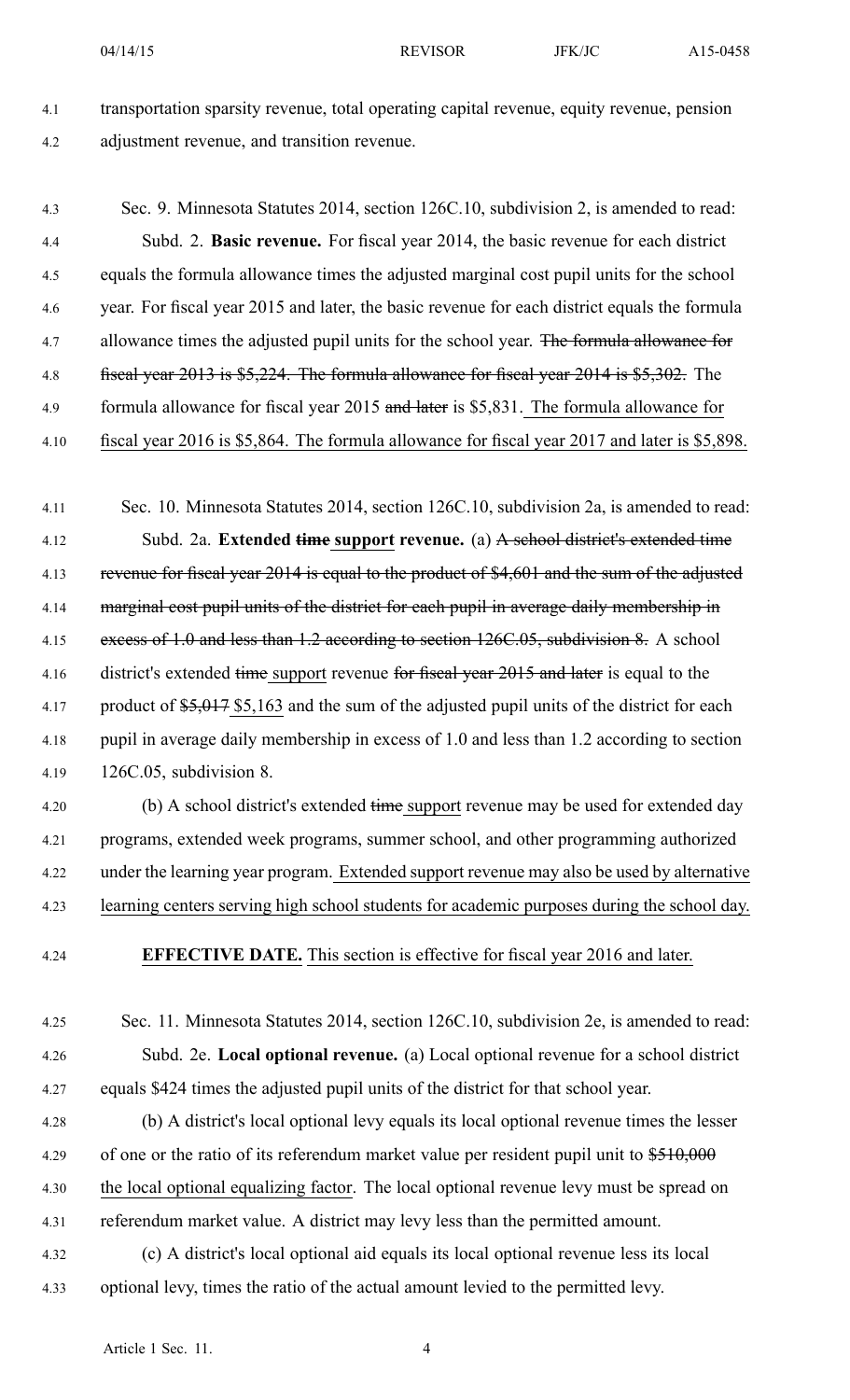transportation sparsity revenue, total operating capital revenue, equity revenue, pension adjustment revenue, and transition revenue.

Sec. 9. Minnesota Statutes 2014, section 126C.10, subdivision 2, is amended to read:

Subd. 2. **Basic revenue.** For fiscal year 2014, the basic revenue for each district equals the formula allowance times the adjusted marginal cost pupil units for the school year. For fiscal year 2015 and later, the basic revenue for each district equals the formula allowance times the adjusted pupil units for the school year. ~~The formula allowance for fiscal year 2013 is $5,224. The formula allowance for fiscal year 2014 is $5,302.~~ The formula allowance for fiscal year 2015 ~~and later~~ is $5,831. <u>The formula allowance for fiscal year 2016 is $5,864. The formula allowance for fiscal year 2017 and later is $5,898.</u>

Sec. 10. Minnesota Statutes 2014, section 126C.10, subdivision 2a, is amended to read:

Subd. 2a. **Extended ~~time~~ <u>support</u> revenue.** (a) ~~A school district's extended time revenue for fiscal year 2014 is equal to the product of $4,601 and the sum of the adjusted marginal cost pupil units of the district for each pupil in average daily membership in excess of 1.0 and less than 1.2 according to section 126C.05, subdivision 8.~~ A school district's extended ~~time~~ <u>support</u> revenue ~~for fiscal year 2015 and later~~ is equal to the product of ~~$5,017~~ <u>$5,163</u> and the sum of the adjusted pupil units of the district for each pupil in average daily membership in excess of 1.0 and less than 1.2 according to section 126C.05, subdivision 8.

(b) A school district's extended ~~time~~ <u>support</u> revenue may be used for extended day programs, extended week programs, summer school, and other programming authorized under the learning year program. <u>Extended support revenue may also be used by alternative learning centers serving high school students for academic purposes during the school day.</u>

**EFFECTIVE DATE.** <u>This section is effective for fiscal year 2016 and later.</u>

Sec. 11. Minnesota Statutes 2014, section 126C.10, subdivision 2e, is amended to read:

Subd. 2e. **Local optional revenue.** (a) Local optional revenue for a school district equals $424 times the adjusted pupil units of the district for that school year.

(b) A district's local optional levy equals its local optional revenue times the lesser of one or the ratio of its referendum market value per resident pupil unit to ~~$510,000~~ <u>the local optional equalizing factor</u>. The local optional revenue levy must be spread on referendum market value. A district may levy less than the permitted amount.

(c) A district's local optional aid equals its local optional revenue less its local optional levy, times the ratio of the actual amount levied to the permitted levy.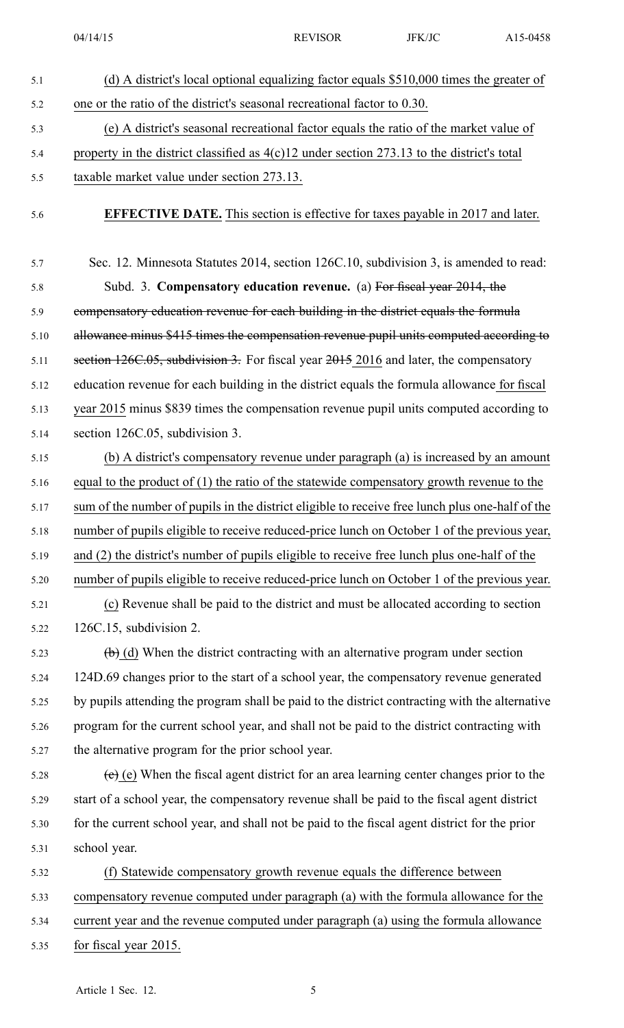(d) A district's local optional equalizing factor equals $510,000 times the greater of one or the ratio of the district's seasonal recreational factor to 0.30.

(e) A district's seasonal recreational factor equals the ratio of the market value of property in the district classified as 4(c)12 under section 273.13 to the district's total taxable market value under section 273.13.

**EFFECTIVE DATE.** This section is effective for taxes payable in 2017 and later.

Sec. 12. Minnesota Statutes 2014, section 126C.10, subdivision 3, is amended to read:

Subd. 3. **Compensatory education revenue.** (a) ~~For fiscal year 2014, the compensatory education revenue for each building in the district equals the formula allowance minus $415 times the compensation revenue pupil units computed according to section 126C.05, subdivision 3.~~ For fiscal year ~~2015~~ 2016 and later, the compensatory education revenue for each building in the district equals the formula allowance for fiscal year 2015 minus $839 times the compensation revenue pupil units computed according to section 126C.05, subdivision 3.

(b) A district's compensatory revenue under paragraph (a) is increased by an amount equal to the product of (1) the ratio of the statewide compensatory growth revenue to the sum of the number of pupils in the district eligible to receive free lunch plus one-half of the number of pupils eligible to receive reduced-price lunch on October 1 of the previous year, and (2) the district's number of pupils eligible to receive free lunch plus one-half of the number of pupils eligible to receive reduced-price lunch on October 1 of the previous year.

(c) Revenue shall be paid to the district and must be allocated according to section 126C.15, subdivision 2.

~~(b)~~ (d) When the district contracting with an alternative program under section 124D.69 changes prior to the start of a school year, the compensatory revenue generated by pupils attending the program shall be paid to the district contracting with the alternative program for the current school year, and shall not be paid to the district contracting with the alternative program for the prior school year.

~~(c)~~ (e) When the fiscal agent district for an area learning center changes prior to the start of a school year, the compensatory revenue shall be paid to the fiscal agent district for the current school year, and shall not be paid to the fiscal agent district for the prior school year.

(f) Statewide compensatory growth revenue equals the difference between compensatory revenue computed under paragraph (a) with the formula allowance for the current year and the revenue computed under paragraph (a) using the formula allowance for fiscal year 2015.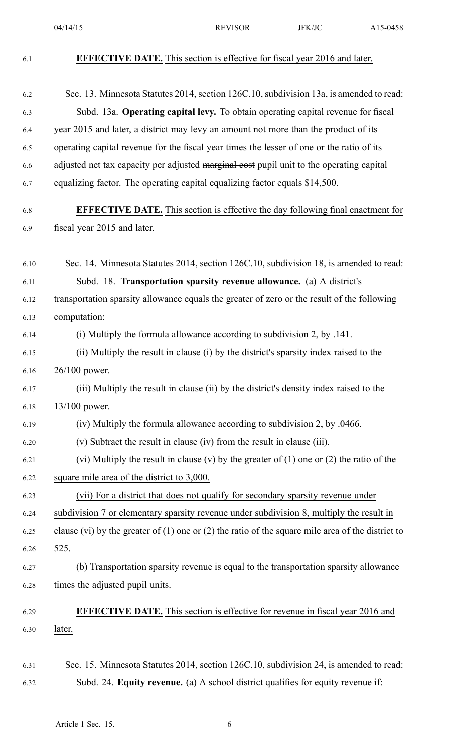**EFFECTIVE DATE.** This section is effective for fiscal year 2016 and later.

Sec. 13. Minnesota Statutes 2014, section 126C.10, subdivision 13a, is amended to read:

Subd. 13a. **Operating capital levy.** To obtain operating capital revenue for fiscal year 2015 and later, a district may levy an amount not more than the product of its operating capital revenue for the fiscal year times the lesser of one or the ratio of its adjusted net tax capacity per adjusted ~~marginal cost~~ pupil unit to the operating capital equalizing factor. The operating capital equalizing factor equals $14,500.

**EFFECTIVE DATE.** This section is effective the day following final enactment for fiscal year 2015 and later.

Sec. 14. Minnesota Statutes 2014, section 126C.10, subdivision 18, is amended to read:

Subd. 18. **Transportation sparsity revenue allowance.** (a) A district's transportation sparsity allowance equals the greater of zero or the result of the following computation:

(i) Multiply the formula allowance according to subdivision 2, by .141.

(ii) Multiply the result in clause (i) by the district's sparsity index raised to the 26/100 power.

(iii) Multiply the result in clause (ii) by the district's density index raised to the 13/100 power.

(iv) Multiply the formula allowance according to subdivision 2, by .0466.

(v) Subtract the result in clause (iv) from the result in clause (iii).

(vi) Multiply the result in clause (v) by the greater of (1) one or (2) the ratio of the square mile area of the district to 3,000.

(vii) For a district that does not qualify for secondary sparsity revenue under subdivision 7 or elementary sparsity revenue under subdivision 8, multiply the result in clause (vi) by the greater of (1) one or (2) the ratio of the square mile area of the district to 525.

(b) Transportation sparsity revenue is equal to the transportation sparsity allowance times the adjusted pupil units.

**EFFECTIVE DATE.** This section is effective for revenue in fiscal year 2016 and later.

Sec. 15. Minnesota Statutes 2014, section 126C.10, subdivision 24, is amended to read:

Subd. 24. **Equity revenue.** (a) A school district qualifies for equity revenue if: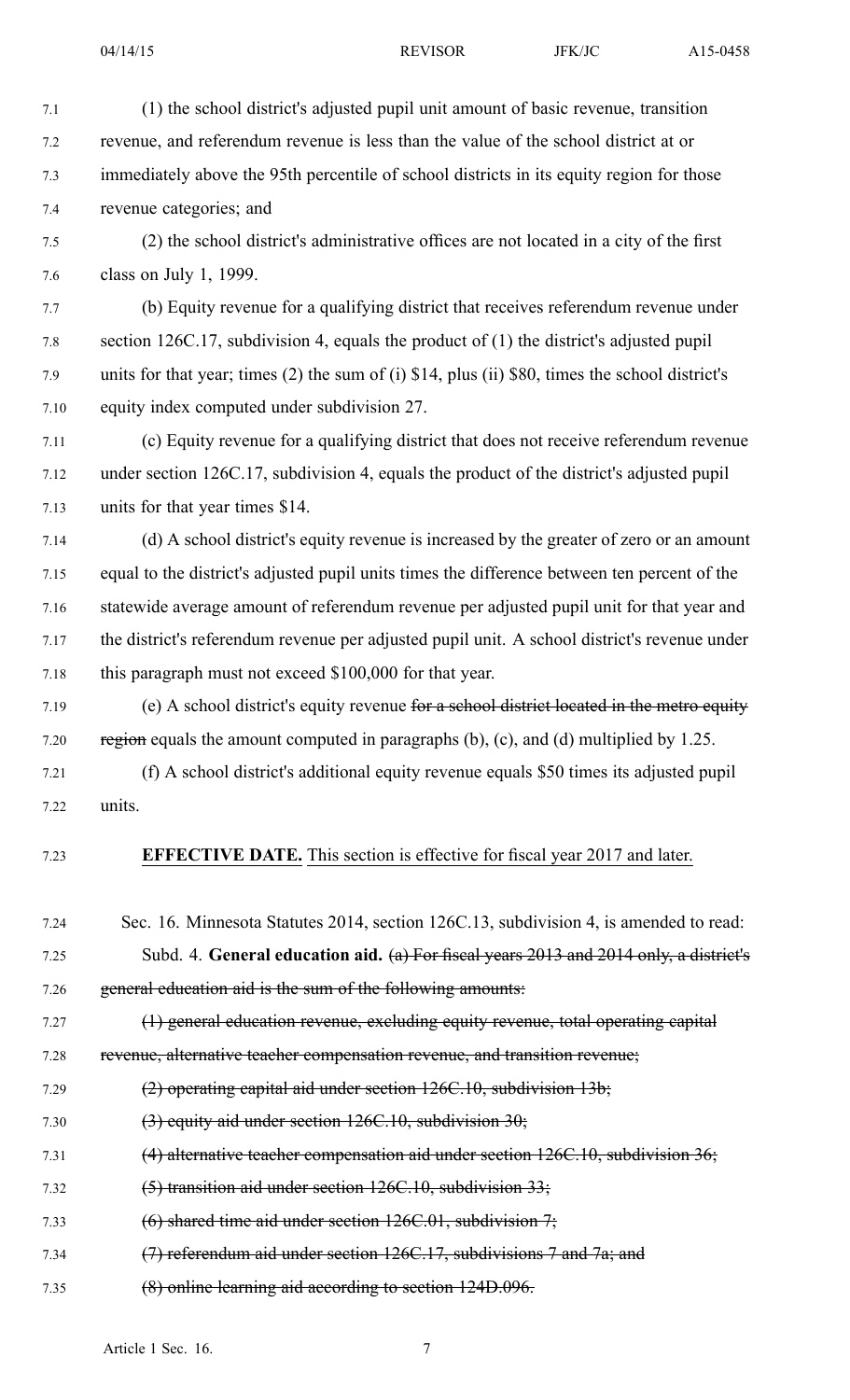(1) the school district's adjusted pupil unit amount of basic revenue, transition revenue, and referendum revenue is less than the value of the school district at or immediately above the 95th percentile of school districts in its equity region for those revenue categories; and

(2) the school district's administrative offices are not located in a city of the first class on July 1, 1999.

(b) Equity revenue for a qualifying district that receives referendum revenue under section 126C.17, subdivision 4, equals the product of (1) the district's adjusted pupil units for that year; times (2) the sum of (i) $14, plus (ii) $80, times the school district's equity index computed under subdivision 27.

(c) Equity revenue for a qualifying district that does not receive referendum revenue under section 126C.17, subdivision 4, equals the product of the district's adjusted pupil units for that year times $14.

(d) A school district's equity revenue is increased by the greater of zero or an amount equal to the district's adjusted pupil units times the difference between ten percent of the statewide average amount of referendum revenue per adjusted pupil unit for that year and the district's referendum revenue per adjusted pupil unit. A school district's revenue under this paragraph must not exceed $100,000 for that year.

(e) A school district's equity revenue ~~for a school district located in the metro equity region~~ equals the amount computed in paragraphs (b), (c), and (d) multiplied by 1.25.

(f) A school district's additional equity revenue equals $50 times its adjusted pupil units.

**EFFECTIVE DATE.** This section is effective for fiscal year 2017 and later.

Sec. 16. Minnesota Statutes 2014, section 126C.13, subdivision 4, is amended to read:

Subd. 4. **General education aid.** ~~(a) For fiscal years 2013 and 2014 only, a district's general education aid is the sum of the following amounts:~~

~~(1) general education revenue, excluding equity revenue, total operating capital revenue, alternative teacher compensation revenue, and transition revenue;~~

~~(2) operating capital aid under section 126C.10, subdivision 13b;~~

~~(3) equity aid under section 126C.10, subdivision 30;~~

~~(4) alternative teacher compensation aid under section 126C.10, subdivision 36;~~

~~(5) transition aid under section 126C.10, subdivision 33;~~

~~(6) shared time aid under section 126C.01, subdivision 7;~~

~~(7) referendum aid under section 126C.17, subdivisions 7 and 7a; and~~

~~(8) online learning aid according to section 124D.096.~~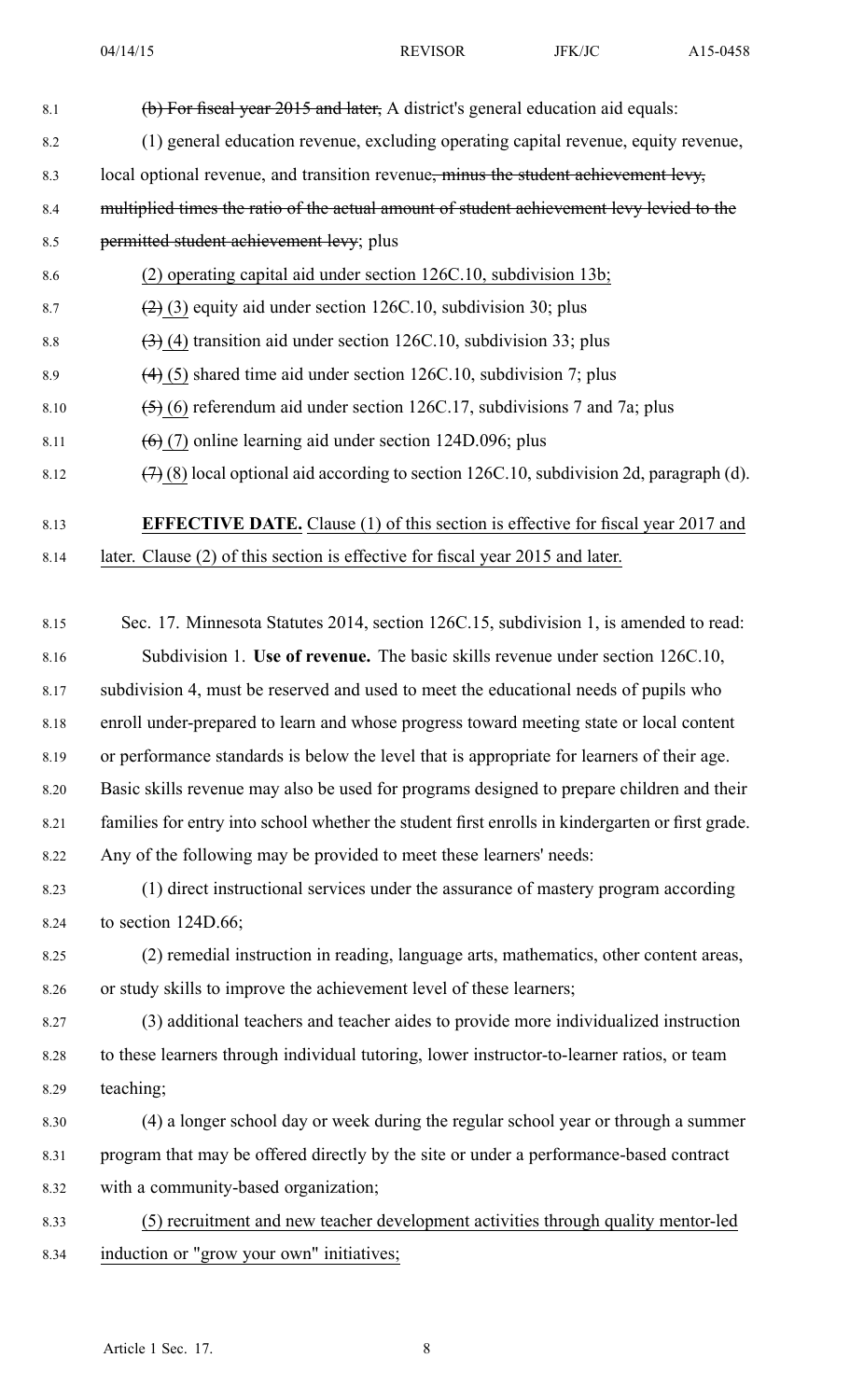~~(b) For fiscal year 2015 and later,~~ A district's general education aid equals:

(1) general education revenue, excluding operating capital revenue, equity revenue, local optional revenue, and transition revenue~~, minus the student achievement levy, multiplied times the ratio of the actual amount of student achievement levy levied to the permitted student achievement levy~~; plus

(2) operating capital aid under section 126C.10, subdivision 13b;

~~(2)~~ (3) equity aid under section 126C.10, subdivision 30; plus

~~(3)~~ (4) transition aid under section 126C.10, subdivision 33; plus

~~(4)~~ (5) shared time aid under section 126C.10, subdivision 7; plus

~~(5)~~ (6) referendum aid under section 126C.17, subdivisions 7 and 7a; plus

~~(6)~~ (7) online learning aid under section 124D.096; plus

~~(7)~~ (8) local optional aid according to section 126C.10, subdivision 2d, paragraph (d).

**EFFECTIVE DATE.** Clause (1) of this section is effective for fiscal year 2017 and later. Clause (2) of this section is effective for fiscal year 2015 and later.

Sec. 17. Minnesota Statutes 2014, section 126C.15, subdivision 1, is amended to read:

Subdivision 1. **Use of revenue.** The basic skills revenue under section 126C.10, subdivision 4, must be reserved and used to meet the educational needs of pupils who enroll under-prepared to learn and whose progress toward meeting state or local content or performance standards is below the level that is appropriate for learners of their age. Basic skills revenue may also be used for programs designed to prepare children and their families for entry into school whether the student first enrolls in kindergarten or first grade. Any of the following may be provided to meet these learners' needs:

(1) direct instructional services under the assurance of mastery program according to section 124D.66;

(2) remedial instruction in reading, language arts, mathematics, other content areas, or study skills to improve the achievement level of these learners;

(3) additional teachers and teacher aides to provide more individualized instruction to these learners through individual tutoring, lower instructor-to-learner ratios, or team teaching;

(4) a longer school day or week during the regular school year or through a summer program that may be offered directly by the site or under a performance-based contract with a community-based organization;

(5) recruitment and new teacher development activities through quality mentor-led induction or "grow your own" initiatives;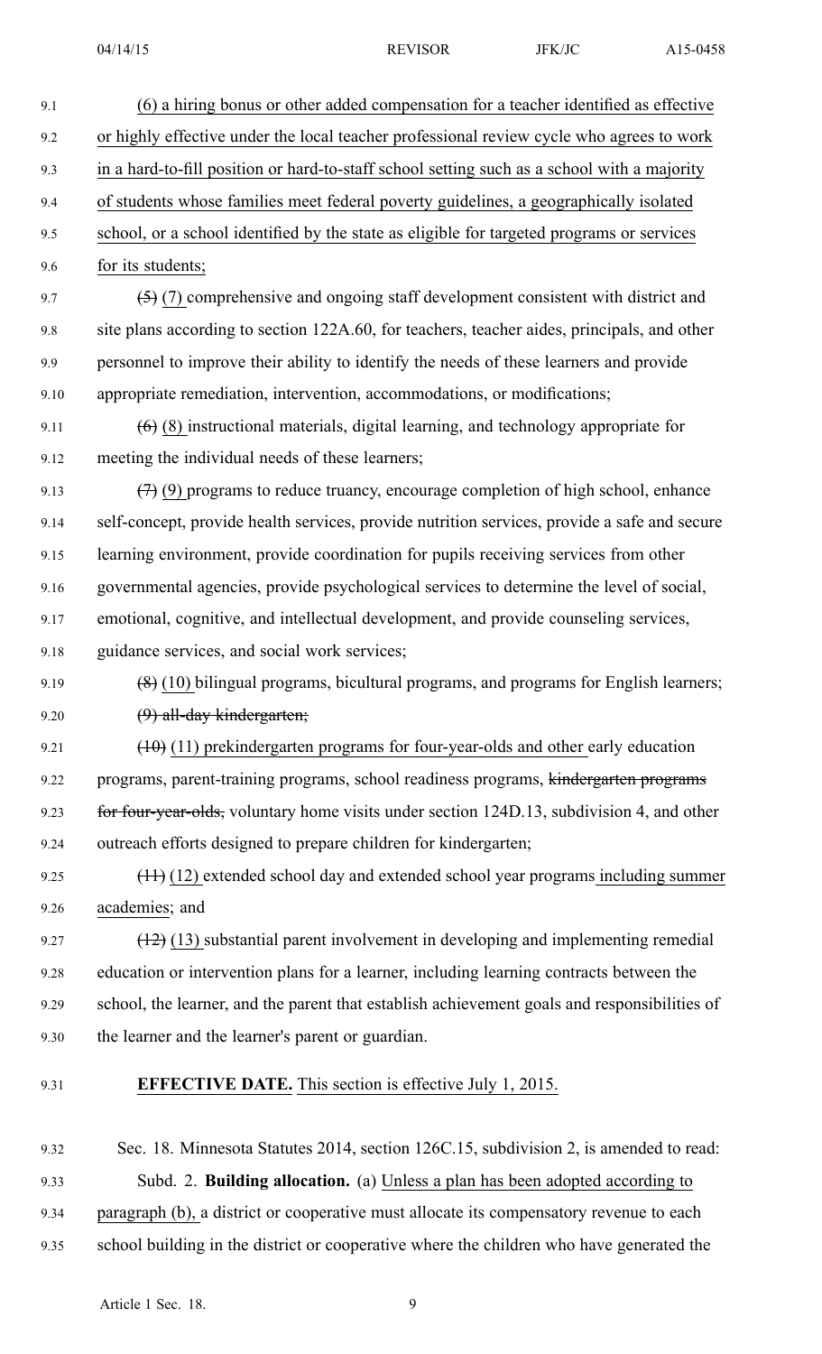(6) a hiring bonus or other added compensation for a teacher identified as effective or highly effective under the local teacher professional review cycle who agrees to work in a hard-to-fill position or hard-to-staff school setting such as a school with a majority of students whose families meet federal poverty guidelines, a geographically isolated school, or a school identified by the state as eligible for targeted programs or services for its students;

~~(5)~~ (7) comprehensive and ongoing staff development consistent with district and site plans according to section 122A.60, for teachers, teacher aides, principals, and other personnel to improve their ability to identify the needs of these learners and provide appropriate remediation, intervention, accommodations, or modifications;

~~(6)~~ (8) instructional materials, digital learning, and technology appropriate for meeting the individual needs of these learners;

~~(7)~~ (9) programs to reduce truancy, encourage completion of high school, enhance self-concept, provide health services, provide nutrition services, provide a safe and secure learning environment, provide coordination for pupils receiving services from other governmental agencies, provide psychological services to determine the level of social, emotional, cognitive, and intellectual development, and provide counseling services, guidance services, and social work services;

~~(8)~~ (10) bilingual programs, bicultural programs, and programs for English learners;

~~(9) all-day kindergarten;~~

~~(10)~~ (11) prekindergarten programs for four-year-olds and other early education programs, parent-training programs, school readiness programs, ~~kindergarten programs for four-year-olds,~~ voluntary home visits under section 124D.13, subdivision 4, and other outreach efforts designed to prepare children for kindergarten;

~~(11)~~ (12) extended school day and extended school year programs including summer academies; and

~~(12)~~ (13) substantial parent involvement in developing and implementing remedial education or intervention plans for a learner, including learning contracts between the school, the learner, and the parent that establish achievement goals and responsibilities of the learner and the learner's parent or guardian.

**EFFECTIVE DATE.** This section is effective July 1, 2015.

Sec. 18. Minnesota Statutes 2014, section 126C.15, subdivision 2, is amended to read:

Subd. 2. **Building allocation.** (a) Unless a plan has been adopted according to paragraph (b), a district or cooperative must allocate its compensatory revenue to each school building in the district or cooperative where the children who have generated the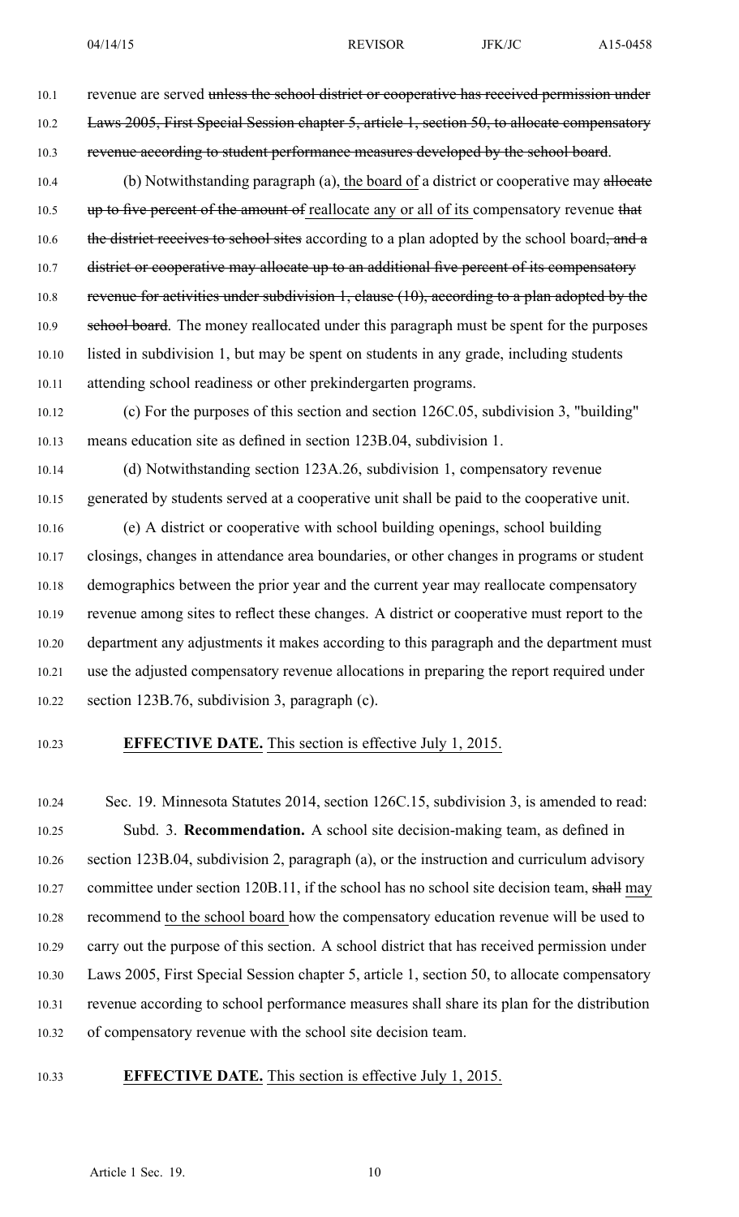revenue are served ~~unless the school district or cooperative has received permission under Laws 2005, First Special Session chapter 5, article 1, section 50, to allocate compensatory revenue according to student performance measures developed by the school board~~.

(b) Notwithstanding paragraph (a), the board of a district or cooperative may ~~allocate up to five percent of the amount of~~ reallocate any or all of its compensatory revenue ~~that the district receives to school sites~~ according to a plan adopted by the school board~~, and a district or cooperative may allocate up to an additional five percent of its compensatory revenue for activities under subdivision 1, clause (10), according to a plan adopted by the school board~~. The money reallocated under this paragraph must be spent for the purposes listed in subdivision 1, but may be spent on students in any grade, including students attending school readiness or other prekindergarten programs.

(c) For the purposes of this section and section 126C.05, subdivision 3, "building" means education site as defined in section 123B.04, subdivision 1.

(d) Notwithstanding section 123A.26, subdivision 1, compensatory revenue generated by students served at a cooperative unit shall be paid to the cooperative unit.

(e) A district or cooperative with school building openings, school building closings, changes in attendance area boundaries, or other changes in programs or student demographics between the prior year and the current year may reallocate compensatory revenue among sites to reflect these changes. A district or cooperative must report to the department any adjustments it makes according to this paragraph and the department must use the adjusted compensatory revenue allocations in preparing the report required under section 123B.76, subdivision 3, paragraph (c).

**EFFECTIVE DATE.** This section is effective July 1, 2015.

Sec. 19. Minnesota Statutes 2014, section 126C.15, subdivision 3, is amended to read:

Subd. 3. **Recommendation.** A school site decision-making team, as defined in section 123B.04, subdivision 2, paragraph (a), or the instruction and curriculum advisory committee under section 120B.11, if the school has no school site decision team, ~~shall~~ may recommend to the school board how the compensatory education revenue will be used to carry out the purpose of this section. A school district that has received permission under Laws 2005, First Special Session chapter 5, article 1, section 50, to allocate compensatory revenue according to school performance measures shall share its plan for the distribution of compensatory revenue with the school site decision team.

**EFFECTIVE DATE.** This section is effective July 1, 2015.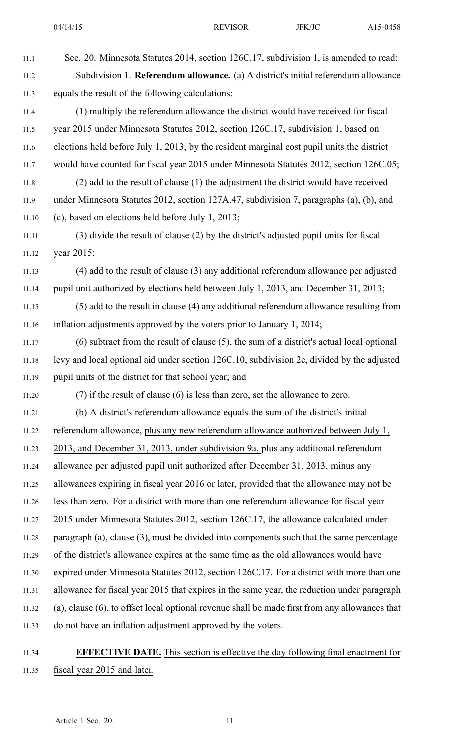Sec. 20. Minnesota Statutes 2014, section 126C.17, subdivision 1, is amended to read:

Subdivision 1. **Referendum allowance.** (a) A district's initial referendum allowance equals the result of the following calculations:

(1) multiply the referendum allowance the district would have received for fiscal year 2015 under Minnesota Statutes 2012, section 126C.17, subdivision 1, based on elections held before July 1, 2013, by the resident marginal cost pupil units the district would have counted for fiscal year 2015 under Minnesota Statutes 2012, section 126C.05;

(2) add to the result of clause (1) the adjustment the district would have received under Minnesota Statutes 2012, section 127A.47, subdivision 7, paragraphs (a), (b), and (c), based on elections held before July 1, 2013;

(3) divide the result of clause (2) by the district's adjusted pupil units for fiscal year 2015;

(4) add to the result of clause (3) any additional referendum allowance per adjusted pupil unit authorized by elections held between July 1, 2013, and December 31, 2013;

(5) add to the result in clause (4) any additional referendum allowance resulting from inflation adjustments approved by the voters prior to January 1, 2014;

(6) subtract from the result of clause (5), the sum of a district's actual local optional levy and local optional aid under section 126C.10, subdivision 2e, divided by the adjusted pupil units of the district for that school year; and

(7) if the result of clause (6) is less than zero, set the allowance to zero.

(b) A district's referendum allowance equals the sum of the district's initial referendum allowance, plus any new referendum allowance authorized between July 1, 2013, and December 31, 2013, under subdivision 9a, plus any additional referendum allowance per adjusted pupil unit authorized after December 31, 2013, minus any allowances expiring in fiscal year 2016 or later, provided that the allowance may not be less than zero. For a district with more than one referendum allowance for fiscal year 2015 under Minnesota Statutes 2012, section 126C.17, the allowance calculated under paragraph (a), clause (3), must be divided into components such that the same percentage of the district's allowance expires at the same time as the old allowances would have expired under Minnesota Statutes 2012, section 126C.17. For a district with more than one allowance for fiscal year 2015 that expires in the same year, the reduction under paragraph (a), clause (6), to offset local optional revenue shall be made first from any allowances that do not have an inflation adjustment approved by the voters.

**EFFECTIVE DATE.** This section is effective the day following final enactment for fiscal year 2015 and later.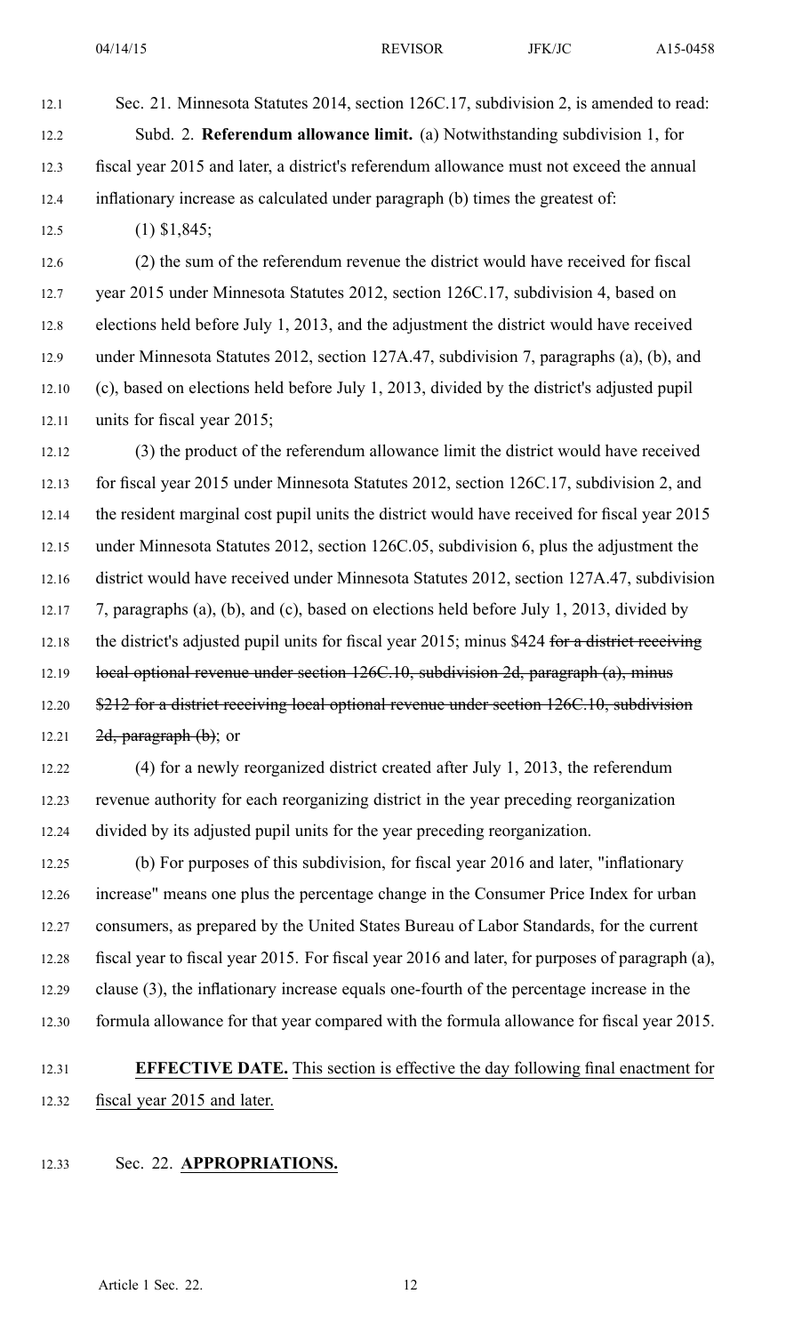Sec. 21. Minnesota Statutes 2014, section 126C.17, subdivision 2, is amended to read:

Subd. 2. **Referendum allowance limit.** (a) Notwithstanding subdivision 1, for fiscal year 2015 and later, a district's referendum allowance must not exceed the annual inflationary increase as calculated under paragraph (b) times the greatest of:

(1) $1,845;

(2) the sum of the referendum revenue the district would have received for fiscal year 2015 under Minnesota Statutes 2012, section 126C.17, subdivision 4, based on elections held before July 1, 2013, and the adjustment the district would have received under Minnesota Statutes 2012, section 127A.47, subdivision 7, paragraphs (a), (b), and (c), based on elections held before July 1, 2013, divided by the district's adjusted pupil units for fiscal year 2015;

(3) the product of the referendum allowance limit the district would have received for fiscal year 2015 under Minnesota Statutes 2012, section 126C.17, subdivision 2, and the resident marginal cost pupil units the district would have received for fiscal year 2015 under Minnesota Statutes 2012, section 126C.05, subdivision 6, plus the adjustment the district would have received under Minnesota Statutes 2012, section 127A.47, subdivision 7, paragraphs (a), (b), and (c), based on elections held before July 1, 2013, divided by the district's adjusted pupil units for fiscal year 2015; minus $424 ~~for a district receiving local optional revenue under section 126C.10, subdivision 2d, paragraph (a), minus $212 for a district receiving local optional revenue under section 126C.10, subdivision 2d, paragraph (b)~~; or

(4) for a newly reorganized district created after July 1, 2013, the referendum revenue authority for each reorganizing district in the year preceding reorganization divided by its adjusted pupil units for the year preceding reorganization.

(b) For purposes of this subdivision, for fiscal year 2016 and later, "inflationary increase" means one plus the percentage change in the Consumer Price Index for urban consumers, as prepared by the United States Bureau of Labor Standards, for the current fiscal year to fiscal year 2015. For fiscal year 2016 and later, for purposes of paragraph (a), clause (3), the inflationary increase equals one-fourth of the percentage increase in the formula allowance for that year compared with the formula allowance for fiscal year 2015.

**EFFECTIVE DATE.** This section is effective the day following final enactment for fiscal year 2015 and later.

Sec. 22. **APPROPRIATIONS.**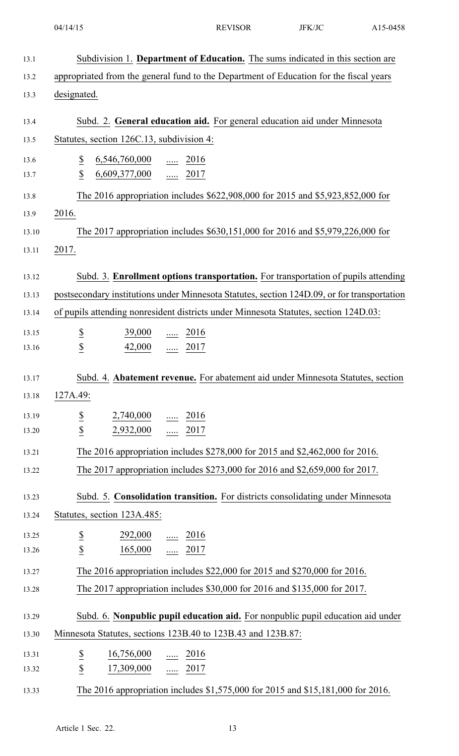Subdivision 1. **Department of Education.** The sums indicated in this section are appropriated from the general fund to the Department of Education for the fiscal years designated.

Subd. 2. **General education aid.** For general education aid under Minnesota Statutes, section 126C.13, subdivision 4:

| | | | |
|---|---|---|---|
| $ | 6,546,760,000 | ..... | 2016 |
| $ | 6,609,377,000 | ..... | 2017 |

The 2016 appropriation includes $622,908,000 for 2015 and $5,923,852,000 for 2016.

The 2017 appropriation includes $630,151,000 for 2016 and $5,979,226,000 for 2017.

Subd. 3. **Enrollment options transportation.** For transportation of pupils attending postsecondary institutions under Minnesota Statutes, section 124D.09, or for transportation of pupils attending nonresident districts under Minnesota Statutes, section 124D.03:

| | | | |
|---|---|---|---|
| $ | 39,000 | ..... | 2016 |
| $ | 42,000 | ..... | 2017 |

Subd. 4. **Abatement revenue.** For abatement aid under Minnesota Statutes, section 127A.49:

| | | | |
|---|---|---|---|
| $ | 2,740,000 | ..... | 2016 |
| $ | 2,932,000 | ..... | 2017 |

The 2016 appropriation includes $278,000 for 2015 and $2,462,000 for 2016.

The 2017 appropriation includes $273,000 for 2016 and $2,659,000 for 2017.

Subd. 5. **Consolidation transition.** For districts consolidating under Minnesota Statutes, section 123A.485:

| | | | |
|---|---|---|---|
| $ | 292,000 | ..... | 2016 |
| $ | 165,000 | ..... | 2017 |

The 2016 appropriation includes $22,000 for 2015 and $270,000 for 2016.

The 2017 appropriation includes $30,000 for 2016 and $135,000 for 2017.

Subd. 6. **Nonpublic pupil education aid.** For nonpublic pupil education aid under Minnesota Statutes, sections 123B.40 to 123B.43 and 123B.87:

| | | | |
|---|---|---|---|
| $ | 16,756,000 | ..... | 2016 |
| $ | 17,309,000 | ..... | 2017 |

The 2016 appropriation includes $1,575,000 for 2015 and $15,181,000 for 2016.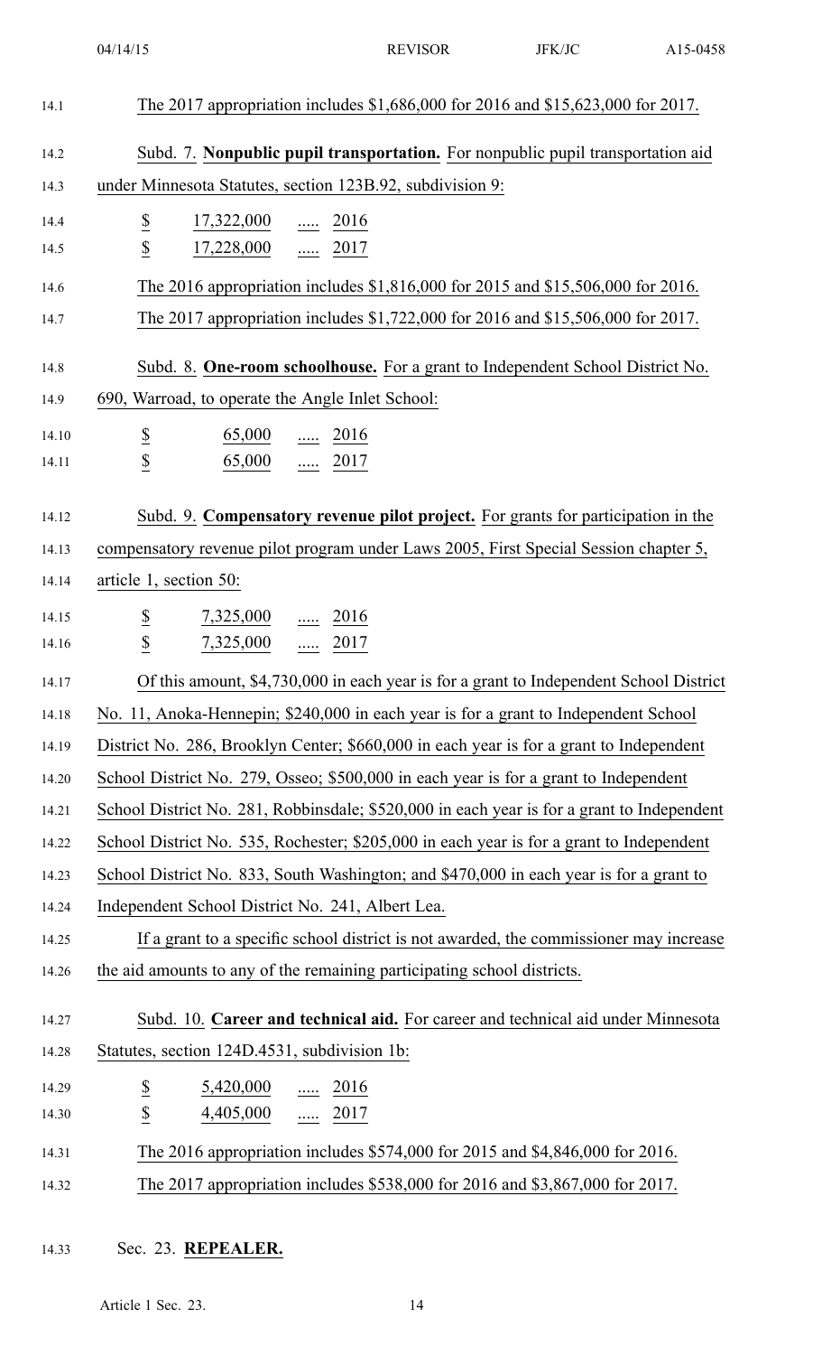The 2017 appropriation includes $1,686,000 for 2016 and $15,623,000 for 2017.

Subd. 7. **Nonpublic pupil transportation.** For nonpublic pupil transportation aid under Minnesota Statutes, section 123B.92, subdivision 9:

| | | | |
|---|---|---|---|
| $ | 17,322,000 | ..... | 2016 |
| $ | 17,228,000 | ..... | 2017 |

The 2016 appropriation includes $1,816,000 for 2015 and $15,506,000 for 2016.

The 2017 appropriation includes $1,722,000 for 2016 and $15,506,000 for 2017.

Subd. 8. **One-room schoolhouse.** For a grant to Independent School District No. 690, Warroad, to operate the Angle Inlet School:

| | | | |
|---|---|---|---|
| $ | 65,000 | ..... | 2016 |
| $ | 65,000 | ..... | 2017 |

Subd. 9. **Compensatory revenue pilot project.** For grants for participation in the compensatory revenue pilot program under Laws 2005, First Special Session chapter 5, article 1, section 50:

| | | | |
|---|---|---|---|
| $ | 7,325,000 | ..... | 2016 |
| $ | 7,325,000 | ..... | 2017 |

Of this amount, $4,730,000 in each year is for a grant to Independent School District No. 11, Anoka-Hennepin; $240,000 in each year is for a grant to Independent School District No. 286, Brooklyn Center; $660,000 in each year is for a grant to Independent School District No. 279, Osseo; $500,000 in each year is for a grant to Independent School District No. 281, Robbinsdale; $520,000 in each year is for a grant to Independent School District No. 535, Rochester; $205,000 in each year is for a grant to Independent School District No. 833, South Washington; and $470,000 in each year is for a grant to Independent School District No. 241, Albert Lea.

If a grant to a specific school district is not awarded, the commissioner may increase the aid amounts to any of the remaining participating school districts.

Subd. 10. **Career and technical aid.** For career and technical aid under Minnesota Statutes, section 124D.4531, subdivision 1b:

| | | | |
|---|---|---|---|
| $ | 5,420,000 | ..... | 2016 |
| $ | 4,405,000 | ..... | 2017 |

The 2016 appropriation includes $574,000 for 2015 and $4,846,000 for 2016.

The 2017 appropriation includes $538,000 for 2016 and $3,867,000 for 2017.

Sec. 23. **REPEALER.**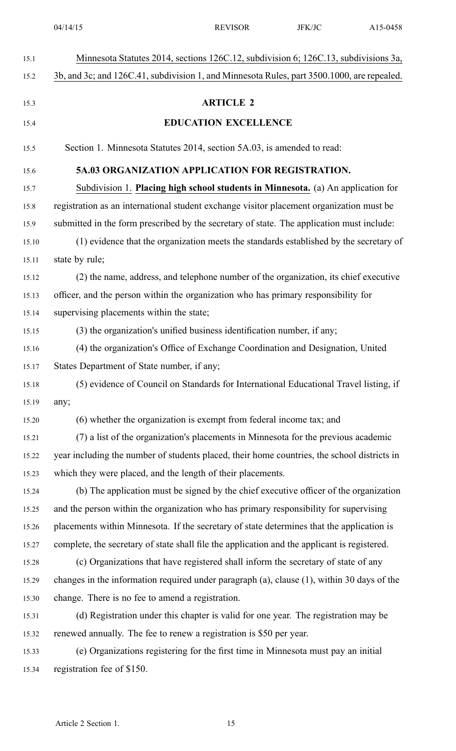Minnesota Statutes 2014, sections 126C.12, subdivision 6; 126C.13, subdivisions 3a, 3b, and 3c; and 126C.41, subdivision 1, and Minnesota Rules, part 3500.1000, are repealed.

## ARTICLE 2

## EDUCATION EXCELLENCE

Section 1. Minnesota Statutes 2014, section 5A.03, is amended to read:

**5A.03 ORGANIZATION APPLICATION FOR REGISTRATION.**

Subdivision 1. **Placing high school students in Minnesota.** (a) An application for registration as an international student exchange visitor placement organization must be submitted in the form prescribed by the secretary of state. The application must include:

(1) evidence that the organization meets the standards established by the secretary of state by rule;

(2) the name, address, and telephone number of the organization, its chief executive officer, and the person within the organization who has primary responsibility for supervising placements within the state;

(3) the organization's unified business identification number, if any;

(4) the organization's Office of Exchange Coordination and Designation, United States Department of State number, if any;

(5) evidence of Council on Standards for International Educational Travel listing, if any;

(6) whether the organization is exempt from federal income tax; and

(7) a list of the organization's placements in Minnesota for the previous academic year including the number of students placed, their home countries, the school districts in which they were placed, and the length of their placements.

(b) The application must be signed by the chief executive officer of the organization and the person within the organization who has primary responsibility for supervising placements within Minnesota. If the secretary of state determines that the application is complete, the secretary of state shall file the application and the applicant is registered.

(c) Organizations that have registered shall inform the secretary of state of any changes in the information required under paragraph (a), clause (1), within 30 days of the change. There is no fee to amend a registration.

(d) Registration under this chapter is valid for one year. The registration may be renewed annually. The fee to renew a registration is $50 per year.

(e) Organizations registering for the first time in Minnesota must pay an initial registration fee of $150.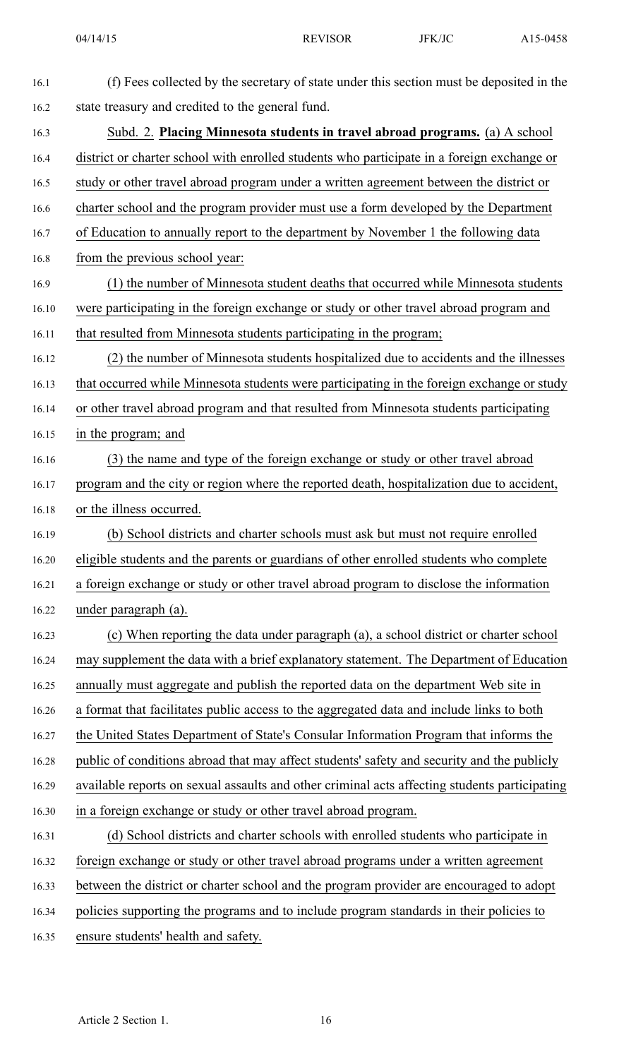(f) Fees collected by the secretary of state under this section must be deposited in the state treasury and credited to the general fund.

Subd. 2. **Placing Minnesota students in travel abroad programs.** (a) A school district or charter school with enrolled students who participate in a foreign exchange or study or other travel abroad program under a written agreement between the district or charter school and the program provider must use a form developed by the Department of Education to annually report to the department by November 1 the following data from the previous school year:

(1) the number of Minnesota student deaths that occurred while Minnesota students were participating in the foreign exchange or study or other travel abroad program and that resulted from Minnesota students participating in the program;

(2) the number of Minnesota students hospitalized due to accidents and the illnesses that occurred while Minnesota students were participating in the foreign exchange or study or other travel abroad program and that resulted from Minnesota students participating in the program; and

(3) the name and type of the foreign exchange or study or other travel abroad program and the city or region where the reported death, hospitalization due to accident, or the illness occurred.

(b) School districts and charter schools must ask but must not require enrolled eligible students and the parents or guardians of other enrolled students who complete a foreign exchange or study or other travel abroad program to disclose the information under paragraph (a).

(c) When reporting the data under paragraph (a), a school district or charter school may supplement the data with a brief explanatory statement. The Department of Education annually must aggregate and publish the reported data on the department Web site in a format that facilitates public access to the aggregated data and include links to both the United States Department of State's Consular Information Program that informs the public of conditions abroad that may affect students' safety and security and the publicly available reports on sexual assaults and other criminal acts affecting students participating in a foreign exchange or study or other travel abroad program.

(d) School districts and charter schools with enrolled students who participate in foreign exchange or study or other travel abroad programs under a written agreement between the district or charter school and the program provider are encouraged to adopt policies supporting the programs and to include program standards in their policies to ensure students' health and safety.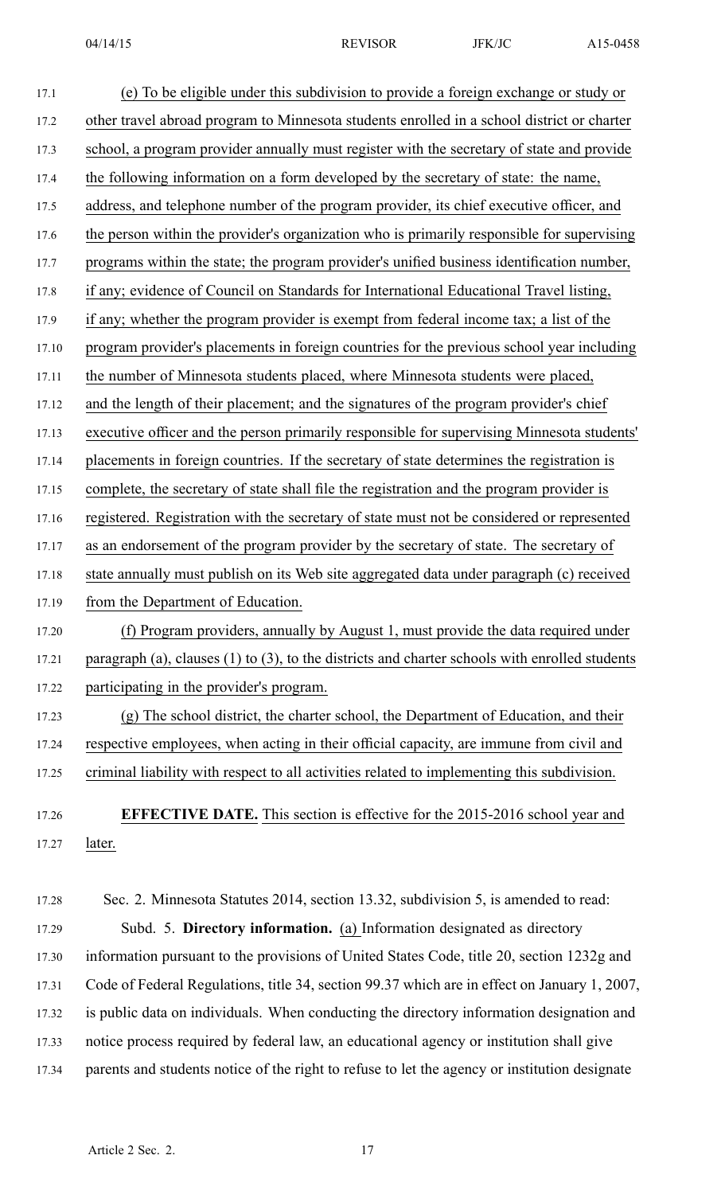(e) To be eligible under this subdivision to provide a foreign exchange or study or other travel abroad program to Minnesota students enrolled in a school district or charter school, a program provider annually must register with the secretary of state and provide the following information on a form developed by the secretary of state: the name, address, and telephone number of the program provider, its chief executive officer, and the person within the provider's organization who is primarily responsible for supervising programs within the state; the program provider's unified business identification number, if any; evidence of Council on Standards for International Educational Travel listing, if any; whether the program provider is exempt from federal income tax; a list of the program provider's placements in foreign countries for the previous school year including the number of Minnesota students placed, where Minnesota students were placed, and the length of their placement; and the signatures of the program provider's chief executive officer and the person primarily responsible for supervising Minnesota students' placements in foreign countries. If the secretary of state determines the registration is complete, the secretary of state shall file the registration and the program provider is registered. Registration with the secretary of state must not be considered or represented as an endorsement of the program provider by the secretary of state. The secretary of state annually must publish on its Web site aggregated data under paragraph (c) received from the Department of Education.

(f) Program providers, annually by August 1, must provide the data required under paragraph (a), clauses (1) to (3), to the districts and charter schools with enrolled students participating in the provider's program.

(g) The school district, the charter school, the Department of Education, and their respective employees, when acting in their official capacity, are immune from civil and criminal liability with respect to all activities related to implementing this subdivision.

**EFFECTIVE DATE.** This section is effective for the 2015-2016 school year and later.

Sec. 2. Minnesota Statutes 2014, section 13.32, subdivision 5, is amended to read:

Subd. 5. **Directory information.** (a) Information designated as directory information pursuant to the provisions of United States Code, title 20, section 1232g and Code of Federal Regulations, title 34, section 99.37 which are in effect on January 1, 2007, is public data on individuals. When conducting the directory information designation and notice process required by federal law, an educational agency or institution shall give parents and students notice of the right to refuse to let the agency or institution designate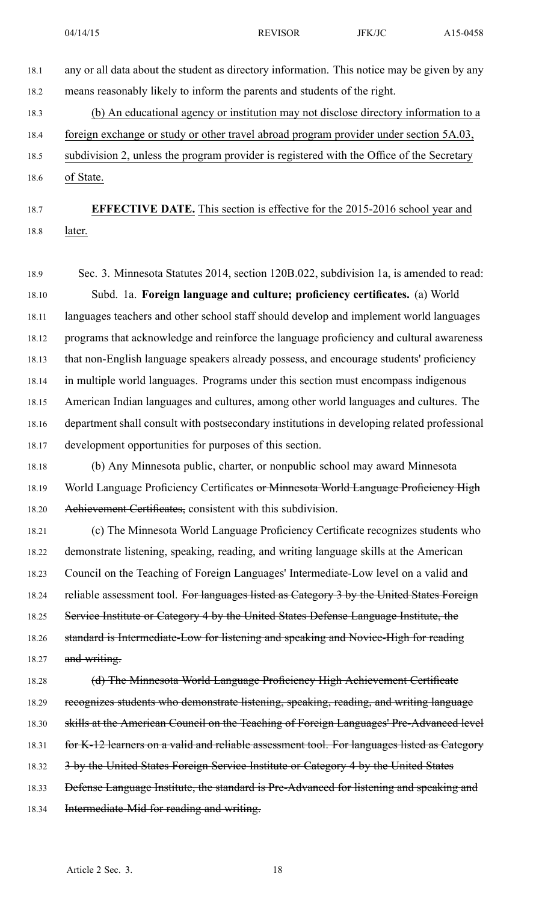any or all data about the student as directory information. This notice may be given by any means reasonably likely to inform the parents and students of the right.

(b) An educational agency or institution may not disclose directory information to a foreign exchange or study or other travel abroad program provider under section 5A.03, subdivision 2, unless the program provider is registered with the Office of the Secretary of State.

**EFFECTIVE DATE.** This section is effective for the 2015-2016 school year and later.

Sec. 3. Minnesota Statutes 2014, section 120B.022, subdivision 1a, is amended to read:

Subd. 1a. **Foreign language and culture; proficiency certificates.** (a) World languages teachers and other school staff should develop and implement world languages programs that acknowledge and reinforce the language proficiency and cultural awareness that non-English language speakers already possess, and encourage students' proficiency in multiple world languages. Programs under this section must encompass indigenous American Indian languages and cultures, among other world languages and cultures. The department shall consult with postsecondary institutions in developing related professional development opportunities for purposes of this section.

(b) Any Minnesota public, charter, or nonpublic school may award Minnesota World Language Proficiency Certificates ~~or Minnesota World Language Proficiency High Achievement Certificates,~~ consistent with this subdivision.

(c) The Minnesota World Language Proficiency Certificate recognizes students who demonstrate listening, speaking, reading, and writing language skills at the American Council on the Teaching of Foreign Languages' Intermediate-Low level on a valid and reliable assessment tool. ~~For languages listed as Category 3 by the United States Foreign Service Institute or Category 4 by the United States Defense Language Institute, the standard is Intermediate-Low for listening and speaking and Novice-High for reading and writing.~~

~~(d) The Minnesota World Language Proficiency High Achievement Certificate recognizes students who demonstrate listening, speaking, reading, and writing language skills at the American Council on the Teaching of Foreign Languages' Pre-Advanced level for K-12 learners on a valid and reliable assessment tool. For languages listed as Category 3 by the United States Foreign Service Institute or Category 4 by the United States Defense Language Institute, the standard is Pre-Advanced for listening and speaking and Intermediate-Mid for reading and writing.~~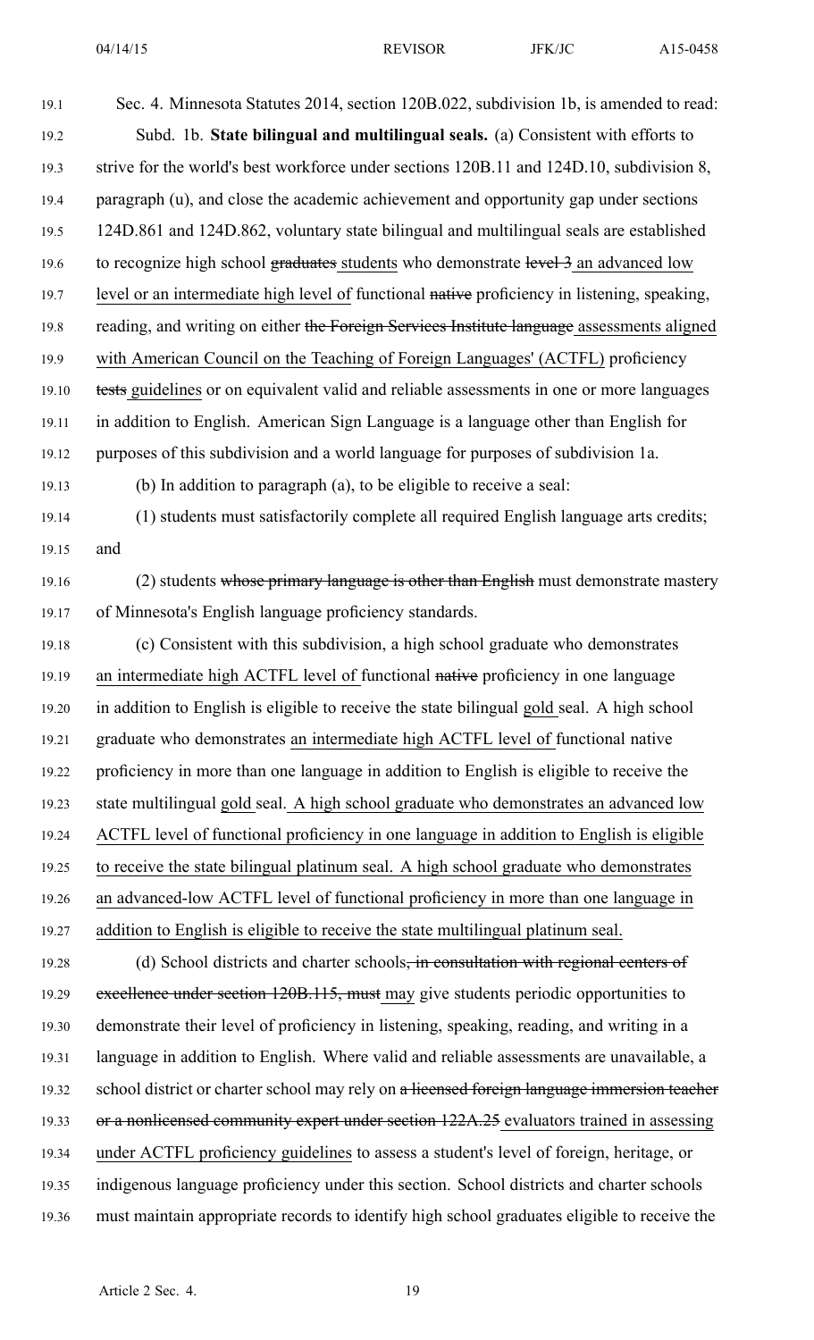Sec. 4. Minnesota Statutes 2014, section 120B.022, subdivision 1b, is amended to read:

Subd. 1b. **State bilingual and multilingual seals.** (a) Consistent with efforts to strive for the world's best workforce under sections 120B.11 and 124D.10, subdivision 8, paragraph (u), and close the academic achievement and opportunity gap under sections 124D.861 and 124D.862, voluntary state bilingual and multilingual seals are established to recognize high school ~~graduates~~ students who demonstrate ~~level 3~~ an advanced low level or an intermediate high level of functional ~~native~~ proficiency in listening, speaking, reading, and writing on either ~~the Foreign Services Institute language~~ assessments aligned with American Council on the Teaching of Foreign Languages' (ACTFL) proficiency ~~tests~~ guidelines or on equivalent valid and reliable assessments in one or more languages in addition to English. American Sign Language is a language other than English for purposes of this subdivision and a world language for purposes of subdivision 1a.

(b) In addition to paragraph (a), to be eligible to receive a seal:

(1) students must satisfactorily complete all required English language arts credits; and

(2) students ~~whose primary language is other than English~~ must demonstrate mastery of Minnesota's English language proficiency standards.

(c) Consistent with this subdivision, a high school graduate who demonstrates an intermediate high ACTFL level of functional ~~native~~ proficiency in one language in addition to English is eligible to receive the state bilingual gold seal. A high school graduate who demonstrates an intermediate high ACTFL level of functional native proficiency in more than one language in addition to English is eligible to receive the state multilingual gold seal. A high school graduate who demonstrates an advanced low ACTFL level of functional proficiency in one language in addition to English is eligible to receive the state bilingual platinum seal. A high school graduate who demonstrates an advanced-low ACTFL level of functional proficiency in more than one language in addition to English is eligible to receive the state multilingual platinum seal.

(d) School districts and charter schools~~, in consultation with regional centers of excellence under section 120B.115, must~~ may give students periodic opportunities to demonstrate their level of proficiency in listening, speaking, reading, and writing in a language in addition to English. Where valid and reliable assessments are unavailable, a school district or charter school may rely on ~~a licensed foreign language immersion teacher or a nonlicensed community expert under section 122A.25~~ evaluators trained in assessing under ACTFL proficiency guidelines to assess a student's level of foreign, heritage, or indigenous language proficiency under this section. School districts and charter schools must maintain appropriate records to identify high school graduates eligible to receive the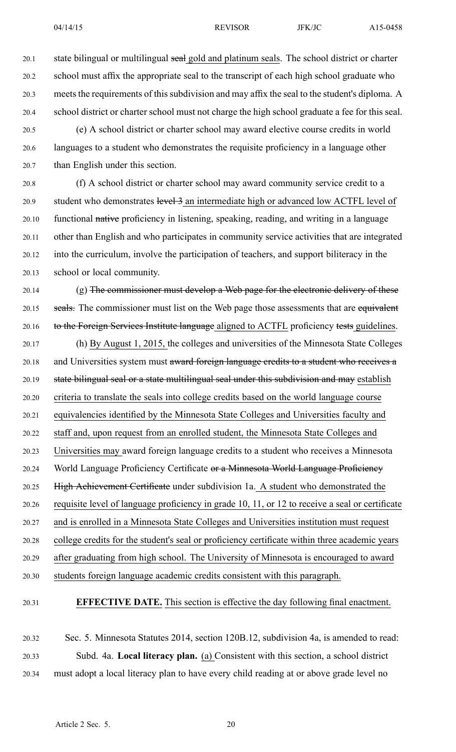state bilingual or multilingual ~~seal~~ gold and platinum seals. The school district or charter school must affix the appropriate seal to the transcript of each high school graduate who meets the requirements of this subdivision and may affix the seal to the student's diploma. A school district or charter school must not charge the high school graduate a fee for this seal.

(e) A school district or charter school may award elective course credits in world languages to a student who demonstrates the requisite proficiency in a language other than English under this section.

(f) A school district or charter school may award community service credit to a student who demonstrates ~~level 3~~ an intermediate high or advanced low ACTFL level of functional ~~native~~ proficiency in listening, speaking, reading, and writing in a language other than English and who participates in community service activities that are integrated into the curriculum, involve the participation of teachers, and support biliteracy in the school or local community.

(g) ~~The commissioner must develop a Web page for the electronic delivery of these seals.~~ The commissioner must list on the Web page those assessments that are ~~equivalent to the Foreign Services Institute language~~ aligned to ACTFL proficiency ~~tests~~ guidelines.

(h) By August 1, 2015, the colleges and universities of the Minnesota State Colleges and Universities system must ~~award foreign language credits to a student who receives a state bilingual seal or a state multilingual seal under this subdivision and may~~ establish criteria to translate the seals into college credits based on the world language course equivalencies identified by the Minnesota State Colleges and Universities faculty and staff and, upon request from an enrolled student, the Minnesota State Colleges and Universities may award foreign language credits to a student who receives a Minnesota World Language Proficiency Certificate ~~or a Minnesota World Language Proficiency High Achievement Certificate~~ under subdivision 1a. A student who demonstrated the requisite level of language proficiency in grade 10, 11, or 12 to receive a seal or certificate and is enrolled in a Minnesota State Colleges and Universities institution must request college credits for the student's seal or proficiency certificate within three academic years after graduating from high school. The University of Minnesota is encouraged to award students foreign language academic credits consistent with this paragraph.

**EFFECTIVE DATE.** This section is effective the day following final enactment.

Sec. 5. Minnesota Statutes 2014, section 120B.12, subdivision 4a, is amended to read:

Subd. 4a. **Local literacy plan.** (a) Consistent with this section, a school district must adopt a local literacy plan to have every child reading at or above grade level no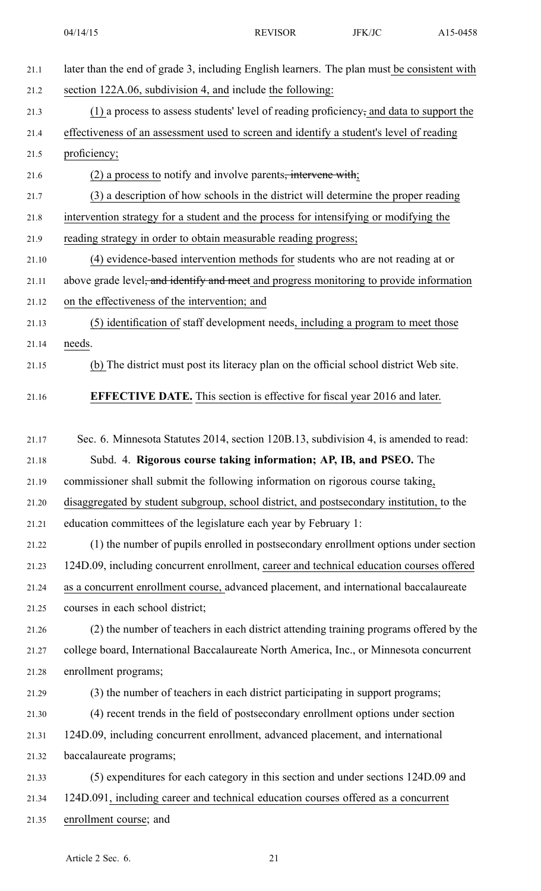later than the end of grade 3, including English learners. The plan must be consistent with section 122A.06, subdivision 4, and include the following:

(1) a process to assess students' level of reading proficiency, and data to support the effectiveness of an assessment used to screen and identify a student's level of reading proficiency;

(2) a process to notify and involve parents, intervene with;

(3) a description of how schools in the district will determine the proper reading intervention strategy for a student and the process for intensifying or modifying the reading strategy in order to obtain measurable reading progress;

(4) evidence-based intervention methods for students who are not reading at or above grade level, and identify and meet and progress monitoring to provide information on the effectiveness of the intervention; and

(5) identification of staff development needs, including a program to meet those needs.

(b) The district must post its literacy plan on the official school district Web site.

**EFFECTIVE DATE.** This section is effective for fiscal year 2016 and later.

Sec. 6. Minnesota Statutes 2014, section 120B.13, subdivision 4, is amended to read:

Subd. 4. **Rigorous course taking information; AP, IB, and PSEO.** The commissioner shall submit the following information on rigorous course taking, disaggregated by student subgroup, school district, and postsecondary institution, to the education committees of the legislature each year by February 1:

(1) the number of pupils enrolled in postsecondary enrollment options under section 124D.09, including concurrent enrollment, career and technical education courses offered as a concurrent enrollment course, advanced placement, and international baccalaureate courses in each school district;

(2) the number of teachers in each district attending training programs offered by the college board, International Baccalaureate North America, Inc., or Minnesota concurrent enrollment programs;

(3) the number of teachers in each district participating in support programs;

(4) recent trends in the field of postsecondary enrollment options under section 124D.09, including concurrent enrollment, advanced placement, and international baccalaureate programs;

(5) expenditures for each category in this section and under sections 124D.09 and 124D.091, including career and technical education courses offered as a concurrent enrollment course; and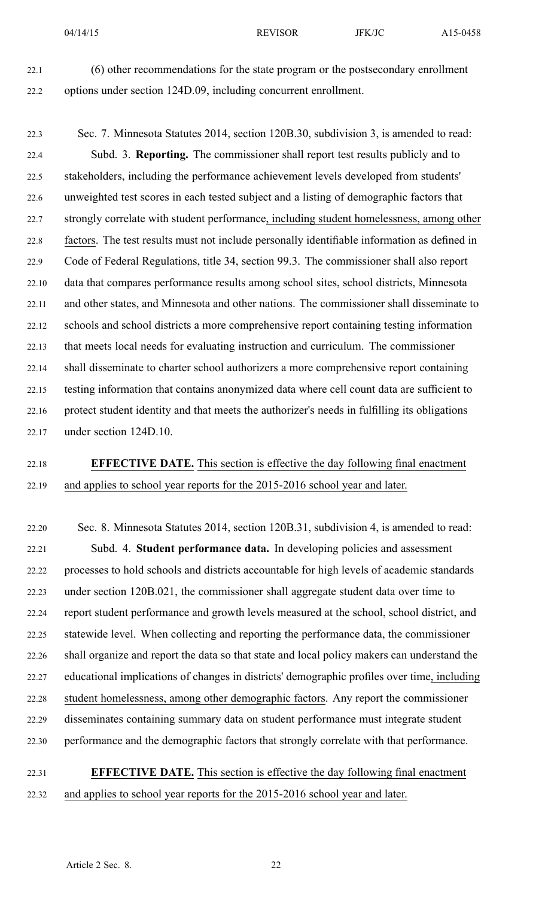(6) other recommendations for the state program or the postsecondary enrollment options under section 124D.09, including concurrent enrollment.

Sec. 7. Minnesota Statutes 2014, section 120B.30, subdivision 3, is amended to read:

Subd. 3. **Reporting.** The commissioner shall report test results publicly and to stakeholders, including the performance achievement levels developed from students' unweighted test scores in each tested subject and a listing of demographic factors that strongly correlate with student performance, including student homelessness, among other factors. The test results must not include personally identifiable information as defined in Code of Federal Regulations, title 34, section 99.3. The commissioner shall also report data that compares performance results among school sites, school districts, Minnesota and other states, and Minnesota and other nations. The commissioner shall disseminate to schools and school districts a more comprehensive report containing testing information that meets local needs for evaluating instruction and curriculum. The commissioner shall disseminate to charter school authorizers a more comprehensive report containing testing information that contains anonymized data where cell count data are sufficient to protect student identity and that meets the authorizer's needs in fulfilling its obligations under section 124D.10.

**EFFECTIVE DATE.** This section is effective the day following final enactment and applies to school year reports for the 2015-2016 school year and later.

Sec. 8. Minnesota Statutes 2014, section 120B.31, subdivision 4, is amended to read:

Subd. 4. **Student performance data.** In developing policies and assessment processes to hold schools and districts accountable for high levels of academic standards under section 120B.021, the commissioner shall aggregate student data over time to report student performance and growth levels measured at the school, school district, and statewide level. When collecting and reporting the performance data, the commissioner shall organize and report the data so that state and local policy makers can understand the educational implications of changes in districts' demographic profiles over time, including student homelessness, among other demographic factors. Any report the commissioner disseminates containing summary data on student performance must integrate student performance and the demographic factors that strongly correlate with that performance.

**EFFECTIVE DATE.** This section is effective the day following final enactment and applies to school year reports for the 2015-2016 school year and later.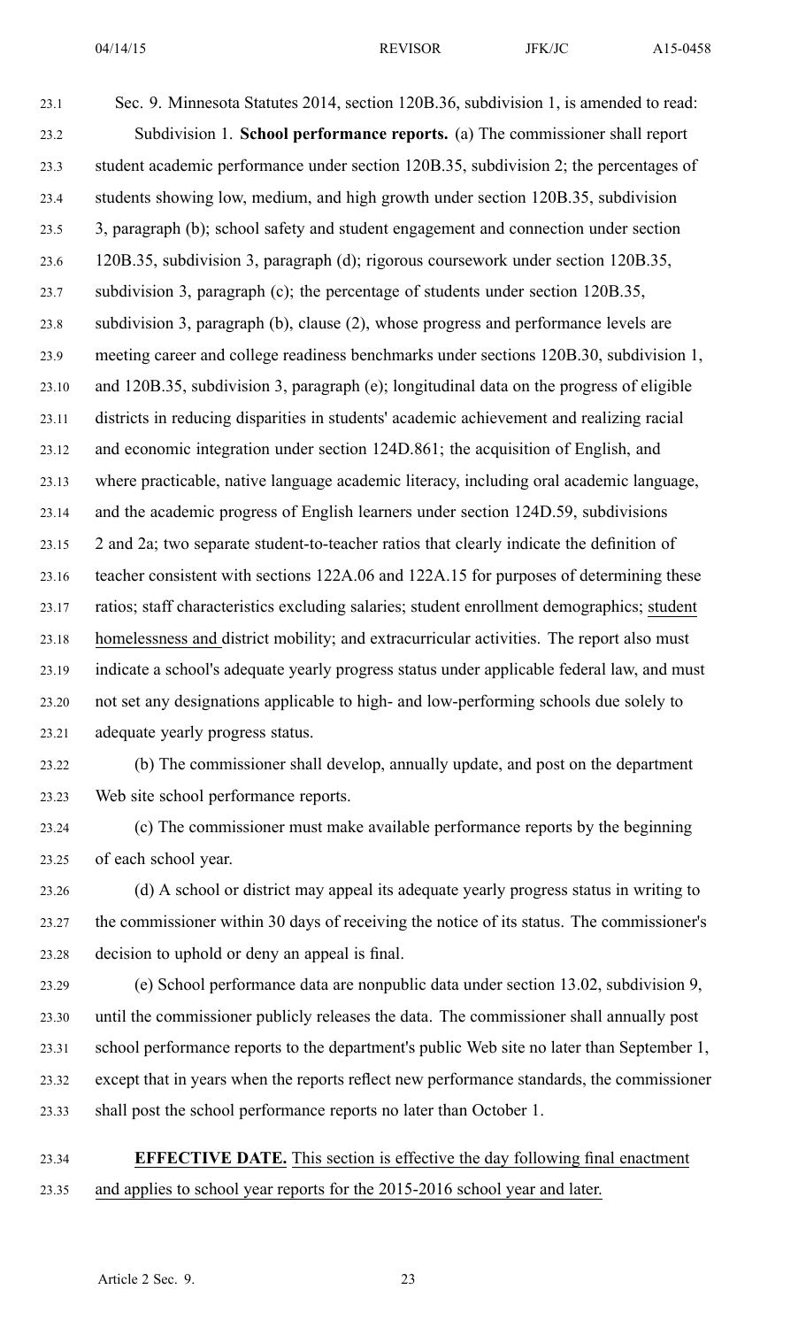Sec. 9. Minnesota Statutes 2014, section 120B.36, subdivision 1, is amended to read:

Subdivision 1. **School performance reports.** (a) The commissioner shall report student academic performance under section 120B.35, subdivision 2; the percentages of students showing low, medium, and high growth under section 120B.35, subdivision 3, paragraph (b); school safety and student engagement and connection under section 120B.35, subdivision 3, paragraph (d); rigorous coursework under section 120B.35, subdivision 3, paragraph (c); the percentage of students under section 120B.35, subdivision 3, paragraph (b), clause (2), whose progress and performance levels are meeting career and college readiness benchmarks under sections 120B.30, subdivision 1, and 120B.35, subdivision 3, paragraph (e); longitudinal data on the progress of eligible districts in reducing disparities in students' academic achievement and realizing racial and economic integration under section 124D.861; the acquisition of English, and where practicable, native language academic literacy, including oral academic language, and the academic progress of English learners under section 124D.59, subdivisions 2 and 2a; two separate student-to-teacher ratios that clearly indicate the definition of teacher consistent with sections 122A.06 and 122A.15 for purposes of determining these ratios; staff characteristics excluding salaries; student enrollment demographics; <u>student homelessness and</u> district mobility; and extracurricular activities. The report also must indicate a school's adequate yearly progress status under applicable federal law, and must not set any designations applicable to high- and low-performing schools due solely to adequate yearly progress status.

(b) The commissioner shall develop, annually update, and post on the department Web site school performance reports.

(c) The commissioner must make available performance reports by the beginning of each school year.

(d) A school or district may appeal its adequate yearly progress status in writing to the commissioner within 30 days of receiving the notice of its status. The commissioner's decision to uphold or deny an appeal is final.

(e) School performance data are nonpublic data under section 13.02, subdivision 9, until the commissioner publicly releases the data. The commissioner shall annually post school performance reports to the department's public Web site no later than September 1, except that in years when the reports reflect new performance standards, the commissioner shall post the school performance reports no later than October 1.

**EFFECTIVE DATE.** <u>This section is effective the day following final enactment and applies to school year reports for the 2015-2016 school year and later.</u>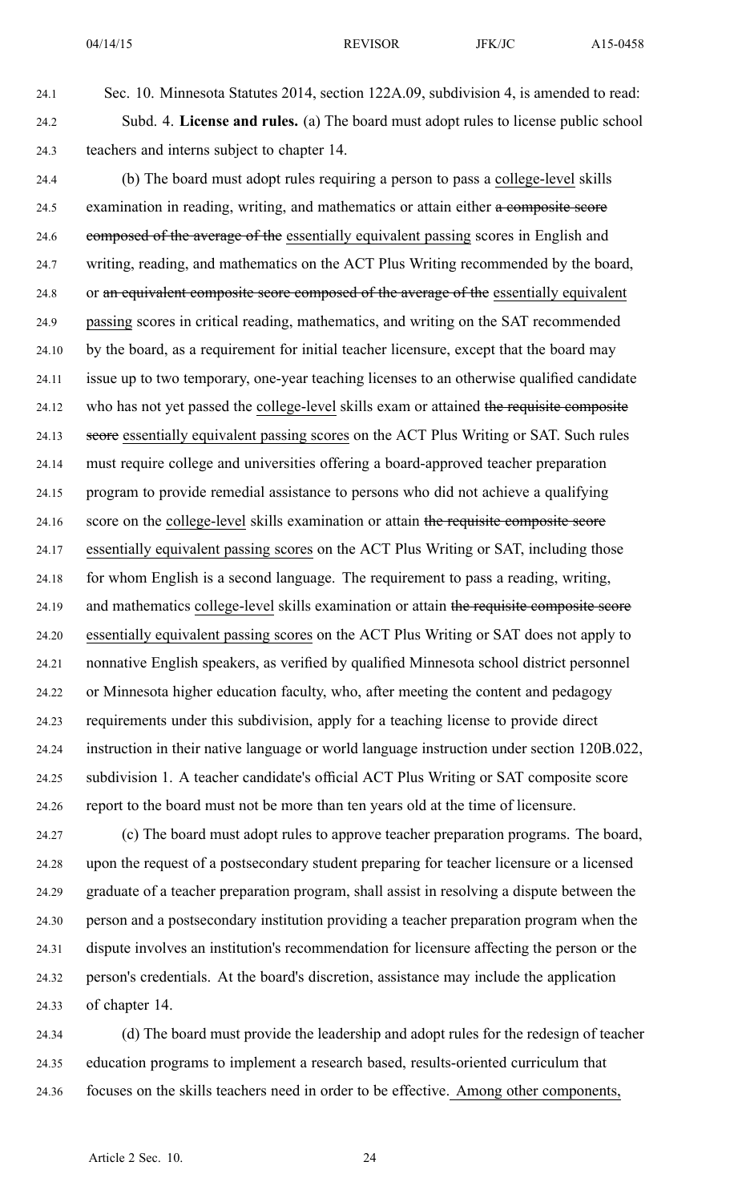Sec. 10. Minnesota Statutes 2014, section 122A.09, subdivision 4, is amended to read:

Subd. 4. **License and rules.** (a) The board must adopt rules to license public school teachers and interns subject to chapter 14.

(b) The board must adopt rules requiring a person to pass a college-level skills examination in reading, writing, and mathematics or attain either ~~a composite score composed of the average of the~~ essentially equivalent passing scores in English and writing, reading, and mathematics on the ACT Plus Writing recommended by the board, or ~~an equivalent composite score composed of the average of the~~ essentially equivalent passing scores in critical reading, mathematics, and writing on the SAT recommended by the board, as a requirement for initial teacher licensure, except that the board may issue up to two temporary, one-year teaching licenses to an otherwise qualified candidate who has not yet passed the college-level skills exam or attained ~~the requisite composite score~~ essentially equivalent passing scores on the ACT Plus Writing or SAT. Such rules must require college and universities offering a board-approved teacher preparation program to provide remedial assistance to persons who did not achieve a qualifying score on the college-level skills examination or attain ~~the requisite composite score~~ essentially equivalent passing scores on the ACT Plus Writing or SAT, including those for whom English is a second language. The requirement to pass a reading, writing, and mathematics college-level skills examination or attain ~~the requisite composite score~~ essentially equivalent passing scores on the ACT Plus Writing or SAT does not apply to nonnative English speakers, as verified by qualified Minnesota school district personnel or Minnesota higher education faculty, who, after meeting the content and pedagogy requirements under this subdivision, apply for a teaching license to provide direct instruction in their native language or world language instruction under section 120B.022, subdivision 1. A teacher candidate's official ACT Plus Writing or SAT composite score report to the board must not be more than ten years old at the time of licensure.

(c) The board must adopt rules to approve teacher preparation programs. The board, upon the request of a postsecondary student preparing for teacher licensure or a licensed graduate of a teacher preparation program, shall assist in resolving a dispute between the person and a postsecondary institution providing a teacher preparation program when the dispute involves an institution's recommendation for licensure affecting the person or the person's credentials. At the board's discretion, assistance may include the application of chapter 14.

(d) The board must provide the leadership and adopt rules for the redesign of teacher education programs to implement a research based, results-oriented curriculum that focuses on the skills teachers need in order to be effective. Among other components,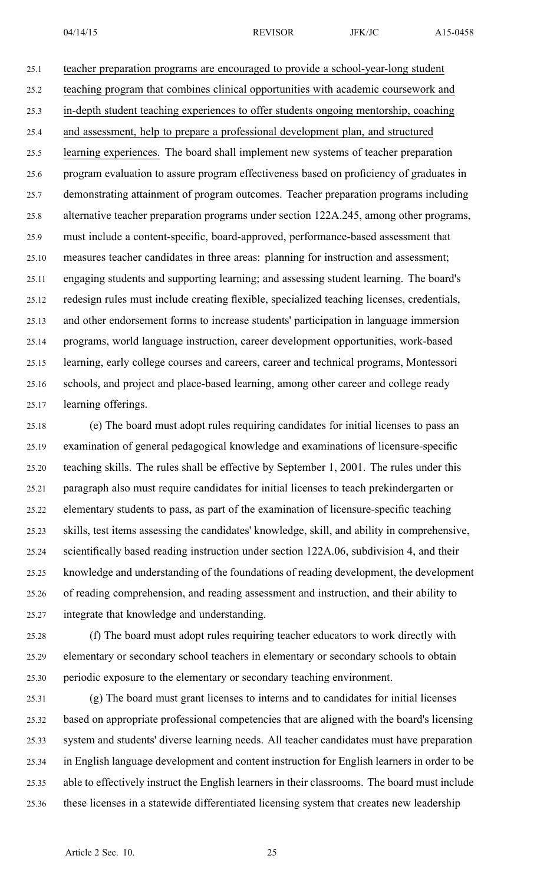teacher preparation programs are encouraged to provide a school-year-long student teaching program that combines clinical opportunities with academic coursework and in-depth student teaching experiences to offer students ongoing mentorship, coaching and assessment, help to prepare a professional development plan, and structured learning experiences. The board shall implement new systems of teacher preparation program evaluation to assure program effectiveness based on proficiency of graduates in demonstrating attainment of program outcomes. Teacher preparation programs including alternative teacher preparation programs under section 122A.245, among other programs, must include a content-specific, board-approved, performance-based assessment that measures teacher candidates in three areas: planning for instruction and assessment; engaging students and supporting learning; and assessing student learning. The board's redesign rules must include creating flexible, specialized teaching licenses, credentials, and other endorsement forms to increase students' participation in language immersion programs, world language instruction, career development opportunities, work-based learning, early college courses and careers, career and technical programs, Montessori schools, and project and place-based learning, among other career and college ready learning offerings.

(e) The board must adopt rules requiring candidates for initial licenses to pass an examination of general pedagogical knowledge and examinations of licensure-specific teaching skills. The rules shall be effective by September 1, 2001. The rules under this paragraph also must require candidates for initial licenses to teach prekindergarten or elementary students to pass, as part of the examination of licensure-specific teaching skills, test items assessing the candidates' knowledge, skill, and ability in comprehensive, scientifically based reading instruction under section 122A.06, subdivision 4, and their knowledge and understanding of the foundations of reading development, the development of reading comprehension, and reading assessment and instruction, and their ability to integrate that knowledge and understanding.

(f) The board must adopt rules requiring teacher educators to work directly with elementary or secondary school teachers in elementary or secondary schools to obtain periodic exposure to the elementary or secondary teaching environment.

(g) The board must grant licenses to interns and to candidates for initial licenses based on appropriate professional competencies that are aligned with the board's licensing system and students' diverse learning needs. All teacher candidates must have preparation in English language development and content instruction for English learners in order to be able to effectively instruct the English learners in their classrooms. The board must include these licenses in a statewide differentiated licensing system that creates new leadership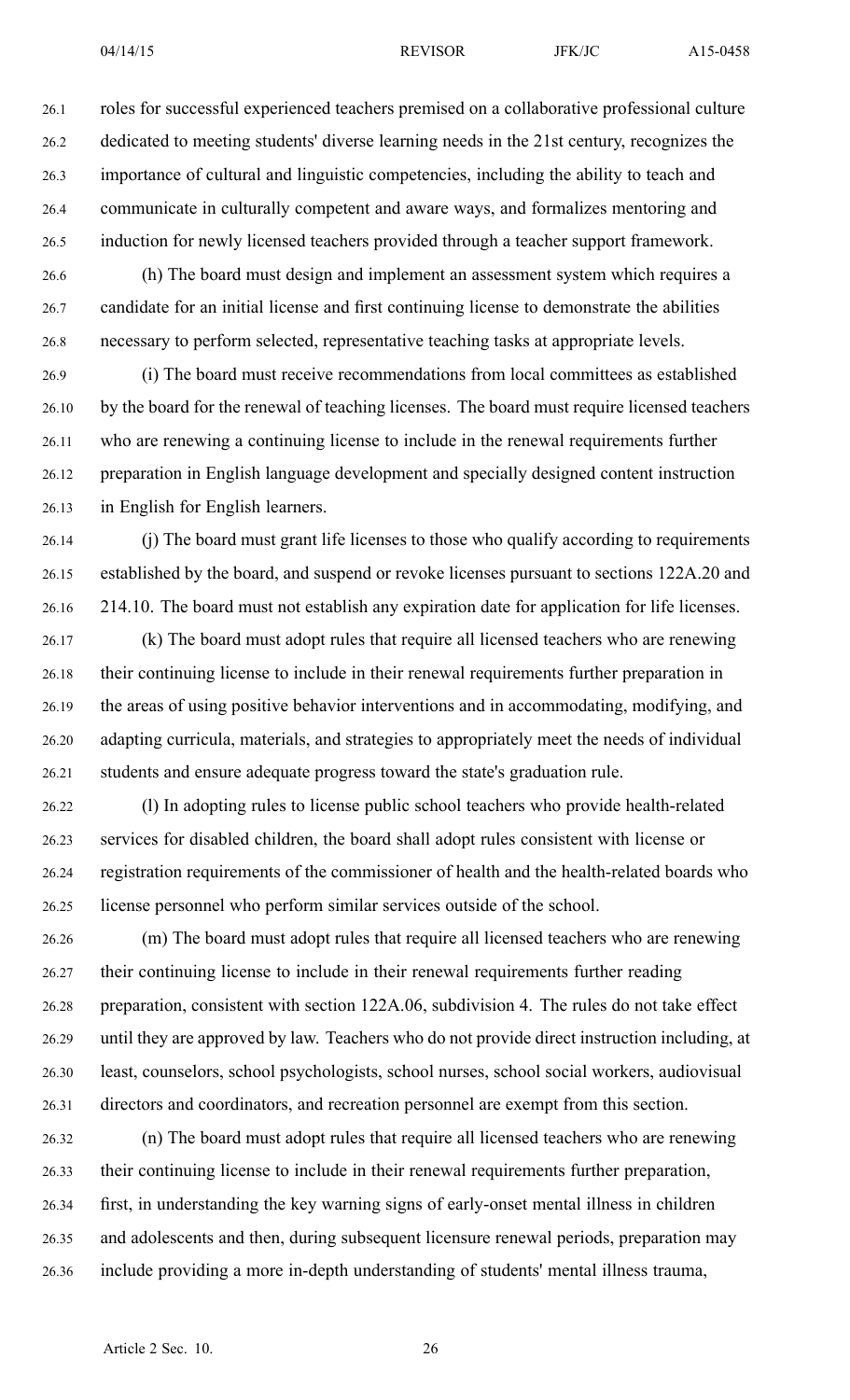roles for successful experienced teachers premised on a collaborative professional culture dedicated to meeting students' diverse learning needs in the 21st century, recognizes the importance of cultural and linguistic competencies, including the ability to teach and communicate in culturally competent and aware ways, and formalizes mentoring and induction for newly licensed teachers provided through a teacher support framework.

(h) The board must design and implement an assessment system which requires a candidate for an initial license and first continuing license to demonstrate the abilities necessary to perform selected, representative teaching tasks at appropriate levels.

(i) The board must receive recommendations from local committees as established by the board for the renewal of teaching licenses. The board must require licensed teachers who are renewing a continuing license to include in the renewal requirements further preparation in English language development and specially designed content instruction in English for English learners.

(j) The board must grant life licenses to those who qualify according to requirements established by the board, and suspend or revoke licenses pursuant to sections 122A.20 and 214.10. The board must not establish any expiration date for application for life licenses.

(k) The board must adopt rules that require all licensed teachers who are renewing their continuing license to include in their renewal requirements further preparation in the areas of using positive behavior interventions and in accommodating, modifying, and adapting curricula, materials, and strategies to appropriately meet the needs of individual students and ensure adequate progress toward the state's graduation rule.

(l) In adopting rules to license public school teachers who provide health-related services for disabled children, the board shall adopt rules consistent with license or registration requirements of the commissioner of health and the health-related boards who license personnel who perform similar services outside of the school.

(m) The board must adopt rules that require all licensed teachers who are renewing their continuing license to include in their renewal requirements further reading preparation, consistent with section 122A.06, subdivision 4. The rules do not take effect until they are approved by law. Teachers who do not provide direct instruction including, at least, counselors, school psychologists, school nurses, school social workers, audiovisual directors and coordinators, and recreation personnel are exempt from this section.

(n) The board must adopt rules that require all licensed teachers who are renewing their continuing license to include in their renewal requirements further preparation, first, in understanding the key warning signs of early-onset mental illness in children and adolescents and then, during subsequent licensure renewal periods, preparation may include providing a more in-depth understanding of students' mental illness trauma,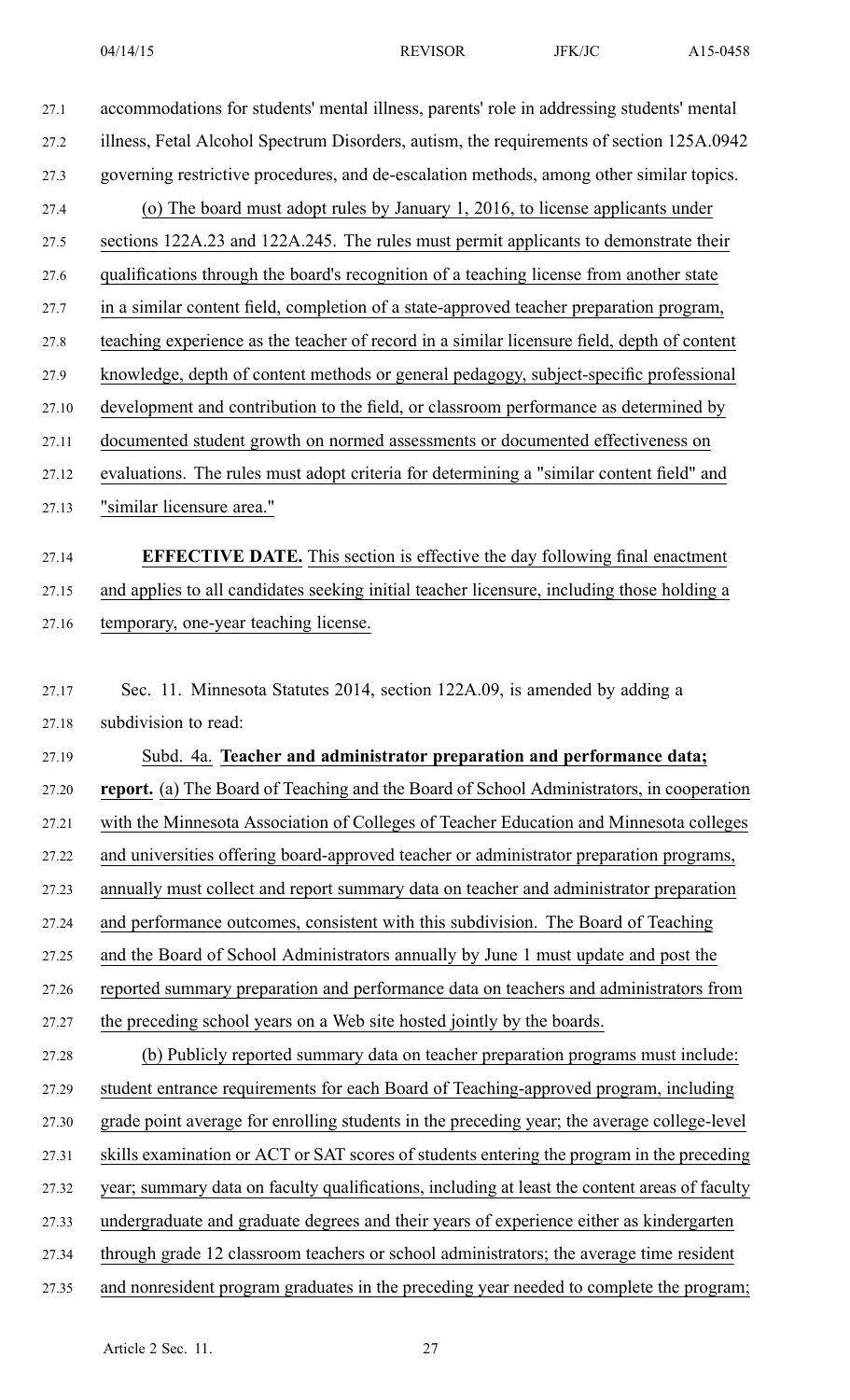accommodations for students' mental illness, parents' role in addressing students' mental illness, Fetal Alcohol Spectrum Disorders, autism, the requirements of section 125A.0942 governing restrictive procedures, and de-escalation methods, among other similar topics.

(o) The board must adopt rules by January 1, 2016, to license applicants under sections 122A.23 and 122A.245. The rules must permit applicants to demonstrate their qualifications through the board's recognition of a teaching license from another state in a similar content field, completion of a state-approved teacher preparation program, teaching experience as the teacher of record in a similar licensure field, depth of content knowledge, depth of content methods or general pedagogy, subject-specific professional development and contribution to the field, or classroom performance as determined by documented student growth on normed assessments or documented effectiveness on evaluations. The rules must adopt criteria for determining a "similar content field" and "similar licensure area."

**EFFECTIVE DATE.** This section is effective the day following final enactment and applies to all candidates seeking initial teacher licensure, including those holding a temporary, one-year teaching license.

Sec. 11. Minnesota Statutes 2014, section 122A.09, is amended by adding a subdivision to read:

Subd. 4a. **Teacher and administrator preparation and performance data; report.** (a) The Board of Teaching and the Board of School Administrators, in cooperation with the Minnesota Association of Colleges of Teacher Education and Minnesota colleges and universities offering board-approved teacher or administrator preparation programs, annually must collect and report summary data on teacher and administrator preparation and performance outcomes, consistent with this subdivision. The Board of Teaching and the Board of School Administrators annually by June 1 must update and post the reported summary preparation and performance data on teachers and administrators from the preceding school years on a Web site hosted jointly by the boards.

(b) Publicly reported summary data on teacher preparation programs must include: student entrance requirements for each Board of Teaching-approved program, including grade point average for enrolling students in the preceding year; the average college-level skills examination or ACT or SAT scores of students entering the program in the preceding year; summary data on faculty qualifications, including at least the content areas of faculty undergraduate and graduate degrees and their years of experience either as kindergarten through grade 12 classroom teachers or school administrators; the average time resident and nonresident program graduates in the preceding year needed to complete the program;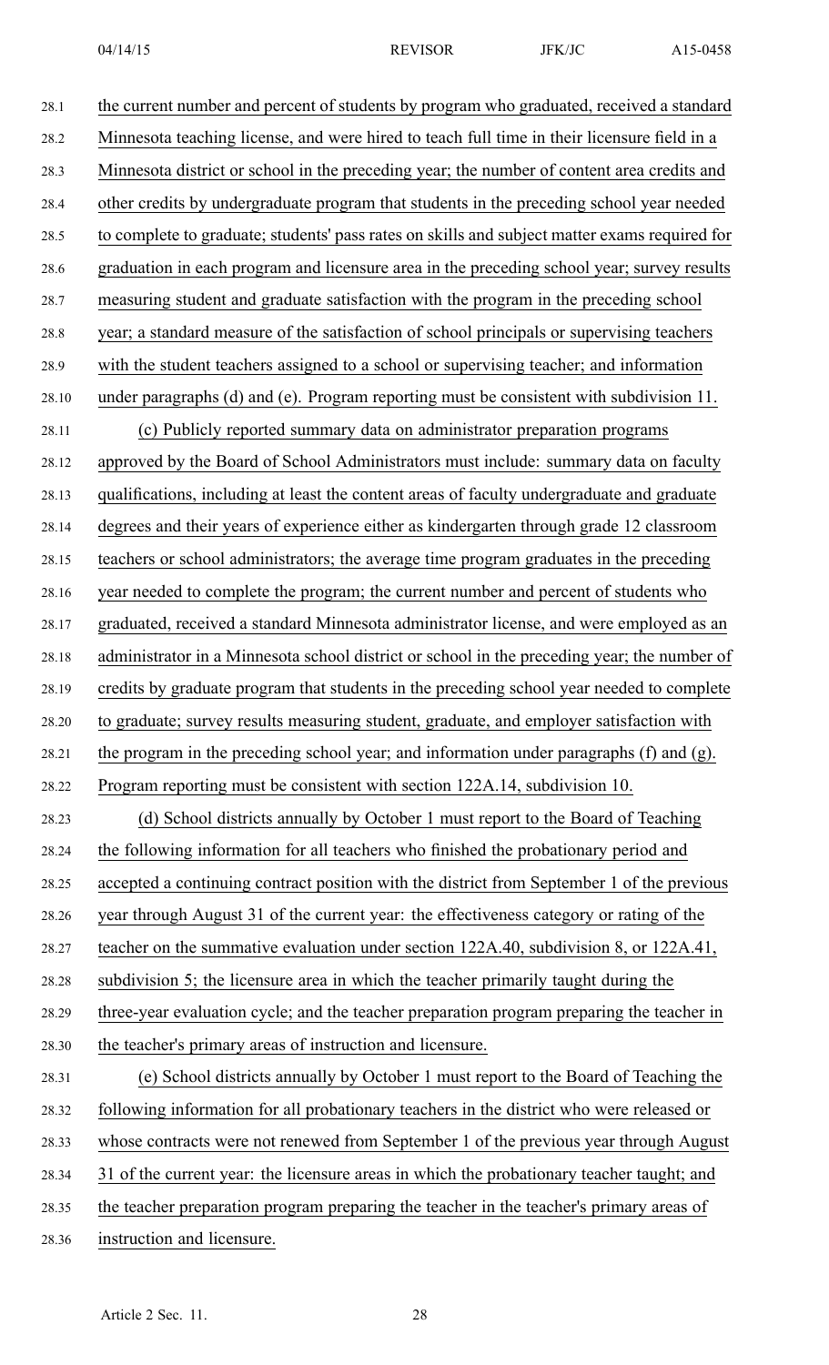the current number and percent of students by program who graduated, received a standard Minnesota teaching license, and were hired to teach full time in their licensure field in a Minnesota district or school in the preceding year; the number of content area credits and other credits by undergraduate program that students in the preceding school year needed to complete to graduate; students' pass rates on skills and subject matter exams required for graduation in each program and licensure area in the preceding school year; survey results measuring student and graduate satisfaction with the program in the preceding school year; a standard measure of the satisfaction of school principals or supervising teachers with the student teachers assigned to a school or supervising teacher; and information under paragraphs (d) and (e). Program reporting must be consistent with subdivision 11.

(c) Publicly reported summary data on administrator preparation programs approved by the Board of School Administrators must include: summary data on faculty qualifications, including at least the content areas of faculty undergraduate and graduate degrees and their years of experience either as kindergarten through grade 12 classroom teachers or school administrators; the average time program graduates in the preceding year needed to complete the program; the current number and percent of students who graduated, received a standard Minnesota administrator license, and were employed as an administrator in a Minnesota school district or school in the preceding year; the number of credits by graduate program that students in the preceding school year needed to complete to graduate; survey results measuring student, graduate, and employer satisfaction with the program in the preceding school year; and information under paragraphs (f) and (g). Program reporting must be consistent with section 122A.14, subdivision 10.

(d) School districts annually by October 1 must report to the Board of Teaching the following information for all teachers who finished the probationary period and accepted a continuing contract position with the district from September 1 of the previous year through August 31 of the current year: the effectiveness category or rating of the teacher on the summative evaluation under section 122A.40, subdivision 8, or 122A.41, subdivision 5; the licensure area in which the teacher primarily taught during the three-year evaluation cycle; and the teacher preparation program preparing the teacher in the teacher's primary areas of instruction and licensure.

(e) School districts annually by October 1 must report to the Board of Teaching the following information for all probationary teachers in the district who were released or whose contracts were not renewed from September 1 of the previous year through August 31 of the current year: the licensure areas in which the probationary teacher taught; and the teacher preparation program preparing the teacher in the teacher's primary areas of instruction and licensure.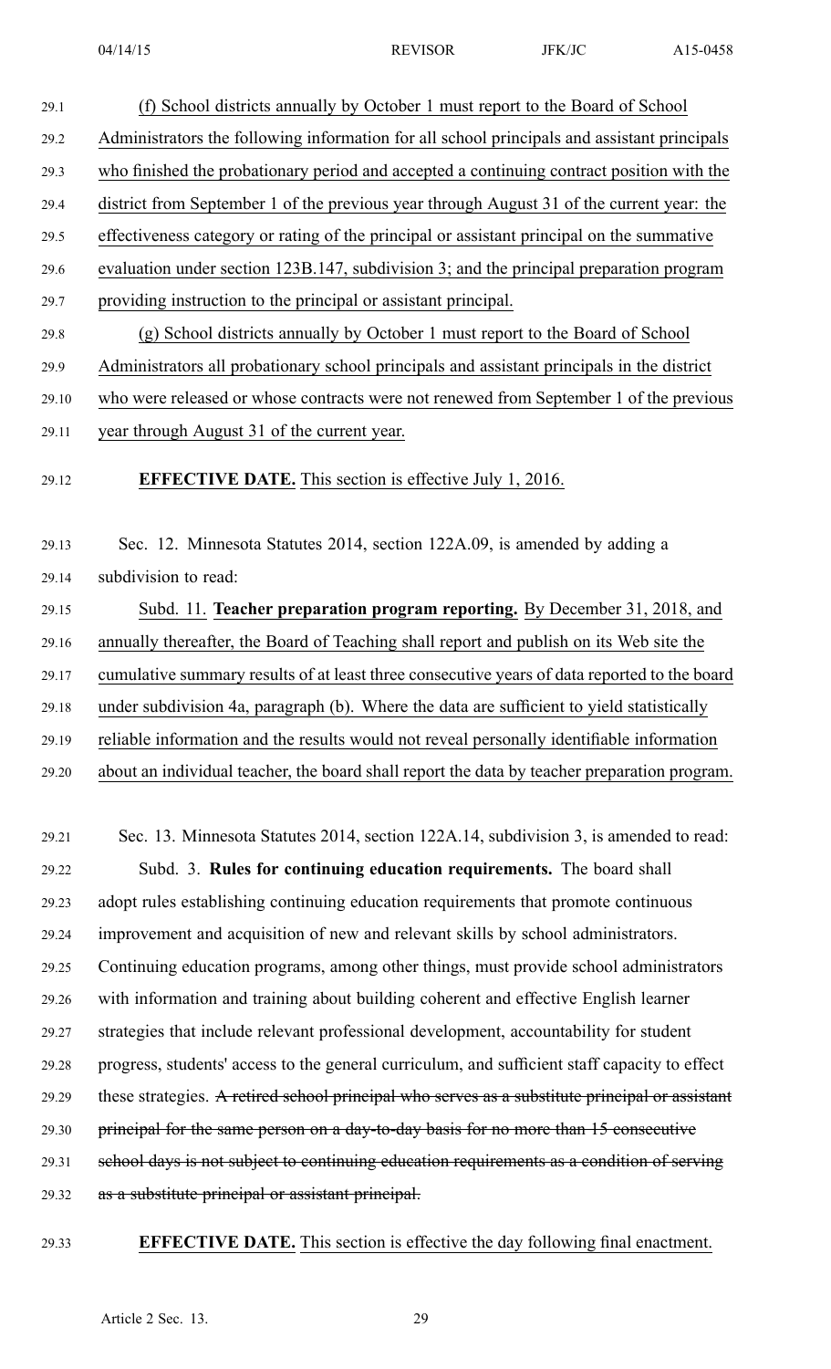(f) School districts annually by October 1 must report to the Board of School Administrators the following information for all school principals and assistant principals who finished the probationary period and accepted a continuing contract position with the district from September 1 of the previous year through August 31 of the current year: the effectiveness category or rating of the principal or assistant principal on the summative evaluation under section 123B.147, subdivision 3; and the principal preparation program providing instruction to the principal or assistant principal.

(g) School districts annually by October 1 must report to the Board of School Administrators all probationary school principals and assistant principals in the district who were released or whose contracts were not renewed from September 1 of the previous year through August 31 of the current year.

**EFFECTIVE DATE.** This section is effective July 1, 2016.

Sec. 12. Minnesota Statutes 2014, section 122A.09, is amended by adding a subdivision to read:

Subd. 11. **Teacher preparation program reporting.** By December 31, 2018, and annually thereafter, the Board of Teaching shall report and publish on its Web site the cumulative summary results of at least three consecutive years of data reported to the board under subdivision 4a, paragraph (b). Where the data are sufficient to yield statistically reliable information and the results would not reveal personally identifiable information about an individual teacher, the board shall report the data by teacher preparation program.

Sec. 13. Minnesota Statutes 2014, section 122A.14, subdivision 3, is amended to read:

Subd. 3. **Rules for continuing education requirements.** The board shall adopt rules establishing continuing education requirements that promote continuous improvement and acquisition of new and relevant skills by school administrators. Continuing education programs, among other things, must provide school administrators with information and training about building coherent and effective English learner strategies that include relevant professional development, accountability for student progress, students' access to the general curriculum, and sufficient staff capacity to effect these strategies. ~~A retired school principal who serves as a substitute principal or assistant principal for the same person on a day-to-day basis for no more than 15 consecutive school days is not subject to continuing education requirements as a condition of serving as a substitute principal or assistant principal.~~

**EFFECTIVE DATE.** This section is effective the day following final enactment.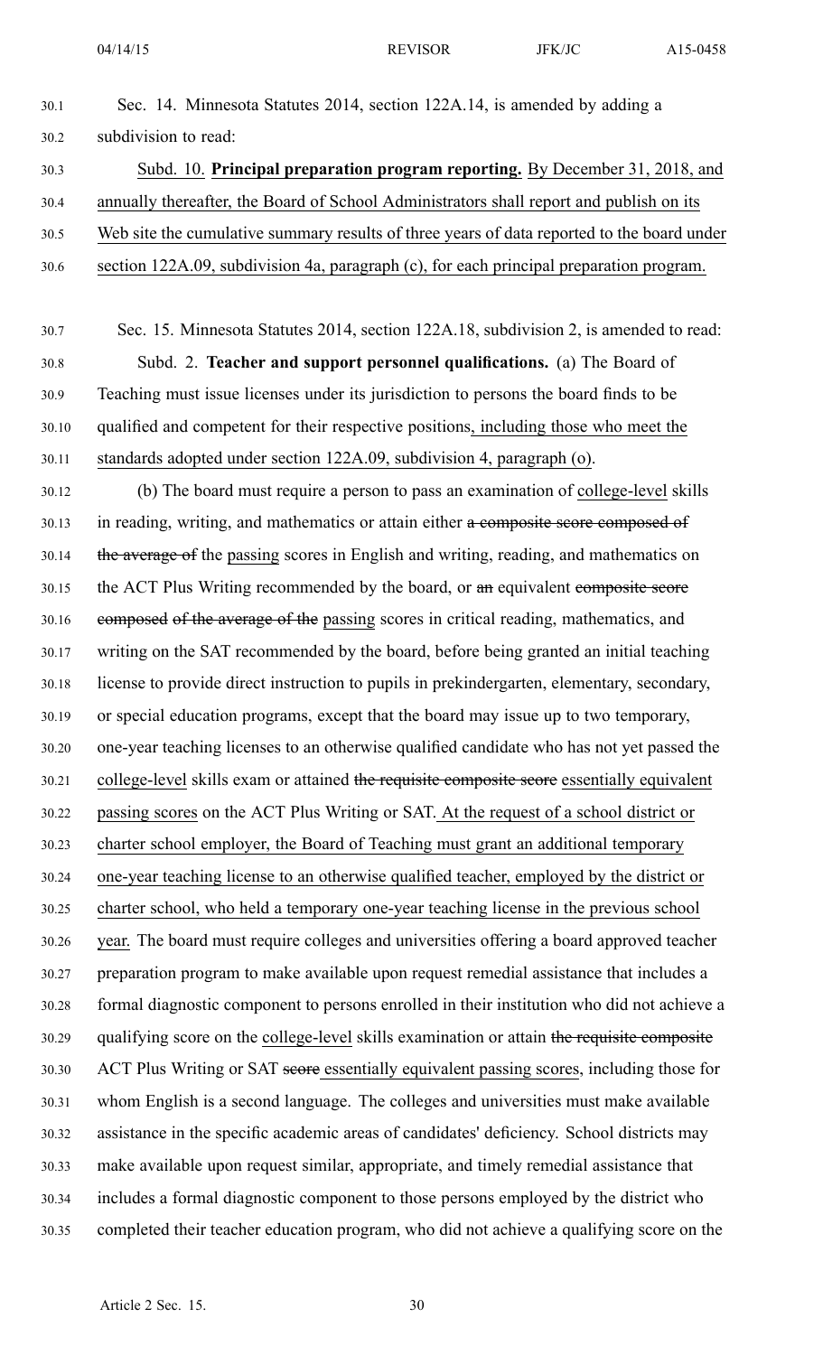Sec. 14. Minnesota Statutes 2014, section 122A.14, is amended by adding a subdivision to read:

Subd. 10. **Principal preparation program reporting.** By December 31, 2018, and annually thereafter, the Board of School Administrators shall report and publish on its Web site the cumulative summary results of three years of data reported to the board under section 122A.09, subdivision 4a, paragraph (c), for each principal preparation program.

Sec. 15. Minnesota Statutes 2014, section 122A.18, subdivision 2, is amended to read:

Subd. 2. **Teacher and support personnel qualifications.** (a) The Board of Teaching must issue licenses under its jurisdiction to persons the board finds to be qualified and competent for their respective positions, including those who meet the standards adopted under section 122A.09, subdivision 4, paragraph (o).

(b) The board must require a person to pass an examination of college-level skills in reading, writing, and mathematics or attain either a composite score composed of the average of the passing scores in English and writing, reading, and mathematics on the ACT Plus Writing recommended by the board, or an equivalent composite score composed of the average of the passing scores in critical reading, mathematics, and writing on the SAT recommended by the board, before being granted an initial teaching license to provide direct instruction to pupils in prekindergarten, elementary, secondary, or special education programs, except that the board may issue up to two temporary, one-year teaching licenses to an otherwise qualified candidate who has not yet passed the college-level skills exam or attained the requisite composite score essentially equivalent passing scores on the ACT Plus Writing or SAT. At the request of a school district or charter school employer, the Board of Teaching must grant an additional temporary one-year teaching license to an otherwise qualified teacher, employed by the district or charter school, who held a temporary one-year teaching license in the previous school year. The board must require colleges and universities offering a board approved teacher preparation program to make available upon request remedial assistance that includes a formal diagnostic component to persons enrolled in their institution who did not achieve a qualifying score on the college-level skills examination or attain the requisite composite ACT Plus Writing or SAT score essentially equivalent passing scores, including those for whom English is a second language. The colleges and universities must make available assistance in the specific academic areas of candidates' deficiency. School districts may make available upon request similar, appropriate, and timely remedial assistance that includes a formal diagnostic component to those persons employed by the district who completed their teacher education program, who did not achieve a qualifying score on the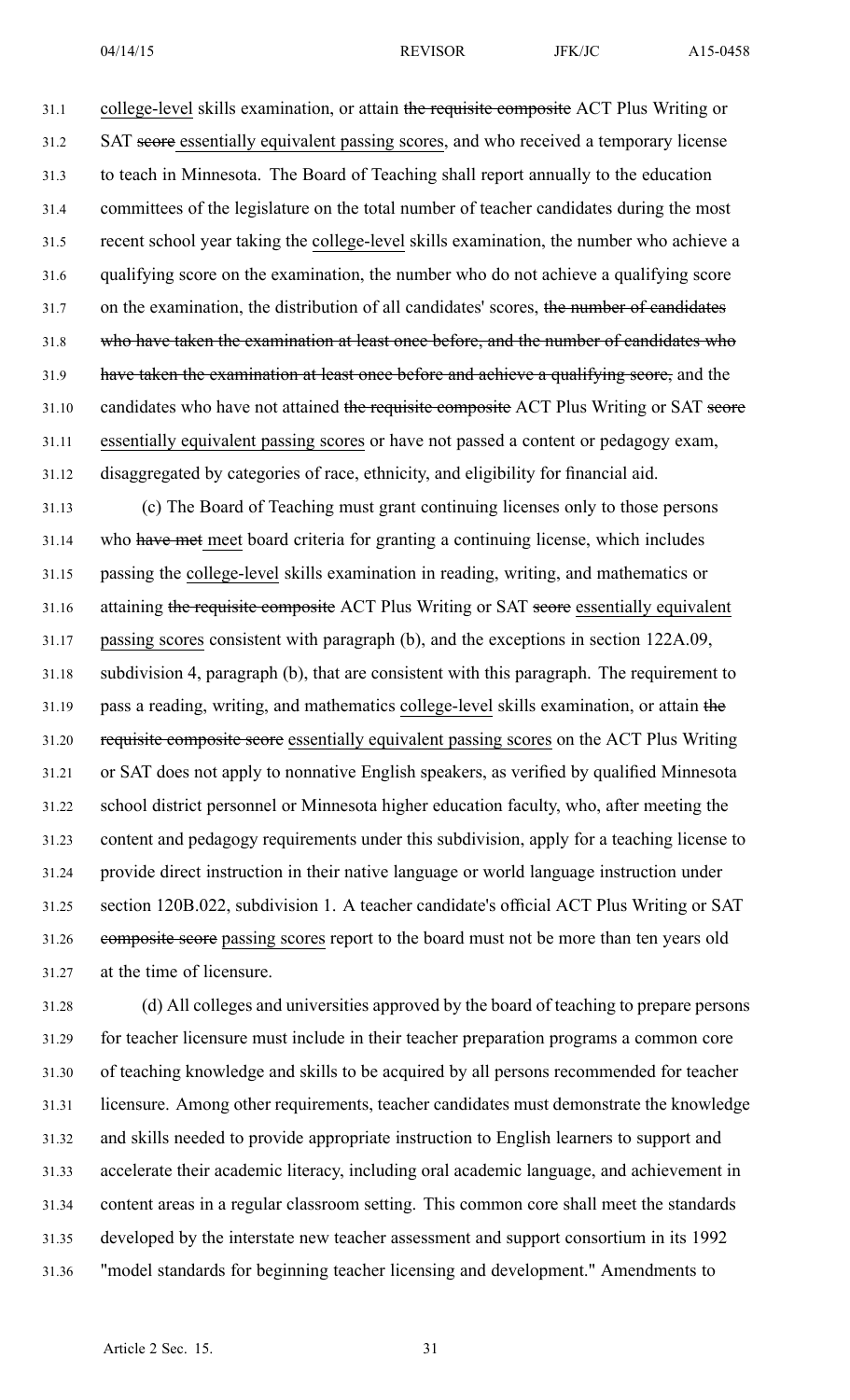<u>college-level</u> skills examination, or attain ~~the requisite composite~~ ACT Plus Writing or SAT ~~score~~ <u>essentially equivalent passing scores</u>, and who received a temporary license to teach in Minnesota. The Board of Teaching shall report annually to the education committees of the legislature on the total number of teacher candidates during the most recent school year taking the <u>college-level</u> skills examination, the number who achieve a qualifying score on the examination, the number who do not achieve a qualifying score on the examination, the distribution of all candidates' scores, ~~the number of candidates who have taken the examination at least once before, and the number of candidates who have taken the examination at least once before and achieve a qualifying score,~~ and the candidates who have not attained ~~the requisite composite~~ ACT Plus Writing or SAT ~~score~~ <u>essentially equivalent passing scores</u> or have not passed a content or pedagogy exam, disaggregated by categories of race, ethnicity, and eligibility for financial aid.

(c) The Board of Teaching must grant continuing licenses only to those persons who ~~have met~~ <u>meet</u> board criteria for granting a continuing license, which includes passing the <u>college-level</u> skills examination in reading, writing, and mathematics or attaining ~~the requisite composite~~ ACT Plus Writing or SAT ~~score~~ <u>essentially equivalent passing scores</u> consistent with paragraph (b), and the exceptions in section 122A.09, subdivision 4, paragraph (b), that are consistent with this paragraph. The requirement to pass a reading, writing, and mathematics <u>college-level</u> skills examination, or attain ~~the requisite composite score~~ <u>essentially equivalent passing scores</u> on the ACT Plus Writing or SAT does not apply to nonnative English speakers, as verified by qualified Minnesota school district personnel or Minnesota higher education faculty, who, after meeting the content and pedagogy requirements under this subdivision, apply for a teaching license to provide direct instruction in their native language or world language instruction under section 120B.022, subdivision 1. A teacher candidate's official ACT Plus Writing or SAT ~~composite score~~ <u>passing scores</u> report to the board must not be more than ten years old at the time of licensure.

(d) All colleges and universities approved by the board of teaching to prepare persons for teacher licensure must include in their teacher preparation programs a common core of teaching knowledge and skills to be acquired by all persons recommended for teacher licensure. Among other requirements, teacher candidates must demonstrate the knowledge and skills needed to provide appropriate instruction to English learners to support and accelerate their academic literacy, including oral academic language, and achievement in content areas in a regular classroom setting. This common core shall meet the standards developed by the interstate new teacher assessment and support consortium in its 1992 "model standards for beginning teacher licensing and development." Amendments to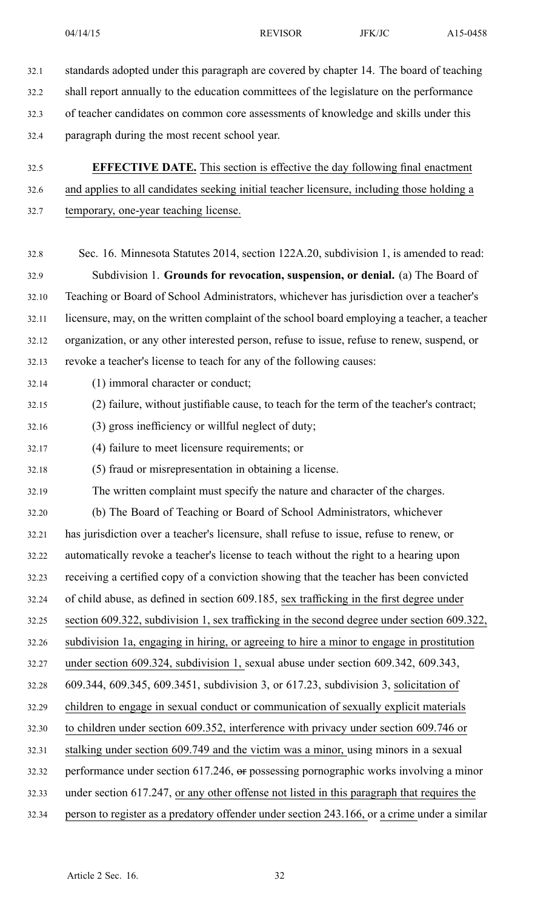standards adopted under this paragraph are covered by chapter 14. The board of teaching shall report annually to the education committees of the legislature on the performance of teacher candidates on common core assessments of knowledge and skills under this paragraph during the most recent school year.

**EFFECTIVE DATE.** This section is effective the day following final enactment and applies to all candidates seeking initial teacher licensure, including those holding a temporary, one-year teaching license.

Sec. 16. Minnesota Statutes 2014, section 122A.20, subdivision 1, is amended to read:

Subdivision 1. **Grounds for revocation, suspension, or denial.** (a) The Board of Teaching or Board of School Administrators, whichever has jurisdiction over a teacher's licensure, may, on the written complaint of the school board employing a teacher, a teacher organization, or any other interested person, refuse to issue, refuse to renew, suspend, or revoke a teacher's license to teach for any of the following causes:

(1) immoral character or conduct;

(2) failure, without justifiable cause, to teach for the term of the teacher's contract;

(3) gross inefficiency or willful neglect of duty;

(4) failure to meet licensure requirements; or

(5) fraud or misrepresentation in obtaining a license.

The written complaint must specify the nature and character of the charges.

(b) The Board of Teaching or Board of School Administrators, whichever has jurisdiction over a teacher's licensure, shall refuse to issue, refuse to renew, or automatically revoke a teacher's license to teach without the right to a hearing upon receiving a certified copy of a conviction showing that the teacher has been convicted of child abuse, as defined in section 609.185, sex trafficking in the first degree under section 609.322, subdivision 1, sex trafficking in the second degree under section 609.322, subdivision 1a, engaging in hiring, or agreeing to hire a minor to engage in prostitution under section 609.324, subdivision 1, sexual abuse under section 609.342, 609.343, 609.344, 609.345, 609.3451, subdivision 3, or 617.23, subdivision 3, solicitation of children to engage in sexual conduct or communication of sexually explicit materials to children under section 609.352, interference with privacy under section 609.746 or stalking under section 609.749 and the victim was a minor, using minors in a sexual performance under section 617.246, ~~or~~ possessing pornographic works involving a minor under section 617.247, or any other offense not listed in this paragraph that requires the person to register as a predatory offender under section 243.166, or a crime under a similar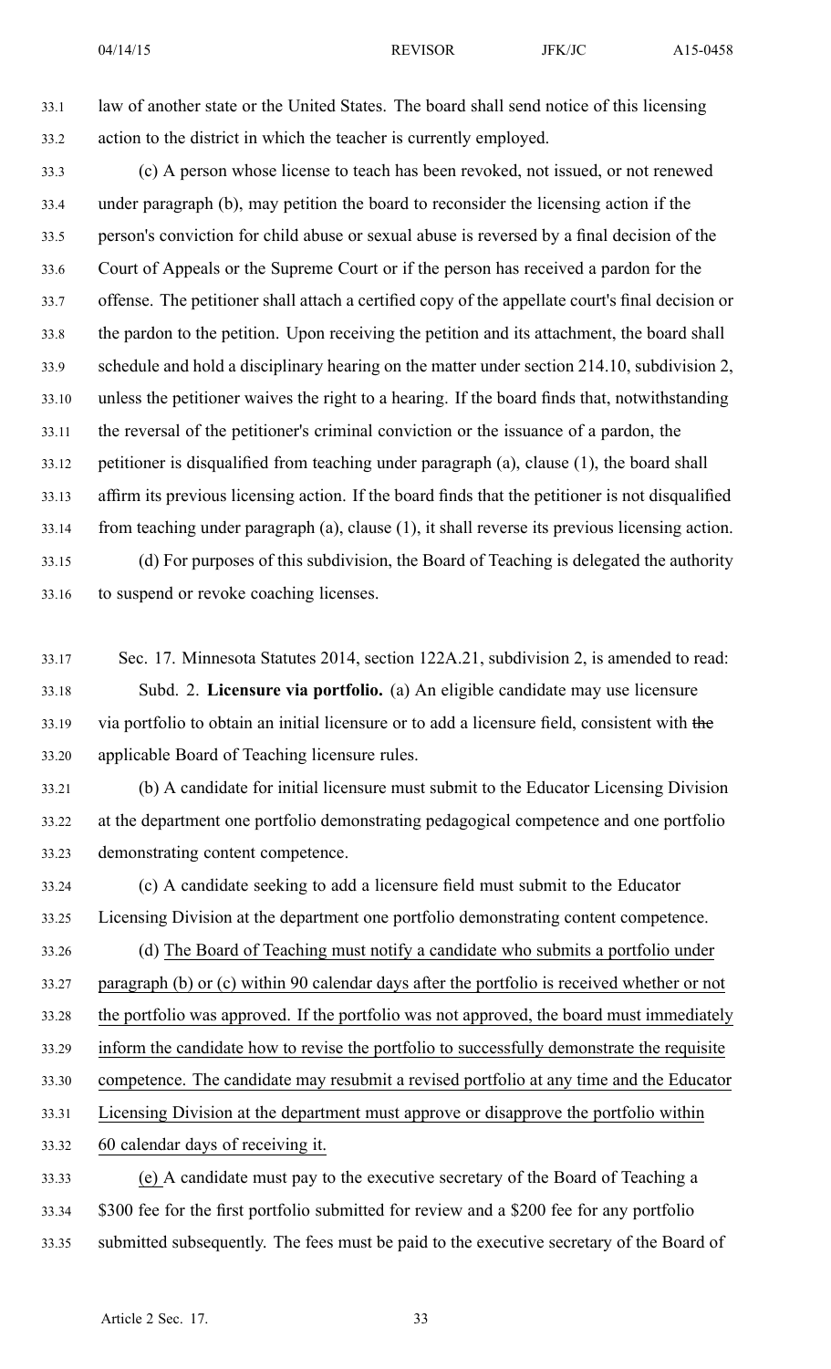law of another state or the United States. The board shall send notice of this licensing action to the district in which the teacher is currently employed.

(c) A person whose license to teach has been revoked, not issued, or not renewed under paragraph (b), may petition the board to reconsider the licensing action if the person's conviction for child abuse or sexual abuse is reversed by a final decision of the Court of Appeals or the Supreme Court or if the person has received a pardon for the offense. The petitioner shall attach a certified copy of the appellate court's final decision or the pardon to the petition. Upon receiving the petition and its attachment, the board shall schedule and hold a disciplinary hearing on the matter under section 214.10, subdivision 2, unless the petitioner waives the right to a hearing. If the board finds that, notwithstanding the reversal of the petitioner's criminal conviction or the issuance of a pardon, the petitioner is disqualified from teaching under paragraph (a), clause (1), the board shall affirm its previous licensing action. If the board finds that the petitioner is not disqualified from teaching under paragraph (a), clause (1), it shall reverse its previous licensing action.

(d) For purposes of this subdivision, the Board of Teaching is delegated the authority to suspend or revoke coaching licenses.

Sec. 17. Minnesota Statutes 2014, section 122A.21, subdivision 2, is amended to read:

Subd. 2. **Licensure via portfolio.** (a) An eligible candidate may use licensure via portfolio to obtain an initial licensure or to add a licensure field, consistent with ~~the~~ applicable Board of Teaching licensure rules.

(b) A candidate for initial licensure must submit to the Educator Licensing Division at the department one portfolio demonstrating pedagogical competence and one portfolio demonstrating content competence.

(c) A candidate seeking to add a licensure field must submit to the Educator Licensing Division at the department one portfolio demonstrating content competence.

(d) <u>The Board of Teaching must notify a candidate who submits a portfolio under paragraph (b) or (c) within 90 calendar days after the portfolio is received whether or not the portfolio was approved. If the portfolio was not approved, the board must immediately inform the candidate how to revise the portfolio to successfully demonstrate the requisite competence. The candidate may resubmit a revised portfolio at any time and the Educator Licensing Division at the department must approve or disapprove the portfolio within 60 calendar days of receiving it.</u>

<u>(e)</u> A candidate must pay to the executive secretary of the Board of Teaching a $300 fee for the first portfolio submitted for review and a $200 fee for any portfolio submitted subsequently. The fees must be paid to the executive secretary of the Board of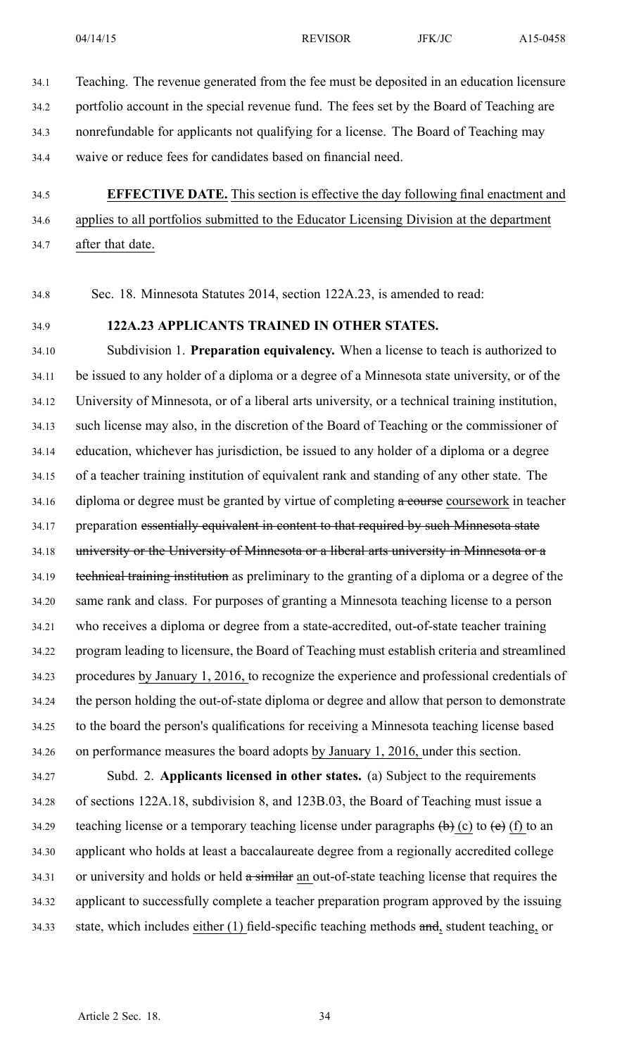Teaching. The revenue generated from the fee must be deposited in an education licensure portfolio account in the special revenue fund. The fees set by the Board of Teaching are nonrefundable for applicants not qualifying for a license. The Board of Teaching may waive or reduce fees for candidates based on financial need.

**EFFECTIVE DATE.** This section is effective the day following final enactment and applies to all portfolios submitted to the Educator Licensing Division at the department after that date.

Sec. 18. Minnesota Statutes 2014, section 122A.23, is amended to read:

**122A.23 APPLICANTS TRAINED IN OTHER STATES.**

Subdivision 1. **Preparation equivalency.** When a license to teach is authorized to be issued to any holder of a diploma or a degree of a Minnesota state university, or of the University of Minnesota, or of a liberal arts university, or a technical training institution, such license may also, in the discretion of the Board of Teaching or the commissioner of education, whichever has jurisdiction, be issued to any holder of a diploma or a degree of a teacher training institution of equivalent rank and standing of any other state. The diploma or degree must be granted by virtue of completing ~~a course~~ coursework in teacher preparation ~~essentially equivalent in content to that required by such Minnesota state university or the University of Minnesota or a liberal arts university in Minnesota or a technical training institution~~ as preliminary to the granting of a diploma or a degree of the same rank and class. For purposes of granting a Minnesota teaching license to a person who receives a diploma or degree from a state-accredited, out-of-state teacher training program leading to licensure, the Board of Teaching must establish criteria and streamlined procedures by January 1, 2016, to recognize the experience and professional credentials of the person holding the out-of-state diploma or degree and allow that person to demonstrate to the board the person's qualifications for receiving a Minnesota teaching license based on performance measures the board adopts by January 1, 2016, under this section.

Subd. 2. **Applicants licensed in other states.** (a) Subject to the requirements of sections 122A.18, subdivision 8, and 123B.03, the Board of Teaching must issue a teaching license or a temporary teaching license under paragraphs ~~(b)~~ (c) to ~~(e)~~ (f) to an applicant who holds at least a baccalaureate degree from a regionally accredited college or university and holds or held ~~a similar~~ an out-of-state teaching license that requires the applicant to successfully complete a teacher preparation program approved by the issuing state, which includes either (1) field-specific teaching methods ~~and~~, student teaching, or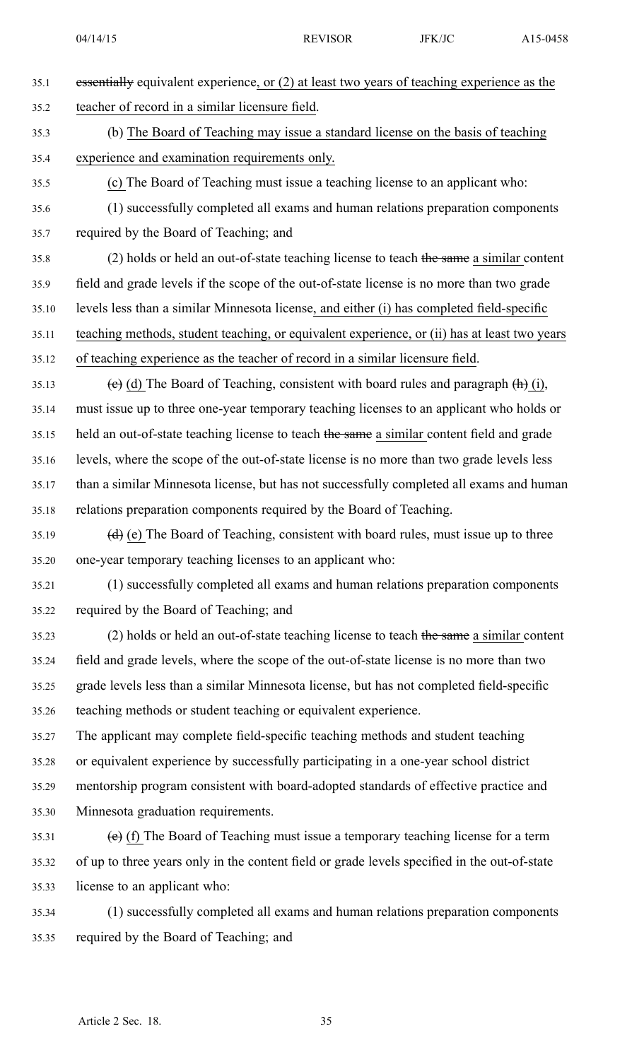essentially equivalent experience, or (2) at least two years of teaching experience as the teacher of record in a similar licensure field.

(b) The Board of Teaching may issue a standard license on the basis of teaching experience and examination requirements only.

(c) The Board of Teaching must issue a teaching license to an applicant who:

(1) successfully completed all exams and human relations preparation components required by the Board of Teaching; and

(2) holds or held an out-of-state teaching license to teach the same a similar content field and grade levels if the scope of the out-of-state license is no more than two grade levels less than a similar Minnesota license, and either (i) has completed field-specific teaching methods, student teaching, or equivalent experience, or (ii) has at least two years of teaching experience as the teacher of record in a similar licensure field.

(c) (d) The Board of Teaching, consistent with board rules and paragraph (h) (i), must issue up to three one-year temporary teaching licenses to an applicant who holds or held an out-of-state teaching license to teach the same a similar content field and grade levels, where the scope of the out-of-state license is no more than two grade levels less than a similar Minnesota license, but has not successfully completed all exams and human relations preparation components required by the Board of Teaching.

(d) (e) The Board of Teaching, consistent with board rules, must issue up to three one-year temporary teaching licenses to an applicant who:

(1) successfully completed all exams and human relations preparation components required by the Board of Teaching; and

(2) holds or held an out-of-state teaching license to teach the same a similar content field and grade levels, where the scope of the out-of-state license is no more than two grade levels less than a similar Minnesota license, but has not completed field-specific teaching methods or student teaching or equivalent experience.

The applicant may complete field-specific teaching methods and student teaching or equivalent experience by successfully participating in a one-year school district mentorship program consistent with board-adopted standards of effective practice and Minnesota graduation requirements.

(e) (f) The Board of Teaching must issue a temporary teaching license for a term of up to three years only in the content field or grade levels specified in the out-of-state license to an applicant who:

(1) successfully completed all exams and human relations preparation components required by the Board of Teaching; and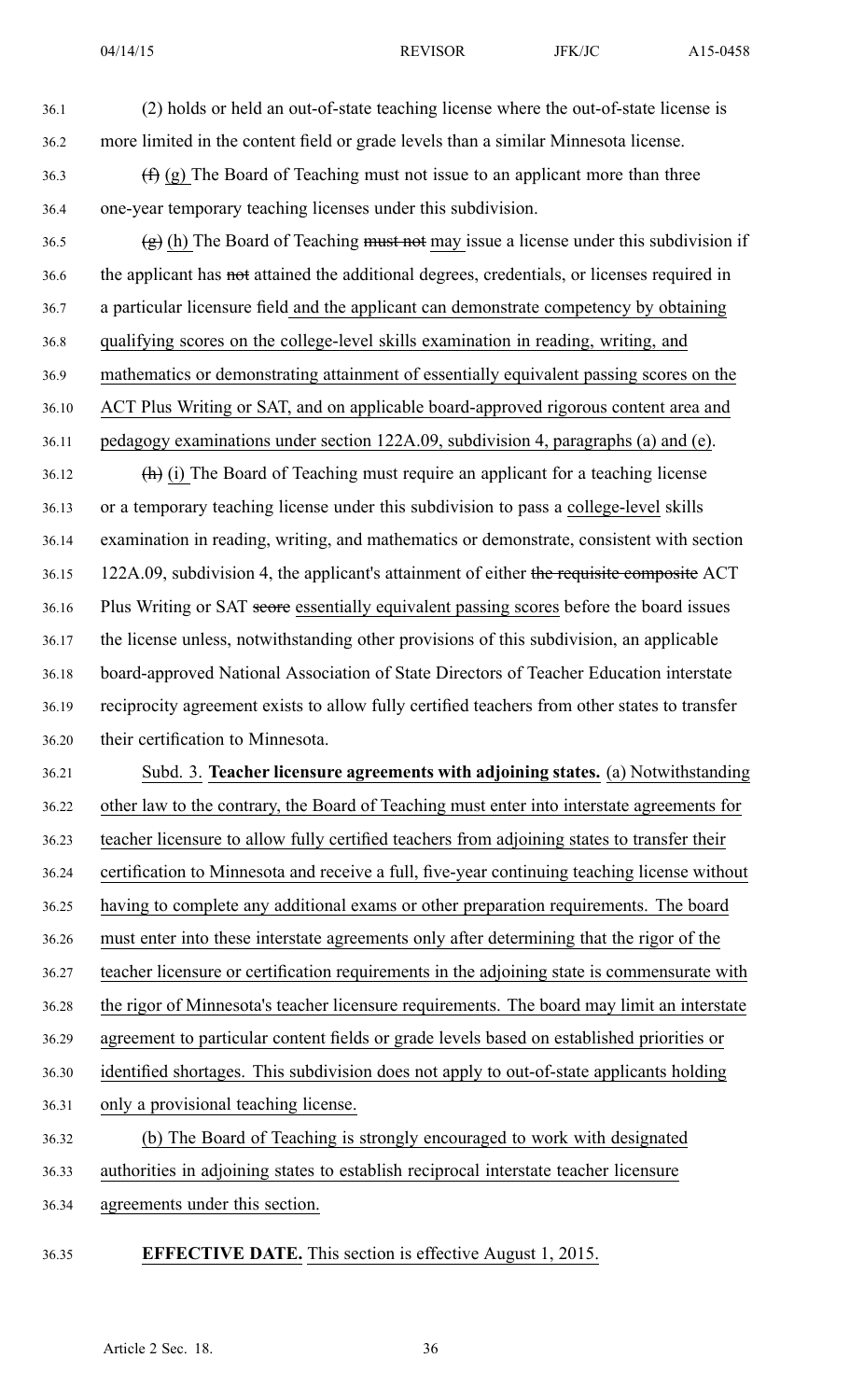(2) holds or held an out-of-state teaching license where the out-of-state license is more limited in the content field or grade levels than a similar Minnesota license.

~~(f)~~ (g) The Board of Teaching must not issue to an applicant more than three one-year temporary teaching licenses under this subdivision.

~~(g)~~ (h) The Board of Teaching ~~must not~~ may issue a license under this subdivision if the applicant has ~~not~~ attained the additional degrees, credentials, or licenses required in a particular licensure field and the applicant can demonstrate competency by obtaining qualifying scores on the college-level skills examination in reading, writing, and mathematics or demonstrating attainment of essentially equivalent passing scores on the ACT Plus Writing or SAT, and on applicable board-approved rigorous content area and pedagogy examinations under section 122A.09, subdivision 4, paragraphs (a) and (e).

~~(h)~~ (i) The Board of Teaching must require an applicant for a teaching license or a temporary teaching license under this subdivision to pass a college-level skills examination in reading, writing, and mathematics or demonstrate, consistent with section 122A.09, subdivision 4, the applicant's attainment of either ~~the requisite composite~~ ACT Plus Writing or SAT ~~score~~ essentially equivalent passing scores before the board issues the license unless, notwithstanding other provisions of this subdivision, an applicable board-approved National Association of State Directors of Teacher Education interstate reciprocity agreement exists to allow fully certified teachers from other states to transfer their certification to Minnesota.

Subd. 3. **Teacher licensure agreements with adjoining states.** (a) Notwithstanding other law to the contrary, the Board of Teaching must enter into interstate agreements for teacher licensure to allow fully certified teachers from adjoining states to transfer their certification to Minnesota and receive a full, five-year continuing teaching license without having to complete any additional exams or other preparation requirements. The board must enter into these interstate agreements only after determining that the rigor of the teacher licensure or certification requirements in the adjoining state is commensurate with the rigor of Minnesota's teacher licensure requirements. The board may limit an interstate agreement to particular content fields or grade levels based on established priorities or identified shortages. This subdivision does not apply to out-of-state applicants holding only a provisional teaching license.

(b) The Board of Teaching is strongly encouraged to work with designated authorities in adjoining states to establish reciprocal interstate teacher licensure agreements under this section.

**EFFECTIVE DATE.** This section is effective August 1, 2015.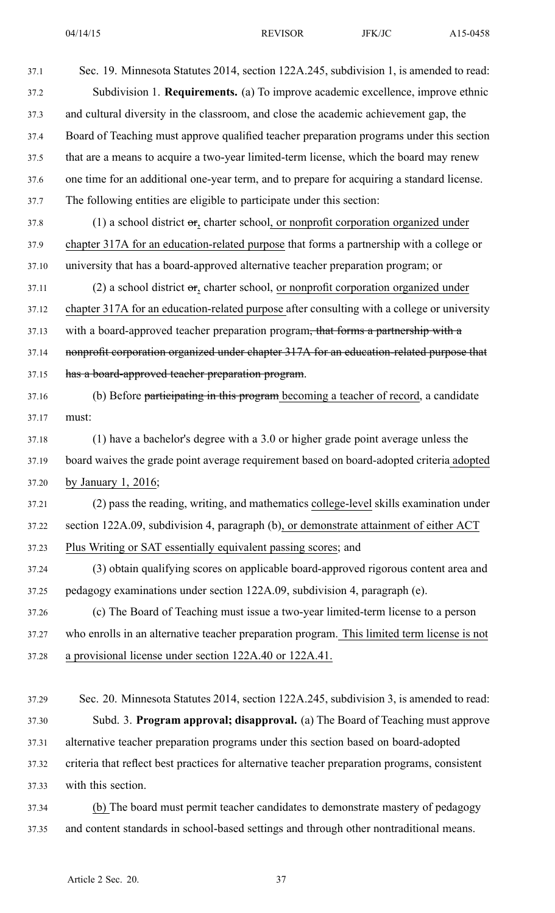Sec. 19. Minnesota Statutes 2014, section 122A.245, subdivision 1, is amended to read:

Subdivision 1. **Requirements.** (a) To improve academic excellence, improve ethnic and cultural diversity in the classroom, and close the academic achievement gap, the Board of Teaching must approve qualified teacher preparation programs under this section that are a means to acquire a two-year limited-term license, which the board may renew one time for an additional one-year term, and to prepare for acquiring a standard license. The following entities are eligible to participate under this section:

(1) a school district ~~or~~, charter school, or nonprofit corporation organized under chapter 317A for an education-related purpose that forms a partnership with a college or university that has a board-approved alternative teacher preparation program; or

(2) a school district ~~or~~, charter school, or nonprofit corporation organized under chapter 317A for an education-related purpose after consulting with a college or university with a board-approved teacher preparation program~~, that forms a partnership with a nonprofit corporation organized under chapter 317A for an education-related purpose that has a board-approved teacher preparation program~~.

(b) Before ~~participating in this program~~ becoming a teacher of record, a candidate must:

(1) have a bachelor's degree with a 3.0 or higher grade point average unless the board waives the grade point average requirement based on board-adopted criteria adopted by January 1, 2016;

(2) pass the reading, writing, and mathematics college-level skills examination under section 122A.09, subdivision 4, paragraph (b), or demonstrate attainment of either ACT Plus Writing or SAT essentially equivalent passing scores; and

(3) obtain qualifying scores on applicable board-approved rigorous content area and pedagogy examinations under section 122A.09, subdivision 4, paragraph (e).

(c) The Board of Teaching must issue a two-year limited-term license to a person who enrolls in an alternative teacher preparation program. This limited term license is not a provisional license under section 122A.40 or 122A.41.

Sec. 20. Minnesota Statutes 2014, section 122A.245, subdivision 3, is amended to read:

Subd. 3. **Program approval; disapproval.** (a) The Board of Teaching must approve alternative teacher preparation programs under this section based on board-adopted criteria that reflect best practices for alternative teacher preparation programs, consistent with this section.

(b) The board must permit teacher candidates to demonstrate mastery of pedagogy and content standards in school-based settings and through other nontraditional means.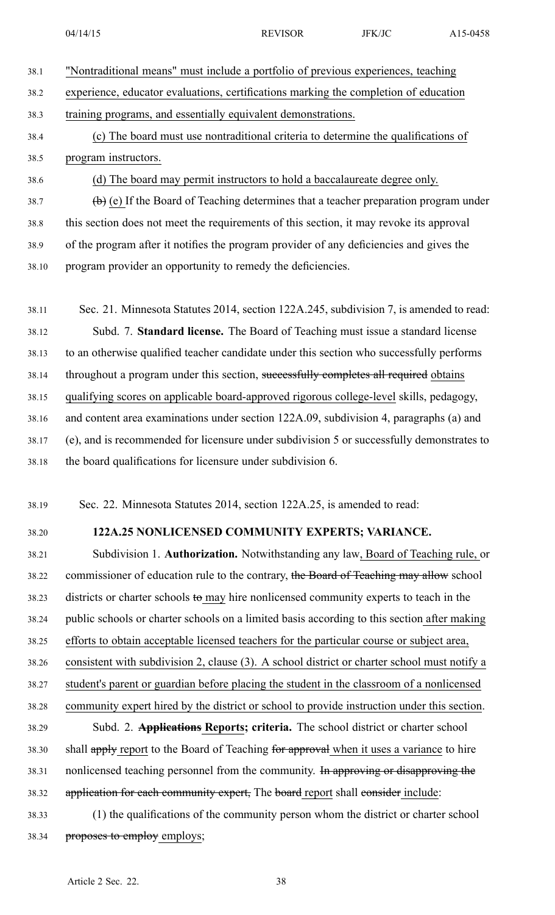"Nontraditional means" must include a portfolio of previous experiences, teaching experience, educator evaluations, certifications marking the completion of education training programs, and essentially equivalent demonstrations.

(c) The board must use nontraditional criteria to determine the qualifications of program instructors.

(d) The board may permit instructors to hold a baccalaureate degree only.

~~(b)~~ (e) If the Board of Teaching determines that a teacher preparation program under this section does not meet the requirements of this section, it may revoke its approval of the program after it notifies the program provider of any deficiencies and gives the program provider an opportunity to remedy the deficiencies.

Sec. 21. Minnesota Statutes 2014, section 122A.245, subdivision 7, is amended to read:

Subd. 7. **Standard license.** The Board of Teaching must issue a standard license to an otherwise qualified teacher candidate under this section who successfully performs throughout a program under this section, ~~successfully completes all required~~ obtains qualifying scores on applicable board-approved rigorous college-level skills, pedagogy, and content area examinations under section 122A.09, subdivision 4, paragraphs (a) and (e), and is recommended for licensure under subdivision 5 or successfully demonstrates to the board qualifications for licensure under subdivision 6.

Sec. 22. Minnesota Statutes 2014, section 122A.25, is amended to read:

**122A.25 NONLICENSED COMMUNITY EXPERTS; VARIANCE.**

Subdivision 1. **Authorization.** Notwithstanding any law, Board of Teaching rule, or commissioner of education rule to the contrary, ~~the Board of Teaching may allow~~ school districts or charter schools ~~to~~ may hire nonlicensed community experts to teach in the public schools or charter schools on a limited basis according to this section after making efforts to obtain acceptable licensed teachers for the particular course or subject area, consistent with subdivision 2, clause (3). A school district or charter school must notify a student's parent or guardian before placing the student in the classroom of a nonlicensed community expert hired by the district or school to provide instruction under this section.

Subd. 2. ~~**Applications**~~ **Reports; criteria.** The school district or charter school shall ~~apply~~ report to the Board of Teaching ~~for approval~~ when it uses a variance to hire nonlicensed teaching personnel from the community. ~~In approving or disapproving the application for each community expert,~~ The ~~board~~ report shall ~~consider~~ include:

(1) the qualifications of the community person whom the district or charter school ~~proposes to employ~~ employs;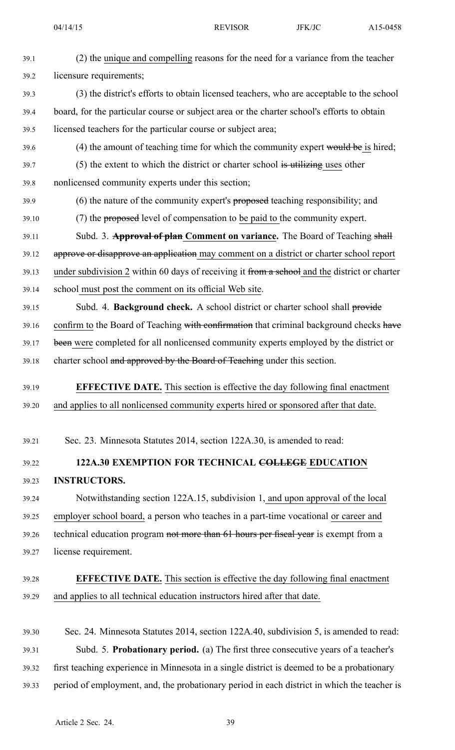(2) the unique and compelling reasons for the need for a variance from the teacher licensure requirements;

(3) the district's efforts to obtain licensed teachers, who are acceptable to the school board, for the particular course or subject area or the charter school's efforts to obtain licensed teachers for the particular course or subject area;

(4) the amount of teaching time for which the community expert ~~would be~~ is hired;

(5) the extent to which the district or charter school ~~is utilizing~~ uses other nonlicensed community experts under this section;

(6) the nature of the community expert's ~~proposed~~ teaching responsibility; and

(7) the ~~proposed~~ level of compensation to be paid to the community expert.

Subd. 3. **~~Approval of plan~~ Comment on variance.** The Board of Teaching ~~shall approve or disapprove an application~~ may comment on a district or charter school report under subdivision 2 within 60 days of receiving it ~~from a school~~ and the district or charter school must post the comment on its official Web site.

Subd. 4. **Background check.** A school district or charter school shall ~~provide~~ confirm to the Board of Teaching ~~with confirmation~~ that criminal background checks ~~have been~~ were completed for all nonlicensed community experts employed by the district or charter school ~~and approved by the Board of Teaching~~ under this section.

**EFFECTIVE DATE.** This section is effective the day following final enactment and applies to all nonlicensed community experts hired or sponsored after that date.

Sec. 23. Minnesota Statutes 2014, section 122A.30, is amended to read:

**122A.30 EXEMPTION FOR TECHNICAL ~~COLLEGE~~ EDUCATION INSTRUCTORS.**

Notwithstanding section 122A.15, subdivision 1, and upon approval of the local employer school board, a person who teaches in a part-time vocational or career and technical education program ~~not more than 61 hours per fiscal year~~ is exempt from a license requirement.

**EFFECTIVE DATE.** This section is effective the day following final enactment and applies to all technical education instructors hired after that date.

Sec. 24. Minnesota Statutes 2014, section 122A.40, subdivision 5, is amended to read:

Subd. 5. **Probationary period.** (a) The first three consecutive years of a teacher's first teaching experience in Minnesota in a single district is deemed to be a probationary period of employment, and, the probationary period in each district in which the teacher is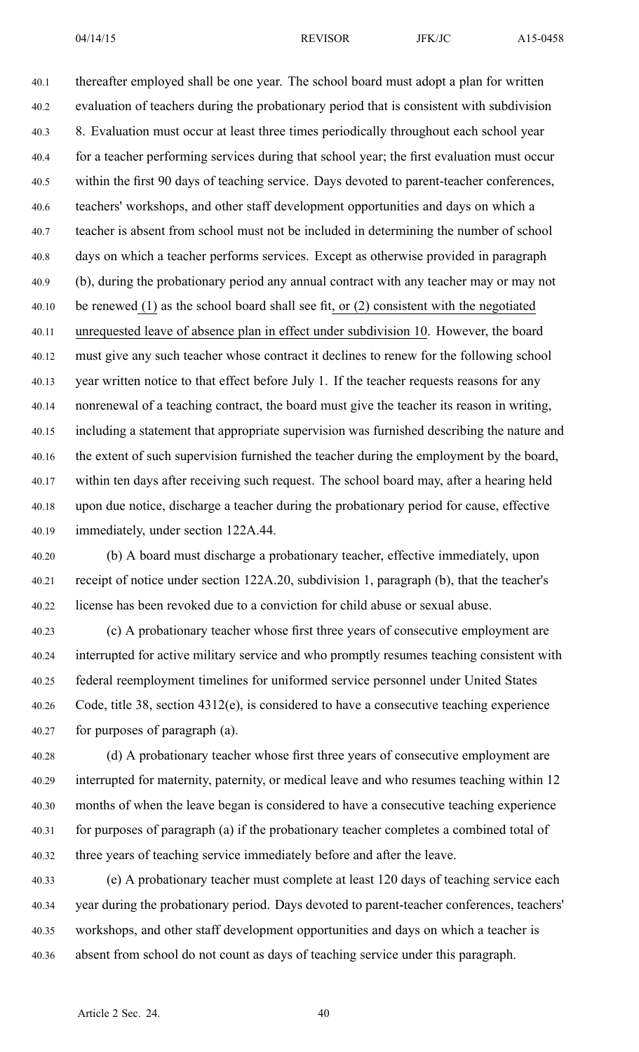thereafter employed shall be one year. The school board must adopt a plan for written evaluation of teachers during the probationary period that is consistent with subdivision 8. Evaluation must occur at least three times periodically throughout each school year for a teacher performing services during that school year; the first evaluation must occur within the first 90 days of teaching service. Days devoted to parent-teacher conferences, teachers' workshops, and other staff development opportunities and days on which a teacher is absent from school must not be included in determining the number of school days on which a teacher performs services. Except as otherwise provided in paragraph (b), during the probationary period any annual contract with any teacher may or may not be renewed (1) as the school board shall see fit, or (2) consistent with the negotiated unrequested leave of absence plan in effect under subdivision 10. However, the board must give any such teacher whose contract it declines to renew for the following school year written notice to that effect before July 1. If the teacher requests reasons for any nonrenewal of a teaching contract, the board must give the teacher its reason in writing, including a statement that appropriate supervision was furnished describing the nature and the extent of such supervision furnished the teacher during the employment by the board, within ten days after receiving such request. The school board may, after a hearing held upon due notice, discharge a teacher during the probationary period for cause, effective immediately, under section 122A.44.

(b) A board must discharge a probationary teacher, effective immediately, upon receipt of notice under section 122A.20, subdivision 1, paragraph (b), that the teacher's license has been revoked due to a conviction for child abuse or sexual abuse.

(c) A probationary teacher whose first three years of consecutive employment are interrupted for active military service and who promptly resumes teaching consistent with federal reemployment timelines for uniformed service personnel under United States Code, title 38, section 4312(e), is considered to have a consecutive teaching experience for purposes of paragraph (a).

(d) A probationary teacher whose first three years of consecutive employment are interrupted for maternity, paternity, or medical leave and who resumes teaching within 12 months of when the leave began is considered to have a consecutive teaching experience for purposes of paragraph (a) if the probationary teacher completes a combined total of three years of teaching service immediately before and after the leave.

(e) A probationary teacher must complete at least 120 days of teaching service each year during the probationary period. Days devoted to parent-teacher conferences, teachers' workshops, and other staff development opportunities and days on which a teacher is absent from school do not count as days of teaching service under this paragraph.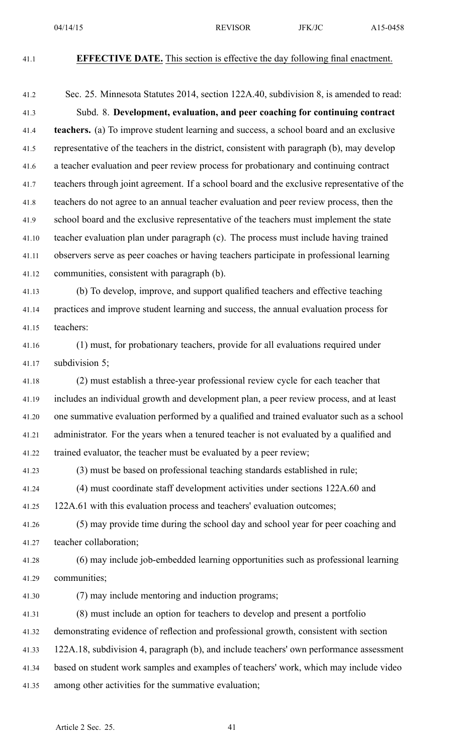**EFFECTIVE DATE.** This section is effective the day following final enactment.

Sec. 25. Minnesota Statutes 2014, section 122A.40, subdivision 8, is amended to read:

Subd. 8. **Development, evaluation, and peer coaching for continuing contract teachers.** (a) To improve student learning and success, a school board and an exclusive representative of the teachers in the district, consistent with paragraph (b), may develop a teacher evaluation and peer review process for probationary and continuing contract teachers through joint agreement. If a school board and the exclusive representative of the teachers do not agree to an annual teacher evaluation and peer review process, then the school board and the exclusive representative of the teachers must implement the state teacher evaluation plan under paragraph (c). The process must include having trained observers serve as peer coaches or having teachers participate in professional learning communities, consistent with paragraph (b).

(b) To develop, improve, and support qualified teachers and effective teaching practices and improve student learning and success, the annual evaluation process for teachers:

(1) must, for probationary teachers, provide for all evaluations required under subdivision 5;

(2) must establish a three-year professional review cycle for each teacher that includes an individual growth and development plan, a peer review process, and at least one summative evaluation performed by a qualified and trained evaluator such as a school administrator. For the years when a tenured teacher is not evaluated by a qualified and trained evaluator, the teacher must be evaluated by a peer review;

(3) must be based on professional teaching standards established in rule;

(4) must coordinate staff development activities under sections 122A.60 and 122A.61 with this evaluation process and teachers' evaluation outcomes;

(5) may provide time during the school day and school year for peer coaching and teacher collaboration;

(6) may include job-embedded learning opportunities such as professional learning communities;

(7) may include mentoring and induction programs;

(8) must include an option for teachers to develop and present a portfolio demonstrating evidence of reflection and professional growth, consistent with section 122A.18, subdivision 4, paragraph (b), and include teachers' own performance assessment based on student work samples and examples of teachers' work, which may include video among other activities for the summative evaluation;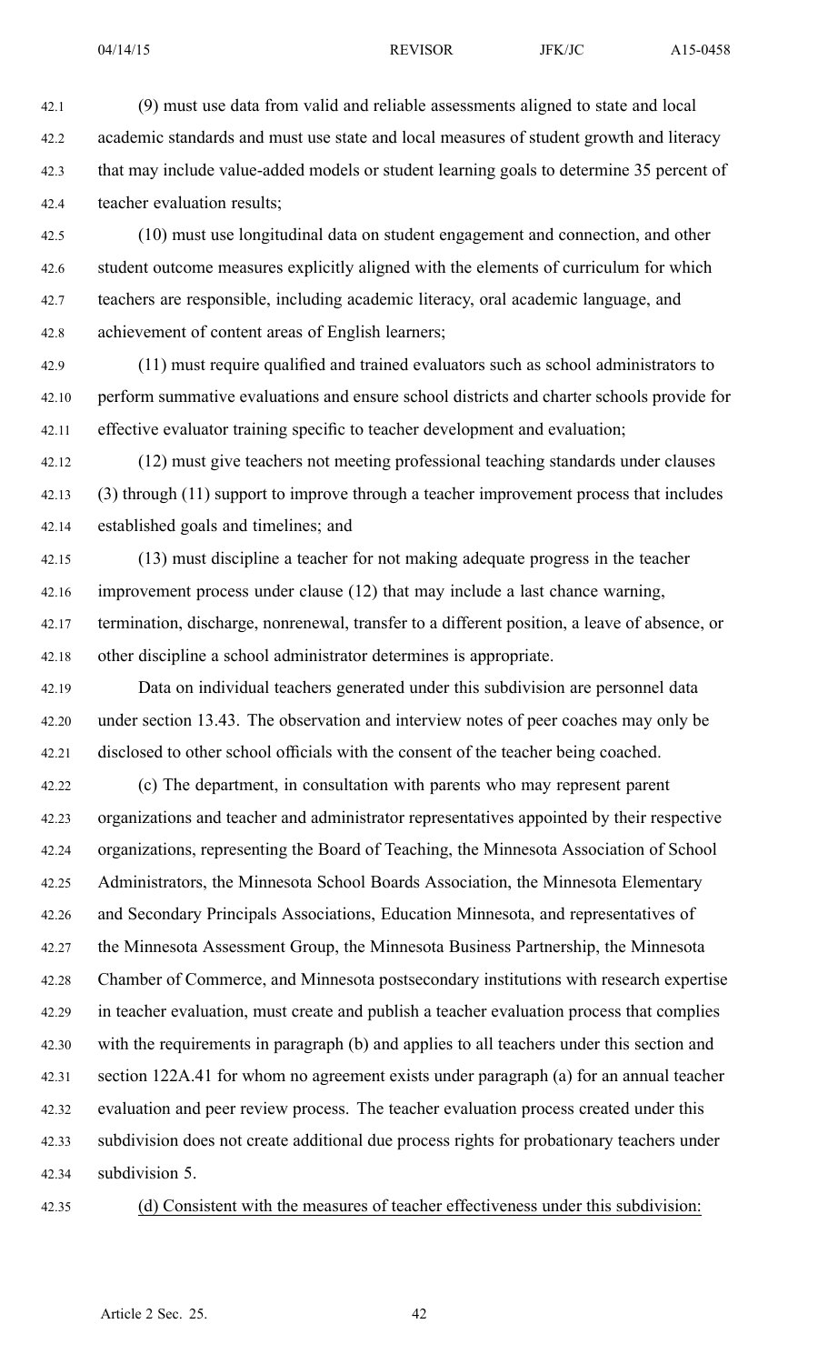(9) must use data from valid and reliable assessments aligned to state and local academic standards and must use state and local measures of student growth and literacy that may include value-added models or student learning goals to determine 35 percent of teacher evaluation results;

(10) must use longitudinal data on student engagement and connection, and other student outcome measures explicitly aligned with the elements of curriculum for which teachers are responsible, including academic literacy, oral academic language, and achievement of content areas of English learners;

(11) must require qualified and trained evaluators such as school administrators to perform summative evaluations and ensure school districts and charter schools provide for effective evaluator training specific to teacher development and evaluation;

(12) must give teachers not meeting professional teaching standards under clauses (3) through (11) support to improve through a teacher improvement process that includes established goals and timelines; and

(13) must discipline a teacher for not making adequate progress in the teacher improvement process under clause (12) that may include a last chance warning, termination, discharge, nonrenewal, transfer to a different position, a leave of absence, or other discipline a school administrator determines is appropriate.

Data on individual teachers generated under this subdivision are personnel data under section 13.43. The observation and interview notes of peer coaches may only be disclosed to other school officials with the consent of the teacher being coached.

(c) The department, in consultation with parents who may represent parent organizations and teacher and administrator representatives appointed by their respective organizations, representing the Board of Teaching, the Minnesota Association of School Administrators, the Minnesota School Boards Association, the Minnesota Elementary and Secondary Principals Associations, Education Minnesota, and representatives of the Minnesota Assessment Group, the Minnesota Business Partnership, the Minnesota Chamber of Commerce, and Minnesota postsecondary institutions with research expertise in teacher evaluation, must create and publish a teacher evaluation process that complies with the requirements in paragraph (b) and applies to all teachers under this section and section 122A.41 for whom no agreement exists under paragraph (a) for an annual teacher evaluation and peer review process. The teacher evaluation process created under this subdivision does not create additional due process rights for probationary teachers under subdivision 5.

<u>(d) Consistent with the measures of teacher effectiveness under this subdivision:</u>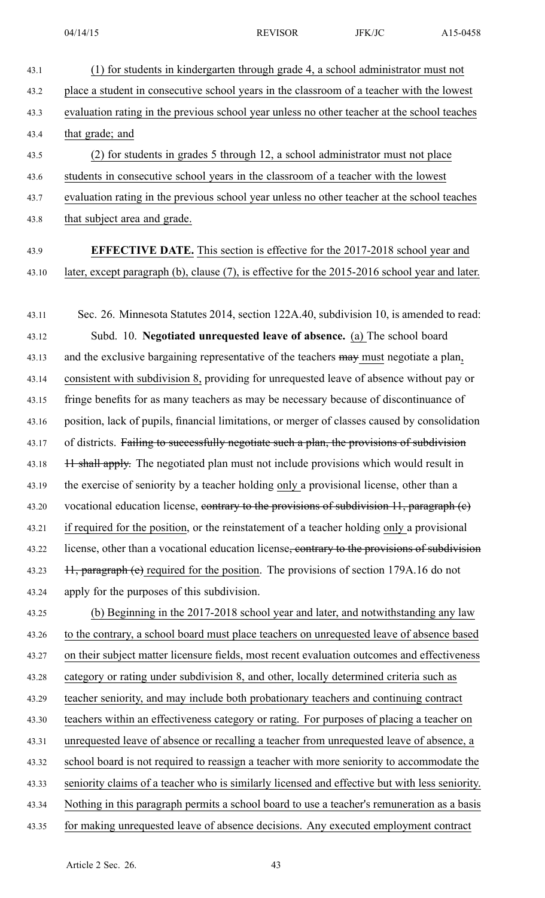(1) for students in kindergarten through grade 4, a school administrator must not place a student in consecutive school years in the classroom of a teacher with the lowest evaluation rating in the previous school year unless no other teacher at the school teaches that grade; and

(2) for students in grades 5 through 12, a school administrator must not place students in consecutive school years in the classroom of a teacher with the lowest evaluation rating in the previous school year unless no other teacher at the school teaches that subject area and grade.

**EFFECTIVE DATE.** This section is effective for the 2017-2018 school year and later, except paragraph (b), clause (7), is effective for the 2015-2016 school year and later.

Sec. 26. Minnesota Statutes 2014, section 122A.40, subdivision 10, is amended to read:

Subd. 10. **Negotiated unrequested leave of absence.** (a) The school board and the exclusive bargaining representative of the teachers ~~may~~ must negotiate a plan, consistent with subdivision 8, providing for unrequested leave of absence without pay or fringe benefits for as many teachers as may be necessary because of discontinuance of position, lack of pupils, financial limitations, or merger of classes caused by consolidation of districts. ~~Failing to successfully negotiate such a plan, the provisions of subdivision 11 shall apply.~~ The negotiated plan must not include provisions which would result in the exercise of seniority by a teacher holding only a provisional license, other than a vocational education license, ~~contrary to the provisions of subdivision 11, paragraph (c)~~ if required for the position, or the reinstatement of a teacher holding only a provisional license, other than a vocational education license~~, contrary to the provisions of subdivision 11, paragraph (c)~~ required for the position. The provisions of section 179A.16 do not apply for the purposes of this subdivision.

(b) Beginning in the 2017-2018 school year and later, and notwithstanding any law to the contrary, a school board must place teachers on unrequested leave of absence based on their subject matter licensure fields, most recent evaluation outcomes and effectiveness category or rating under subdivision 8, and other, locally determined criteria such as teacher seniority, and may include both probationary teachers and continuing contract teachers within an effectiveness category or rating. For purposes of placing a teacher on unrequested leave of absence or recalling a teacher from unrequested leave of absence, a school board is not required to reassign a teacher with more seniority to accommodate the seniority claims of a teacher who is similarly licensed and effective but with less seniority. Nothing in this paragraph permits a school board to use a teacher's remuneration as a basis for making unrequested leave of absence decisions. Any executed employment contract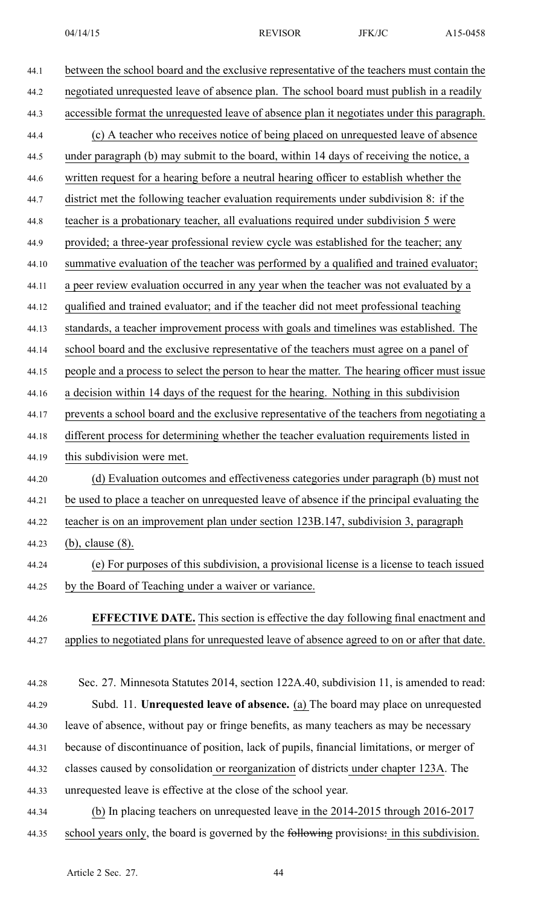between the school board and the exclusive representative of the teachers must contain the negotiated unrequested leave of absence plan. The school board must publish in a readily accessible format the unrequested leave of absence plan it negotiates under this paragraph.

(c) A teacher who receives notice of being placed on unrequested leave of absence under paragraph (b) may submit to the board, within 14 days of receiving the notice, a written request for a hearing before a neutral hearing officer to establish whether the district met the following teacher evaluation requirements under subdivision 8: if the teacher is a probationary teacher, all evaluations required under subdivision 5 were provided; a three-year professional review cycle was established for the teacher; any summative evaluation of the teacher was performed by a qualified and trained evaluator; a peer review evaluation occurred in any year when the teacher was not evaluated by a qualified and trained evaluator; and if the teacher did not meet professional teaching standards, a teacher improvement process with goals and timelines was established. The school board and the exclusive representative of the teachers must agree on a panel of people and a process to select the person to hear the matter. The hearing officer must issue a decision within 14 days of the request for the hearing. Nothing in this subdivision prevents a school board and the exclusive representative of the teachers from negotiating a different process for determining whether the teacher evaluation requirements listed in this subdivision were met.

(d) Evaluation outcomes and effectiveness categories under paragraph (b) must not be used to place a teacher on unrequested leave of absence if the principal evaluating the teacher is on an improvement plan under section 123B.147, subdivision 3, paragraph (b), clause (8).

(e) For purposes of this subdivision, a provisional license is a license to teach issued by the Board of Teaching under a waiver or variance.

**EFFECTIVE DATE.** This section is effective the day following final enactment and applies to negotiated plans for unrequested leave of absence agreed to on or after that date.

Sec. 27. Minnesota Statutes 2014, section 122A.40, subdivision 11, is amended to read:

Subd. 11. **Unrequested leave of absence.** (a) The board may place on unrequested leave of absence, without pay or fringe benefits, as many teachers as may be necessary because of discontinuance of position, lack of pupils, financial limitations, or merger of classes caused by consolidation or reorganization of districts under chapter 123A. The unrequested leave is effective at the close of the school year.

(b) In placing teachers on unrequested leave in the 2014-2015 through 2016-2017 school years only, the board is governed by the ~~following~~ provisions~~:~~ in this subdivision.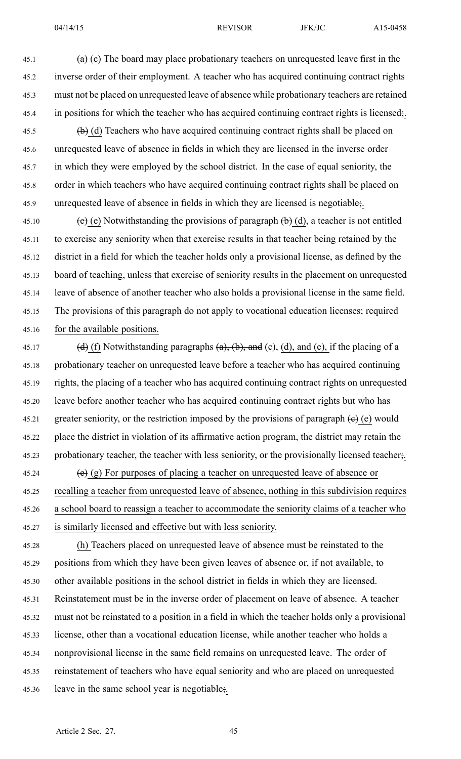~~(a)~~ (c) The board may place probationary teachers on unrequested leave first in the inverse order of their employment. A teacher who has acquired continuing contract rights must not be placed on unrequested leave of absence while probationary teachers are retained in positions for which the teacher who has acquired continuing contract rights is licensed~~;~~.

~~(b)~~ (d) Teachers who have acquired continuing contract rights shall be placed on unrequested leave of absence in fields in which they are licensed in the inverse order in which they were employed by the school district. In the case of equal seniority, the order in which teachers who have acquired continuing contract rights shall be placed on unrequested leave of absence in fields in which they are licensed is negotiable~~;~~.

~~(c)~~ (e) Notwithstanding the provisions of paragraph ~~(b)~~ (d), a teacher is not entitled to exercise any seniority when that exercise results in that teacher being retained by the district in a field for which the teacher holds only a provisional license, as defined by the board of teaching, unless that exercise of seniority results in the placement on unrequested leave of absence of another teacher who also holds a provisional license in the same field. The provisions of this paragraph do not apply to vocational education licenses~~;~~ required for the available positions.

~~(d)~~ (f) Notwithstanding paragraphs ~~(a), (b), and~~ (c), (d), and (e), if the placing of a probationary teacher on unrequested leave before a teacher who has acquired continuing rights, the placing of a teacher who has acquired continuing contract rights on unrequested leave before another teacher who has acquired continuing contract rights but who has greater seniority, or the restriction imposed by the provisions of paragraph ~~(c)~~ (e) would place the district in violation of its affirmative action program, the district may retain the probationary teacher, the teacher with less seniority, or the provisionally licensed teacher~~;~~.

~~(e)~~ (g) For purposes of placing a teacher on unrequested leave of absence or recalling a teacher from unrequested leave of absence, nothing in this subdivision requires a school board to reassign a teacher to accommodate the seniority claims of a teacher who is similarly licensed and effective but with less seniority.

(h) Teachers placed on unrequested leave of absence must be reinstated to the positions from which they have been given leaves of absence or, if not available, to other available positions in the school district in fields in which they are licensed. Reinstatement must be in the inverse order of placement on leave of absence. A teacher must not be reinstated to a position in a field in which the teacher holds only a provisional license, other than a vocational education license, while another teacher who holds a nonprovisional license in the same field remains on unrequested leave. The order of reinstatement of teachers who have equal seniority and who are placed on unrequested leave in the same school year is negotiable~~;~~.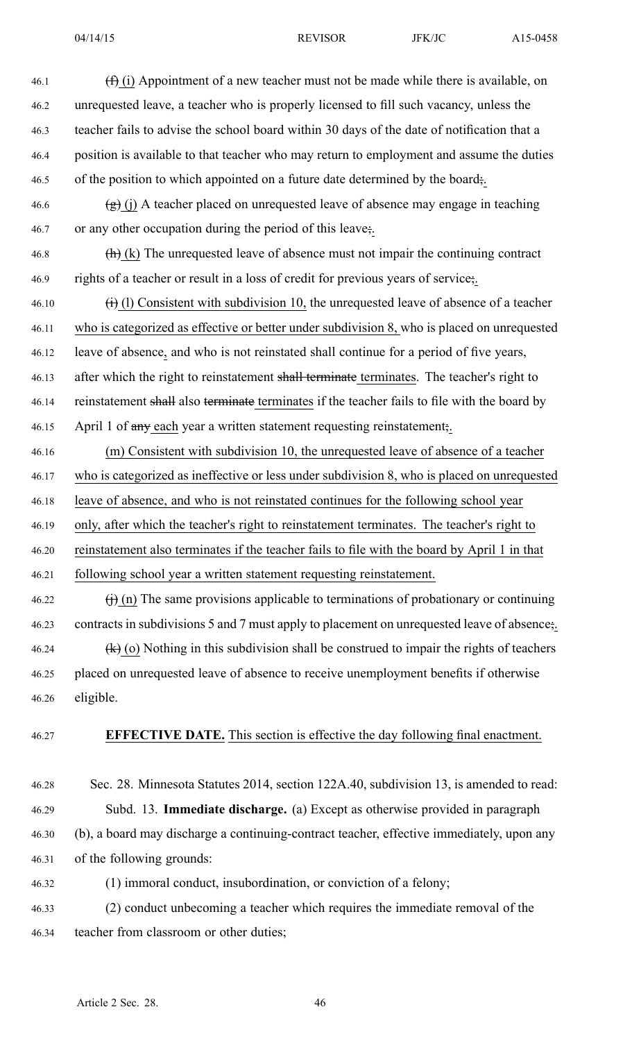~~(f)~~ (i) Appointment of a new teacher must not be made while there is available, on unrequested leave, a teacher who is properly licensed to fill such vacancy, unless the teacher fails to advise the school board within 30 days of the date of notification that a position is available to that teacher who may return to employment and assume the duties of the position to which appointed on a future date determined by the board~~;~~.

~~(g)~~ (j) A teacher placed on unrequested leave of absence may engage in teaching or any other occupation during the period of this leave~~;~~.

~~(h)~~ (k) The unrequested leave of absence must not impair the continuing contract rights of a teacher or result in a loss of credit for previous years of service~~;~~.

~~(i)~~ (l) Consistent with subdivision 10, the unrequested leave of absence of a teacher who is categorized as effective or better under subdivision 8, who is placed on unrequested leave of absence, and who is not reinstated shall continue for a period of five years, after which the right to reinstatement ~~shall terminate~~ terminates. The teacher's right to reinstatement ~~shall~~ also ~~terminate~~ terminates if the teacher fails to file with the board by April 1 of ~~any~~ each year a written statement requesting reinstatement~~;~~.

(m) Consistent with subdivision 10, the unrequested leave of absence of a teacher who is categorized as ineffective or less under subdivision 8, who is placed on unrequested leave of absence, and who is not reinstated continues for the following school year only, after which the teacher's right to reinstatement terminates. The teacher's right to reinstatement also terminates if the teacher fails to file with the board by April 1 in that following school year a written statement requesting reinstatement.

~~(j)~~ (n) The same provisions applicable to terminations of probationary or continuing contracts in subdivisions 5 and 7 must apply to placement on unrequested leave of absence~~;~~.

~~(k)~~ (o) Nothing in this subdivision shall be construed to impair the rights of teachers placed on unrequested leave of absence to receive unemployment benefits if otherwise eligible.

**EFFECTIVE DATE.** This section is effective the day following final enactment.

Sec. 28. Minnesota Statutes 2014, section 122A.40, subdivision 13, is amended to read:

Subd. 13. **Immediate discharge.** (a) Except as otherwise provided in paragraph (b), a board may discharge a continuing-contract teacher, effective immediately, upon any of the following grounds:

(1) immoral conduct, insubordination, or conviction of a felony;

(2) conduct unbecoming a teacher which requires the immediate removal of the teacher from classroom or other duties;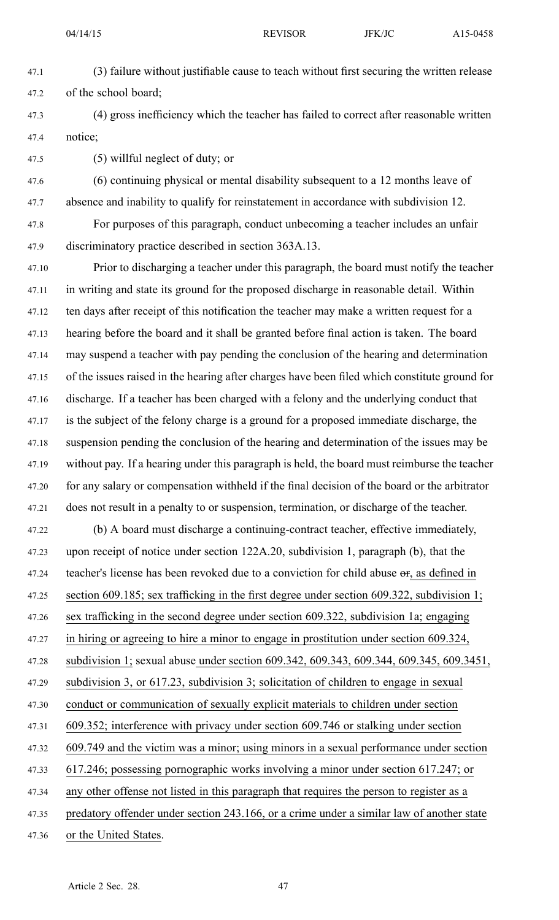(3) failure without justifiable cause to teach without first securing the written release of the school board;

(4) gross inefficiency which the teacher has failed to correct after reasonable written notice;

(5) willful neglect of duty; or

(6) continuing physical or mental disability subsequent to a 12 months leave of absence and inability to qualify for reinstatement in accordance with subdivision 12.

For purposes of this paragraph, conduct unbecoming a teacher includes an unfair discriminatory practice described in section 363A.13.

Prior to discharging a teacher under this paragraph, the board must notify the teacher in writing and state its ground for the proposed discharge in reasonable detail. Within ten days after receipt of this notification the teacher may make a written request for a hearing before the board and it shall be granted before final action is taken. The board may suspend a teacher with pay pending the conclusion of the hearing and determination of the issues raised in the hearing after charges have been filed which constitute ground for discharge. If a teacher has been charged with a felony and the underlying conduct that is the subject of the felony charge is a ground for a proposed immediate discharge, the suspension pending the conclusion of the hearing and determination of the issues may be without pay. If a hearing under this paragraph is held, the board must reimburse the teacher for any salary or compensation withheld if the final decision of the board or the arbitrator does not result in a penalty to or suspension, termination, or discharge of the teacher.

(b) A board must discharge a continuing-contract teacher, effective immediately, upon receipt of notice under section 122A.20, subdivision 1, paragraph (b), that the teacher's license has been revoked due to a conviction for child abuse ~~or~~, as defined in section 609.185; sex trafficking in the first degree under section 609.322, subdivision 1; sex trafficking in the second degree under section 609.322, subdivision 1a; engaging in hiring or agreeing to hire a minor to engage in prostitution under section 609.324, subdivision 1; sexual abuse under section 609.342, 609.343, 609.344, 609.345, 609.3451, subdivision 3, or 617.23, subdivision 3; solicitation of children to engage in sexual conduct or communication of sexually explicit materials to children under section 609.352; interference with privacy under section 609.746 or stalking under section 609.749 and the victim was a minor; using minors in a sexual performance under section 617.246; possessing pornographic works involving a minor under section 617.247; or any other offense not listed in this paragraph that requires the person to register as a predatory offender under section 243.166, or a crime under a similar law of another state or the United States.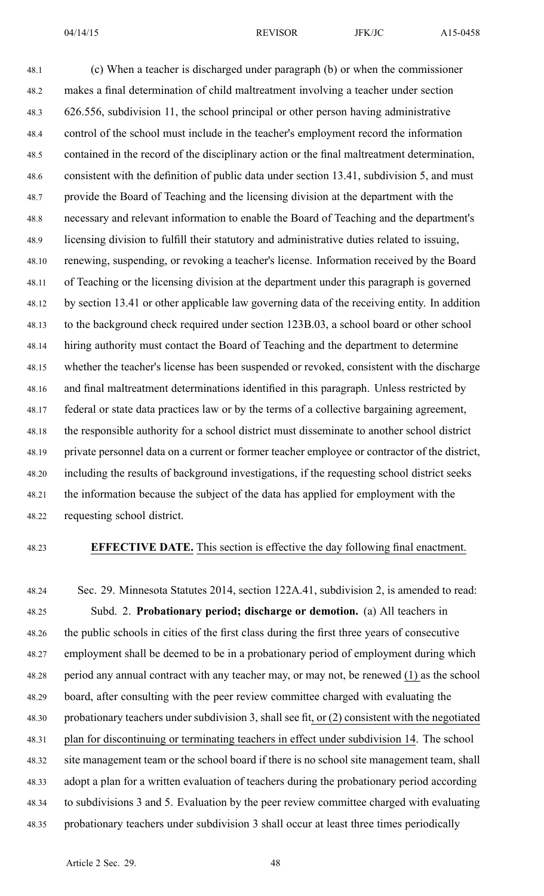(c) When a teacher is discharged under paragraph (b) or when the commissioner makes a final determination of child maltreatment involving a teacher under section 626.556, subdivision 11, the school principal or other person having administrative control of the school must include in the teacher's employment record the information contained in the record of the disciplinary action or the final maltreatment determination, consistent with the definition of public data under section 13.41, subdivision 5, and must provide the Board of Teaching and the licensing division at the department with the necessary and relevant information to enable the Board of Teaching and the department's licensing division to fulfill their statutory and administrative duties related to issuing, renewing, suspending, or revoking a teacher's license. Information received by the Board of Teaching or the licensing division at the department under this paragraph is governed by section 13.41 or other applicable law governing data of the receiving entity. In addition to the background check required under section 123B.03, a school board or other school hiring authority must contact the Board of Teaching and the department to determine whether the teacher's license has been suspended or revoked, consistent with the discharge and final maltreatment determinations identified in this paragraph. Unless restricted by federal or state data practices law or by the terms of a collective bargaining agreement, the responsible authority for a school district must disseminate to another school district private personnel data on a current or former teacher employee or contractor of the district, including the results of background investigations, if the requesting school district seeks the information because the subject of the data has applied for employment with the requesting school district.

**EFFECTIVE DATE.** This section is effective the day following final enactment.

Sec. 29. Minnesota Statutes 2014, section 122A.41, subdivision 2, is amended to read:

Subd. 2. **Probationary period; discharge or demotion.** (a) All teachers in the public schools in cities of the first class during the first three years of consecutive employment shall be deemed to be in a probationary period of employment during which period any annual contract with any teacher may, or may not, be renewed (1) as the school board, after consulting with the peer review committee charged with evaluating the probationary teachers under subdivision 3, shall see fit, or (2) consistent with the negotiated plan for discontinuing or terminating teachers in effect under subdivision 14. The school site management team or the school board if there is no school site management team, shall adopt a plan for a written evaluation of teachers during the probationary period according to subdivisions 3 and 5. Evaluation by the peer review committee charged with evaluating probationary teachers under subdivision 3 shall occur at least three times periodically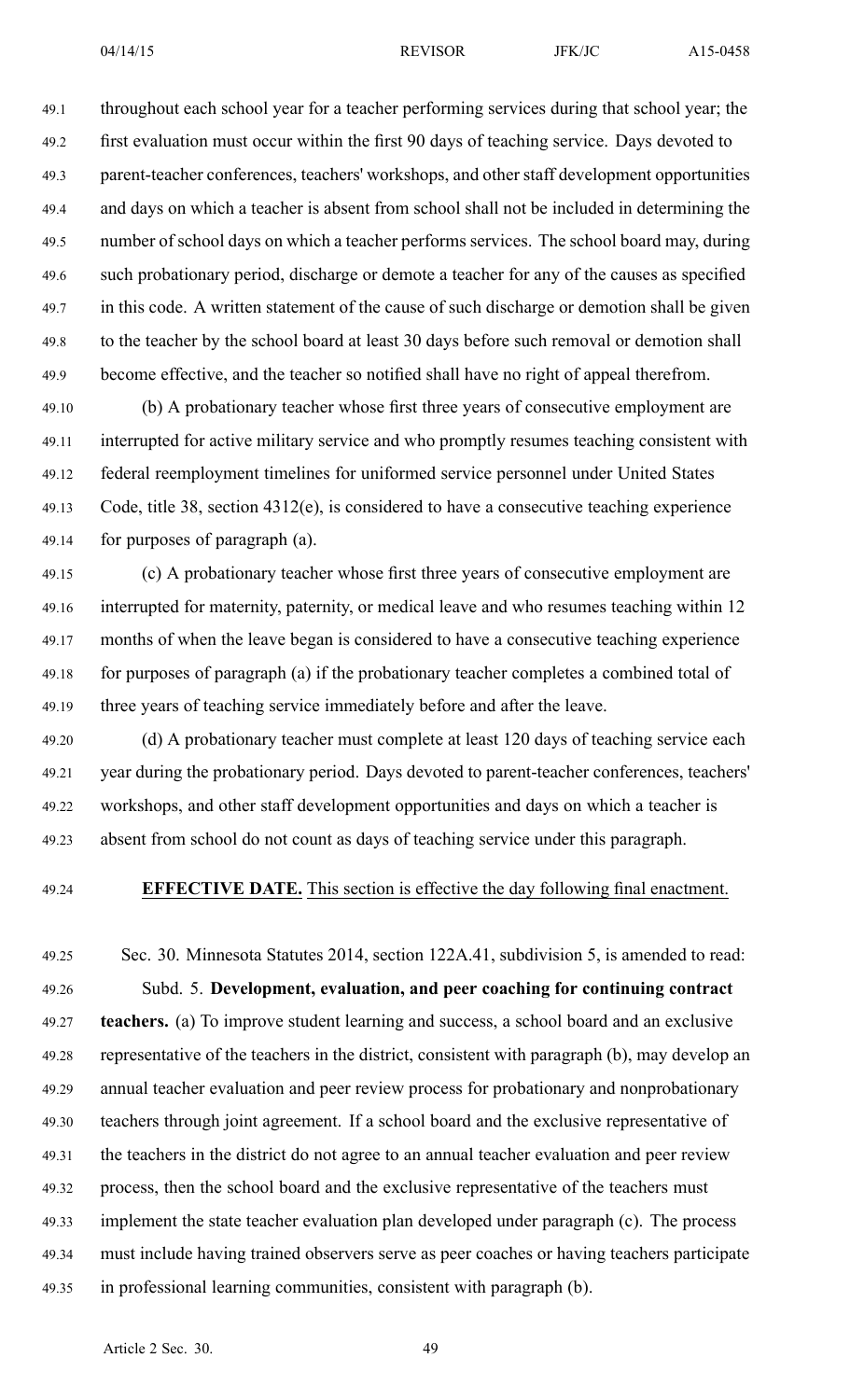throughout each school year for a teacher performing services during that school year; the first evaluation must occur within the first 90 days of teaching service. Days devoted to parent-teacher conferences, teachers' workshops, and other staff development opportunities and days on which a teacher is absent from school shall not be included in determining the number of school days on which a teacher performs services. The school board may, during such probationary period, discharge or demote a teacher for any of the causes as specified in this code. A written statement of the cause of such discharge or demotion shall be given to the teacher by the school board at least 30 days before such removal or demotion shall become effective, and the teacher so notified shall have no right of appeal therefrom.

(b) A probationary teacher whose first three years of consecutive employment are interrupted for active military service and who promptly resumes teaching consistent with federal reemployment timelines for uniformed service personnel under United States Code, title 38, section 4312(e), is considered to have a consecutive teaching experience for purposes of paragraph (a).

(c) A probationary teacher whose first three years of consecutive employment are interrupted for maternity, paternity, or medical leave and who resumes teaching within 12 months of when the leave began is considered to have a consecutive teaching experience for purposes of paragraph (a) if the probationary teacher completes a combined total of three years of teaching service immediately before and after the leave.

(d) A probationary teacher must complete at least 120 days of teaching service each year during the probationary period. Days devoted to parent-teacher conferences, teachers' workshops, and other staff development opportunities and days on which a teacher is absent from school do not count as days of teaching service under this paragraph.

**EFFECTIVE DATE.** This section is effective the day following final enactment.

Sec. 30. Minnesota Statutes 2014, section 122A.41, subdivision 5, is amended to read:

Subd. 5. **Development, evaluation, and peer coaching for continuing contract teachers.** (a) To improve student learning and success, a school board and an exclusive representative of the teachers in the district, consistent with paragraph (b), may develop an annual teacher evaluation and peer review process for probationary and nonprobationary teachers through joint agreement. If a school board and the exclusive representative of the teachers in the district do not agree to an annual teacher evaluation and peer review process, then the school board and the exclusive representative of the teachers must implement the state teacher evaluation plan developed under paragraph (c). The process must include having trained observers serve as peer coaches or having teachers participate in professional learning communities, consistent with paragraph (b).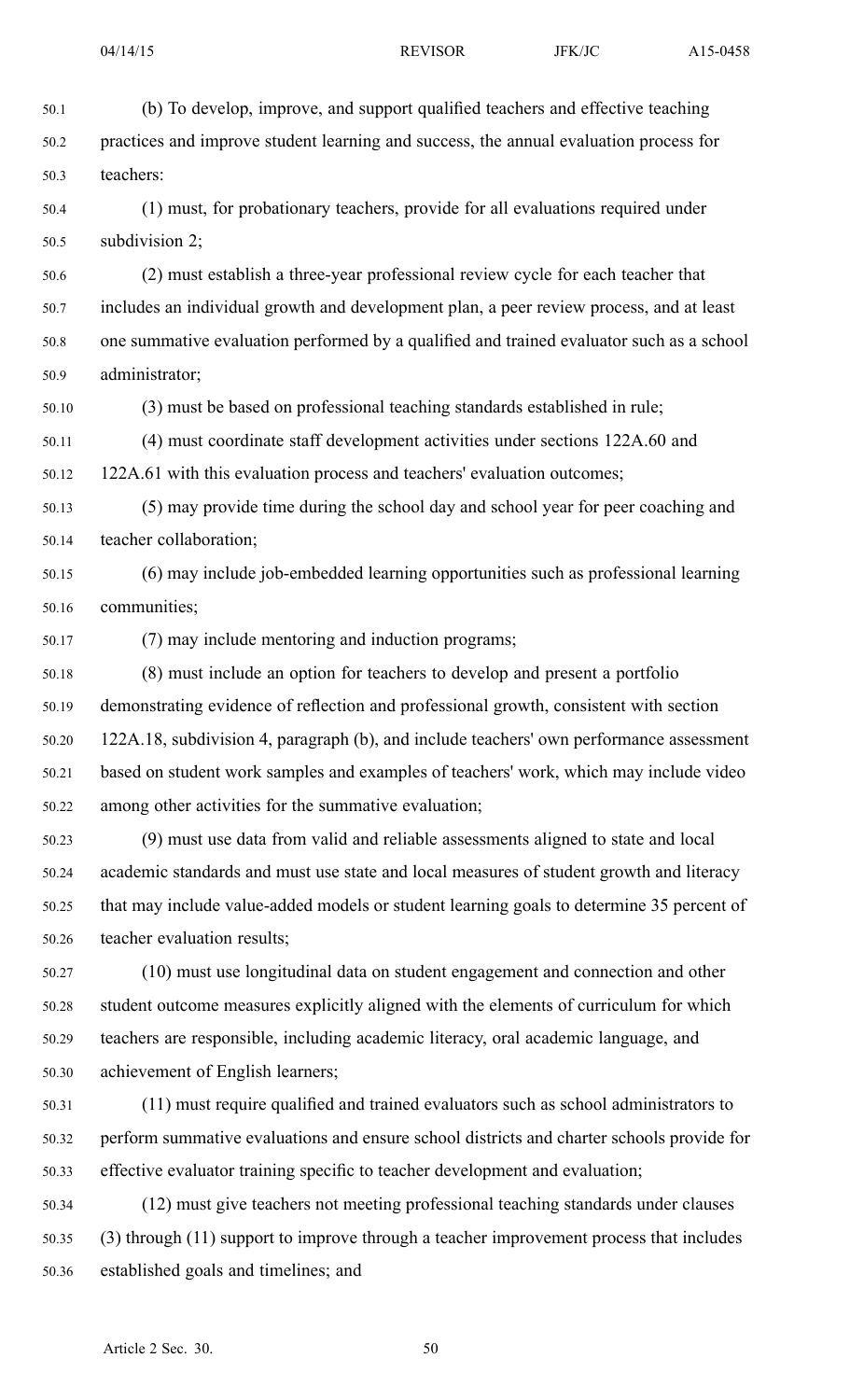(b) To develop, improve, and support qualified teachers and effective teaching practices and improve student learning and success, the annual evaluation process for teachers:

(1) must, for probationary teachers, provide for all evaluations required under subdivision 2;

(2) must establish a three-year professional review cycle for each teacher that includes an individual growth and development plan, a peer review process, and at least one summative evaluation performed by a qualified and trained evaluator such as a school administrator;

(3) must be based on professional teaching standards established in rule;

(4) must coordinate staff development activities under sections 122A.60 and 122A.61 with this evaluation process and teachers' evaluation outcomes;

(5) may provide time during the school day and school year for peer coaching and teacher collaboration;

(6) may include job-embedded learning opportunities such as professional learning communities;

(7) may include mentoring and induction programs;

(8) must include an option for teachers to develop and present a portfolio demonstrating evidence of reflection and professional growth, consistent with section 122A.18, subdivision 4, paragraph (b), and include teachers' own performance assessment based on student work samples and examples of teachers' work, which may include video among other activities for the summative evaluation;

(9) must use data from valid and reliable assessments aligned to state and local academic standards and must use state and local measures of student growth and literacy that may include value-added models or student learning goals to determine 35 percent of teacher evaluation results;

(10) must use longitudinal data on student engagement and connection and other student outcome measures explicitly aligned with the elements of curriculum for which teachers are responsible, including academic literacy, oral academic language, and achievement of English learners;

(11) must require qualified and trained evaluators such as school administrators to perform summative evaluations and ensure school districts and charter schools provide for effective evaluator training specific to teacher development and evaluation;

(12) must give teachers not meeting professional teaching standards under clauses (3) through (11) support to improve through a teacher improvement process that includes established goals and timelines; and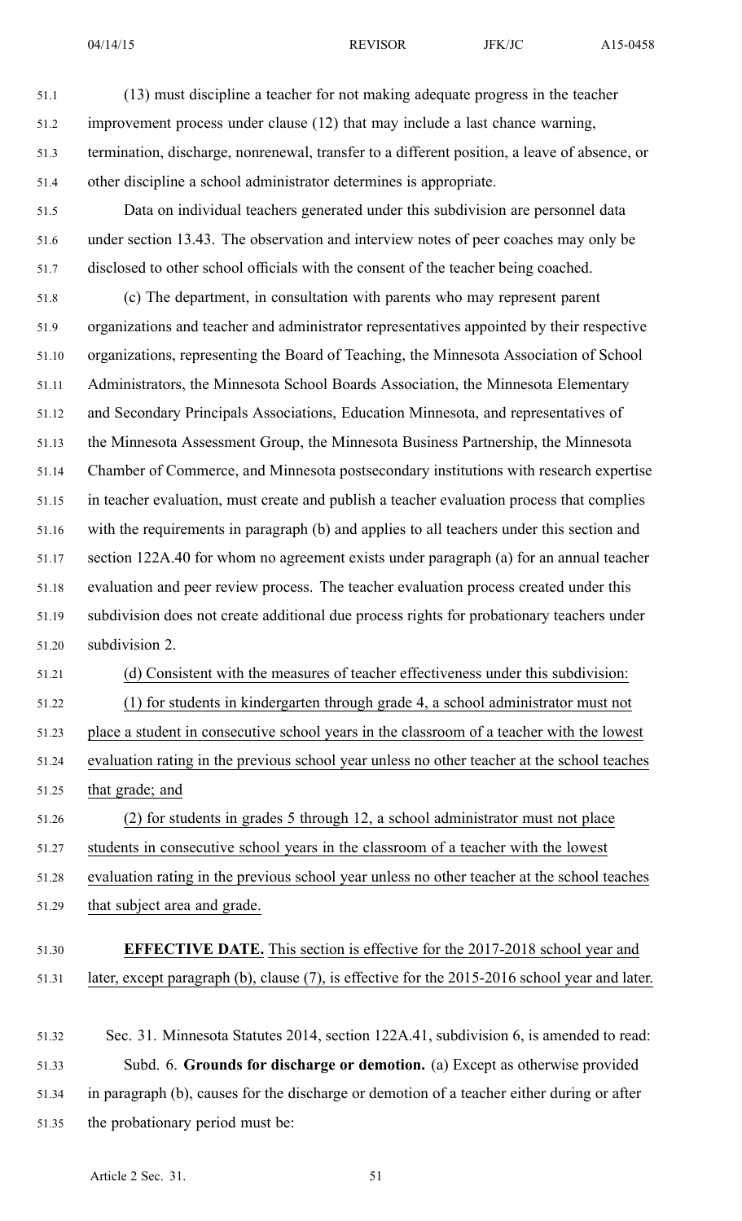(13) must discipline a teacher for not making adequate progress in the teacher improvement process under clause (12) that may include a last chance warning, termination, discharge, nonrenewal, transfer to a different position, a leave of absence, or other discipline a school administrator determines is appropriate.

Data on individual teachers generated under this subdivision are personnel data under section 13.43. The observation and interview notes of peer coaches may only be disclosed to other school officials with the consent of the teacher being coached.

(c) The department, in consultation with parents who may represent parent organizations and teacher and administrator representatives appointed by their respective organizations, representing the Board of Teaching, the Minnesota Association of School Administrators, the Minnesota School Boards Association, the Minnesota Elementary and Secondary Principals Associations, Education Minnesota, and representatives of the Minnesota Assessment Group, the Minnesota Business Partnership, the Minnesota Chamber of Commerce, and Minnesota postsecondary institutions with research expertise in teacher evaluation, must create and publish a teacher evaluation process that complies with the requirements in paragraph (b) and applies to all teachers under this section and section 122A.40 for whom no agreement exists under paragraph (a) for an annual teacher evaluation and peer review process. The teacher evaluation process created under this subdivision does not create additional due process rights for probationary teachers under subdivision 2.

(d) Consistent with the measures of teacher effectiveness under this subdivision:

(1) for students in kindergarten through grade 4, a school administrator must not place a student in consecutive school years in the classroom of a teacher with the lowest evaluation rating in the previous school year unless no other teacher at the school teaches that grade; and

(2) for students in grades 5 through 12, a school administrator must not place students in consecutive school years in the classroom of a teacher with the lowest evaluation rating in the previous school year unless no other teacher at the school teaches that subject area and grade.

**EFFECTIVE DATE.** This section is effective for the 2017-2018 school year and later, except paragraph (b), clause (7), is effective for the 2015-2016 school year and later.

Sec. 31. Minnesota Statutes 2014, section 122A.41, subdivision 6, is amended to read:

Subd. 6. **Grounds for discharge or demotion.** (a) Except as otherwise provided in paragraph (b), causes for the discharge or demotion of a teacher either during or after the probationary period must be: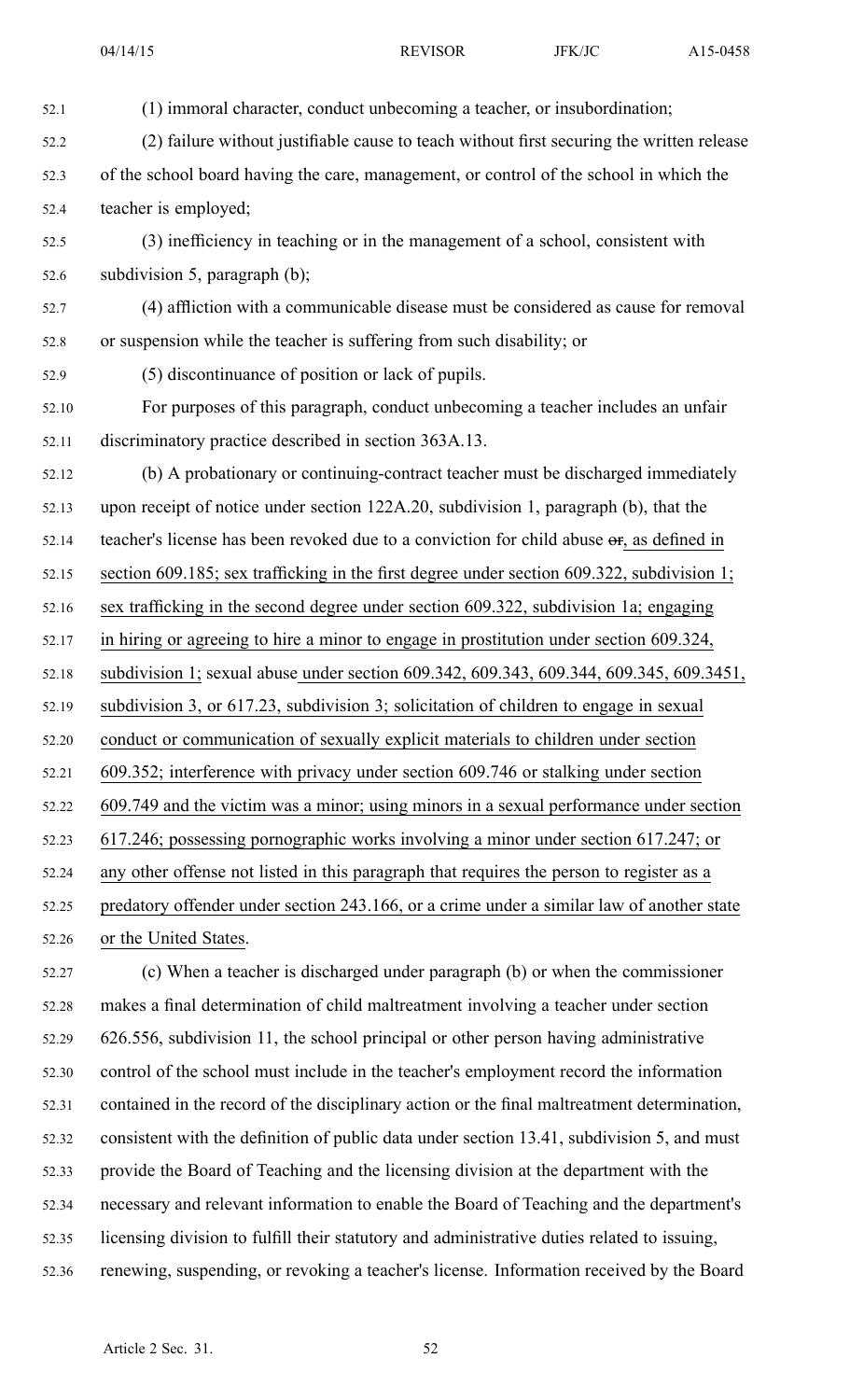(1) immoral character, conduct unbecoming a teacher, or insubordination;

(2) failure without justifiable cause to teach without first securing the written release of the school board having the care, management, or control of the school in which the teacher is employed;

(3) inefficiency in teaching or in the management of a school, consistent with subdivision 5, paragraph (b);

(4) affliction with a communicable disease must be considered as cause for removal or suspension while the teacher is suffering from such disability; or

(5) discontinuance of position or lack of pupils.

For purposes of this paragraph, conduct unbecoming a teacher includes an unfair discriminatory practice described in section 363A.13.

(b) A probationary or continuing-contract teacher must be discharged immediately upon receipt of notice under section 122A.20, subdivision 1, paragraph (b), that the teacher's license has been revoked due to a conviction for child abuse ~~or~~, as defined in section 609.185; sex trafficking in the first degree under section 609.322, subdivision 1; sex trafficking in the second degree under section 609.322, subdivision 1a; engaging in hiring or agreeing to hire a minor to engage in prostitution under section 609.324, subdivision 1; sexual abuse under section 609.342, 609.343, 609.344, 609.345, 609.3451, subdivision 3, or 617.23, subdivision 3; solicitation of children to engage in sexual conduct or communication of sexually explicit materials to children under section 609.352; interference with privacy under section 609.746 or stalking under section 609.749 and the victim was a minor; using minors in a sexual performance under section 617.246; possessing pornographic works involving a minor under section 617.247; or any other offense not listed in this paragraph that requires the person to register as a predatory offender under section 243.166, or a crime under a similar law of another state or the United States.

(c) When a teacher is discharged under paragraph (b) or when the commissioner makes a final determination of child maltreatment involving a teacher under section 626.556, subdivision 11, the school principal or other person having administrative control of the school must include in the teacher's employment record the information contained in the record of the disciplinary action or the final maltreatment determination, consistent with the definition of public data under section 13.41, subdivision 5, and must provide the Board of Teaching and the licensing division at the department with the necessary and relevant information to enable the Board of Teaching and the department's licensing division to fulfill their statutory and administrative duties related to issuing, renewing, suspending, or revoking a teacher's license. Information received by the Board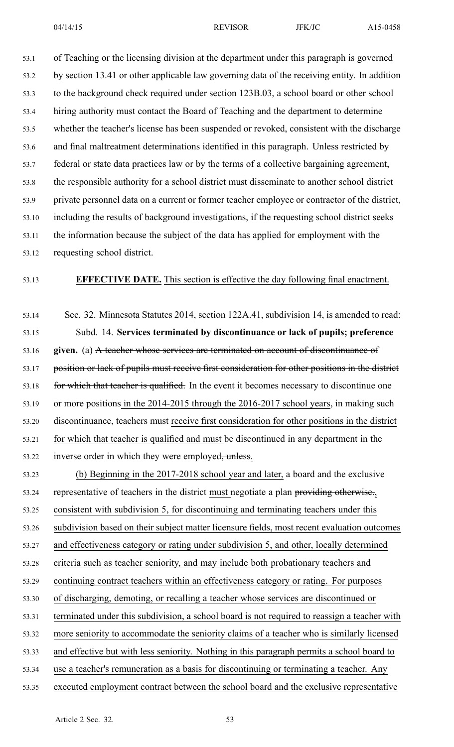of Teaching or the licensing division at the department under this paragraph is governed by section 13.41 or other applicable law governing data of the receiving entity. In addition to the background check required under section 123B.03, a school board or other school hiring authority must contact the Board of Teaching and the department to determine whether the teacher's license has been suspended or revoked, consistent with the discharge and final maltreatment determinations identified in this paragraph. Unless restricted by federal or state data practices law or by the terms of a collective bargaining agreement, the responsible authority for a school district must disseminate to another school district private personnel data on a current or former teacher employee or contractor of the district, including the results of background investigations, if the requesting school district seeks the information because the subject of the data has applied for employment with the requesting school district.

**EFFECTIVE DATE.** This section is effective the day following final enactment.

Sec. 32. Minnesota Statutes 2014, section 122A.41, subdivision 14, is amended to read:

Subd. 14. **Services terminated by discontinuance or lack of pupils; preference given.** (a) ~~A teacher whose services are terminated on account of discontinuance of position or lack of pupils must receive first consideration for other positions in the district for which that teacher is qualified.~~ In the event it becomes necessary to discontinue one or more positions in the 2014-2015 through the 2016-2017 school years, in making such discontinuance, teachers must receive first consideration for other positions in the district for which that teacher is qualified and must be discontinued ~~in any department~~ in the inverse order in which they were employed~~, unless~~.

(b) Beginning in the 2017-2018 school year and later, a board and the exclusive representative of teachers in the district must negotiate a plan ~~providing otherwise.~~, consistent with subdivision 5, for discontinuing and terminating teachers under this subdivision based on their subject matter licensure fields, most recent evaluation outcomes and effectiveness category or rating under subdivision 5, and other, locally determined criteria such as teacher seniority, and may include both probationary teachers and continuing contract teachers within an effectiveness category or rating. For purposes of discharging, demoting, or recalling a teacher whose services are discontinued or terminated under this subdivision, a school board is not required to reassign a teacher with more seniority to accommodate the seniority claims of a teacher who is similarly licensed and effective but with less seniority. Nothing in this paragraph permits a school board to use a teacher's remuneration as a basis for discontinuing or terminating a teacher. Any executed employment contract between the school board and the exclusive representative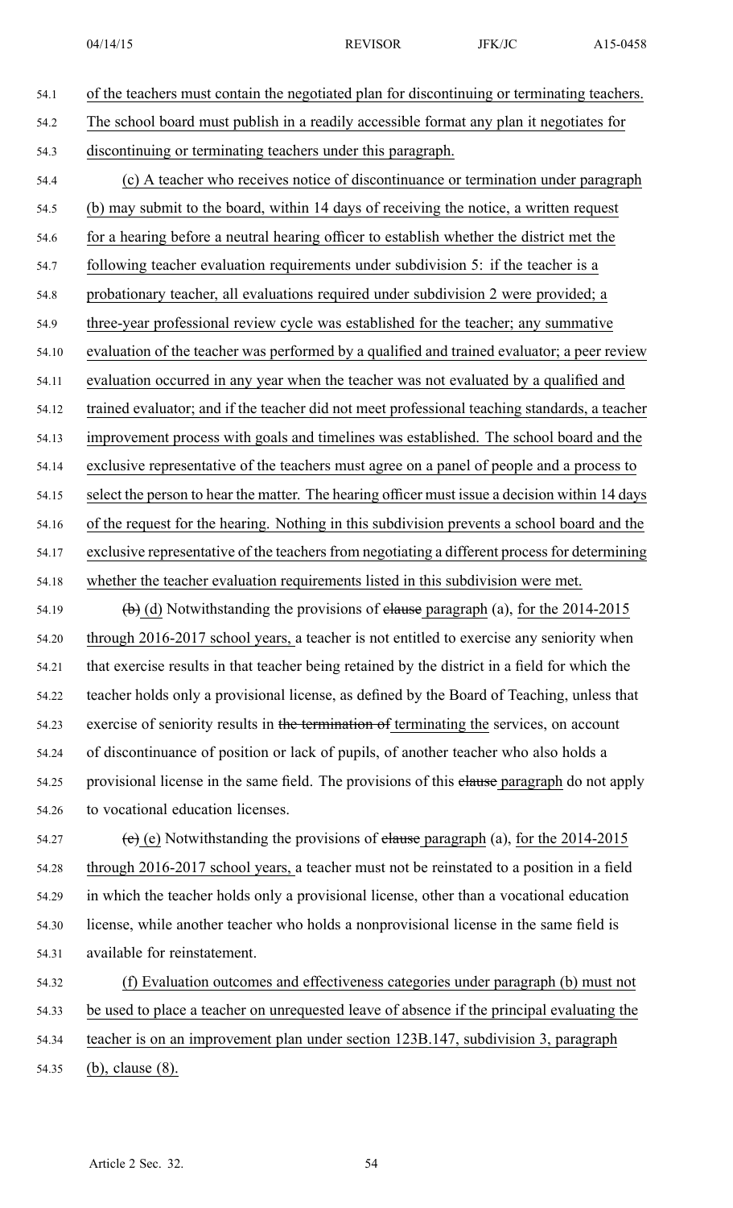of the teachers must contain the negotiated plan for discontinuing or terminating teachers. The school board must publish in a readily accessible format any plan it negotiates for discontinuing or terminating teachers under this paragraph.

(c) A teacher who receives notice of discontinuance or termination under paragraph (b) may submit to the board, within 14 days of receiving the notice, a written request for a hearing before a neutral hearing officer to establish whether the district met the following teacher evaluation requirements under subdivision 5: if the teacher is a probationary teacher, all evaluations required under subdivision 2 were provided; a three-year professional review cycle was established for the teacher; any summative evaluation of the teacher was performed by a qualified and trained evaluator; a peer review evaluation occurred in any year when the teacher was not evaluated by a qualified and trained evaluator; and if the teacher did not meet professional teaching standards, a teacher improvement process with goals and timelines was established. The school board and the exclusive representative of the teachers must agree on a panel of people and a process to select the person to hear the matter. The hearing officer must issue a decision within 14 days of the request for the hearing. Nothing in this subdivision prevents a school board and the exclusive representative of the teachers from negotiating a different process for determining whether the teacher evaluation requirements listed in this subdivision were met.

~~(b)~~ (d) Notwithstanding the provisions of ~~clause~~ paragraph (a), for the 2014-2015 through 2016-2017 school years, a teacher is not entitled to exercise any seniority when that exercise results in that teacher being retained by the district in a field for which the teacher holds only a provisional license, as defined by the Board of Teaching, unless that exercise of seniority results in ~~the termination of~~ terminating the services, on account of discontinuance of position or lack of pupils, of another teacher who also holds a provisional license in the same field. The provisions of this ~~clause~~ paragraph do not apply to vocational education licenses.

~~(c)~~ (e) Notwithstanding the provisions of ~~clause~~ paragraph (a), for the 2014-2015 through 2016-2017 school years, a teacher must not be reinstated to a position in a field in which the teacher holds only a provisional license, other than a vocational education license, while another teacher who holds a nonprovisional license in the same field is available for reinstatement.

(f) Evaluation outcomes and effectiveness categories under paragraph (b) must not be used to place a teacher on unrequested leave of absence if the principal evaluating the teacher is on an improvement plan under section 123B.147, subdivision 3, paragraph (b), clause (8).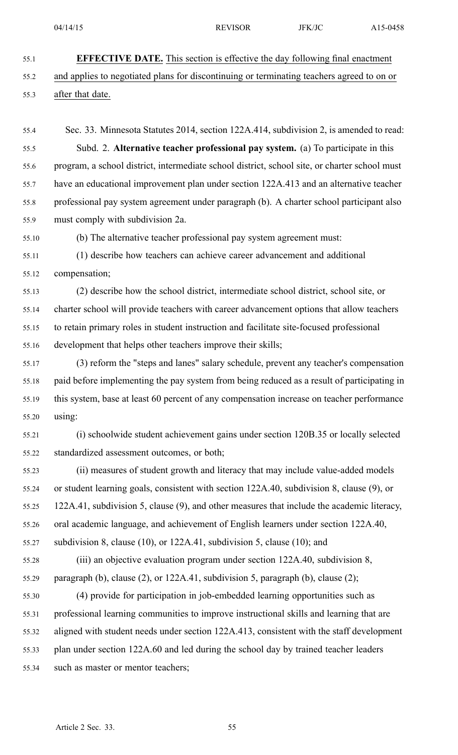**EFFECTIVE DATE.** This section is effective the day following final enactment and applies to negotiated plans for discontinuing or terminating teachers agreed to on or after that date.

Sec. 33. Minnesota Statutes 2014, section 122A.414, subdivision 2, is amended to read:

Subd. 2. **Alternative teacher professional pay system.** (a) To participate in this program, a school district, intermediate school district, school site, or charter school must have an educational improvement plan under section 122A.413 and an alternative teacher professional pay system agreement under paragraph (b). A charter school participant also must comply with subdivision 2a.

(b) The alternative teacher professional pay system agreement must:

(1) describe how teachers can achieve career advancement and additional compensation;

(2) describe how the school district, intermediate school district, school site, or charter school will provide teachers with career advancement options that allow teachers to retain primary roles in student instruction and facilitate site-focused professional development that helps other teachers improve their skills;

(3) reform the "steps and lanes" salary schedule, prevent any teacher's compensation paid before implementing the pay system from being reduced as a result of participating in this system, base at least 60 percent of any compensation increase on teacher performance using:

(i) schoolwide student achievement gains under section 120B.35 or locally selected standardized assessment outcomes, or both;

(ii) measures of student growth and literacy that may include value-added models or student learning goals, consistent with section 122A.40, subdivision 8, clause (9), or 122A.41, subdivision 5, clause (9), and other measures that include the academic literacy, oral academic language, and achievement of English learners under section 122A.40, subdivision 8, clause (10), or 122A.41, subdivision 5, clause (10); and

(iii) an objective evaluation program under section 122A.40, subdivision 8, paragraph (b), clause (2), or 122A.41, subdivision 5, paragraph (b), clause (2);

(4) provide for participation in job-embedded learning opportunities such as professional learning communities to improve instructional skills and learning that are aligned with student needs under section 122A.413, consistent with the staff development plan under section 122A.60 and led during the school day by trained teacher leaders such as master or mentor teachers;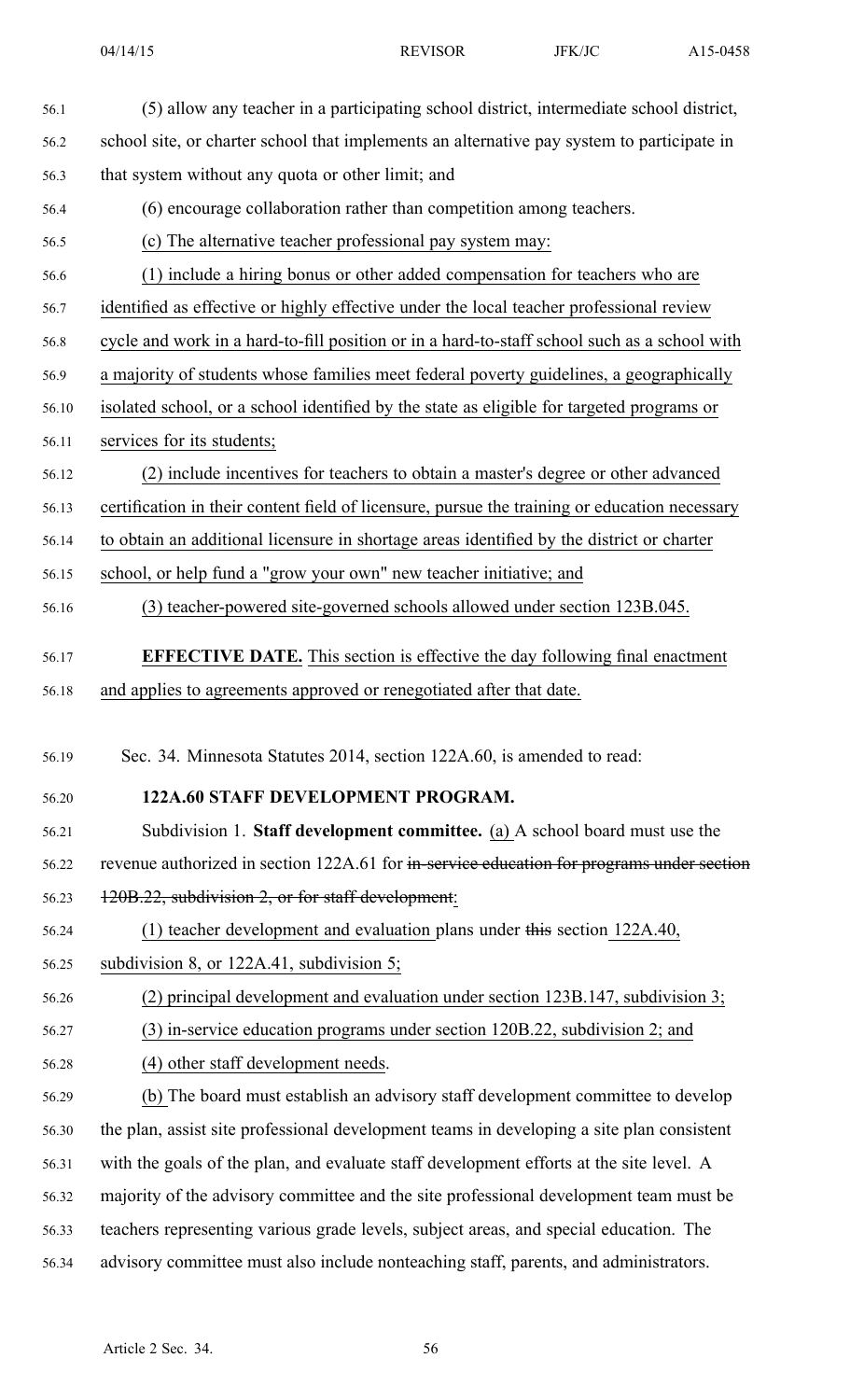(5) allow any teacher in a participating school district, intermediate school district, school site, or charter school that implements an alternative pay system to participate in that system without any quota or other limit; and

(6) encourage collaboration rather than competition among teachers.

(c) The alternative teacher professional pay system may:

(1) include a hiring bonus or other added compensation for teachers who are identified as effective or highly effective under the local teacher professional review cycle and work in a hard-to-fill position or in a hard-to-staff school such as a school with a majority of students whose families meet federal poverty guidelines, a geographically isolated school, or a school identified by the state as eligible for targeted programs or services for its students;

(2) include incentives for teachers to obtain a master's degree or other advanced certification in their content field of licensure, pursue the training or education necessary to obtain an additional licensure in shortage areas identified by the district or charter school, or help fund a "grow your own" new teacher initiative; and

(3) teacher-powered site-governed schools allowed under section 123B.045.

**EFFECTIVE DATE.** This section is effective the day following final enactment and applies to agreements approved or renegotiated after that date.

Sec. 34. Minnesota Statutes 2014, section 122A.60, is amended to read:

**122A.60 STAFF DEVELOPMENT PROGRAM.**

Subdivision 1. **Staff development committee.** (a) A school board must use the revenue authorized in section 122A.61 for ~~in-service education for programs under section 120B.22, subdivision 2, or for staff development~~:

(1) teacher development and evaluation plans under ~~this~~ section 122A.40, subdivision 8, or 122A.41, subdivision 5;

(2) principal development and evaluation under section 123B.147, subdivision 3;

(3) in-service education programs under section 120B.22, subdivision 2; and

(4) other staff development needs.

(b) The board must establish an advisory staff development committee to develop the plan, assist site professional development teams in developing a site plan consistent with the goals of the plan, and evaluate staff development efforts at the site level. A majority of the advisory committee and the site professional development team must be teachers representing various grade levels, subject areas, and special education. The advisory committee must also include nonteaching staff, parents, and administrators.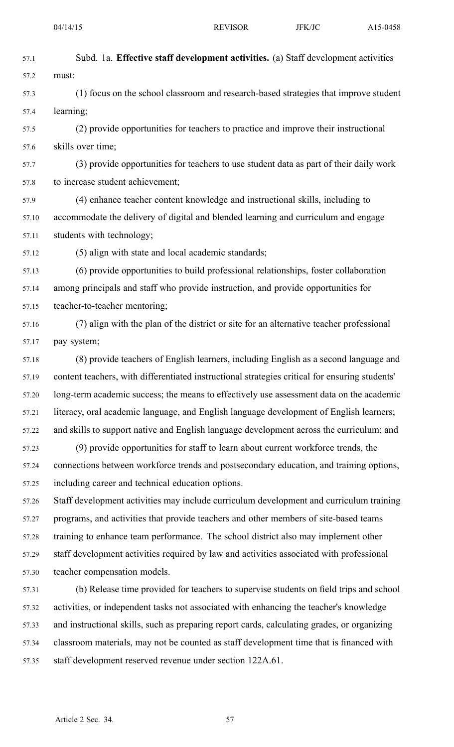Subd. 1a. **Effective staff development activities.** (a) Staff development activities must:

(1) focus on the school classroom and research-based strategies that improve student learning;

(2) provide opportunities for teachers to practice and improve their instructional skills over time;

(3) provide opportunities for teachers to use student data as part of their daily work to increase student achievement;

(4) enhance teacher content knowledge and instructional skills, including to accommodate the delivery of digital and blended learning and curriculum and engage students with technology;

(5) align with state and local academic standards;

(6) provide opportunities to build professional relationships, foster collaboration among principals and staff who provide instruction, and provide opportunities for teacher-to-teacher mentoring;

(7) align with the plan of the district or site for an alternative teacher professional pay system;

(8) provide teachers of English learners, including English as a second language and content teachers, with differentiated instructional strategies critical for ensuring students' long-term academic success; the means to effectively use assessment data on the academic literacy, oral academic language, and English language development of English learners; and skills to support native and English language development across the curriculum; and

(9) provide opportunities for staff to learn about current workforce trends, the connections between workforce trends and postsecondary education, and training options, including career and technical education options.

Staff development activities may include curriculum development and curriculum training programs, and activities that provide teachers and other members of site-based teams training to enhance team performance. The school district also may implement other staff development activities required by law and activities associated with professional teacher compensation models.

(b) Release time provided for teachers to supervise students on field trips and school activities, or independent tasks not associated with enhancing the teacher's knowledge and instructional skills, such as preparing report cards, calculating grades, or organizing classroom materials, may not be counted as staff development time that is financed with staff development reserved revenue under section 122A.61.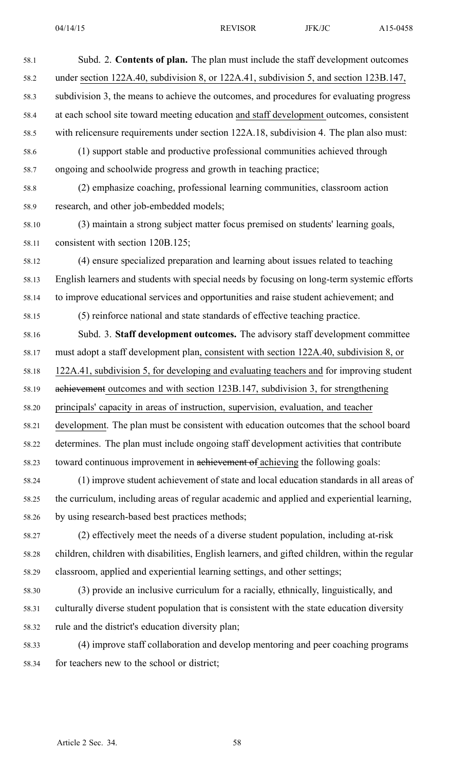Subd. 2. **Contents of plan.** The plan must include the staff development outcomes under section 122A.40, subdivision 8, or 122A.41, subdivision 5, and section 123B.147, subdivision 3, the means to achieve the outcomes, and procedures for evaluating progress at each school site toward meeting education and staff development outcomes, consistent with relicensure requirements under section 122A.18, subdivision 4. The plan also must:

(1) support stable and productive professional communities achieved through ongoing and schoolwide progress and growth in teaching practice;

(2) emphasize coaching, professional learning communities, classroom action research, and other job-embedded models;

(3) maintain a strong subject matter focus premised on students' learning goals, consistent with section 120B.125;

(4) ensure specialized preparation and learning about issues related to teaching English learners and students with special needs by focusing on long-term systemic efforts to improve educational services and opportunities and raise student achievement; and

(5) reinforce national and state standards of effective teaching practice.

Subd. 3. **Staff development outcomes.** The advisory staff development committee must adopt a staff development plan, consistent with section 122A.40, subdivision 8, or 122A.41, subdivision 5, for developing and evaluating teachers and for improving student ~~achievement~~ outcomes and with section 123B.147, subdivision 3, for strengthening principals' capacity in areas of instruction, supervision, evaluation, and teacher development. The plan must be consistent with education outcomes that the school board determines. The plan must include ongoing staff development activities that contribute toward continuous improvement in ~~achievement of~~ achieving the following goals:

(1) improve student achievement of state and local education standards in all areas of the curriculum, including areas of regular academic and applied and experiential learning, by using research-based best practices methods;

(2) effectively meet the needs of a diverse student population, including at-risk children, children with disabilities, English learners, and gifted children, within the regular classroom, applied and experiential learning settings, and other settings;

(3) provide an inclusive curriculum for a racially, ethnically, linguistically, and culturally diverse student population that is consistent with the state education diversity rule and the district's education diversity plan;

(4) improve staff collaboration and develop mentoring and peer coaching programs for teachers new to the school or district;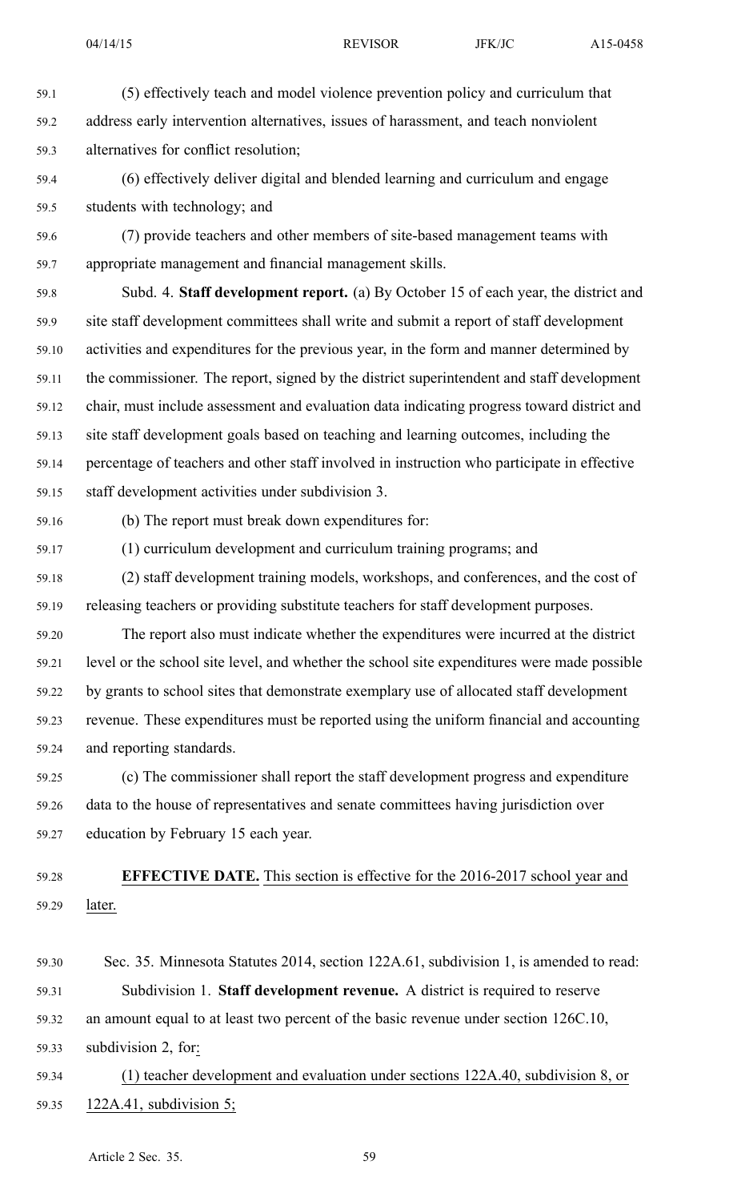(5) effectively teach and model violence prevention policy and curriculum that address early intervention alternatives, issues of harassment, and teach nonviolent alternatives for conflict resolution;

(6) effectively deliver digital and blended learning and curriculum and engage students with technology; and

(7) provide teachers and other members of site-based management teams with appropriate management and financial management skills.

Subd. 4. **Staff development report.** (a) By October 15 of each year, the district and site staff development committees shall write and submit a report of staff development activities and expenditures for the previous year, in the form and manner determined by the commissioner. The report, signed by the district superintendent and staff development chair, must include assessment and evaluation data indicating progress toward district and site staff development goals based on teaching and learning outcomes, including the percentage of teachers and other staff involved in instruction who participate in effective staff development activities under subdivision 3.

(b) The report must break down expenditures for:

(1) curriculum development and curriculum training programs; and

(2) staff development training models, workshops, and conferences, and the cost of releasing teachers or providing substitute teachers for staff development purposes.

The report also must indicate whether the expenditures were incurred at the district level or the school site level, and whether the school site expenditures were made possible by grants to school sites that demonstrate exemplary use of allocated staff development revenue. These expenditures must be reported using the uniform financial and accounting and reporting standards.

(c) The commissioner shall report the staff development progress and expenditure data to the house of representatives and senate committees having jurisdiction over education by February 15 each year.

**EFFECTIVE DATE.** This section is effective for the 2016-2017 school year and later.

Sec. 35. Minnesota Statutes 2014, section 122A.61, subdivision 1, is amended to read:

Subdivision 1. **Staff development revenue.** A district is required to reserve an amount equal to at least two percent of the basic revenue under section 126C.10, subdivision 2, for:

(1) teacher development and evaluation under sections 122A.40, subdivision 8, or 122A.41, subdivision 5;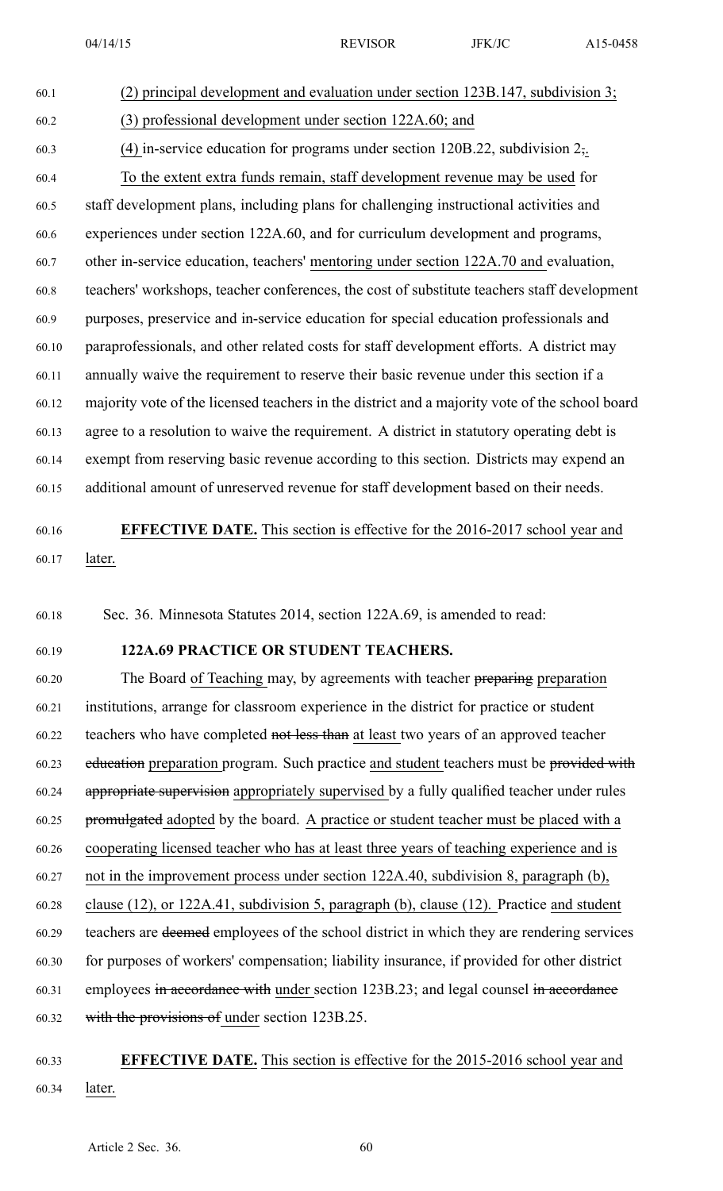(2) principal development and evaluation under section 123B.147, subdivision 3;

(3) professional development under section 122A.60; and

(4) in-service education for programs under section 120B.22, subdivision 2,.

To the extent extra funds remain, staff development revenue may be used for staff development plans, including plans for challenging instructional activities and experiences under section 122A.60, and for curriculum development and programs, other in-service education, teachers' mentoring under section 122A.70 and evaluation, teachers' workshops, teacher conferences, the cost of substitute teachers staff development purposes, preservice and in-service education for special education professionals and paraprofessionals, and other related costs for staff development efforts. A district may annually waive the requirement to reserve their basic revenue under this section if a majority vote of the licensed teachers in the district and a majority vote of the school board agree to a resolution to waive the requirement. A district in statutory operating debt is exempt from reserving basic revenue according to this section. Districts may expend an additional amount of unreserved revenue for staff development based on their needs.

**EFFECTIVE DATE.** This section is effective for the 2016-2017 school year and later.

Sec. 36. Minnesota Statutes 2014, section 122A.69, is amended to read:

**122A.69 PRACTICE OR STUDENT TEACHERS.**

The Board of Teaching may, by agreements with teacher preparing preparation institutions, arrange for classroom experience in the district for practice or student teachers who have completed not less than at least two years of an approved teacher education preparation program. Such practice and student teachers must be provided with appropriate supervision appropriately supervised by a fully qualified teacher under rules promulgated adopted by the board. A practice or student teacher must be placed with a cooperating licensed teacher who has at least three years of teaching experience and is not in the improvement process under section 122A.40, subdivision 8, paragraph (b), clause (12), or 122A.41, subdivision 5, paragraph (b), clause (12). Practice and student teachers are deemed employees of the school district in which they are rendering services for purposes of workers' compensation; liability insurance, if provided for other district employees in accordance with under section 123B.23; and legal counsel in accordance with the provisions of under section 123B.25.

**EFFECTIVE DATE.** This section is effective for the 2015-2016 school year and later.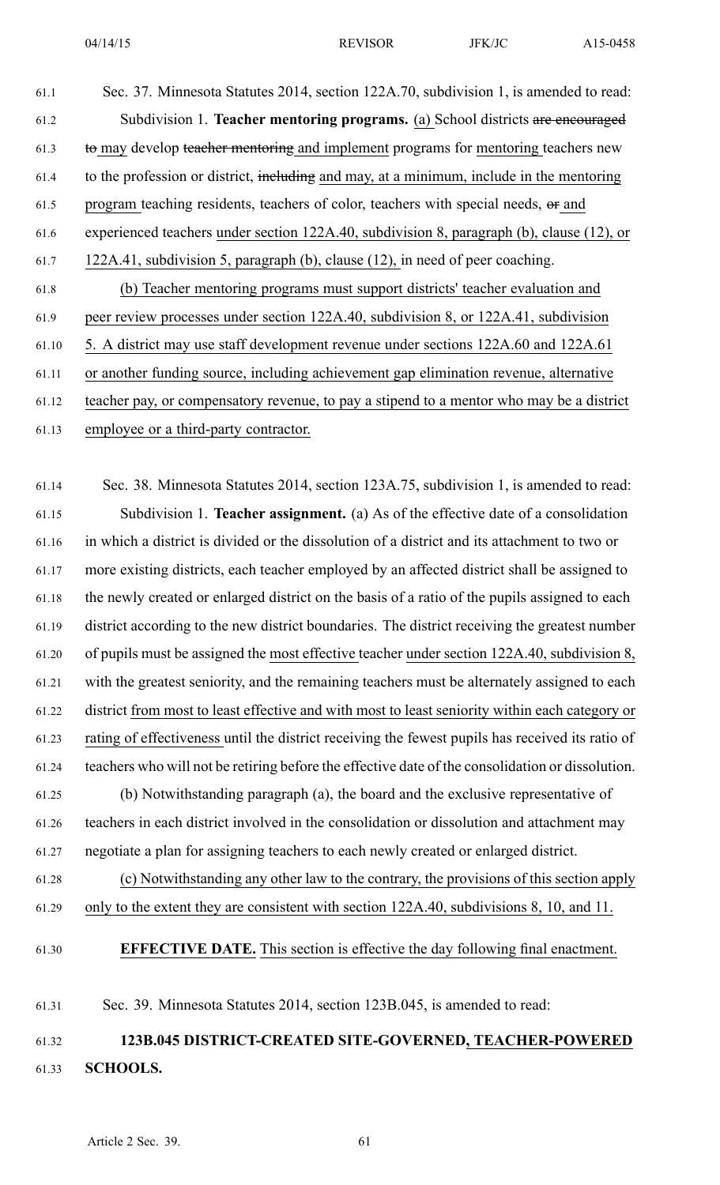Sec. 37. Minnesota Statutes 2014, section 122A.70, subdivision 1, is amended to read:

Subdivision 1. **Teacher mentoring programs.** (a) School districts ~~are encouraged to~~ may develop ~~teacher mentoring~~ and implement programs for mentoring teachers new to the profession or district, ~~including~~ and may, at a minimum, include in the mentoring program teaching residents, teachers of color, teachers with special needs, ~~or~~ and experienced teachers under section 122A.40, subdivision 8, paragraph (b), clause (12), or 122A.41, subdivision 5, paragraph (b), clause (12), in need of peer coaching.

(b) Teacher mentoring programs must support districts' teacher evaluation and peer review processes under section 122A.40, subdivision 8, or 122A.41, subdivision 5. A district may use staff development revenue under sections 122A.60 and 122A.61 or another funding source, including achievement gap elimination revenue, alternative teacher pay, or compensatory revenue, to pay a stipend to a mentor who may be a district employee or a third-party contractor.

Sec. 38. Minnesota Statutes 2014, section 123A.75, subdivision 1, is amended to read:

Subdivision 1. **Teacher assignment.** (a) As of the effective date of a consolidation in which a district is divided or the dissolution of a district and its attachment to two or more existing districts, each teacher employed by an affected district shall be assigned to the newly created or enlarged district on the basis of a ratio of the pupils assigned to each district according to the new district boundaries. The district receiving the greatest number of pupils must be assigned the most effective teacher under section 122A.40, subdivision 8, with the greatest seniority, and the remaining teachers must be alternately assigned to each district from most to least effective and with most to least seniority within each category or rating of effectiveness until the district receiving the fewest pupils has received its ratio of teachers who will not be retiring before the effective date of the consolidation or dissolution.

(b) Notwithstanding paragraph (a), the board and the exclusive representative of teachers in each district involved in the consolidation or dissolution and attachment may negotiate a plan for assigning teachers to each newly created or enlarged district.

(c) Notwithstanding any other law to the contrary, the provisions of this section apply only to the extent they are consistent with section 122A.40, subdivisions 8, 10, and 11.

**EFFECTIVE DATE.** This section is effective the day following final enactment.

Sec. 39. Minnesota Statutes 2014, section 123B.045, is amended to read:

**123B.045 DISTRICT-CREATED SITE-GOVERNED, TEACHER-POWERED SCHOOLS.**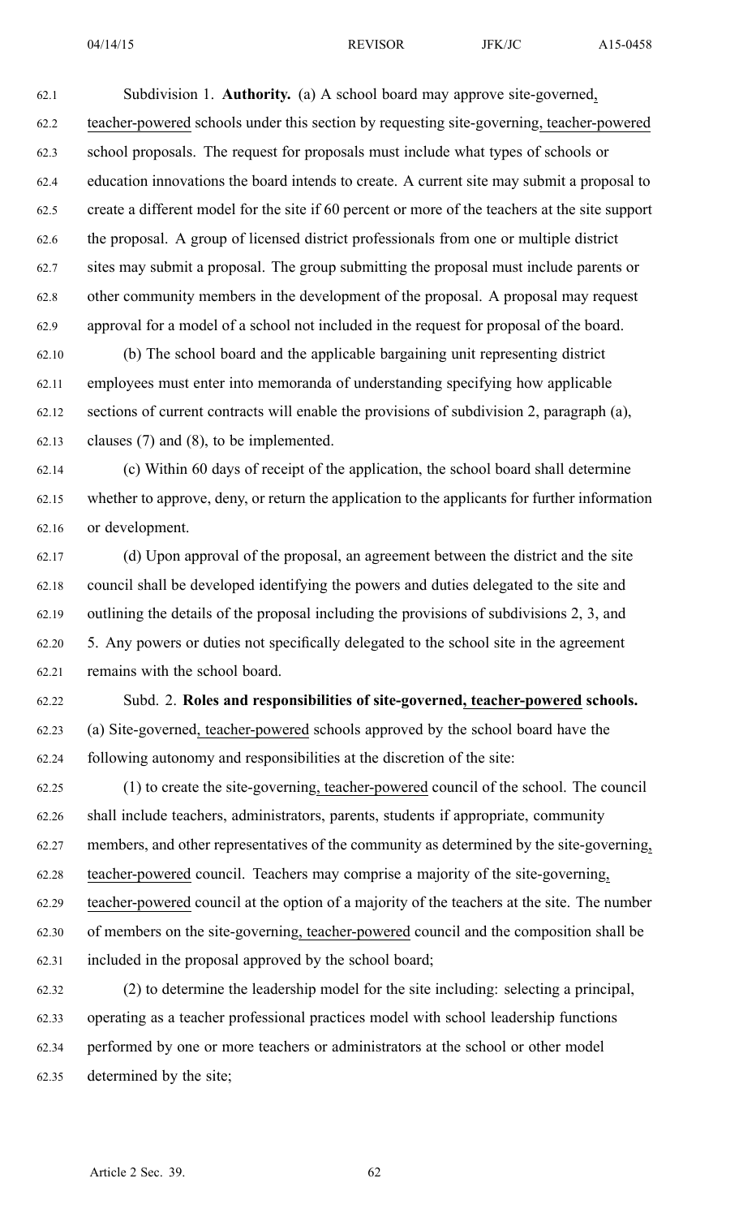Subdivision 1. **Authority.** (a) A school board may approve site-governed, teacher-powered schools under this section by requesting site-governing, teacher-powered school proposals. The request for proposals must include what types of schools or education innovations the board intends to create. A current site may submit a proposal to create a different model for the site if 60 percent or more of the teachers at the site support the proposal. A group of licensed district professionals from one or multiple district sites may submit a proposal. The group submitting the proposal must include parents or other community members in the development of the proposal. A proposal may request approval for a model of a school not included in the request for proposal of the board.

(b) The school board and the applicable bargaining unit representing district employees must enter into memoranda of understanding specifying how applicable sections of current contracts will enable the provisions of subdivision 2, paragraph (a), clauses (7) and (8), to be implemented.

(c) Within 60 days of receipt of the application, the school board shall determine whether to approve, deny, or return the application to the applicants for further information or development.

(d) Upon approval of the proposal, an agreement between the district and the site council shall be developed identifying the powers and duties delegated to the site and outlining the details of the proposal including the provisions of subdivisions 2, 3, and 5. Any powers or duties not specifically delegated to the school site in the agreement remains with the school board.

Subd. 2. **Roles and responsibilities of site-governed, teacher-powered schools.** (a) Site-governed, teacher-powered schools approved by the school board have the following autonomy and responsibilities at the discretion of the site:

(1) to create the site-governing, teacher-powered council of the school. The council shall include teachers, administrators, parents, students if appropriate, community members, and other representatives of the community as determined by the site-governing, teacher-powered council. Teachers may comprise a majority of the site-governing, teacher-powered council at the option of a majority of the teachers at the site. The number of members on the site-governing, teacher-powered council and the composition shall be included in the proposal approved by the school board;

(2) to determine the leadership model for the site including: selecting a principal, operating as a teacher professional practices model with school leadership functions performed by one or more teachers or administrators at the school or other model determined by the site;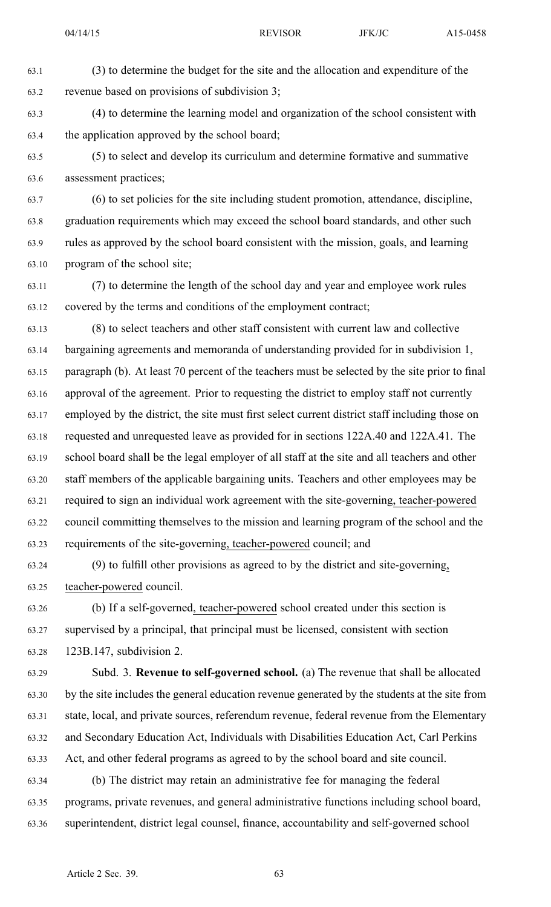(3) to determine the budget for the site and the allocation and expenditure of the revenue based on provisions of subdivision 3;

(4) to determine the learning model and organization of the school consistent with the application approved by the school board;

(5) to select and develop its curriculum and determine formative and summative assessment practices;

(6) to set policies for the site including student promotion, attendance, discipline, graduation requirements which may exceed the school board standards, and other such rules as approved by the school board consistent with the mission, goals, and learning program of the school site;

(7) to determine the length of the school day and year and employee work rules covered by the terms and conditions of the employment contract;

(8) to select teachers and other staff consistent with current law and collective bargaining agreements and memoranda of understanding provided for in subdivision 1, paragraph (b). At least 70 percent of the teachers must be selected by the site prior to final approval of the agreement. Prior to requesting the district to employ staff not currently employed by the district, the site must first select current district staff including those on requested and unrequested leave as provided for in sections 122A.40 and 122A.41. The school board shall be the legal employer of all staff at the site and all teachers and other staff members of the applicable bargaining units. Teachers and other employees may be required to sign an individual work agreement with the site-governing, teacher-powered council committing themselves to the mission and learning program of the school and the requirements of the site-governing, teacher-powered council; and

(9) to fulfill other provisions as agreed to by the district and site-governing, teacher-powered council.

(b) If a self-governed, teacher-powered school created under this section is supervised by a principal, that principal must be licensed, consistent with section 123B.147, subdivision 2.

Subd. 3. **Revenue to self-governed school.** (a) The revenue that shall be allocated by the site includes the general education revenue generated by the students at the site from state, local, and private sources, referendum revenue, federal revenue from the Elementary and Secondary Education Act, Individuals with Disabilities Education Act, Carl Perkins Act, and other federal programs as agreed to by the school board and site council.

(b) The district may retain an administrative fee for managing the federal programs, private revenues, and general administrative functions including school board, superintendent, district legal counsel, finance, accountability and self-governed school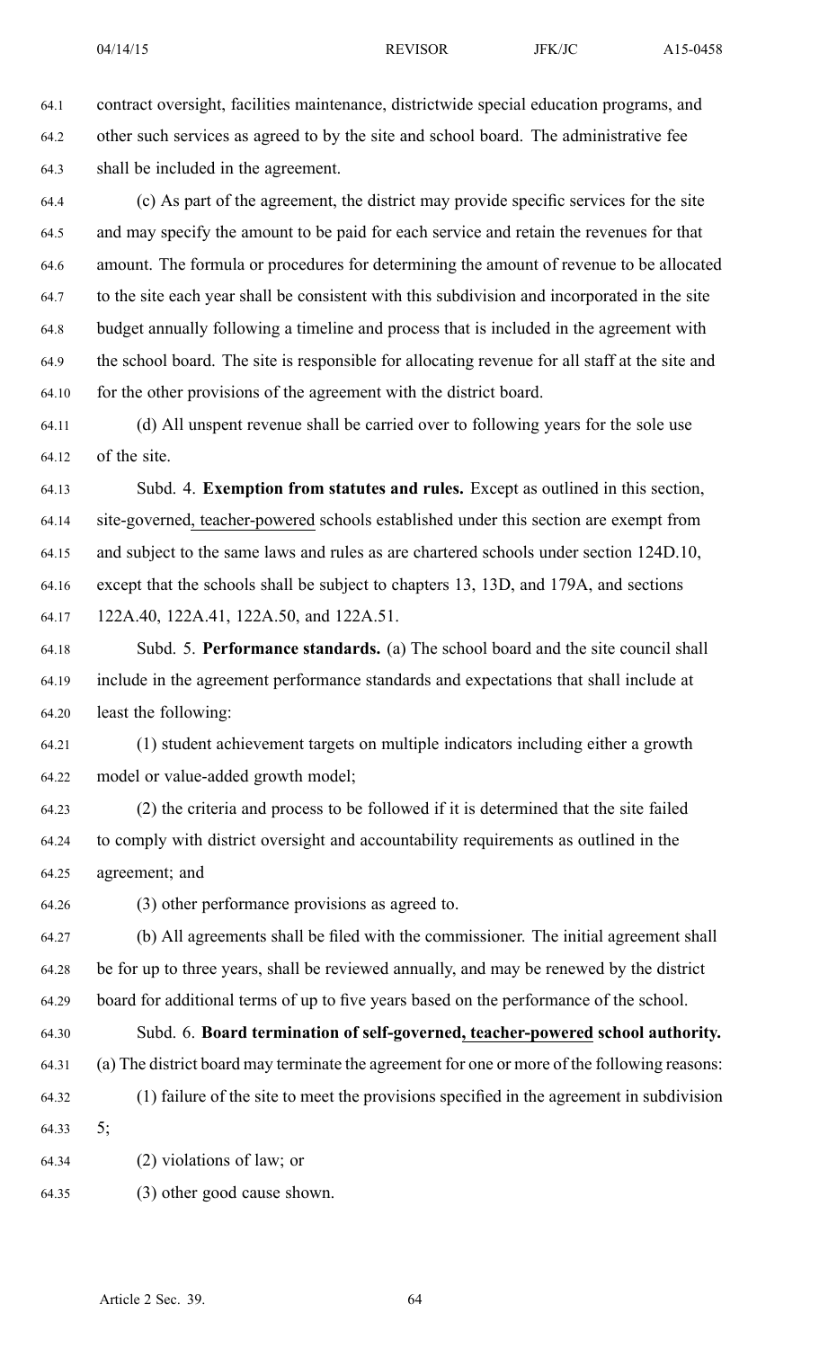contract oversight, facilities maintenance, districtwide special education programs, and other such services as agreed to by the site and school board. The administrative fee shall be included in the agreement.

(c) As part of the agreement, the district may provide specific services for the site and may specify the amount to be paid for each service and retain the revenues for that amount. The formula or procedures for determining the amount of revenue to be allocated to the site each year shall be consistent with this subdivision and incorporated in the site budget annually following a timeline and process that is included in the agreement with the school board. The site is responsible for allocating revenue for all staff at the site and for the other provisions of the agreement with the district board.

(d) All unspent revenue shall be carried over to following years for the sole use of the site.

Subd. 4. **Exemption from statutes and rules.** Except as outlined in this section, site-governed, teacher-powered schools established under this section are exempt from and subject to the same laws and rules as are chartered schools under section 124D.10, except that the schools shall be subject to chapters 13, 13D, and 179A, and sections 122A.40, 122A.41, 122A.50, and 122A.51.

Subd. 5. **Performance standards.** (a) The school board and the site council shall include in the agreement performance standards and expectations that shall include at least the following:

(1) student achievement targets on multiple indicators including either a growth model or value-added growth model;

(2) the criteria and process to be followed if it is determined that the site failed to comply with district oversight and accountability requirements as outlined in the agreement; and

(3) other performance provisions as agreed to.

(b) All agreements shall be filed with the commissioner. The initial agreement shall be for up to three years, shall be reviewed annually, and may be renewed by the district board for additional terms of up to five years based on the performance of the school.

Subd. 6. **Board termination of self-governed, teacher-powered school authority.** (a) The district board may terminate the agreement for one or more of the following reasons:

(1) failure of the site to meet the provisions specified in the agreement in subdivision 5;

(2) violations of law; or

(3) other good cause shown.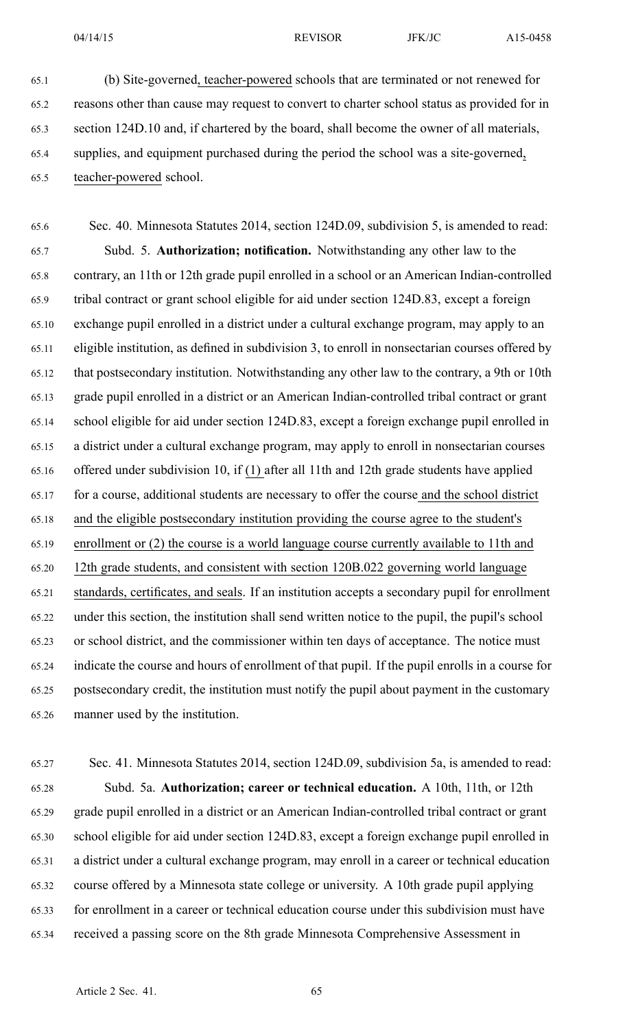(b) Site-governed, teacher-powered schools that are terminated or not renewed for reasons other than cause may request to convert to charter school status as provided for in section 124D.10 and, if chartered by the board, shall become the owner of all materials, supplies, and equipment purchased during the period the school was a site-governed, teacher-powered school.

Sec. 40. Minnesota Statutes 2014, section 124D.09, subdivision 5, is amended to read:

Subd. 5. **Authorization; notification.** Notwithstanding any other law to the contrary, an 11th or 12th grade pupil enrolled in a school or an American Indian-controlled tribal contract or grant school eligible for aid under section 124D.83, except a foreign exchange pupil enrolled in a district under a cultural exchange program, may apply to an eligible institution, as defined in subdivision 3, to enroll in nonsectarian courses offered by that postsecondary institution. Notwithstanding any other law to the contrary, a 9th or 10th grade pupil enrolled in a district or an American Indian-controlled tribal contract or grant school eligible for aid under section 124D.83, except a foreign exchange pupil enrolled in a district under a cultural exchange program, may apply to enroll in nonsectarian courses offered under subdivision 10, if (1) after all 11th and 12th grade students have applied for a course, additional students are necessary to offer the course and the school district and the eligible postsecondary institution providing the course agree to the student's enrollment or (2) the course is a world language course currently available to 11th and 12th grade students, and consistent with section 120B.022 governing world language standards, certificates, and seals. If an institution accepts a secondary pupil for enrollment under this section, the institution shall send written notice to the pupil, the pupil's school or school district, and the commissioner within ten days of acceptance. The notice must indicate the course and hours of enrollment of that pupil. If the pupil enrolls in a course for postsecondary credit, the institution must notify the pupil about payment in the customary manner used by the institution.

Sec. 41. Minnesota Statutes 2014, section 124D.09, subdivision 5a, is amended to read:

Subd. 5a. **Authorization; career or technical education.** A 10th, 11th, or 12th grade pupil enrolled in a district or an American Indian-controlled tribal contract or grant school eligible for aid under section 124D.83, except a foreign exchange pupil enrolled in a district under a cultural exchange program, may enroll in a career or technical education course offered by a Minnesota state college or university. A 10th grade pupil applying for enrollment in a career or technical education course under this subdivision must have received a passing score on the 8th grade Minnesota Comprehensive Assessment in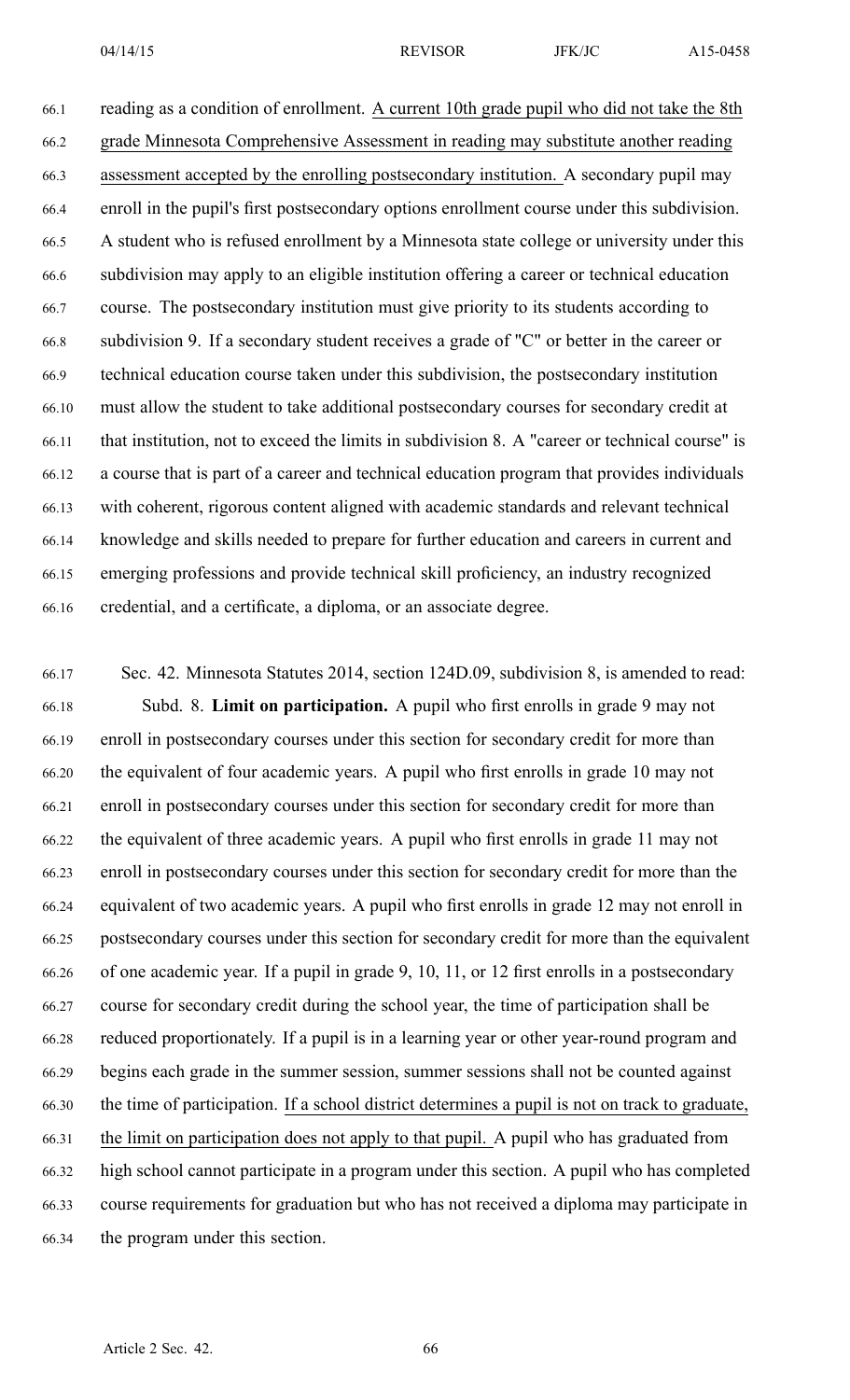reading as a condition of enrollment. A current 10th grade pupil who did not take the 8th grade Minnesota Comprehensive Assessment in reading may substitute another reading assessment accepted by the enrolling postsecondary institution. A secondary pupil may enroll in the pupil's first postsecondary options enrollment course under this subdivision. A student who is refused enrollment by a Minnesota state college or university under this subdivision may apply to an eligible institution offering a career or technical education course. The postsecondary institution must give priority to its students according to subdivision 9. If a secondary student receives a grade of "C" or better in the career or technical education course taken under this subdivision, the postsecondary institution must allow the student to take additional postsecondary courses for secondary credit at that institution, not to exceed the limits in subdivision 8. A "career or technical course" is a course that is part of a career and technical education program that provides individuals with coherent, rigorous content aligned with academic standards and relevant technical knowledge and skills needed to prepare for further education and careers in current and emerging professions and provide technical skill proficiency, an industry recognized credential, and a certificate, a diploma, or an associate degree.

Sec. 42. Minnesota Statutes 2014, section 124D.09, subdivision 8, is amended to read:

Subd. 8. **Limit on participation.** A pupil who first enrolls in grade 9 may not enroll in postsecondary courses under this section for secondary credit for more than the equivalent of four academic years. A pupil who first enrolls in grade 10 may not enroll in postsecondary courses under this section for secondary credit for more than the equivalent of three academic years. A pupil who first enrolls in grade 11 may not enroll in postsecondary courses under this section for secondary credit for more than the equivalent of two academic years. A pupil who first enrolls in grade 12 may not enroll in postsecondary courses under this section for secondary credit for more than the equivalent of one academic year. If a pupil in grade 9, 10, 11, or 12 first enrolls in a postsecondary course for secondary credit during the school year, the time of participation shall be reduced proportionately. If a pupil is in a learning year or other year-round program and begins each grade in the summer session, summer sessions shall not be counted against the time of participation. If a school district determines a pupil is not on track to graduate, the limit on participation does not apply to that pupil. A pupil who has graduated from high school cannot participate in a program under this section. A pupil who has completed course requirements for graduation but who has not received a diploma may participate in the program under this section.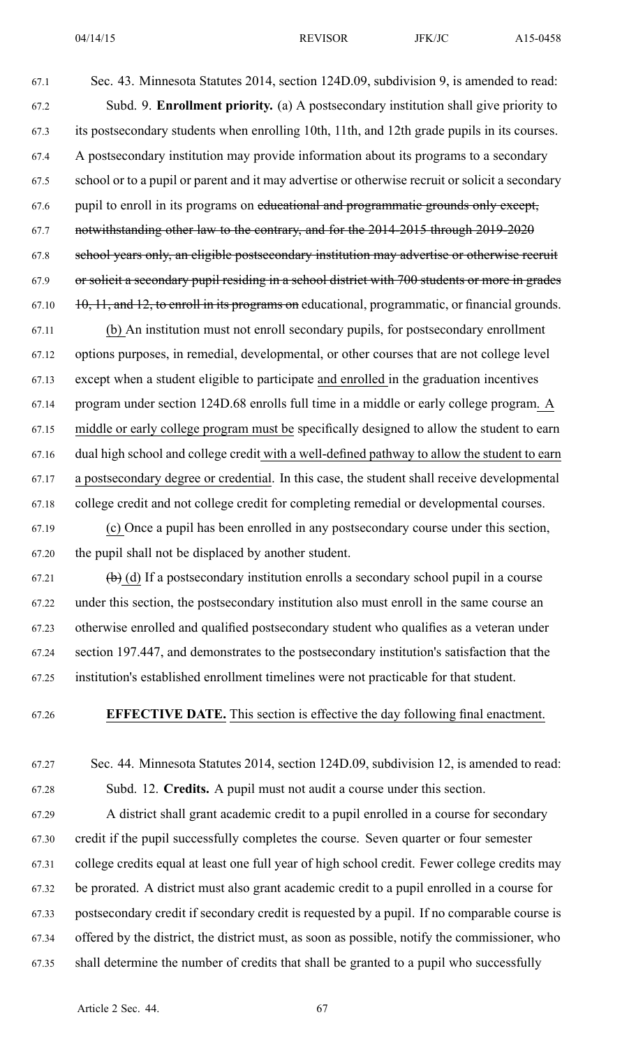Sec. 43. Minnesota Statutes 2014, section 124D.09, subdivision 9, is amended to read:

Subd. 9. **Enrollment priority.** (a) A postsecondary institution shall give priority to its postsecondary students when enrolling 10th, 11th, and 12th grade pupils in its courses. A postsecondary institution may provide information about its programs to a secondary school or to a pupil or parent and it may advertise or otherwise recruit or solicit a secondary pupil to enroll in its programs on ~~educational and programmatic grounds only except, notwithstanding other law to the contrary, and for the 2014-2015 through 2019-2020 school years only, an eligible postsecondary institution may advertise or otherwise recruit or solicit a secondary pupil residing in a school district with 700 students or more in grades 10, 11, and 12, to enroll in its programs on~~ educational, programmatic, or financial grounds.

(b) An institution must not enroll secondary pupils, for postsecondary enrollment options purposes, in remedial, developmental, or other courses that are not college level except when a student eligible to participate and enrolled in the graduation incentives program under section 124D.68 enrolls full time in a middle or early college program. A middle or early college program must be specifically designed to allow the student to earn dual high school and college credit with a well-defined pathway to allow the student to earn a postsecondary degree or credential. In this case, the student shall receive developmental college credit and not college credit for completing remedial or developmental courses.

(c) Once a pupil has been enrolled in any postsecondary course under this section, the pupil shall not be displaced by another student.

~~(b)~~ (d) If a postsecondary institution enrolls a secondary school pupil in a course under this section, the postsecondary institution also must enroll in the same course an otherwise enrolled and qualified postsecondary student who qualifies as a veteran under section 197.447, and demonstrates to the postsecondary institution's satisfaction that the institution's established enrollment timelines were not practicable for that student.

**EFFECTIVE DATE.** This section is effective the day following final enactment.

Sec. 44. Minnesota Statutes 2014, section 124D.09, subdivision 12, is amended to read:

Subd. 12. **Credits.** A pupil must not audit a course under this section.

A district shall grant academic credit to a pupil enrolled in a course for secondary credit if the pupil successfully completes the course. Seven quarter or four semester college credits equal at least one full year of high school credit. Fewer college credits may be prorated. A district must also grant academic credit to a pupil enrolled in a course for postsecondary credit if secondary credit is requested by a pupil. If no comparable course is offered by the district, the district must, as soon as possible, notify the commissioner, who shall determine the number of credits that shall be granted to a pupil who successfully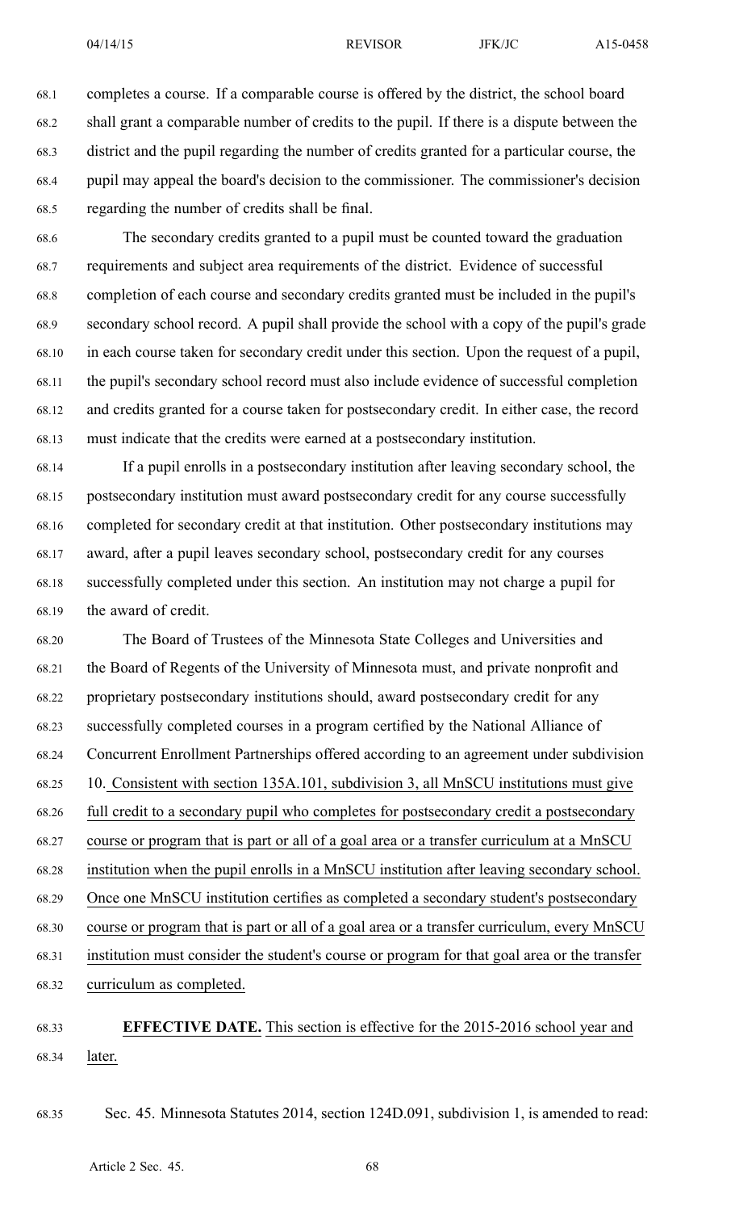completes a course. If a comparable course is offered by the district, the school board shall grant a comparable number of credits to the pupil. If there is a dispute between the district and the pupil regarding the number of credits granted for a particular course, the pupil may appeal the board's decision to the commissioner. The commissioner's decision regarding the number of credits shall be final.

The secondary credits granted to a pupil must be counted toward the graduation requirements and subject area requirements of the district. Evidence of successful completion of each course and secondary credits granted must be included in the pupil's secondary school record. A pupil shall provide the school with a copy of the pupil's grade in each course taken for secondary credit under this section. Upon the request of a pupil, the pupil's secondary school record must also include evidence of successful completion and credits granted for a course taken for postsecondary credit. In either case, the record must indicate that the credits were earned at a postsecondary institution.

If a pupil enrolls in a postsecondary institution after leaving secondary school, the postsecondary institution must award postsecondary credit for any course successfully completed for secondary credit at that institution. Other postsecondary institutions may award, after a pupil leaves secondary school, postsecondary credit for any courses successfully completed under this section. An institution may not charge a pupil for the award of credit.

The Board of Trustees of the Minnesota State Colleges and Universities and the Board of Regents of the University of Minnesota must, and private nonprofit and proprietary postsecondary institutions should, award postsecondary credit for any successfully completed courses in a program certified by the National Alliance of Concurrent Enrollment Partnerships offered according to an agreement under subdivision 10. Consistent with section 135A.101, subdivision 3, all MnSCU institutions must give full credit to a secondary pupil who completes for postsecondary credit a postsecondary course or program that is part or all of a goal area or a transfer curriculum at a MnSCU institution when the pupil enrolls in a MnSCU institution after leaving secondary school. Once one MnSCU institution certifies as completed a secondary student's postsecondary course or program that is part or all of a goal area or a transfer curriculum, every MnSCU institution must consider the student's course or program for that goal area or the transfer curriculum as completed.

**EFFECTIVE DATE.** This section is effective for the 2015-2016 school year and later.

Sec. 45. Minnesota Statutes 2014, section 124D.091, subdivision 1, is amended to read: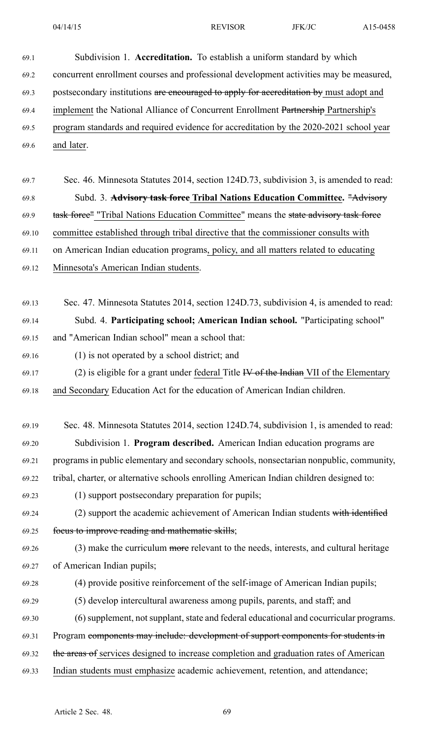Subdivision 1. **Accreditation.** To establish a uniform standard by which concurrent enrollment courses and professional development activities may be measured, postsecondary institutions ~~are encouraged to apply for accreditation by~~ must adopt and implement the National Alliance of Concurrent Enrollment ~~Partnership~~ Partnership's program standards and required evidence for accreditation by the 2020-2021 school year and later.

Sec. 46. Minnesota Statutes 2014, section 124D.73, subdivision 3, is amended to read:

Subd. 3. ~~**Advisory task force**~~ **Tribal Nations Education Committee.** ~~"Advisory task force"~~ "Tribal Nations Education Committee" means the ~~state advisory task force~~ committee established through tribal directive that the commissioner consults with on American Indian education programs, policy, and all matters related to educating Minnesota's American Indian students.

Sec. 47. Minnesota Statutes 2014, section 124D.73, subdivision 4, is amended to read:

Subd. 4. **Participating school; American Indian school.** "Participating school" and "American Indian school" mean a school that:

(1) is not operated by a school district; and

(2) is eligible for a grant under federal Title ~~IV of the Indian~~ VII of the Elementary and Secondary Education Act for the education of American Indian children.

Sec. 48. Minnesota Statutes 2014, section 124D.74, subdivision 1, is amended to read:

Subdivision 1. **Program described.** American Indian education programs are programs in public elementary and secondary schools, nonsectarian nonpublic, community, tribal, charter, or alternative schools enrolling American Indian children designed to:

(1) support postsecondary preparation for pupils;

(2) support the academic achievement of American Indian students ~~with identified focus to improve reading and mathematic skills~~;

(3) make the curriculum ~~more~~ relevant to the needs, interests, and cultural heritage of American Indian pupils;

(4) provide positive reinforcement of the self-image of American Indian pupils;

(5) develop intercultural awareness among pupils, parents, and staff; and

(6) supplement, not supplant, state and federal educational and cocurricular programs.

Program ~~components may include: development of support components for students in the areas of~~ services designed to increase completion and graduation rates of American Indian students must emphasize academic achievement, retention, and attendance;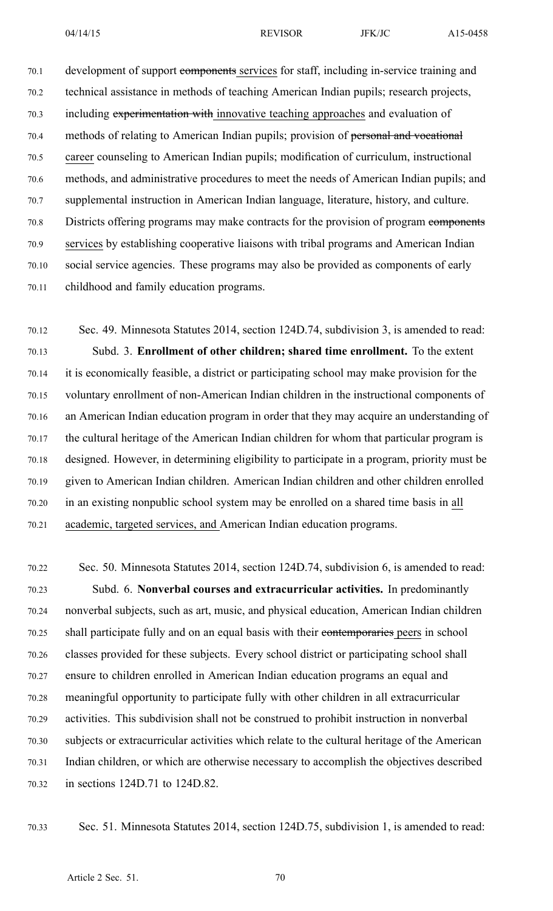development of support ~~components~~ services for staff, including in-service training and technical assistance in methods of teaching American Indian pupils; research projects, including ~~experimentation with~~ innovative teaching approaches and evaluation of methods of relating to American Indian pupils; provision of ~~personal and vocational~~ career counseling to American Indian pupils; modification of curriculum, instructional methods, and administrative procedures to meet the needs of American Indian pupils; and supplemental instruction in American Indian language, literature, history, and culture. Districts offering programs may make contracts for the provision of program ~~components~~ services by establishing cooperative liaisons with tribal programs and American Indian social service agencies. These programs may also be provided as components of early childhood and family education programs.

Sec. 49. Minnesota Statutes 2014, section 124D.74, subdivision 3, is amended to read:

Subd. 3. **Enrollment of other children; shared time enrollment.** To the extent it is economically feasible, a district or participating school may make provision for the voluntary enrollment of non-American Indian children in the instructional components of an American Indian education program in order that they may acquire an understanding of the cultural heritage of the American Indian children for whom that particular program is designed. However, in determining eligibility to participate in a program, priority must be given to American Indian children. American Indian children and other children enrolled in an existing nonpublic school system may be enrolled on a shared time basis in <u>all academic, targeted services, and</u> American Indian education programs.

Sec. 50. Minnesota Statutes 2014, section 124D.74, subdivision 6, is amended to read:

Subd. 6. **Nonverbal courses and extracurricular activities.** In predominantly nonverbal subjects, such as art, music, and physical education, American Indian children shall participate fully and on an equal basis with their ~~contemporaries~~ <u>peers</u> in school classes provided for these subjects. Every school district or participating school shall ensure to children enrolled in American Indian education programs an equal and meaningful opportunity to participate fully with other children in all extracurricular activities. This subdivision shall not be construed to prohibit instruction in nonverbal subjects or extracurricular activities which relate to the cultural heritage of the American Indian children, or which are otherwise necessary to accomplish the objectives described in sections 124D.71 to 124D.82.

Sec. 51. Minnesota Statutes 2014, section 124D.75, subdivision 1, is amended to read: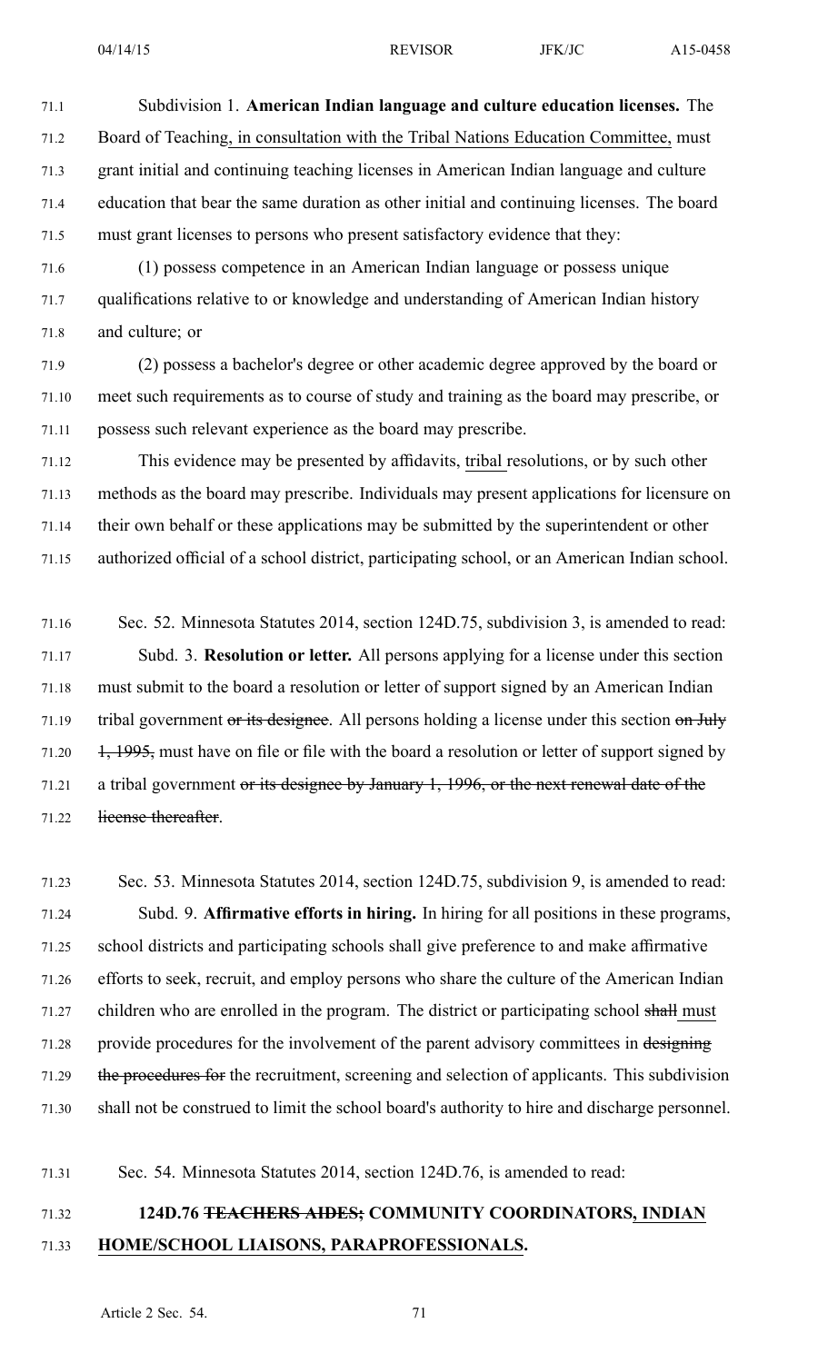Subdivision 1. **American Indian language and culture education licenses.** The Board of Teaching<u>, in consultation with the Tribal Nations Education Committee,</u> must grant initial and continuing teaching licenses in American Indian language and culture education that bear the same duration as other initial and continuing licenses. The board must grant licenses to persons who present satisfactory evidence that they:

(1) possess competence in an American Indian language or possess unique qualifications relative to or knowledge and understanding of American Indian history and culture; or

(2) possess a bachelor's degree or other academic degree approved by the board or meet such requirements as to course of study and training as the board may prescribe, or possess such relevant experience as the board may prescribe.

This evidence may be presented by affidavits, <u>tribal</u> resolutions, or by such other methods as the board may prescribe. Individuals may present applications for licensure on their own behalf or these applications may be submitted by the superintendent or other authorized official of a school district, participating school, or an American Indian school.

Sec. 52. Minnesota Statutes 2014, section 124D.75, subdivision 3, is amended to read:

Subd. 3. **Resolution or letter.** All persons applying for a license under this section must submit to the board a resolution or letter of support signed by an American Indian tribal government ~~or its designee~~. All persons holding a license under this section ~~on July 1, 1995,~~ must have on file or file with the board a resolution or letter of support signed by a tribal government ~~or its designee by January 1, 1996, or the next renewal date of the license thereafter~~.

Sec. 53. Minnesota Statutes 2014, section 124D.75, subdivision 9, is amended to read:

Subd. 9. **Affirmative efforts in hiring.** In hiring for all positions in these programs, school districts and participating schools shall give preference to and make affirmative efforts to seek, recruit, and employ persons who share the culture of the American Indian children who are enrolled in the program. The district or participating school ~~shall~~ <u>must</u> provide procedures for the involvement of the parent advisory committees in ~~designing the procedures for~~ the recruitment, screening and selection of applicants. This subdivision shall not be construed to limit the school board's authority to hire and discharge personnel.

Sec. 54. Minnesota Statutes 2014, section 124D.76, is amended to read:

**124D.76 ~~TEACHERS AIDES;~~ COMMUNITY COORDINATORS<u>, INDIAN HOME/SCHOOL LIAISONS, PARAPROFESSIONALS</u>.**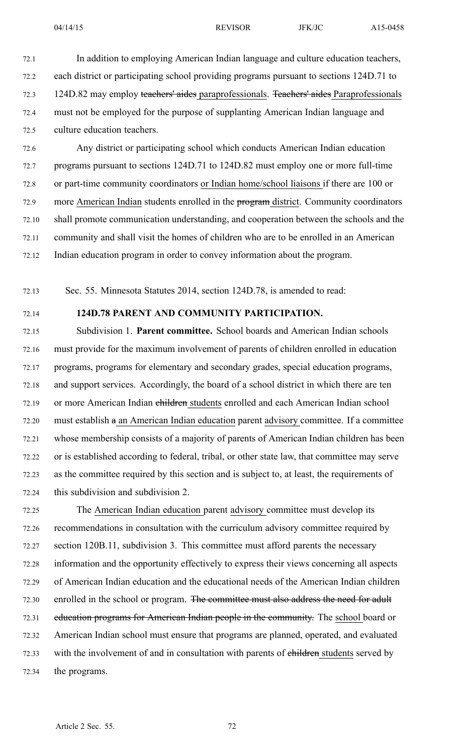In addition to employing American Indian language and culture education teachers, each district or participating school providing programs pursuant to sections 124D.71 to 124D.82 may employ ~~teachers' aides~~ paraprofessionals. ~~Teachers' aides~~ Paraprofessionals must not be employed for the purpose of supplanting American Indian language and culture education teachers.

Any district or participating school which conducts American Indian education programs pursuant to sections 124D.71 to 124D.82 must employ one or more full-time or part-time community coordinators or Indian home/school liaisons if there are 100 or more American Indian students enrolled in the ~~program~~ district. Community coordinators shall promote communication understanding, and cooperation between the schools and the community and shall visit the homes of children who are to be enrolled in an American Indian education program in order to convey information about the program.

Sec. 55. Minnesota Statutes 2014, section 124D.78, is amended to read:

**124D.78 PARENT AND COMMUNITY PARTICIPATION.**

Subdivision 1. **Parent committee.** School boards and American Indian schools must provide for the maximum involvement of parents of children enrolled in education programs, programs for elementary and secondary grades, special education programs, and support services. Accordingly, the board of a school district in which there are ten or more American Indian ~~children~~ students enrolled and each American Indian school must establish ~~a~~ an American Indian education parent advisory committee. If a committee whose membership consists of a majority of parents of American Indian children has been or is established according to federal, tribal, or other state law, that committee may serve as the committee required by this section and is subject to, at least, the requirements of this subdivision and subdivision 2.

The American Indian education parent advisory committee must develop its recommendations in consultation with the curriculum advisory committee required by section 120B.11, subdivision 3. This committee must afford parents the necessary information and the opportunity effectively to express their views concerning all aspects of American Indian education and the educational needs of the American Indian children enrolled in the school or program. ~~The committee must also address the need for adult education programs for American Indian people in the community.~~ The school board or American Indian school must ensure that programs are planned, operated, and evaluated with the involvement of and in consultation with parents of ~~children~~ students served by the programs.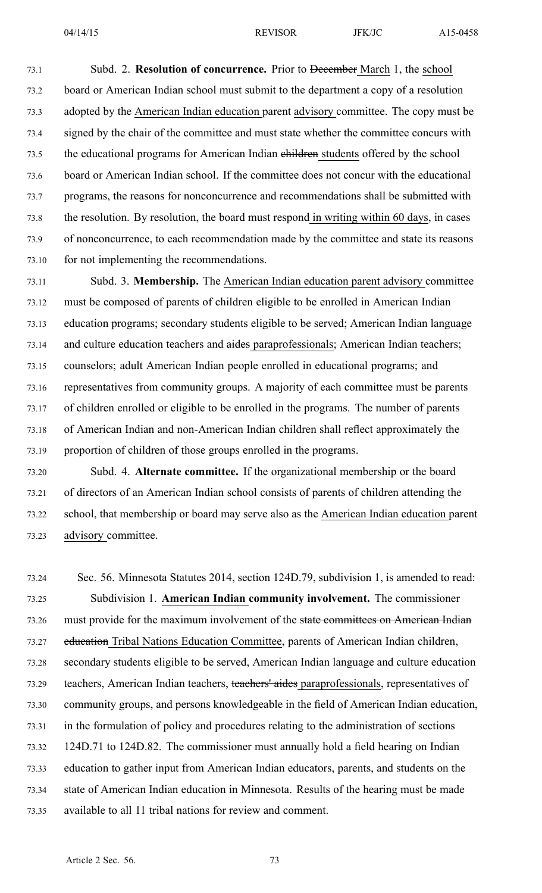Subd. 2. **Resolution of concurrence.** Prior to ~~December~~ March 1, the school board or American Indian school must submit to the department a copy of a resolution adopted by the American Indian education parent advisory committee. The copy must be signed by the chair of the committee and must state whether the committee concurs with the educational programs for American Indian ~~children~~ students offered by the school board or American Indian school. If the committee does not concur with the educational programs, the reasons for nonconcurrence and recommendations shall be submitted with the resolution. By resolution, the board must respond in writing within 60 days, in cases of nonconcurrence, to each recommendation made by the committee and state its reasons for not implementing the recommendations.

Subd. 3. **Membership.** The American Indian education parent advisory committee must be composed of parents of children eligible to be enrolled in American Indian education programs; secondary students eligible to be served; American Indian language and culture education teachers and ~~aides~~ paraprofessionals; American Indian teachers; counselors; adult American Indian people enrolled in educational programs; and representatives from community groups. A majority of each committee must be parents of children enrolled or eligible to be enrolled in the programs. The number of parents of American Indian and non-American Indian children shall reflect approximately the proportion of children of those groups enrolled in the programs.

Subd. 4. **Alternate committee.** If the organizational membership or the board of directors of an American Indian school consists of parents of children attending the school, that membership or board may serve also as the American Indian education parent advisory committee.

Sec. 56. Minnesota Statutes 2014, section 124D.79, subdivision 1, is amended to read:

Subdivision 1. **American Indian community involvement.** The commissioner must provide for the maximum involvement of the ~~state committees on American Indian education~~ Tribal Nations Education Committee, parents of American Indian children, secondary students eligible to be served, American Indian language and culture education teachers, American Indian teachers, ~~teachers' aides~~ paraprofessionals, representatives of community groups, and persons knowledgeable in the field of American Indian education, in the formulation of policy and procedures relating to the administration of sections 124D.71 to 124D.82. The commissioner must annually hold a field hearing on Indian education to gather input from American Indian educators, parents, and students on the state of American Indian education in Minnesota. Results of the hearing must be made available to all 11 tribal nations for review and comment.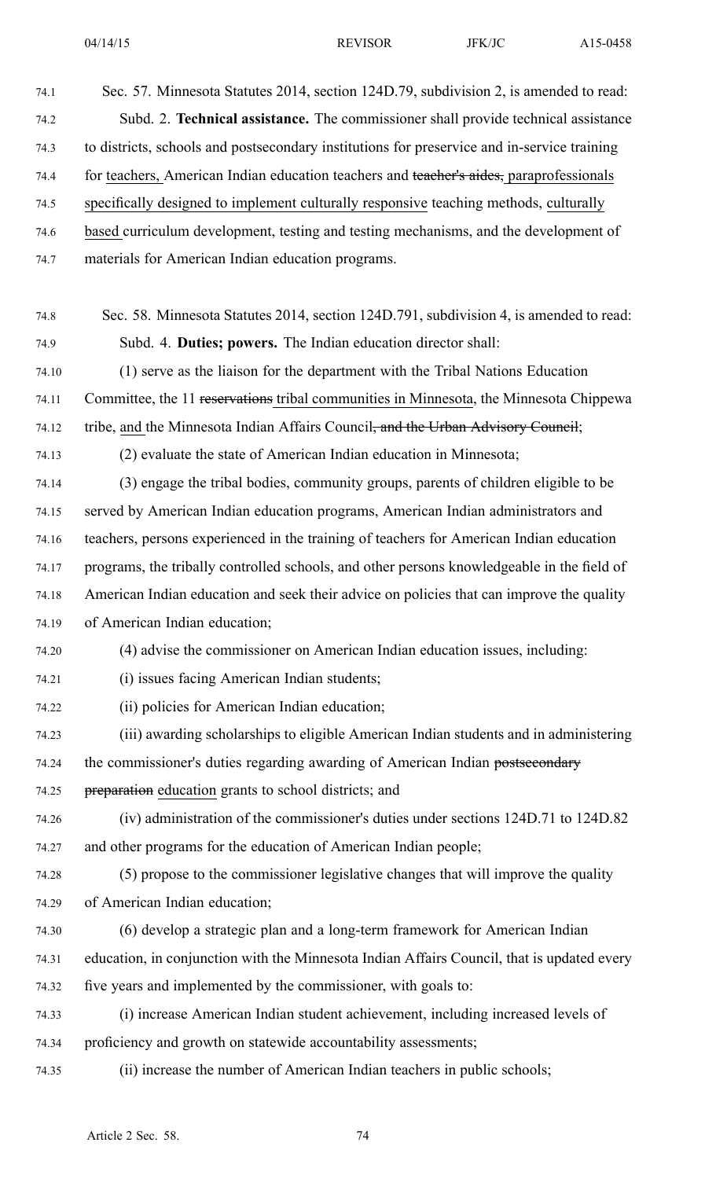Sec. 57. Minnesota Statutes 2014, section 124D.79, subdivision 2, is amended to read:

Subd. 2. **Technical assistance.** The commissioner shall provide technical assistance to districts, schools and postsecondary institutions for preservice and in-service training for teachers, American Indian education teachers and ~~teacher's aides,~~ paraprofessionals specifically designed to implement culturally responsive teaching methods, culturally based curriculum development, testing and testing mechanisms, and the development of materials for American Indian education programs.

Sec. 58. Minnesota Statutes 2014, section 124D.791, subdivision 4, is amended to read:

Subd. 4. **Duties; powers.** The Indian education director shall:

(1) serve as the liaison for the department with the Tribal Nations Education Committee, the 11 ~~reservations~~ tribal communities in Minnesota, the Minnesota Chippewa tribe, and the Minnesota Indian Affairs Council~~, and the Urban Advisory Council~~;

(2) evaluate the state of American Indian education in Minnesota;

(3) engage the tribal bodies, community groups, parents of children eligible to be served by American Indian education programs, American Indian administrators and teachers, persons experienced in the training of teachers for American Indian education programs, the tribally controlled schools, and other persons knowledgeable in the field of American Indian education and seek their advice on policies that can improve the quality of American Indian education;

(4) advise the commissioner on American Indian education issues, including:

(i) issues facing American Indian students;

(ii) policies for American Indian education;

(iii) awarding scholarships to eligible American Indian students and in administering the commissioner's duties regarding awarding of American Indian ~~postsecondary preparation~~ education grants to school districts; and

(iv) administration of the commissioner's duties under sections 124D.71 to 124D.82 and other programs for the education of American Indian people;

(5) propose to the commissioner legislative changes that will improve the quality of American Indian education;

(6) develop a strategic plan and a long-term framework for American Indian education, in conjunction with the Minnesota Indian Affairs Council, that is updated every five years and implemented by the commissioner, with goals to:

(i) increase American Indian student achievement, including increased levels of proficiency and growth on statewide accountability assessments;

(ii) increase the number of American Indian teachers in public schools;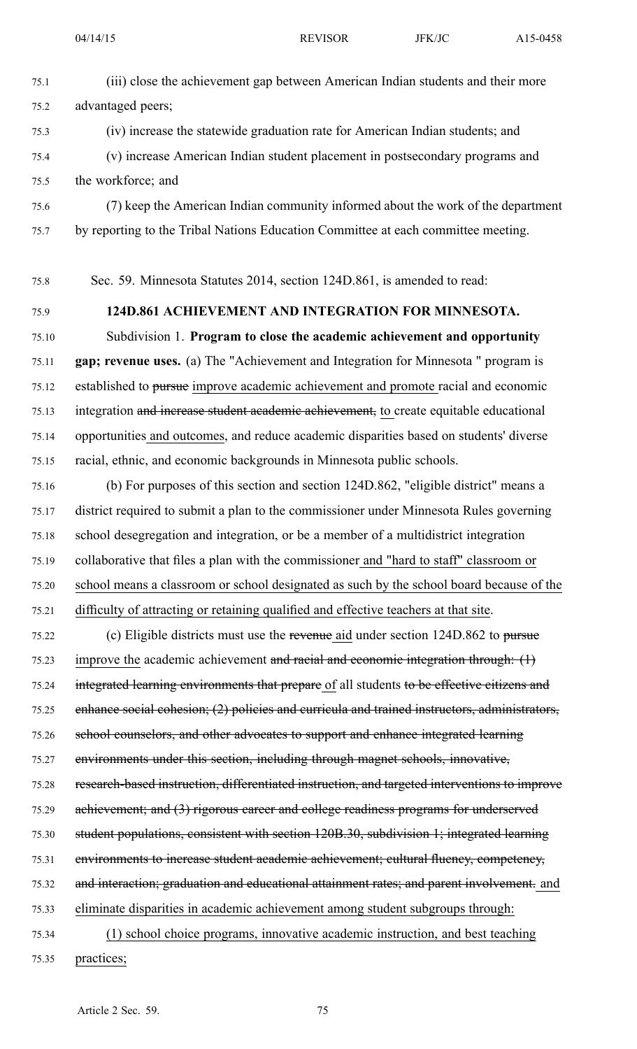(iii) close the achievement gap between American Indian students and their more advantaged peers;

(iv) increase the statewide graduation rate for American Indian students; and

(v) increase American Indian student placement in postsecondary programs and the workforce; and

(7) keep the American Indian community informed about the work of the department by reporting to the Tribal Nations Education Committee at each committee meeting.

Sec. 59. Minnesota Statutes 2014, section 124D.861, is amended to read:

**124D.861 ACHIEVEMENT AND INTEGRATION FOR MINNESOTA.**

Subdivision 1. **Program to close the academic achievement and opportunity gap; revenue uses.** (a) The "Achievement and Integration for Minnesota " program is established to ~~pursue~~ improve academic achievement and promote racial and economic integration ~~and increase student academic achievement,~~ to create equitable educational opportunities and outcomes, and reduce academic disparities based on students' diverse racial, ethnic, and economic backgrounds in Minnesota public schools.

(b) For purposes of this section and section 124D.862, "eligible district" means a district required to submit a plan to the commissioner under Minnesota Rules governing school desegregation and integration, or be a member of a multidistrict integration collaborative that files a plan with the commissioner and "hard to staff" classroom or school means a classroom or school designated as such by the school board because of the difficulty of attracting or retaining qualified and effective teachers at that site.

(c) Eligible districts must use the ~~revenue~~ aid under section 124D.862 to ~~pursue~~ improve the academic achievement ~~and racial and economic integration through: (1) integrated learning environments that prepare~~ of all students ~~to be effective citizens and enhance social cohesion; (2) policies and curricula and trained instructors, administrators, school counselors, and other advocates to support and enhance integrated learning environments under this section, including through magnet schools, innovative, research-based instruction, differentiated instruction, and targeted interventions to improve achievement; and (3) rigorous career and college readiness programs for underserved student populations, consistent with section 120B.30, subdivision 1; integrated learning environments to increase student academic achievement; cultural fluency, competency, and interaction; graduation and educational attainment rates; and parent involvement.~~ and eliminate disparities in academic achievement among student subgroups through:

(1) school choice programs, innovative academic instruction, and best teaching practices;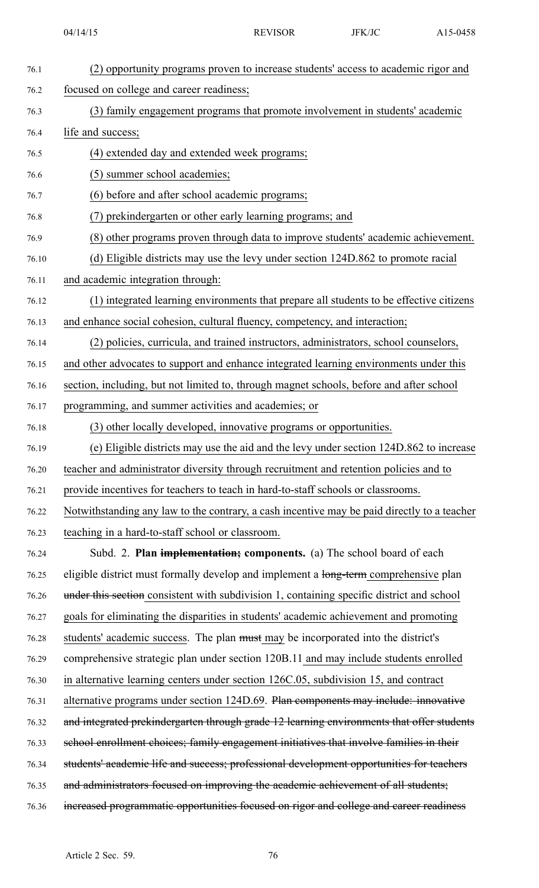(2) opportunity programs proven to increase students' access to academic rigor and focused on college and career readiness;

(3) family engagement programs that promote involvement in students' academic life and success;

(4) extended day and extended week programs;

(5) summer school academies;

(6) before and after school academic programs;

(7) prekindergarten or other early learning programs; and

(8) other programs proven through data to improve students' academic achievement.

(d) Eligible districts may use the levy under section 124D.862 to promote racial and academic integration through:

(1) integrated learning environments that prepare all students to be effective citizens and enhance social cohesion, cultural fluency, competency, and interaction;

(2) policies, curricula, and trained instructors, administrators, school counselors, and other advocates to support and enhance integrated learning environments under this section, including, but not limited to, through magnet schools, before and after school programming, and summer activities and academies; or

(3) other locally developed, innovative programs or opportunities.

(e) Eligible districts may use the aid and the levy under section 124D.862 to increase teacher and administrator diversity through recruitment and retention policies and to provide incentives for teachers to teach in hard-to-staff schools or classrooms. Notwithstanding any law to the contrary, a cash incentive may be paid directly to a teacher teaching in a hard-to-staff school or classroom.

Subd. 2. **Plan ~~implementation;~~ components.** (a) The school board of each eligible district must formally develop and implement a ~~long-term~~ comprehensive plan ~~under this section~~ consistent with subdivision 1, containing specific district and school goals for eliminating the disparities in students' academic achievement and promoting students' academic success. The plan ~~must~~ may be incorporated into the district's comprehensive strategic plan under section 120B.11 and may include students enrolled in alternative learning centers under section 126C.05, subdivision 15, and contract alternative programs under section 124D.69. ~~Plan components may include: innovative and integrated prekindergarten through grade 12 learning environments that offer students school enrollment choices; family engagement initiatives that involve families in their students' academic life and success; professional development opportunities for teachers and administrators focused on improving the academic achievement of all students; increased programmatic opportunities focused on rigor and college and career readiness~~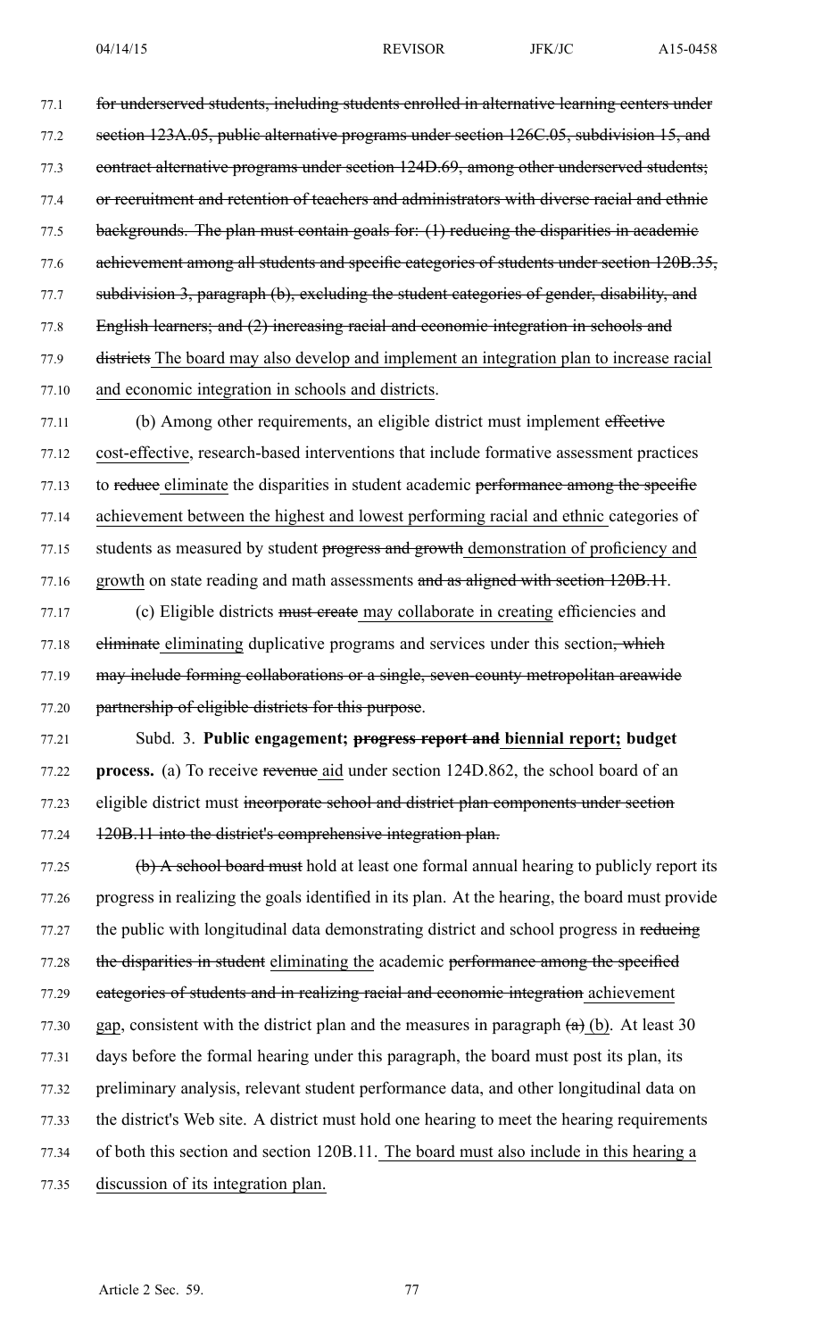77.1 ~~for underserved students, including students enrolled in alternative learning centers under~~
77.2 ~~section 123A.05, public alternative programs under section 126C.05, subdivision 15, and~~
77.3 ~~contract alternative programs under section 124D.69, among other underserved students;~~
77.4 ~~or recruitment and retention of teachers and administrators with diverse racial and ethnic~~
77.5 ~~backgrounds. The plan must contain goals for: (1) reducing the disparities in academic~~
77.6 ~~achievement among all students and specific categories of students under section 120B.35,~~
77.7 ~~subdivision 3, paragraph (b), excluding the student categories of gender, disability, and~~
77.8 ~~English learners; and (2) increasing racial and economic integration in schools and~~
77.9 ~~districts~~ The board may also develop and implement an integration plan to increase racial
77.10 and economic integration in schools and districts.

77.11 (b) Among other requirements, an eligible district must implement ~~effective~~
77.12 cost-effective, research-based interventions that include formative assessment practices
77.13 to ~~reduce~~ eliminate the disparities in student academic ~~performance among the specific~~
77.14 achievement between the highest and lowest performing racial and ethnic categories of
77.15 students as measured by student ~~progress and growth~~ demonstration of proficiency and
77.16 growth on state reading and math assessments ~~and as aligned with section 120B.11~~.

77.17 (c) Eligible districts ~~must create~~ may collaborate in creating efficiencies and
77.18 ~~eliminate~~ eliminating duplicative programs and services under this section~~, which~~
77.19 ~~may include forming collaborations or a single, seven-county metropolitan areawide~~
77.20 ~~partnership of eligible districts for this purpose~~.

77.21 Subd. 3. **Public engagement; ~~progress report and~~ biennial report; budget**
77.22 **process.** (a) To receive ~~revenue~~ aid under section 124D.862, the school board of an
77.23 eligible district must ~~incorporate school and district plan components under section~~
77.24 ~~120B.11 into the district's comprehensive integration plan.~~

77.25 ~~(b) A school board must~~ hold at least one formal annual hearing to publicly report its
77.26 progress in realizing the goals identified in its plan. At the hearing, the board must provide
77.27 the public with longitudinal data demonstrating district and school progress in ~~reducing~~
77.28 ~~the disparities in student~~ eliminating the academic ~~performance among the specified~~
77.29 ~~categories of students and in realizing racial and economic integration~~ achievement
77.30 gap, consistent with the district plan and the measures in paragraph ~~(a)~~ (b). At least 30
77.31 days before the formal hearing under this paragraph, the board must post its plan, its
77.32 preliminary analysis, relevant student performance data, and other longitudinal data on
77.33 the district's Web site. A district must hold one hearing to meet the hearing requirements
77.34 of both this section and section 120B.11. The board must also include in this hearing a
77.35 discussion of its integration plan.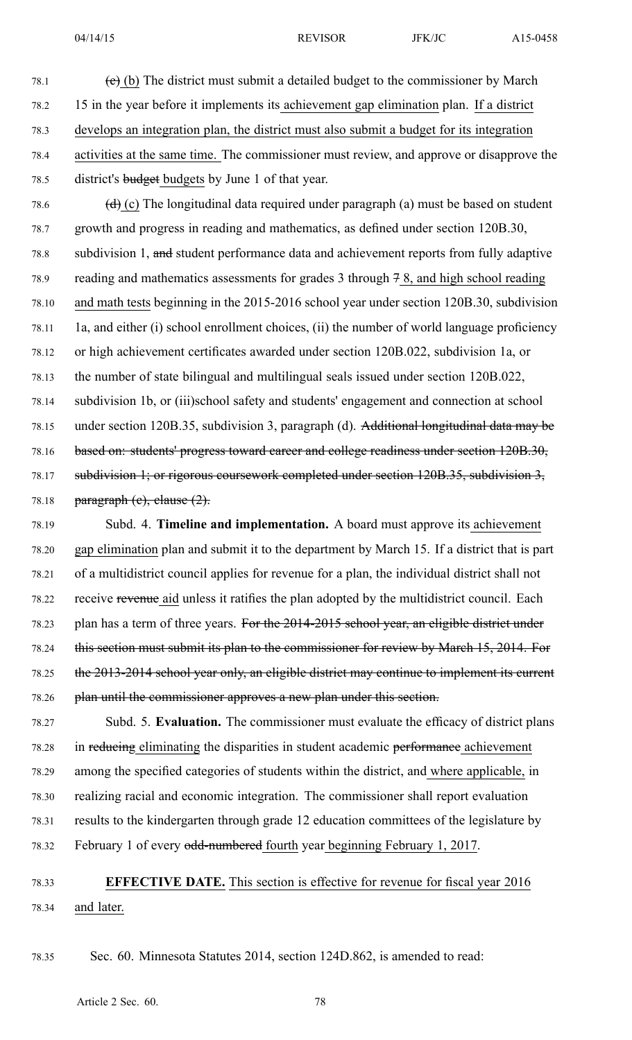78.1 ~~(c)~~ (b) The district must submit a detailed budget to the commissioner by March 15 in the year before it implements its achievement gap elimination plan. If a district develops an integration plan, the district must also submit a budget for its integration activities at the same time. The commissioner must review, and approve or disapprove the district's ~~budget~~ budgets by June 1 of that year.

78.6 ~~(d)~~ (c) The longitudinal data required under paragraph (a) must be based on student growth and progress in reading and mathematics, as defined under section 120B.30, subdivision 1, ~~and~~ student performance data and achievement reports from fully adaptive reading and mathematics assessments for grades 3 through ~~7~~ 8, and high school reading and math tests beginning in the 2015-2016 school year under section 120B.30, subdivision 1a, and either (i) school enrollment choices, (ii) the number of world language proficiency or high achievement certificates awarded under section 120B.022, subdivision 1a, or the number of state bilingual and multilingual seals issued under section 120B.022, subdivision 1b, or (iii)school safety and students' engagement and connection at school under section 120B.35, subdivision 3, paragraph (d). ~~Additional longitudinal data may be based on: students' progress toward career and college readiness under section 120B.30, subdivision 1; or rigorous coursework completed under section 120B.35, subdivision 3, paragraph (c), clause (2).~~

78.19 Subd. 4. **Timeline and implementation.** A board must approve its achievement gap elimination plan and submit it to the department by March 15. If a district that is part of a multidistrict council applies for revenue for a plan, the individual district shall not receive ~~revenue~~ aid unless it ratifies the plan adopted by the multidistrict council. Each plan has a term of three years. ~~For the 2014-2015 school year, an eligible district under this section must submit its plan to the commissioner for review by March 15, 2014. For the 2013-2014 school year only, an eligible district may continue to implement its current plan until the commissioner approves a new plan under this section.~~

78.27 Subd. 5. **Evaluation.** The commissioner must evaluate the efficacy of district plans in ~~reducing~~ eliminating the disparities in student academic ~~performance~~ achievement among the specified categories of students within the district, and where applicable, in realizing racial and economic integration. The commissioner shall report evaluation results to the kindergarten through grade 12 education committees of the legislature by February 1 of every ~~odd-numbered~~ fourth year beginning February 1, 2017.

78.33 **EFFECTIVE DATE.** This section is effective for revenue for fiscal year 2016 and later.

78.35 Sec. 60. Minnesota Statutes 2014, section 124D.862, is amended to read: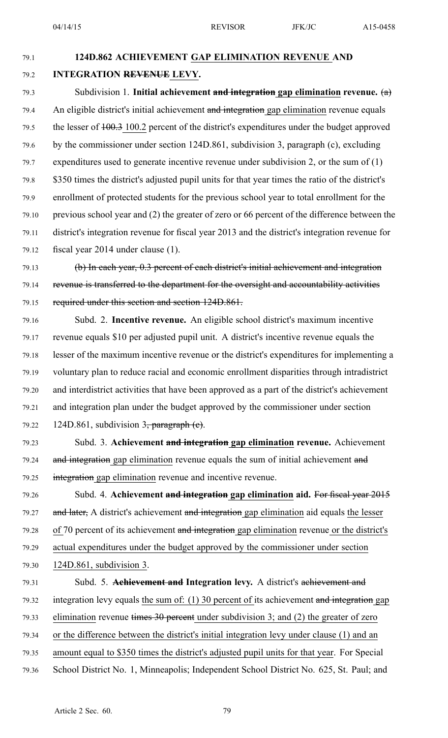**124D.862 ACHIEVEMENT GAP ELIMINATION REVENUE AND INTEGRATION REVENUE LEVY.**

Subdivision 1. **Initial achievement and integration gap elimination revenue.** (a) An eligible district's initial achievement and integration gap elimination revenue equals the lesser of 100.3 100.2 percent of the district's expenditures under the budget approved by the commissioner under section 124D.861, subdivision 3, paragraph (c), excluding expenditures used to generate incentive revenue under subdivision 2, or the sum of (1) $350 times the district's adjusted pupil units for that year times the ratio of the district's enrollment of protected students for the previous school year to total enrollment for the previous school year and (2) the greater of zero or 66 percent of the difference between the district's integration revenue for fiscal year 2013 and the district's integration revenue for fiscal year 2014 under clause (1).

(b) In each year, 0.3 percent of each district's initial achievement and integration revenue is transferred to the department for the oversight and accountability activities required under this section and section 124D.861.

Subd. 2. **Incentive revenue.** An eligible school district's maximum incentive revenue equals $10 per adjusted pupil unit. A district's incentive revenue equals the lesser of the maximum incentive revenue or the district's expenditures for implementing a voluntary plan to reduce racial and economic enrollment disparities through intradistrict and interdistrict activities that have been approved as a part of the district's achievement and integration plan under the budget approved by the commissioner under section 124D.861, subdivision 3, paragraph (c).

Subd. 3. **Achievement and integration gap elimination revenue.** Achievement and integration gap elimination revenue equals the sum of initial achievement and integration gap elimination revenue and incentive revenue.

Subd. 4. **Achievement and integration gap elimination aid.** For fiscal year 2015 and later, A district's achievement and integration gap elimination aid equals the lesser of 70 percent of its achievement and integration gap elimination revenue or the district's actual expenditures under the budget approved by the commissioner under section 124D.861, subdivision 3.

Subd. 5. **Achievement and Integration levy.** A district's achievement and integration levy equals the sum of: (1) 30 percent of its achievement and integration gap elimination revenue times 30 percent under subdivision 3; and (2) the greater of zero or the difference between the district's initial integration levy under clause (1) and an amount equal to $350 times the district's adjusted pupil units for that year. For Special School District No. 1, Minneapolis; Independent School District No. 625, St. Paul; and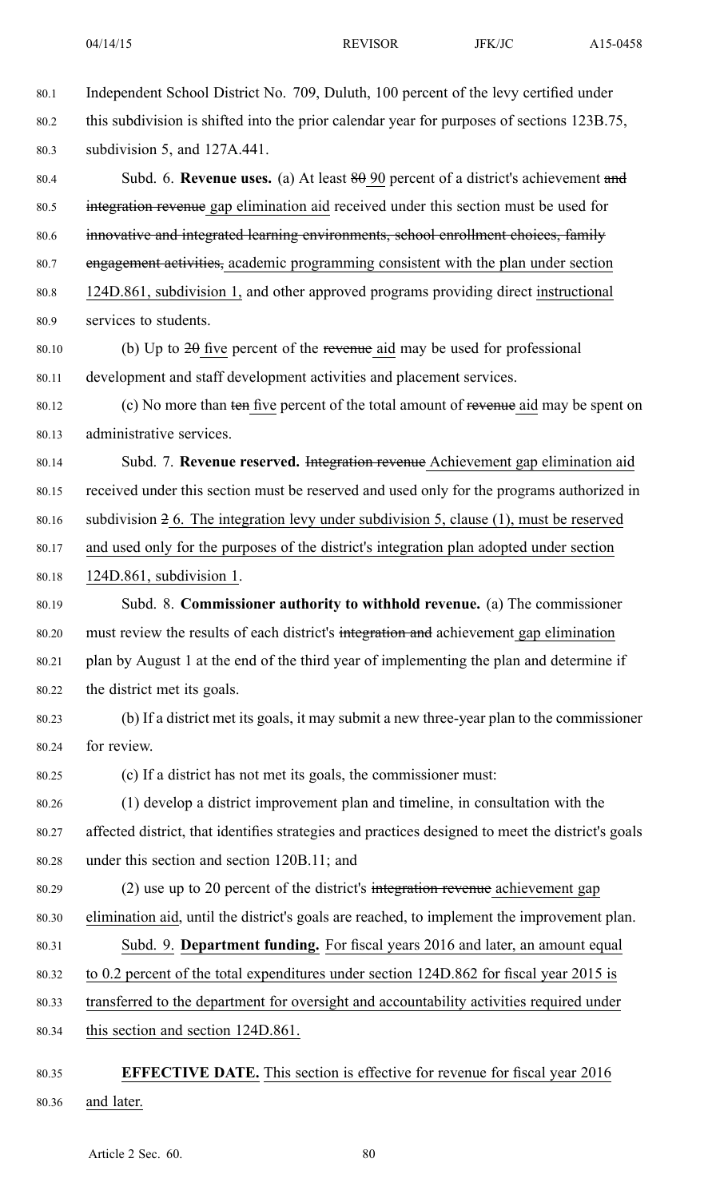Independent School District No. 709, Duluth, 100 percent of the levy certified under this subdivision is shifted into the prior calendar year for purposes of sections 123B.75, subdivision 5, and 127A.441.

Subd. 6. **Revenue uses.** (a) At least ~~80~~ 90 percent of a district's achievement ~~and integration revenue~~ gap elimination aid received under this section must be used for ~~innovative and integrated learning environments, school enrollment choices, family engagement activities,~~ academic programming consistent with the plan under section 124D.861, subdivision 1, and other approved programs providing direct instructional services to students.

(b) Up to ~~20~~ five percent of the ~~revenue~~ aid may be used for professional development and staff development activities and placement services.

(c) No more than ~~ten~~ five percent of the total amount of ~~revenue~~ aid may be spent on administrative services.

Subd. 7. **Revenue reserved.** ~~Integration revenue~~ Achievement gap elimination aid received under this section must be reserved and used only for the programs authorized in subdivision ~~2~~ 6. The integration levy under subdivision 5, clause (1), must be reserved and used only for the purposes of the district's integration plan adopted under section 124D.861, subdivision 1.

Subd. 8. **Commissioner authority to withhold revenue.** (a) The commissioner must review the results of each district's ~~integration and~~ achievement gap elimination plan by August 1 at the end of the third year of implementing the plan and determine if the district met its goals.

(b) If a district met its goals, it may submit a new three-year plan to the commissioner for review.

(c) If a district has not met its goals, the commissioner must:

(1) develop a district improvement plan and timeline, in consultation with the affected district, that identifies strategies and practices designed to meet the district's goals under this section and section 120B.11; and

(2) use up to 20 percent of the district's ~~integration revenue~~ achievement gap elimination aid, until the district's goals are reached, to implement the improvement plan.

Subd. 9. **Department funding.** For fiscal years 2016 and later, an amount equal to 0.2 percent of the total expenditures under section 124D.862 for fiscal year 2015 is transferred to the department for oversight and accountability activities required under this section and section 124D.861.

**EFFECTIVE DATE.** This section is effective for revenue for fiscal year 2016 and later.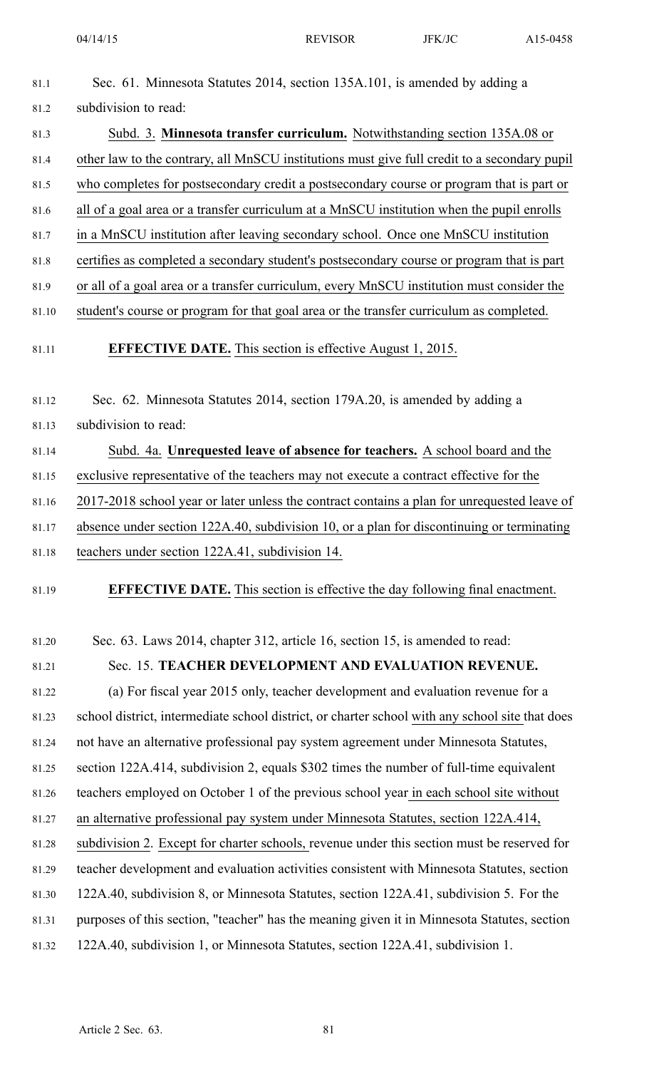Sec. 61. Minnesota Statutes 2014, section 135A.101, is amended by adding a subdivision to read:

Subd. 3. **Minnesota transfer curriculum.** Notwithstanding section 135A.08 or other law to the contrary, all MnSCU institutions must give full credit to a secondary pupil who completes for postsecondary credit a postsecondary course or program that is part or all of a goal area or a transfer curriculum at a MnSCU institution when the pupil enrolls in a MnSCU institution after leaving secondary school. Once one MnSCU institution certifies as completed a secondary student's postsecondary course or program that is part or all of a goal area or a transfer curriculum, every MnSCU institution must consider the student's course or program for that goal area or the transfer curriculum as completed.

**EFFECTIVE DATE.** This section is effective August 1, 2015.

Sec. 62. Minnesota Statutes 2014, section 179A.20, is amended by adding a subdivision to read:

Subd. 4a. **Unrequested leave of absence for teachers.** A school board and the exclusive representative of the teachers may not execute a contract effective for the 2017-2018 school year or later unless the contract contains a plan for unrequested leave of absence under section 122A.40, subdivision 10, or a plan for discontinuing or terminating teachers under section 122A.41, subdivision 14.

**EFFECTIVE DATE.** This section is effective the day following final enactment.

Sec. 63. Laws 2014, chapter 312, article 16, section 15, is amended to read:

Sec. 15. **TEACHER DEVELOPMENT AND EVALUATION REVENUE.**

(a) For fiscal year 2015 only, teacher development and evaluation revenue for a school district, intermediate school district, or charter school with any school site that does not have an alternative professional pay system agreement under Minnesota Statutes, section 122A.414, subdivision 2, equals $302 times the number of full-time equivalent teachers employed on October 1 of the previous school year in each school site without an alternative professional pay system under Minnesota Statutes, section 122A.414, subdivision 2. Except for charter schools, revenue under this section must be reserved for teacher development and evaluation activities consistent with Minnesota Statutes, section 122A.40, subdivision 8, or Minnesota Statutes, section 122A.41, subdivision 5. For the purposes of this section, "teacher" has the meaning given it in Minnesota Statutes, section 122A.40, subdivision 1, or Minnesota Statutes, section 122A.41, subdivision 1.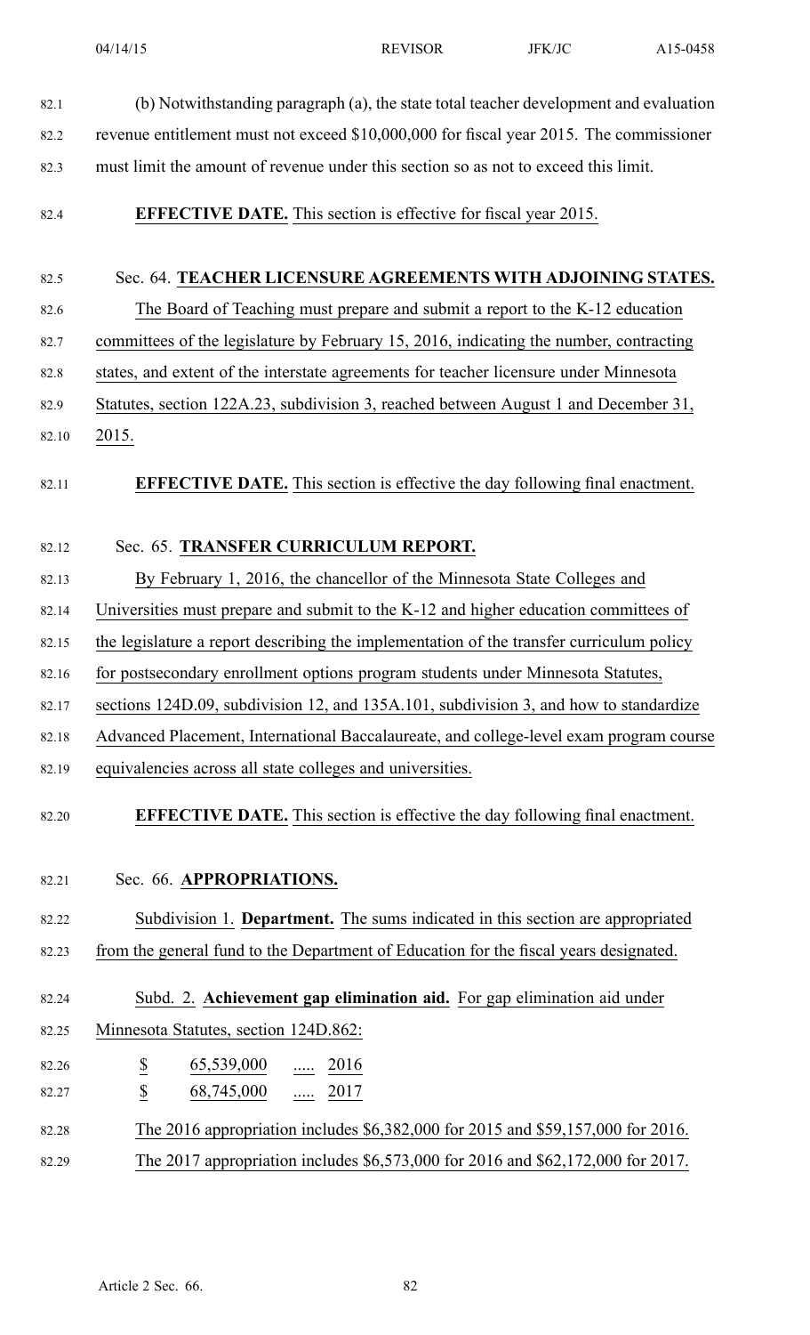(b) Notwithstanding paragraph (a), the state total teacher development and evaluation revenue entitlement must not exceed $10,000,000 for fiscal year 2015. The commissioner must limit the amount of revenue under this section so as not to exceed this limit.

**EFFECTIVE DATE.** This section is effective for fiscal year 2015.

Sec. 64. **TEACHER LICENSURE AGREEMENTS WITH ADJOINING STATES.**

The Board of Teaching must prepare and submit a report to the K-12 education committees of the legislature by February 15, 2016, indicating the number, contracting states, and extent of the interstate agreements for teacher licensure under Minnesota Statutes, section 122A.23, subdivision 3, reached between August 1 and December 31, 2015.

**EFFECTIVE DATE.** This section is effective the day following final enactment.

Sec. 65. **TRANSFER CURRICULUM REPORT.**

By February 1, 2016, the chancellor of the Minnesota State Colleges and Universities must prepare and submit to the K-12 and higher education committees of the legislature a report describing the implementation of the transfer curriculum policy for postsecondary enrollment options program students under Minnesota Statutes, sections 124D.09, subdivision 12, and 135A.101, subdivision 3, and how to standardize Advanced Placement, International Baccalaureate, and college-level exam program course equivalencies across all state colleges and universities.

**EFFECTIVE DATE.** This section is effective the day following final enactment.

Sec. 66. **APPROPRIATIONS.**

Subdivision 1. **Department.** The sums indicated in this section are appropriated from the general fund to the Department of Education for the fiscal years designated.

Subd. 2. **Achievement gap elimination aid.** For gap elimination aid under Minnesota Statutes, section 124D.862:

$ 65,539,000 ..... 2016
$ 68,745,000 ..... 2017

The 2016 appropriation includes $6,382,000 for 2015 and $59,157,000 for 2016.

The 2017 appropriation includes $6,573,000 for 2016 and $62,172,000 for 2017.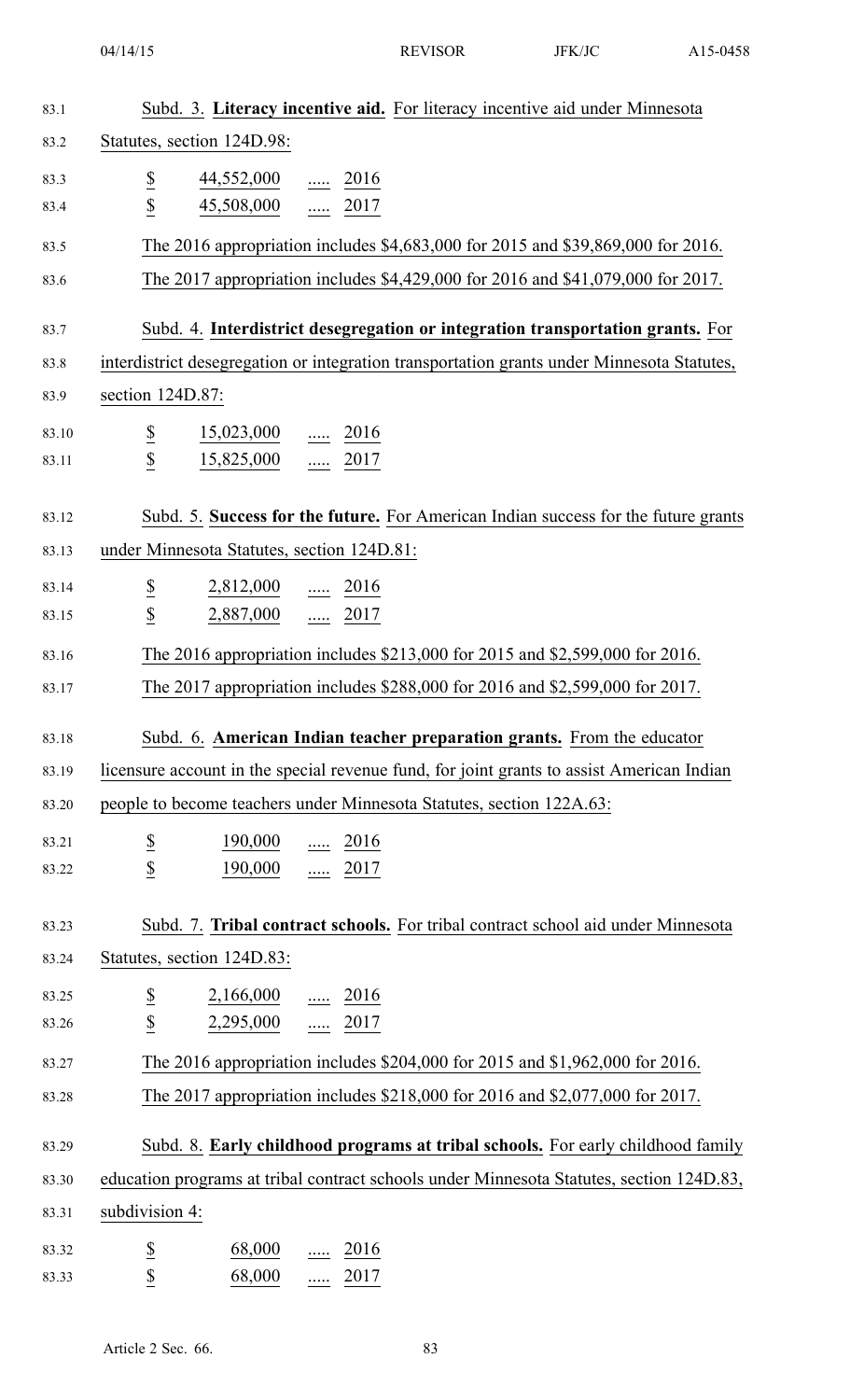Subd. 3. **Literacy incentive aid.** For literacy incentive aid under Minnesota Statutes, section 124D.98:

| | | | |
|---|---|---|---|
| $ | 44,552,000 | ..... | 2016 |
| $ | 45,508,000 | ..... | 2017 |

The 2016 appropriation includes $4,683,000 for 2015 and $39,869,000 for 2016.

The 2017 appropriation includes $4,429,000 for 2016 and $41,079,000 for 2017.

Subd. 4. **Interdistrict desegregation or integration transportation grants.** For interdistrict desegregation or integration transportation grants under Minnesota Statutes, section 124D.87:

| | | | |
|---|---|---|---|
| $ | 15,023,000 | ..... | 2016 |
| $ | 15,825,000 | ..... | 2017 |

Subd. 5. **Success for the future.** For American Indian success for the future grants under Minnesota Statutes, section 124D.81:

| | | | |
|---|---|---|---|
| $ | 2,812,000 | ..... | 2016 |
| $ | 2,887,000 | ..... | 2017 |

The 2016 appropriation includes $213,000 for 2015 and $2,599,000 for 2016.

The 2017 appropriation includes $288,000 for 2016 and $2,599,000 for 2017.

Subd. 6. **American Indian teacher preparation grants.** From the educator licensure account in the special revenue fund, for joint grants to assist American Indian people to become teachers under Minnesota Statutes, section 122A.63:

| | | | |
|---|---|---|---|
| $ | 190,000 | ..... | 2016 |
| $ | 190,000 | ..... | 2017 |

Subd. 7. **Tribal contract schools.** For tribal contract school aid under Minnesota Statutes, section 124D.83:

| | | | |
|---|---|---|---|
| $ | 2,166,000 | ..... | 2016 |
| $ | 2,295,000 | ..... | 2017 |

The 2016 appropriation includes $204,000 for 2015 and $1,962,000 for 2016.

The 2017 appropriation includes $218,000 for 2016 and $2,077,000 for 2017.

Subd. 8. **Early childhood programs at tribal schools.** For early childhood family education programs at tribal contract schools under Minnesota Statutes, section 124D.83, subdivision 4:

| | | | |
|---|---|---|---|
| $ | 68,000 | ..... | 2016 |
| $ | 68,000 | ..... | 2017 |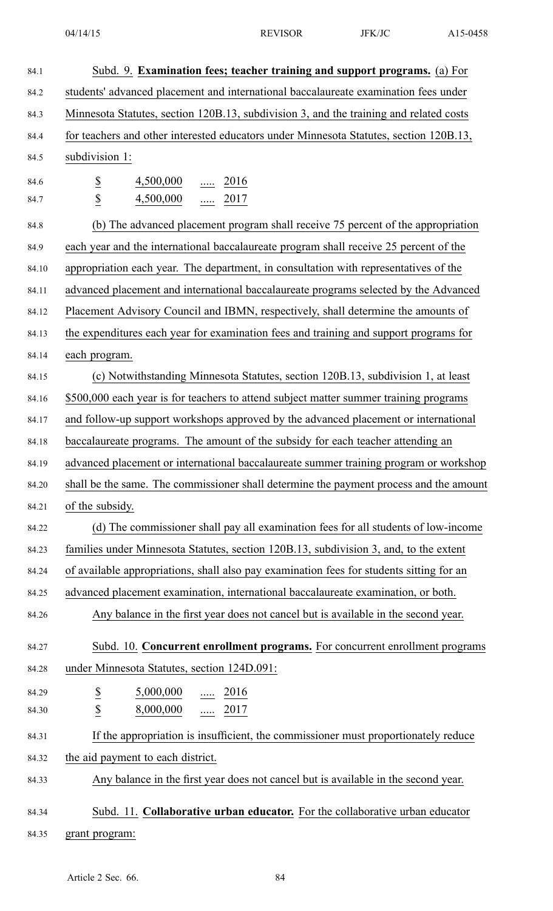Subd. 9. **Examination fees; teacher training and support programs.** (a) For students' advanced placement and international baccalaureate examination fees under Minnesota Statutes, section 120B.13, subdivision 3, and the training and related costs for teachers and other interested educators under Minnesota Statutes, section 120B.13, subdivision 1:

$ 4,500,000 ..... 2016
$ 4,500,000 ..... 2017

(b) The advanced placement program shall receive 75 percent of the appropriation each year and the international baccalaureate program shall receive 25 percent of the appropriation each year. The department, in consultation with representatives of the advanced placement and international baccalaureate programs selected by the Advanced Placement Advisory Council and IBMN, respectively, shall determine the amounts of the expenditures each year for examination fees and training and support programs for each program.

(c) Notwithstanding Minnesota Statutes, section 120B.13, subdivision 1, at least $500,000 each year is for teachers to attend subject matter summer training programs and follow-up support workshops approved by the advanced placement or international baccalaureate programs. The amount of the subsidy for each teacher attending an advanced placement or international baccalaureate summer training program or workshop shall be the same. The commissioner shall determine the payment process and the amount of the subsidy.

(d) The commissioner shall pay all examination fees for all students of low-income families under Minnesota Statutes, section 120B.13, subdivision 3, and, to the extent of available appropriations, shall also pay examination fees for students sitting for an advanced placement examination, international baccalaureate examination, or both.

Any balance in the first year does not cancel but is available in the second year.

Subd. 10. **Concurrent enrollment programs.** For concurrent enrollment programs under Minnesota Statutes, section 124D.091:

$ 5,000,000 ..... 2016
$ 8,000,000 ..... 2017

If the appropriation is insufficient, the commissioner must proportionately reduce the aid payment to each district.

Any balance in the first year does not cancel but is available in the second year.

Subd. 11. **Collaborative urban educator.** For the collaborative urban educator grant program: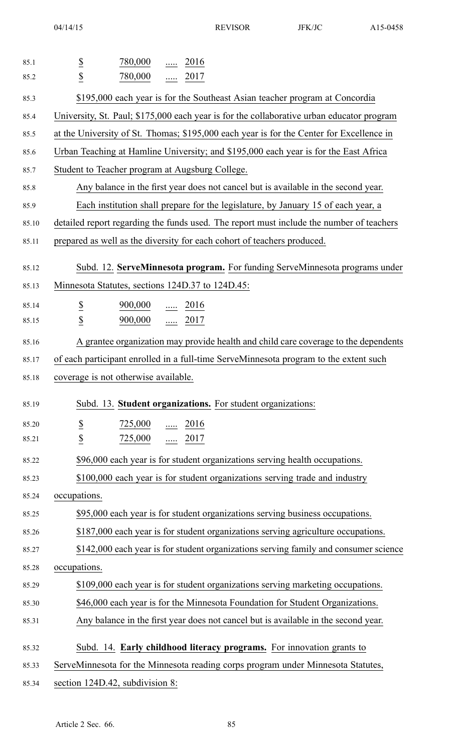$ 780,000 ..... 2016
$ 780,000 ..... 2017

$195,000 each year is for the Southeast Asian teacher program at Concordia University, St. Paul; $175,000 each year is for the collaborative urban educator program at the University of St. Thomas; $195,000 each year is for the Center for Excellence in Urban Teaching at Hamline University; and $195,000 each year is for the East Africa Student to Teacher program at Augsburg College.

Any balance in the first year does not cancel but is available in the second year.

Each institution shall prepare for the legislature, by January 15 of each year, a detailed report regarding the funds used. The report must include the number of teachers prepared as well as the diversity for each cohort of teachers produced.

Subd. 12. **ServeMinnesota program.** For funding ServeMinnesota programs under Minnesota Statutes, sections 124D.37 to 124D.45:

$ 900,000 ..... 2016
$ 900,000 ..... 2017

A grantee organization may provide health and child care coverage to the dependents of each participant enrolled in a full-time ServeMinnesota program to the extent such coverage is not otherwise available.

Subd. 13. **Student organizations.** For student organizations:

$ 725,000 ..... 2016
$ 725,000 ..... 2017

$96,000 each year is for student organizations serving health occupations.

$100,000 each year is for student organizations serving trade and industry occupations.

$95,000 each year is for student organizations serving business occupations.

$187,000 each year is for student organizations serving agriculture occupations.

$142,000 each year is for student organizations serving family and consumer science occupations.

$109,000 each year is for student organizations serving marketing occupations.

$46,000 each year is for the Minnesota Foundation for Student Organizations.

Any balance in the first year does not cancel but is available in the second year.

Subd. 14. **Early childhood literacy programs.** For innovation grants to ServeMinnesota for the Minnesota reading corps program under Minnesota Statutes, section 124D.42, subdivision 8: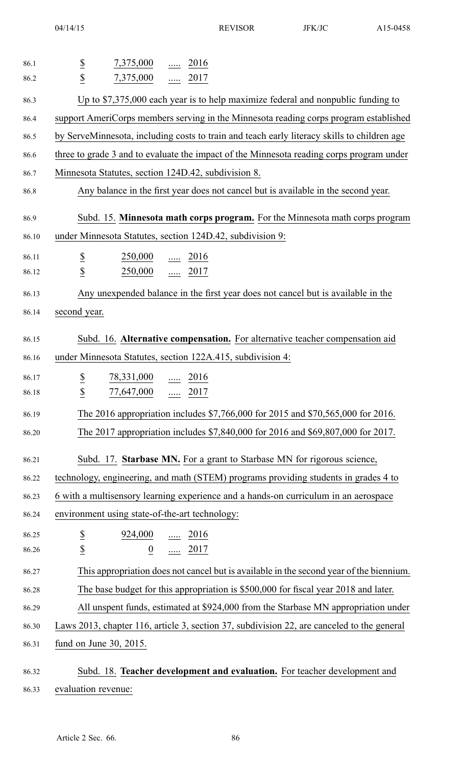$ 7,375,000 ..... 2016
$ 7,375,000 ..... 2017

Up to $7,375,000 each year is to help maximize federal and nonpublic funding to support AmeriCorps members serving in the Minnesota reading corps program established by ServeMinnesota, including costs to train and teach early literacy skills to children age three to grade 3 and to evaluate the impact of the Minnesota reading corps program under Minnesota Statutes, section 124D.42, subdivision 8.

Any balance in the first year does not cancel but is available in the second year.

Subd. 15. **Minnesota math corps program.** For the Minnesota math corps program under Minnesota Statutes, section 124D.42, subdivision 9:

$ 250,000 ..... 2016
$ 250,000 ..... 2017

Any unexpended balance in the first year does not cancel but is available in the second year.

Subd. 16. **Alternative compensation.** For alternative teacher compensation aid under Minnesota Statutes, section 122A.415, subdivision 4:

$ 78,331,000 ..... 2016
$ 77,647,000 ..... 2017

The 2016 appropriation includes $7,766,000 for 2015 and $70,565,000 for 2016.

The 2017 appropriation includes $7,840,000 for 2016 and $69,807,000 for 2017.

Subd. 17. **Starbase MN.** For a grant to Starbase MN for rigorous science, technology, engineering, and math (STEM) programs providing students in grades 4 to 6 with a multisensory learning experience and a hands-on curriculum in an aerospace environment using state-of-the-art technology:

$ 924,000 ..... 2016
$ 0 ..... 2017

This appropriation does not cancel but is available in the second year of the biennium.

The base budget for this appropriation is $500,000 for fiscal year 2018 and later.

All unspent funds, estimated at $924,000 from the Starbase MN appropriation under Laws 2013, chapter 116, article 3, section 37, subdivision 22, are canceled to the general fund on June 30, 2015.

Subd. 18. **Teacher development and evaluation.** For teacher development and evaluation revenue: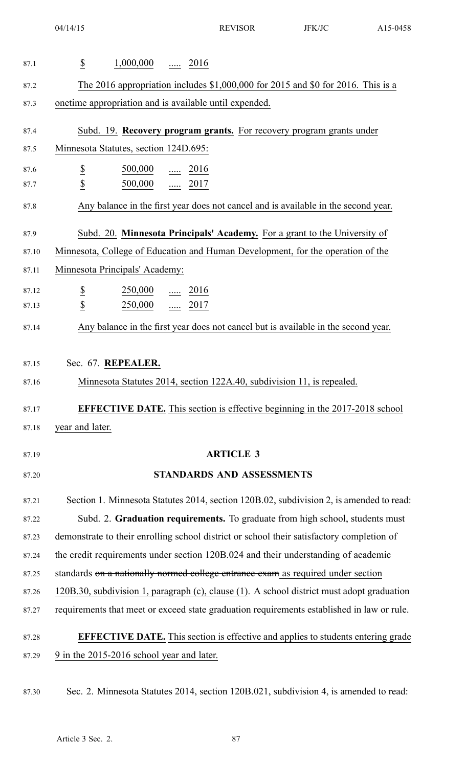$ 1,000,000 ..... 2016

The 2016 appropriation includes $1,000,000 for 2015 and $0 for 2016. This is a onetime appropriation and is available until expended.

Subd. 19. **Recovery program grants.** For recovery program grants under Minnesota Statutes, section 124D.695:

$ 500,000 ..... 2016
$ 500,000 ..... 2017

Any balance in the first year does not cancel and is available in the second year.

Subd. 20. **Minnesota Principals' Academy.** For a grant to the University of Minnesota, College of Education and Human Development, for the operation of the Minnesota Principals' Academy:

$ 250,000 ..... 2016
$ 250,000 ..... 2017

Any balance in the first year does not cancel but is available in the second year.

Sec. 67. **REPEALER.**

Minnesota Statutes 2014, section 122A.40, subdivision 11, is repealed.

**EFFECTIVE DATE.** This section is effective beginning in the 2017-2018 school year and later.

## ARTICLE 3

## STANDARDS AND ASSESSMENTS

Section 1. Minnesota Statutes 2014, section 120B.02, subdivision 2, is amended to read:

Subd. 2. **Graduation requirements.** To graduate from high school, students must demonstrate to their enrolling school district or school their satisfactory completion of the credit requirements under section 120B.024 and their understanding of academic standards ~~on a nationally normed college entrance exam~~ as required under section 120B.30, subdivision 1, paragraph (c), clause (1). A school district must adopt graduation requirements that meet or exceed state graduation requirements established in law or rule.

**EFFECTIVE DATE.** This section is effective and applies to students entering grade 9 in the 2015-2016 school year and later.

Sec. 2. Minnesota Statutes 2014, section 120B.021, subdivision 4, is amended to read: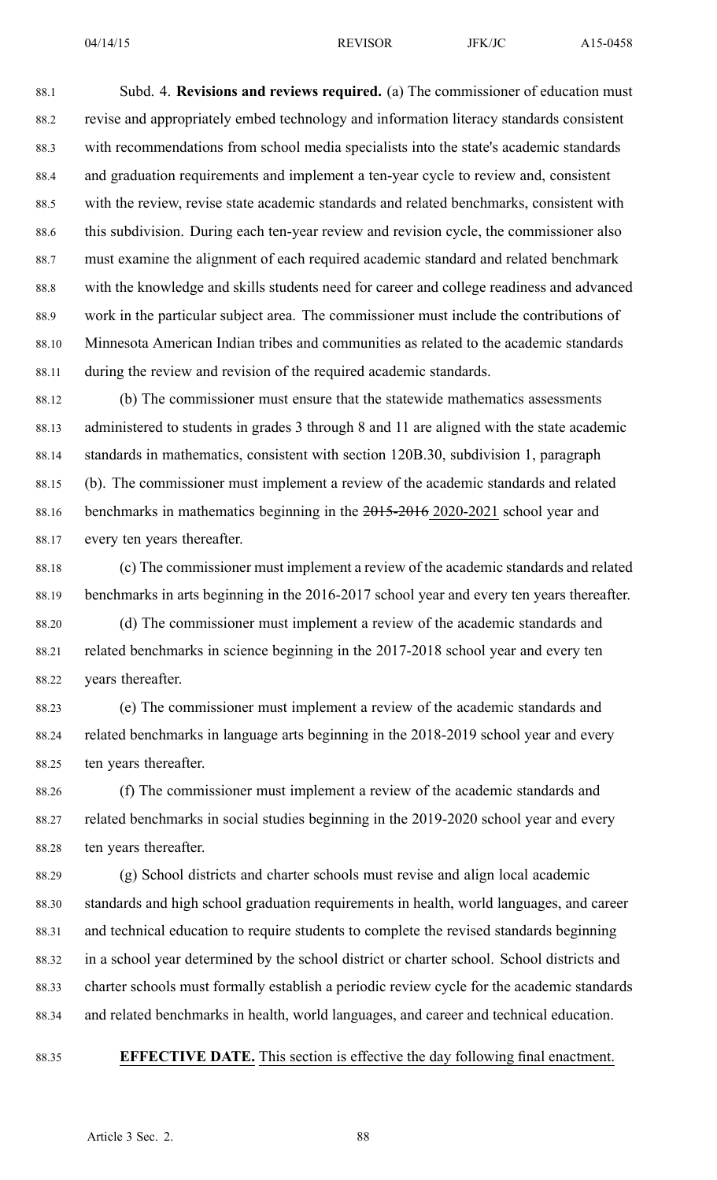Subd. 4. **Revisions and reviews required.** (a) The commissioner of education must revise and appropriately embed technology and information literacy standards consistent with recommendations from school media specialists into the state's academic standards and graduation requirements and implement a ten-year cycle to review and, consistent with the review, revise state academic standards and related benchmarks, consistent with this subdivision. During each ten-year review and revision cycle, the commissioner also must examine the alignment of each required academic standard and related benchmark with the knowledge and skills students need for career and college readiness and advanced work in the particular subject area. The commissioner must include the contributions of Minnesota American Indian tribes and communities as related to the academic standards during the review and revision of the required academic standards.

(b) The commissioner must ensure that the statewide mathematics assessments administered to students in grades 3 through 8 and 11 are aligned with the state academic standards in mathematics, consistent with section 120B.30, subdivision 1, paragraph (b). The commissioner must implement a review of the academic standards and related benchmarks in mathematics beginning in the ~~2015-2016~~ <u>2020-2021</u> school year and every ten years thereafter.

(c) The commissioner must implement a review of the academic standards and related benchmarks in arts beginning in the 2016-2017 school year and every ten years thereafter.

(d) The commissioner must implement a review of the academic standards and related benchmarks in science beginning in the 2017-2018 school year and every ten years thereafter.

(e) The commissioner must implement a review of the academic standards and related benchmarks in language arts beginning in the 2018-2019 school year and every ten years thereafter.

(f) The commissioner must implement a review of the academic standards and related benchmarks in social studies beginning in the 2019-2020 school year and every ten years thereafter.

(g) School districts and charter schools must revise and align local academic standards and high school graduation requirements in health, world languages, and career and technical education to require students to complete the revised standards beginning in a school year determined by the school district or charter school. School districts and charter schools must formally establish a periodic review cycle for the academic standards and related benchmarks in health, world languages, and career and technical education.

**EFFECTIVE DATE.** <u>This section is effective the day following final enactment.</u>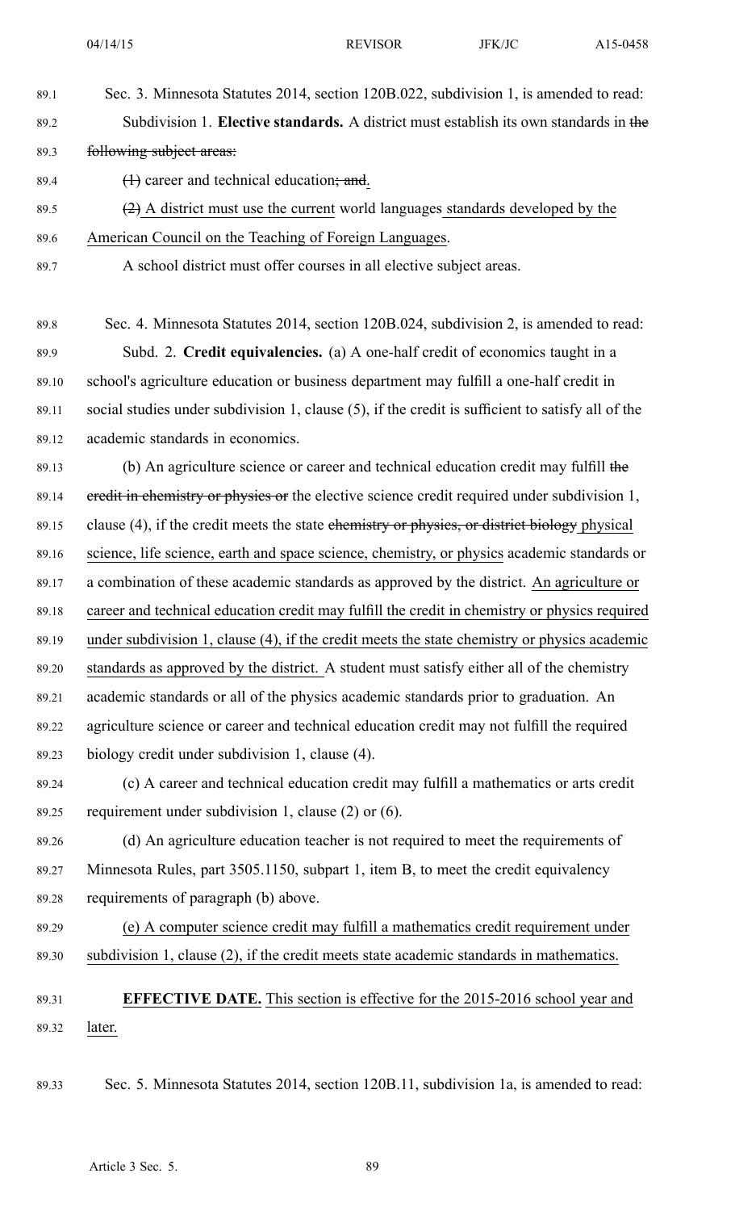Sec. 3. Minnesota Statutes 2014, section 120B.022, subdivision 1, is amended to read:

Subdivision 1. **Elective standards.** A district must establish its own standards in ~~the following subject areas:~~

~~(1)~~ career and technical education~~; and~~.

~~(2)~~ A district must use the current world languages standards developed by the American Council on the Teaching of Foreign Languages.

A school district must offer courses in all elective subject areas.

Sec. 4. Minnesota Statutes 2014, section 120B.024, subdivision 2, is amended to read:

Subd. 2. **Credit equivalencies.** (a) A one-half credit of economics taught in a school's agriculture education or business department may fulfill a one-half credit in social studies under subdivision 1, clause (5), if the credit is sufficient to satisfy all of the academic standards in economics.

(b) An agriculture science or career and technical education credit may fulfill ~~the credit in chemistry or physics or~~ the elective science credit required under subdivision 1, clause (4), if the credit meets the state ~~chemistry or physics, or district biology~~ physical science, life science, earth and space science, chemistry, or physics academic standards or a combination of these academic standards as approved by the district. An agriculture or career and technical education credit may fulfill the credit in chemistry or physics required under subdivision 1, clause (4), if the credit meets the state chemistry or physics academic standards as approved by the district. A student must satisfy either all of the chemistry academic standards or all of the physics academic standards prior to graduation. An agriculture science or career and technical education credit may not fulfill the required biology credit under subdivision 1, clause (4).

(c) A career and technical education credit may fulfill a mathematics or arts credit requirement under subdivision 1, clause (2) or (6).

(d) An agriculture education teacher is not required to meet the requirements of Minnesota Rules, part 3505.1150, subpart 1, item B, to meet the credit equivalency requirements of paragraph (b) above.

(e) A computer science credit may fulfill a mathematics credit requirement under subdivision 1, clause (2), if the credit meets state academic standards in mathematics.

**EFFECTIVE DATE.** This section is effective for the 2015-2016 school year and later.

Sec. 5. Minnesota Statutes 2014, section 120B.11, subdivision 1a, is amended to read: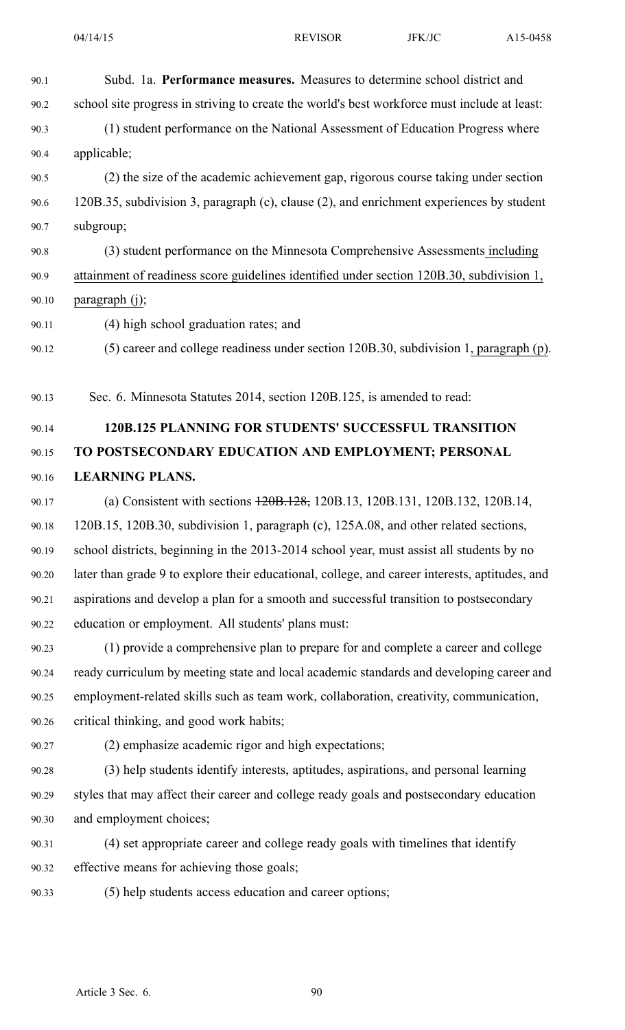Subd. 1a. **Performance measures.** Measures to determine school district and school site progress in striving to create the world's best workforce must include at least:

(1) student performance on the National Assessment of Education Progress where applicable;

(2) the size of the academic achievement gap, rigorous course taking under section 120B.35, subdivision 3, paragraph (c), clause (2), and enrichment experiences by student subgroup;

(3) student performance on the Minnesota Comprehensive Assessments <u>including attainment of readiness score guidelines identified under section 120B.30, subdivision 1, paragraph (j)</u>;

(4) high school graduation rates; and

(5) career and college readiness under section 120B.30, subdivision 1<u>, paragraph (p)</u>.

Sec. 6. Minnesota Statutes 2014, section 120B.125, is amended to read:

**120B.125 PLANNING FOR STUDENTS' SUCCESSFUL TRANSITION TO POSTSECONDARY EDUCATION AND EMPLOYMENT; PERSONAL LEARNING PLANS.**

(a) Consistent with sections ~~120B.128,~~ 120B.13, 120B.131, 120B.132, 120B.14, 120B.15, 120B.30, subdivision 1, paragraph (c), 125A.08, and other related sections, school districts, beginning in the 2013-2014 school year, must assist all students by no later than grade 9 to explore their educational, college, and career interests, aptitudes, and aspirations and develop a plan for a smooth and successful transition to postsecondary education or employment. All students' plans must:

(1) provide a comprehensive plan to prepare for and complete a career and college ready curriculum by meeting state and local academic standards and developing career and employment-related skills such as team work, collaboration, creativity, communication, critical thinking, and good work habits;

(2) emphasize academic rigor and high expectations;

(3) help students identify interests, aptitudes, aspirations, and personal learning styles that may affect their career and college ready goals and postsecondary education and employment choices;

(4) set appropriate career and college ready goals with timelines that identify effective means for achieving those goals;

(5) help students access education and career options;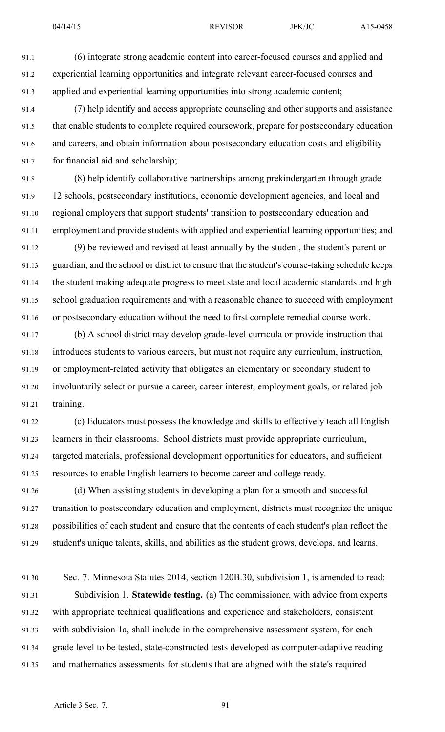(6) integrate strong academic content into career-focused courses and applied and experiential learning opportunities and integrate relevant career-focused courses and applied and experiential learning opportunities into strong academic content;

(7) help identify and access appropriate counseling and other supports and assistance that enable students to complete required coursework, prepare for postsecondary education and careers, and obtain information about postsecondary education costs and eligibility for financial aid and scholarship;

(8) help identify collaborative partnerships among prekindergarten through grade 12 schools, postsecondary institutions, economic development agencies, and local and regional employers that support students' transition to postsecondary education and employment and provide students with applied and experiential learning opportunities; and

(9) be reviewed and revised at least annually by the student, the student's parent or guardian, and the school or district to ensure that the student's course-taking schedule keeps the student making adequate progress to meet state and local academic standards and high school graduation requirements and with a reasonable chance to succeed with employment or postsecondary education without the need to first complete remedial course work.

(b) A school district may develop grade-level curricula or provide instruction that introduces students to various careers, but must not require any curriculum, instruction, or employment-related activity that obligates an elementary or secondary student to involuntarily select or pursue a career, career interest, employment goals, or related job training.

(c) Educators must possess the knowledge and skills to effectively teach all English learners in their classrooms. School districts must provide appropriate curriculum, targeted materials, professional development opportunities for educators, and sufficient resources to enable English learners to become career and college ready.

(d) When assisting students in developing a plan for a smooth and successful transition to postsecondary education and employment, districts must recognize the unique possibilities of each student and ensure that the contents of each student's plan reflect the student's unique talents, skills, and abilities as the student grows, develops, and learns.

Sec. 7. Minnesota Statutes 2014, section 120B.30, subdivision 1, is amended to read:

Subdivision 1. **Statewide testing.** (a) The commissioner, with advice from experts with appropriate technical qualifications and experience and stakeholders, consistent with subdivision 1a, shall include in the comprehensive assessment system, for each grade level to be tested, state-constructed tests developed as computer-adaptive reading and mathematics assessments for students that are aligned with the state's required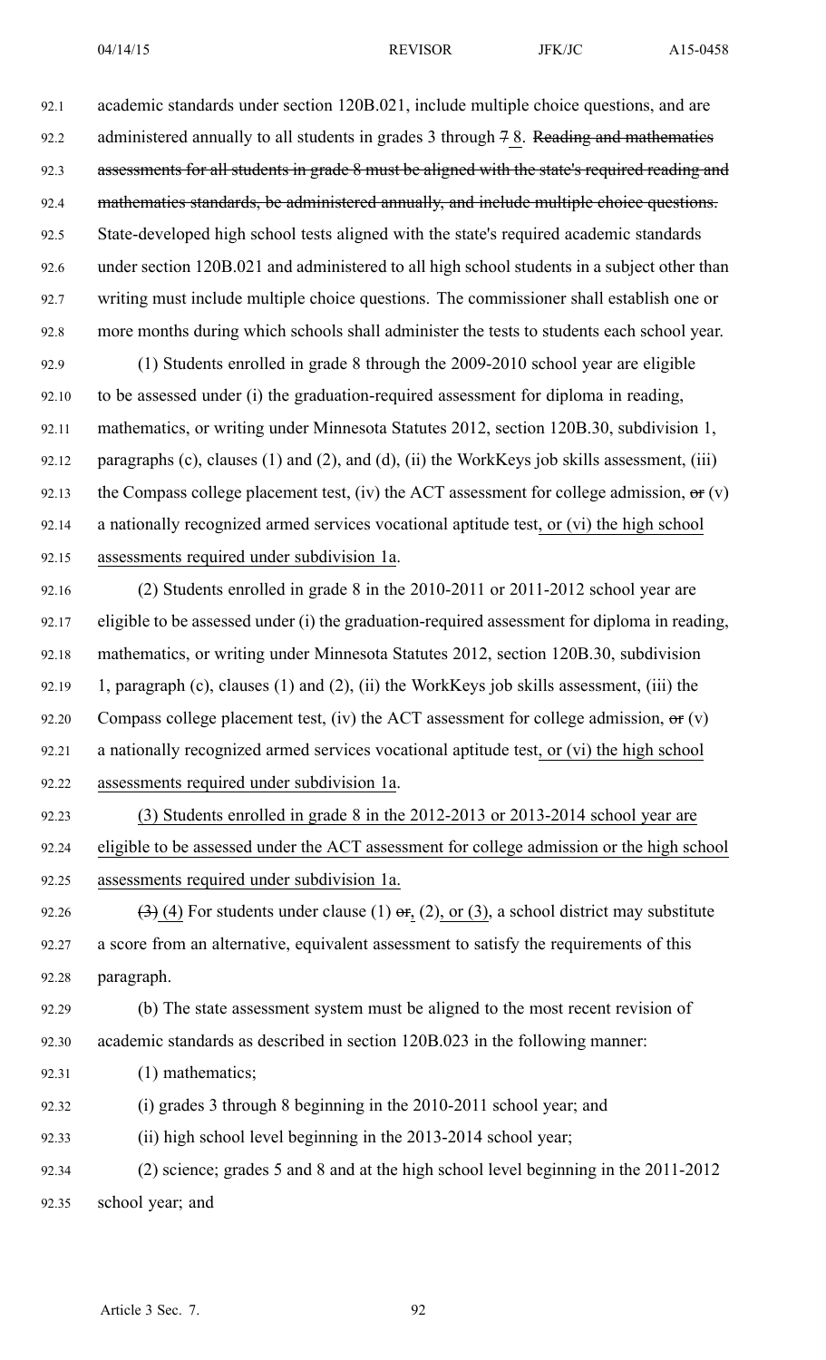academic standards under section 120B.021, include multiple choice questions, and are administered annually to all students in grades 3 through ~~7~~ 8. ~~Reading and mathematics assessments for all students in grade 8 must be aligned with the state's required reading and mathematics standards, be administered annually, and include multiple choice questions.~~ State-developed high school tests aligned with the state's required academic standards under section 120B.021 and administered to all high school students in a subject other than writing must include multiple choice questions. The commissioner shall establish one or more months during which schools shall administer the tests to students each school year.

(1) Students enrolled in grade 8 through the 2009-2010 school year are eligible to be assessed under (i) the graduation-required assessment for diploma in reading, mathematics, or writing under Minnesota Statutes 2012, section 120B.30, subdivision 1, paragraphs (c), clauses (1) and (2), and (d), (ii) the WorkKeys job skills assessment, (iii) the Compass college placement test, (iv) the ACT assessment for college admission, ~~or~~ (v) a nationally recognized armed services vocational aptitude test, or (vi) the high school assessments required under subdivision 1a.

(2) Students enrolled in grade 8 in the 2010-2011 or 2011-2012 school year are eligible to be assessed under (i) the graduation-required assessment for diploma in reading, mathematics, or writing under Minnesota Statutes 2012, section 120B.30, subdivision 1, paragraph (c), clauses (1) and (2), (ii) the WorkKeys job skills assessment, (iii) the Compass college placement test, (iv) the ACT assessment for college admission, ~~or~~ (v) a nationally recognized armed services vocational aptitude test, or (vi) the high school assessments required under subdivision 1a.

(3) Students enrolled in grade 8 in the 2012-2013 or 2013-2014 school year are eligible to be assessed under the ACT assessment for college admission or the high school assessments required under subdivision 1a.

~~(3)~~ (4) For students under clause (1) ~~or~~, (2), or (3), a school district may substitute a score from an alternative, equivalent assessment to satisfy the requirements of this paragraph.

(b) The state assessment system must be aligned to the most recent revision of academic standards as described in section 120B.023 in the following manner:

(1) mathematics;

(i) grades 3 through 8 beginning in the 2010-2011 school year; and

(ii) high school level beginning in the 2013-2014 school year;

(2) science; grades 5 and 8 and at the high school level beginning in the 2011-2012 school year; and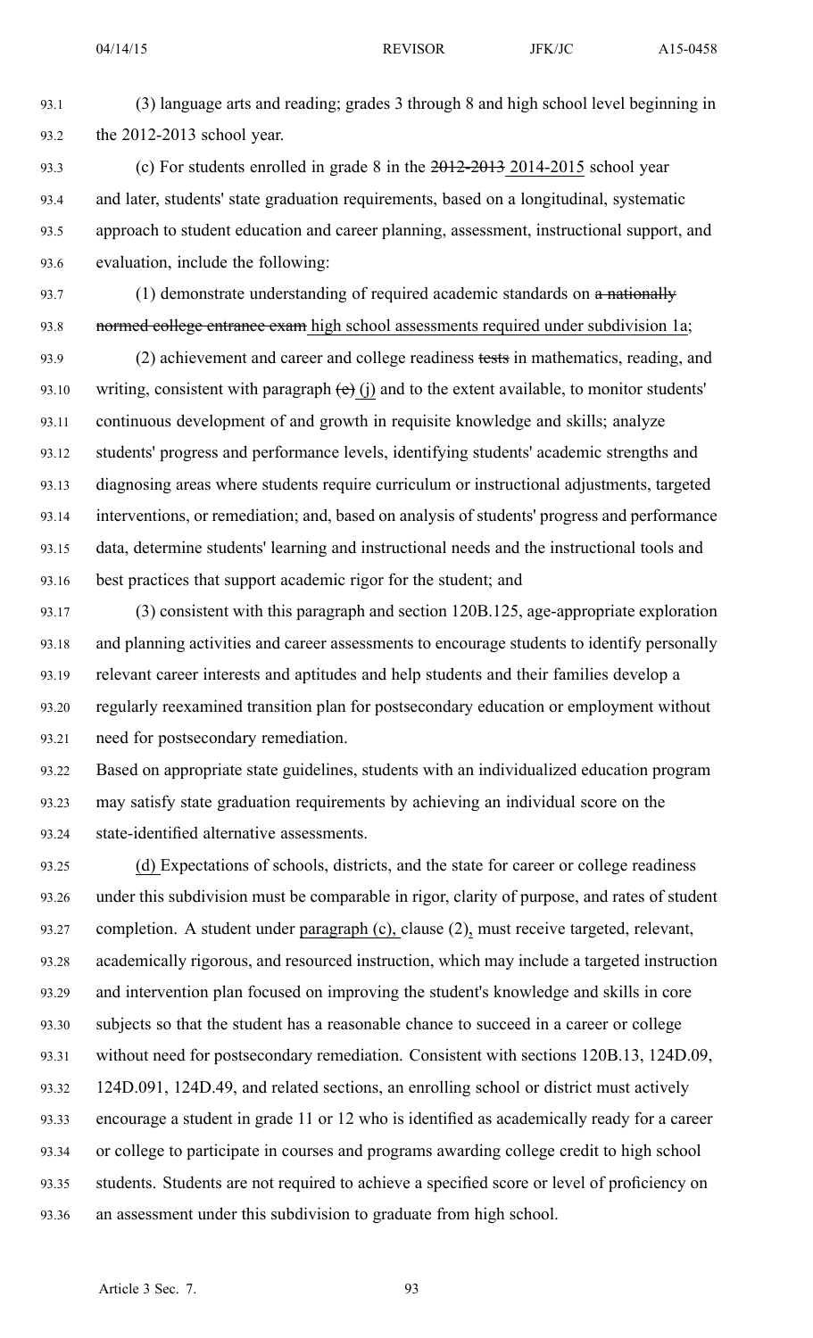(3) language arts and reading; grades 3 through 8 and high school level beginning in the 2012-2013 school year.

(c) For students enrolled in grade 8 in the ~~2012-2013~~ 2014-2015 school year and later, students' state graduation requirements, based on a longitudinal, systematic approach to student education and career planning, assessment, instructional support, and evaluation, include the following:

(1) demonstrate understanding of required academic standards on ~~a nationally normed college entrance exam~~ high school assessments required under subdivision 1a;

(2) achievement and career and college readiness ~~tests~~ in mathematics, reading, and writing, consistent with paragraph ~~(e)~~ (j) and to the extent available, to monitor students' continuous development of and growth in requisite knowledge and skills; analyze students' progress and performance levels, identifying students' academic strengths and diagnosing areas where students require curriculum or instructional adjustments, targeted interventions, or remediation; and, based on analysis of students' progress and performance data, determine students' learning and instructional needs and the instructional tools and best practices that support academic rigor for the student; and

(3) consistent with this paragraph and section 120B.125, age-appropriate exploration and planning activities and career assessments to encourage students to identify personally relevant career interests and aptitudes and help students and their families develop a regularly reexamined transition plan for postsecondary education or employment without need for postsecondary remediation.

Based on appropriate state guidelines, students with an individualized education program may satisfy state graduation requirements by achieving an individual score on the state-identified alternative assessments.

(d) Expectations of schools, districts, and the state for career or college readiness under this subdivision must be comparable in rigor, clarity of purpose, and rates of student completion. A student under paragraph (c), clause (2), must receive targeted, relevant, academically rigorous, and resourced instruction, which may include a targeted instruction and intervention plan focused on improving the student's knowledge and skills in core subjects so that the student has a reasonable chance to succeed in a career or college without need for postsecondary remediation. Consistent with sections 120B.13, 124D.09, 124D.091, 124D.49, and related sections, an enrolling school or district must actively encourage a student in grade 11 or 12 who is identified as academically ready for a career or college to participate in courses and programs awarding college credit to high school students. Students are not required to achieve a specified score or level of proficiency on an assessment under this subdivision to graduate from high school.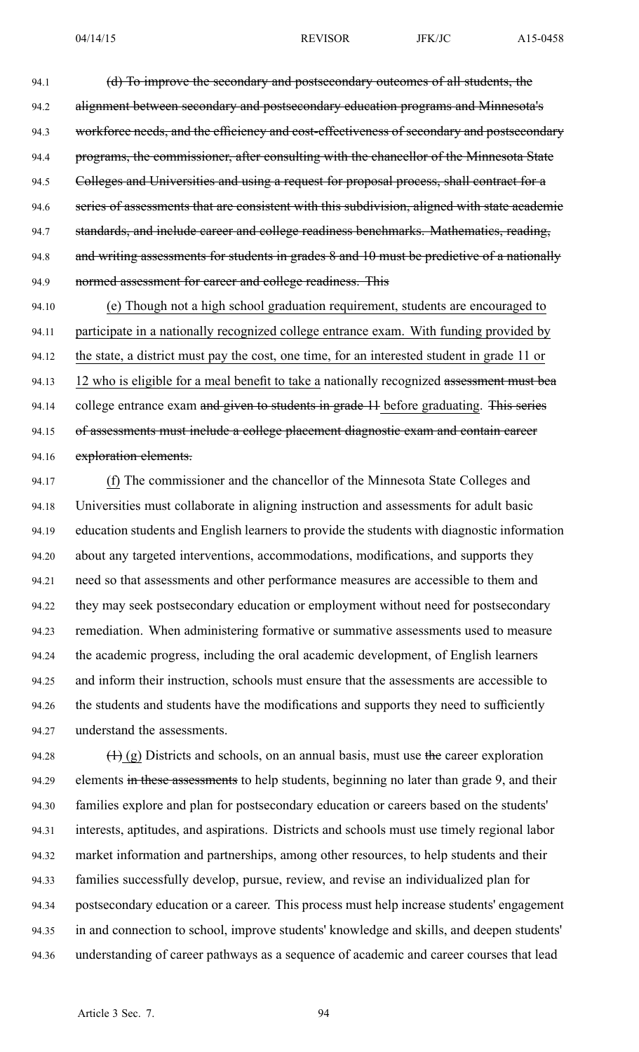94.1 ~~(d) To improve the secondary and postsecondary outcomes of all students, the~~
94.2 ~~alignment between secondary and postsecondary education programs and Minnesota's~~
94.3 ~~workforce needs, and the efficiency and cost-effectiveness of secondary and postsecondary~~
94.4 ~~programs, the commissioner, after consulting with the chancellor of the Minnesota State~~
94.5 ~~Colleges and Universities and using a request for proposal process, shall contract for a~~
94.6 ~~series of assessments that are consistent with this subdivision, aligned with state academic~~
94.7 ~~standards, and include career and college readiness benchmarks. Mathematics, reading,~~
94.8 ~~and writing assessments for students in grades 8 and 10 must be predictive of a nationally~~
94.9 ~~normed assessment for career and college readiness. This~~

94.10 (e) Though not a high school graduation requirement, students are encouraged to
94.11 participate in a nationally recognized college entrance exam. With funding provided by
94.12 the state, a district must pay the cost, one time, for an interested student in grade 11 or
94.13 12 who is eligible for a meal benefit to take a nationally recognized ~~assessment must bea~~
94.14 college entrance exam ~~and given to students in grade 11~~ before graduating. ~~This series~~
94.15 ~~of assessments must include a college placement diagnostic exam and contain career~~
94.16 ~~exploration elements.~~

94.17 (f) The commissioner and the chancellor of the Minnesota State Colleges and
94.18 Universities must collaborate in aligning instruction and assessments for adult basic
94.19 education students and English learners to provide the students with diagnostic information
94.20 about any targeted interventions, accommodations, modifications, and supports they
94.21 need so that assessments and other performance measures are accessible to them and
94.22 they may seek postsecondary education or employment without need for postsecondary
94.23 remediation. When administering formative or summative assessments used to measure
94.24 the academic progress, including the oral academic development, of English learners
94.25 and inform their instruction, schools must ensure that the assessments are accessible to
94.26 the students and students have the modifications and supports they need to sufficiently
94.27 understand the assessments.

94.28 ~~(1)~~ (g) Districts and schools, on an annual basis, must use ~~the~~ career exploration
94.29 elements ~~in these assessments~~ to help students, beginning no later than grade 9, and their
94.30 families explore and plan for postsecondary education or careers based on the students'
94.31 interests, aptitudes, and aspirations. Districts and schools must use timely regional labor
94.32 market information and partnerships, among other resources, to help students and their
94.33 families successfully develop, pursue, review, and revise an individualized plan for
94.34 postsecondary education or a career. This process must help increase students' engagement
94.35 in and connection to school, improve students' knowledge and skills, and deepen students'
94.36 understanding of career pathways as a sequence of academic and career courses that lead

Article 3 Sec. 7.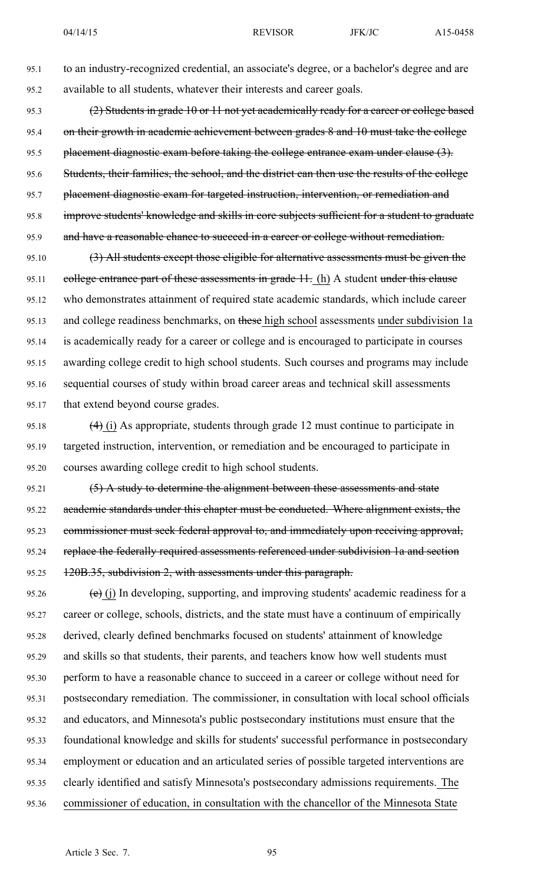to an industry-recognized credential, an associate's degree, or a bachelor's degree and are available to all students, whatever their interests and career goals.

~~(2) Students in grade 10 or 11 not yet academically ready for a career or college based on their growth in academic achievement between grades 8 and 10 must take the college placement diagnostic exam before taking the college entrance exam under clause (3). Students, their families, the school, and the district can then use the results of the college placement diagnostic exam for targeted instruction, intervention, or remediation and improve students' knowledge and skills in core subjects sufficient for a student to graduate and have a reasonable chance to succeed in a career or college without remediation.~~

~~(3) All students except those eligible for alternative assessments must be given the college entrance part of these assessments in grade 11.~~ (h) A student ~~under this clause~~ who demonstrates attainment of required state academic standards, which include career and college readiness benchmarks, on ~~these~~ high school assessments under subdivision 1a is academically ready for a career or college and is encouraged to participate in courses awarding college credit to high school students. Such courses and programs may include sequential courses of study within broad career areas and technical skill assessments that extend beyond course grades.

~~(4)~~ (i) As appropriate, students through grade 12 must continue to participate in targeted instruction, intervention, or remediation and be encouraged to participate in courses awarding college credit to high school students.

~~(5) A study to determine the alignment between these assessments and state academic standards under this chapter must be conducted. Where alignment exists, the commissioner must seek federal approval to, and immediately upon receiving approval, replace the federally required assessments referenced under subdivision 1a and section 120B.35, subdivision 2, with assessments under this paragraph.~~

~~(c)~~ (j) In developing, supporting, and improving students' academic readiness for a career or college, schools, districts, and the state must have a continuum of empirically derived, clearly defined benchmarks focused on students' attainment of knowledge and skills so that students, their parents, and teachers know how well students must perform to have a reasonable chance to succeed in a career or college without need for postsecondary remediation. The commissioner, in consultation with local school officials and educators, and Minnesota's public postsecondary institutions must ensure that the foundational knowledge and skills for students' successful performance in postsecondary employment or education and an articulated series of possible targeted interventions are clearly identified and satisfy Minnesota's postsecondary admissions requirements. The commissioner of education, in consultation with the chancellor of the Minnesota State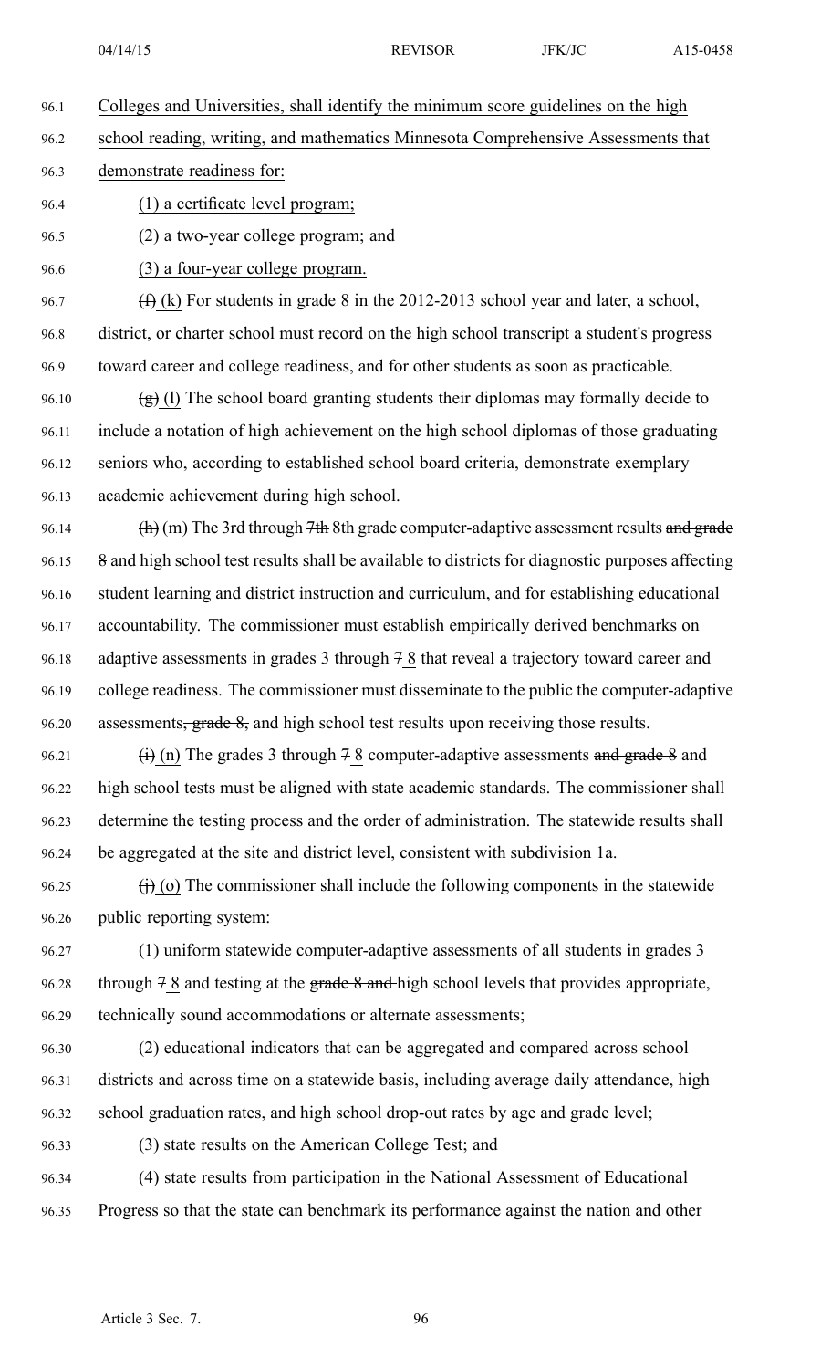Colleges and Universities, shall identify the minimum score guidelines on the high school reading, writing, and mathematics Minnesota Comprehensive Assessments that demonstrate readiness for:

(1) a certificate level program;

(2) a two-year college program; and

(3) a four-year college program.

~~(f)~~ (k) For students in grade 8 in the 2012-2013 school year and later, a school, district, or charter school must record on the high school transcript a student's progress toward career and college readiness, and for other students as soon as practicable.

~~(g)~~ (l) The school board granting students their diplomas may formally decide to include a notation of high achievement on the high school diplomas of those graduating seniors who, according to established school board criteria, demonstrate exemplary academic achievement during high school.

~~(h)~~ (m) The 3rd through ~~7th~~ 8th grade computer-adaptive assessment results ~~and grade 8~~ and high school test results shall be available to districts for diagnostic purposes affecting student learning and district instruction and curriculum, and for establishing educational accountability. The commissioner must establish empirically derived benchmarks on adaptive assessments in grades 3 through ~~7~~ 8 that reveal a trajectory toward career and college readiness. The commissioner must disseminate to the public the computer-adaptive assessments~~, grade 8,~~ and high school test results upon receiving those results.

~~(i)~~ (n) The grades 3 through ~~7~~ 8 computer-adaptive assessments ~~and grade 8~~ and high school tests must be aligned with state academic standards. The commissioner shall determine the testing process and the order of administration. The statewide results shall be aggregated at the site and district level, consistent with subdivision 1a.

~~(j)~~ (o) The commissioner shall include the following components in the statewide public reporting system:

(1) uniform statewide computer-adaptive assessments of all students in grades 3 through ~~7~~ 8 and testing at the ~~grade 8 and~~ high school levels that provides appropriate, technically sound accommodations or alternate assessments;

(2) educational indicators that can be aggregated and compared across school districts and across time on a statewide basis, including average daily attendance, high school graduation rates, and high school drop-out rates by age and grade level;

(3) state results on the American College Test; and

(4) state results from participation in the National Assessment of Educational Progress so that the state can benchmark its performance against the nation and other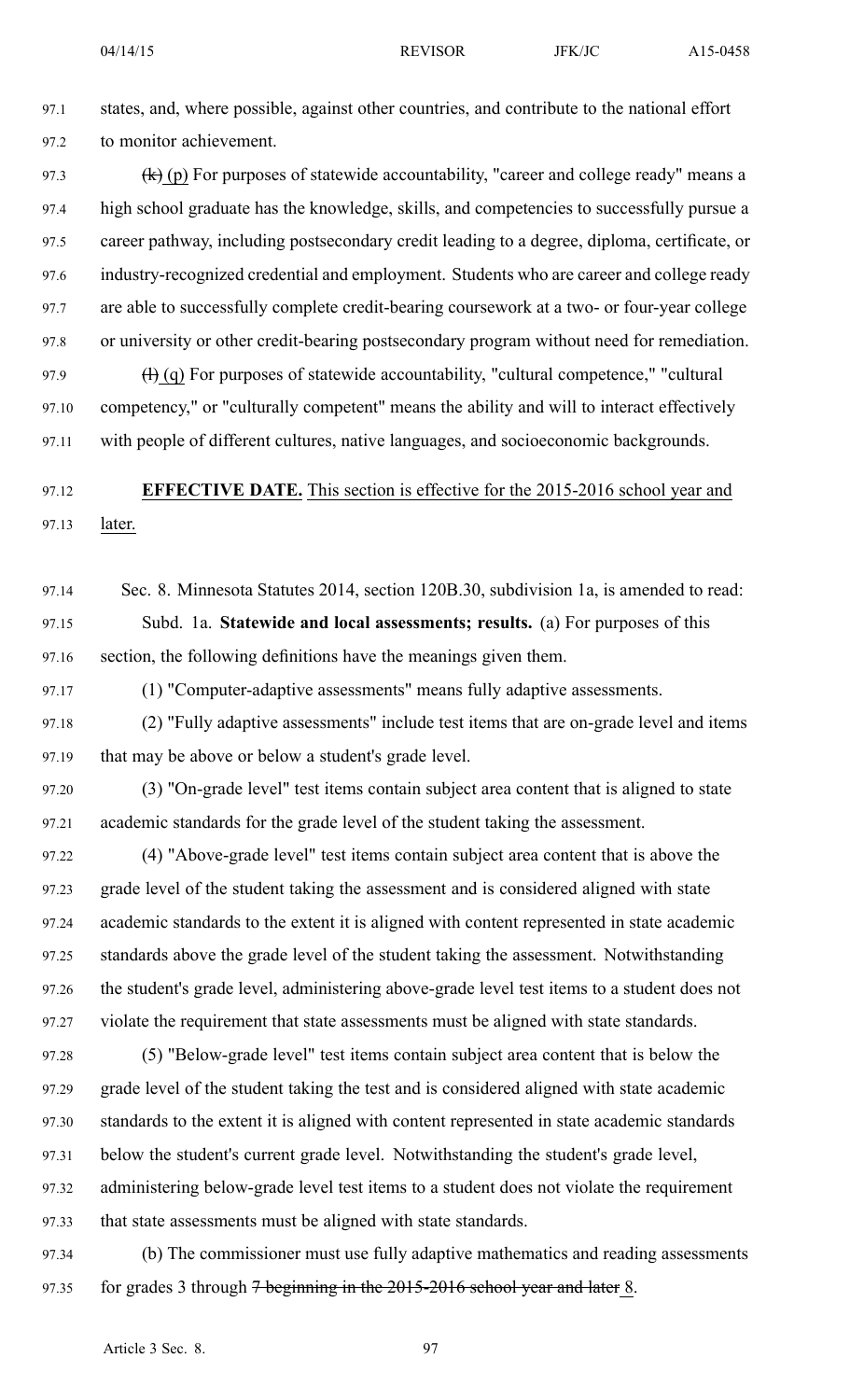states, and, where possible, against other countries, and contribute to the national effort to monitor achievement.

~~(k)~~ (p) For purposes of statewide accountability, "career and college ready" means a high school graduate has the knowledge, skills, and competencies to successfully pursue a career pathway, including postsecondary credit leading to a degree, diploma, certificate, or industry-recognized credential and employment. Students who are career and college ready are able to successfully complete credit-bearing coursework at a two- or four-year college or university or other credit-bearing postsecondary program without need for remediation.

~~(l)~~ (q) For purposes of statewide accountability, "cultural competence," "cultural competency," or "culturally competent" means the ability and will to interact effectively with people of different cultures, native languages, and socioeconomic backgrounds.

**EFFECTIVE DATE.** This section is effective for the 2015-2016 school year and later.

Sec. 8. Minnesota Statutes 2014, section 120B.30, subdivision 1a, is amended to read:

Subd. 1a. **Statewide and local assessments; results.** (a) For purposes of this section, the following definitions have the meanings given them.

(1) "Computer-adaptive assessments" means fully adaptive assessments.

(2) "Fully adaptive assessments" include test items that are on-grade level and items that may be above or below a student's grade level.

(3) "On-grade level" test items contain subject area content that is aligned to state academic standards for the grade level of the student taking the assessment.

(4) "Above-grade level" test items contain subject area content that is above the grade level of the student taking the assessment and is considered aligned with state academic standards to the extent it is aligned with content represented in state academic standards above the grade level of the student taking the assessment. Notwithstanding the student's grade level, administering above-grade level test items to a student does not violate the requirement that state assessments must be aligned with state standards.

(5) "Below-grade level" test items contain subject area content that is below the grade level of the student taking the test and is considered aligned with state academic standards to the extent it is aligned with content represented in state academic standards below the student's current grade level. Notwithstanding the student's grade level, administering below-grade level test items to a student does not violate the requirement that state assessments must be aligned with state standards.

(b) The commissioner must use fully adaptive mathematics and reading assessments for grades 3 through ~~7 beginning in the 2015-2016 school year and later~~ 8.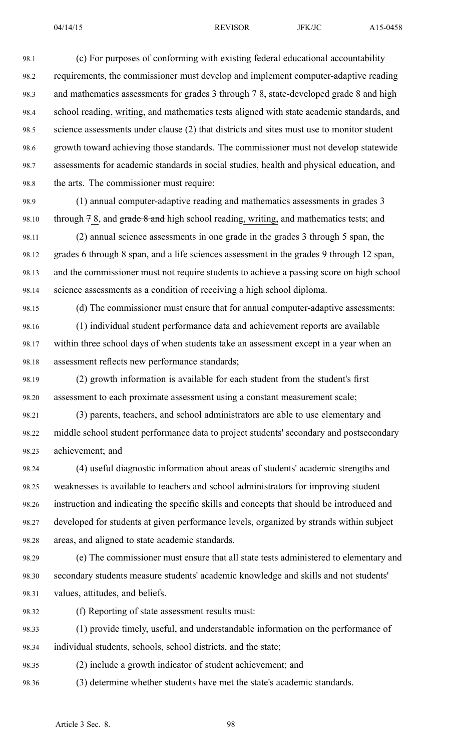(c) For purposes of conforming with existing federal educational accountability requirements, the commissioner must develop and implement computer-adaptive reading and mathematics assessments for grades 3 through ~~7~~ 8, state-developed ~~grade 8 and~~ high school reading, writing, and mathematics tests aligned with state academic standards, and science assessments under clause (2) that districts and sites must use to monitor student growth toward achieving those standards. The commissioner must not develop statewide assessments for academic standards in social studies, health and physical education, and the arts. The commissioner must require:

(1) annual computer-adaptive reading and mathematics assessments in grades 3 through ~~7~~ 8, and ~~grade 8 and~~ high school reading, writing, and mathematics tests; and

(2) annual science assessments in one grade in the grades 3 through 5 span, the grades 6 through 8 span, and a life sciences assessment in the grades 9 through 12 span, and the commissioner must not require students to achieve a passing score on high school science assessments as a condition of receiving a high school diploma.

(d) The commissioner must ensure that for annual computer-adaptive assessments:

(1) individual student performance data and achievement reports are available within three school days of when students take an assessment except in a year when an assessment reflects new performance standards;

(2) growth information is available for each student from the student's first assessment to each proximate assessment using a constant measurement scale;

(3) parents, teachers, and school administrators are able to use elementary and middle school student performance data to project students' secondary and postsecondary achievement; and

(4) useful diagnostic information about areas of students' academic strengths and weaknesses is available to teachers and school administrators for improving student instruction and indicating the specific skills and concepts that should be introduced and developed for students at given performance levels, organized by strands within subject areas, and aligned to state academic standards.

(e) The commissioner must ensure that all state tests administered to elementary and secondary students measure students' academic knowledge and skills and not students' values, attitudes, and beliefs.

(f) Reporting of state assessment results must:

(1) provide timely, useful, and understandable information on the performance of individual students, schools, school districts, and the state;

(2) include a growth indicator of student achievement; and

(3) determine whether students have met the state's academic standards.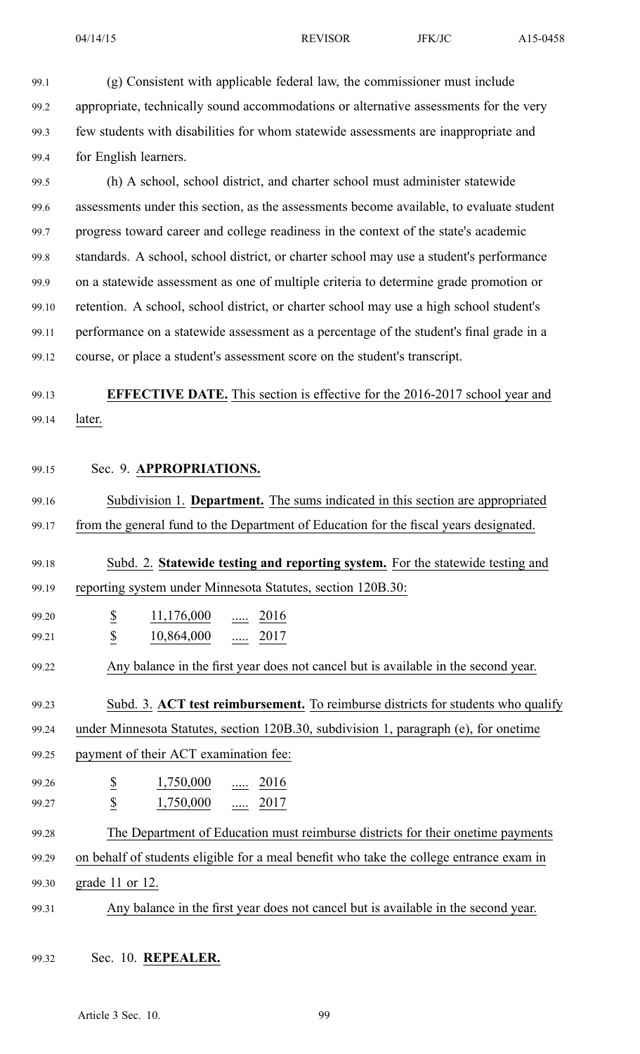(g) Consistent with applicable federal law, the commissioner must include appropriate, technically sound accommodations or alternative assessments for the very few students with disabilities for whom statewide assessments are inappropriate and for English learners.

(h) A school, school district, and charter school must administer statewide assessments under this section, as the assessments become available, to evaluate student progress toward career and college readiness in the context of the state's academic standards. A school, school district, or charter school may use a student's performance on a statewide assessment as one of multiple criteria to determine grade promotion or retention. A school, school district, or charter school may use a high school student's performance on a statewide assessment as a percentage of the student's final grade in a course, or place a student's assessment score on the student's transcript.

**EFFECTIVE DATE.** This section is effective for the 2016-2017 school year and later.

Sec. 9. **APPROPRIATIONS.**

Subdivision 1. **Department.** The sums indicated in this section are appropriated from the general fund to the Department of Education for the fiscal years designated.

Subd. 2. **Statewide testing and reporting system.** For the statewide testing and reporting system under Minnesota Statutes, section 120B.30:

$ 11,176,000 ..... 2016
$ 10,864,000 ..... 2017

Any balance in the first year does not cancel but is available in the second year.

Subd. 3. **ACT test reimbursement.** To reimburse districts for students who qualify under Minnesota Statutes, section 120B.30, subdivision 1, paragraph (e), for onetime payment of their ACT examination fee:

$ 1,750,000 ..... 2016
$ 1,750,000 ..... 2017

The Department of Education must reimburse districts for their onetime payments on behalf of students eligible for a meal benefit who take the college entrance exam in grade 11 or 12.

Any balance in the first year does not cancel but is available in the second year.

Sec. 10. **REPEALER.**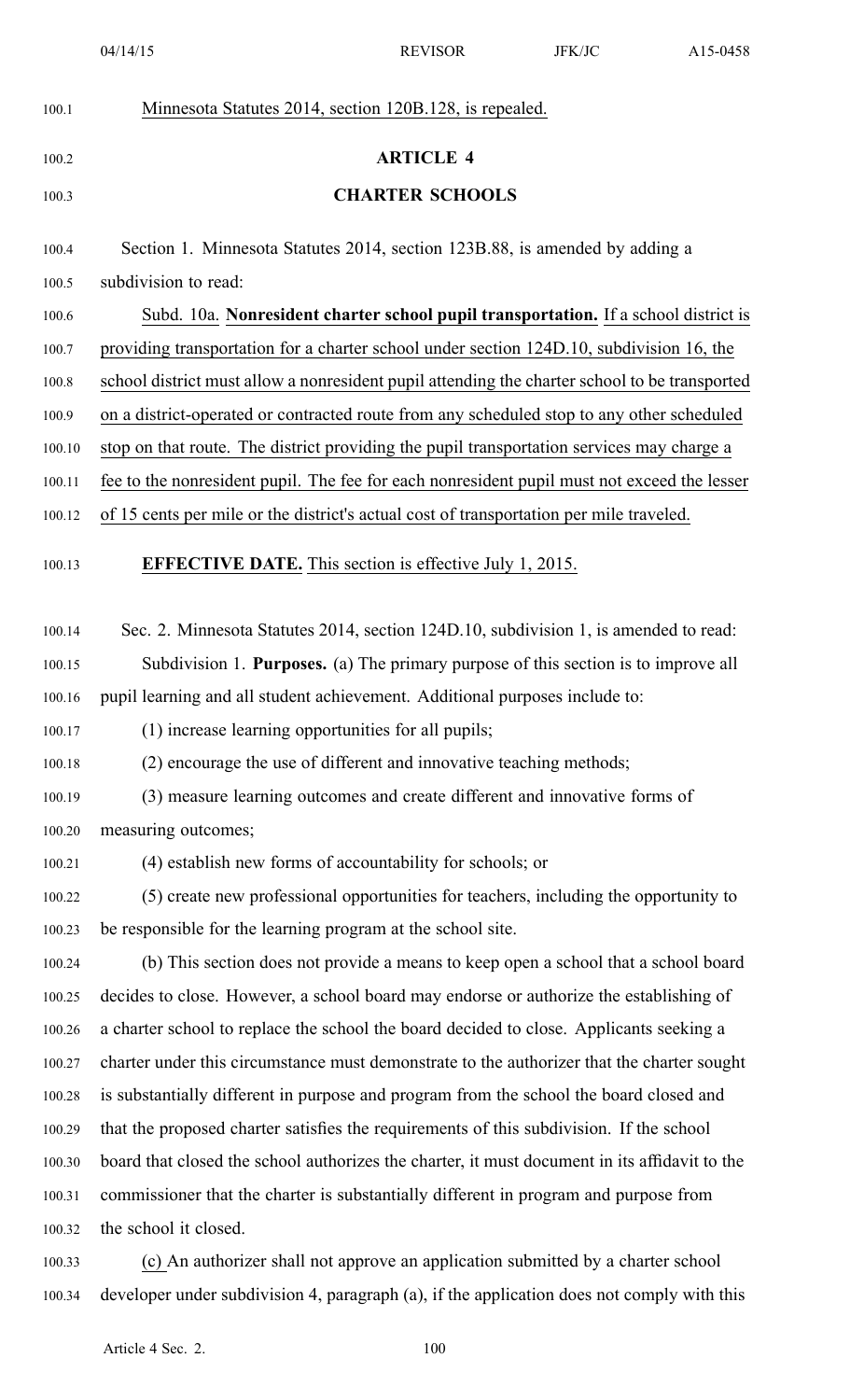Minnesota Statutes 2014, section 120B.128, is repealed.

## ARTICLE 4

## CHARTER SCHOOLS

Section 1. Minnesota Statutes 2014, section 123B.88, is amended by adding a subdivision to read:

Subd. 10a. **Nonresident charter school pupil transportation.** If a school district is providing transportation for a charter school under section 124D.10, subdivision 16, the school district must allow a nonresident pupil attending the charter school to be transported on a district-operated or contracted route from any scheduled stop to any other scheduled stop on that route. The district providing the pupil transportation services may charge a fee to the nonresident pupil. The fee for each nonresident pupil must not exceed the lesser of 15 cents per mile or the district's actual cost of transportation per mile traveled.

**EFFECTIVE DATE.** This section is effective July 1, 2015.

Sec. 2. Minnesota Statutes 2014, section 124D.10, subdivision 1, is amended to read:

Subdivision 1. **Purposes.** (a) The primary purpose of this section is to improve all pupil learning and all student achievement. Additional purposes include to:

(1) increase learning opportunities for all pupils;

(2) encourage the use of different and innovative teaching methods;

(3) measure learning outcomes and create different and innovative forms of measuring outcomes;

(4) establish new forms of accountability for schools; or

(5) create new professional opportunities for teachers, including the opportunity to be responsible for the learning program at the school site.

(b) This section does not provide a means to keep open a school that a school board decides to close. However, a school board may endorse or authorize the establishing of a charter school to replace the school the board decided to close. Applicants seeking a charter under this circumstance must demonstrate to the authorizer that the charter sought is substantially different in purpose and program from the school the board closed and that the proposed charter satisfies the requirements of this subdivision. If the school board that closed the school authorizes the charter, it must document in its affidavit to the commissioner that the charter is substantially different in program and purpose from the school it closed.

(c) An authorizer shall not approve an application submitted by a charter school developer under subdivision 4, paragraph (a), if the application does not comply with this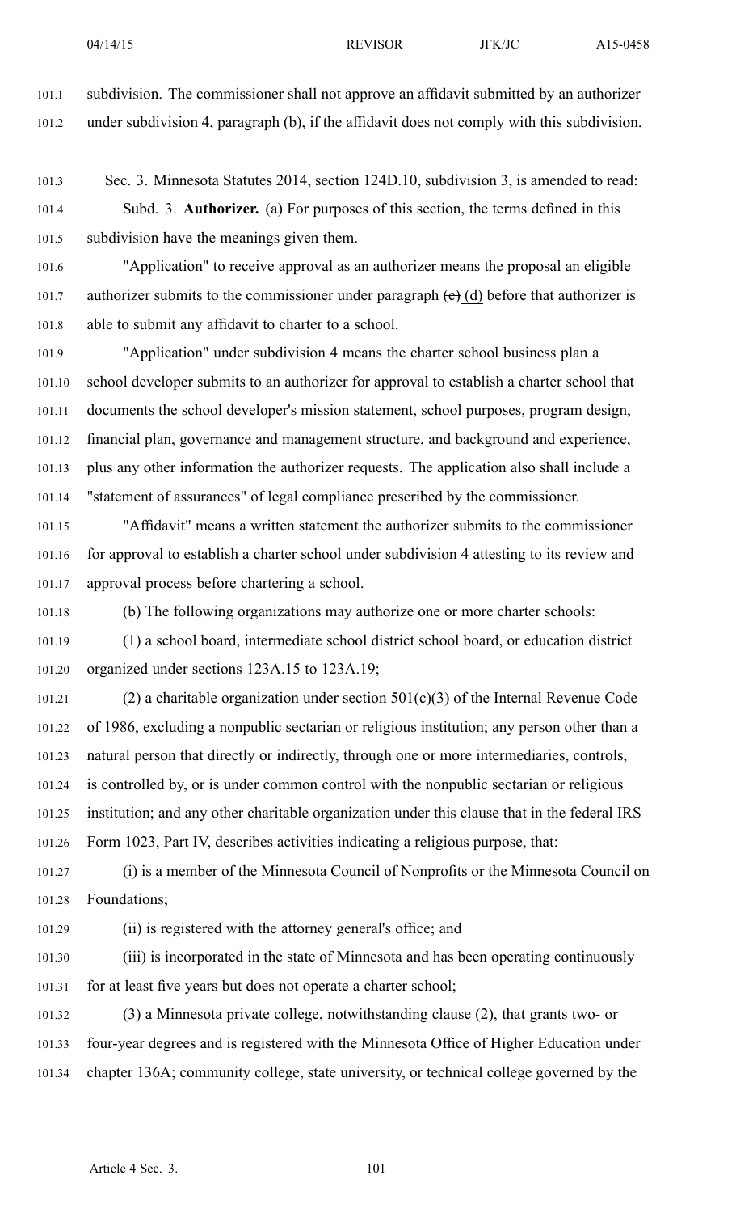subdivision. The commissioner shall not approve an affidavit submitted by an authorizer under subdivision 4, paragraph (b), if the affidavit does not comply with this subdivision.

Sec. 3. Minnesota Statutes 2014, section 124D.10, subdivision 3, is amended to read:

Subd. 3. **Authorizer.** (a) For purposes of this section, the terms defined in this subdivision have the meanings given them.

"Application" to receive approval as an authorizer means the proposal an eligible authorizer submits to the commissioner under paragraph ~~(c)~~ (d) before that authorizer is able to submit any affidavit to charter to a school.

"Application" under subdivision 4 means the charter school business plan a school developer submits to an authorizer for approval to establish a charter school that documents the school developer's mission statement, school purposes, program design, financial plan, governance and management structure, and background and experience, plus any other information the authorizer requests. The application also shall include a "statement of assurances" of legal compliance prescribed by the commissioner.

"Affidavit" means a written statement the authorizer submits to the commissioner for approval to establish a charter school under subdivision 4 attesting to its review and approval process before chartering a school.

(b) The following organizations may authorize one or more charter schools:

(1) a school board, intermediate school district school board, or education district organized under sections 123A.15 to 123A.19;

(2) a charitable organization under section 501(c)(3) of the Internal Revenue Code of 1986, excluding a nonpublic sectarian or religious institution; any person other than a natural person that directly or indirectly, through one or more intermediaries, controls, is controlled by, or is under common control with the nonpublic sectarian or religious institution; and any other charitable organization under this clause that in the federal IRS Form 1023, Part IV, describes activities indicating a religious purpose, that:

(i) is a member of the Minnesota Council of Nonprofits or the Minnesota Council on Foundations;

(ii) is registered with the attorney general's office; and

(iii) is incorporated in the state of Minnesota and has been operating continuously for at least five years but does not operate a charter school;

(3) a Minnesota private college, notwithstanding clause (2), that grants two- or four-year degrees and is registered with the Minnesota Office of Higher Education under chapter 136A; community college, state university, or technical college governed by the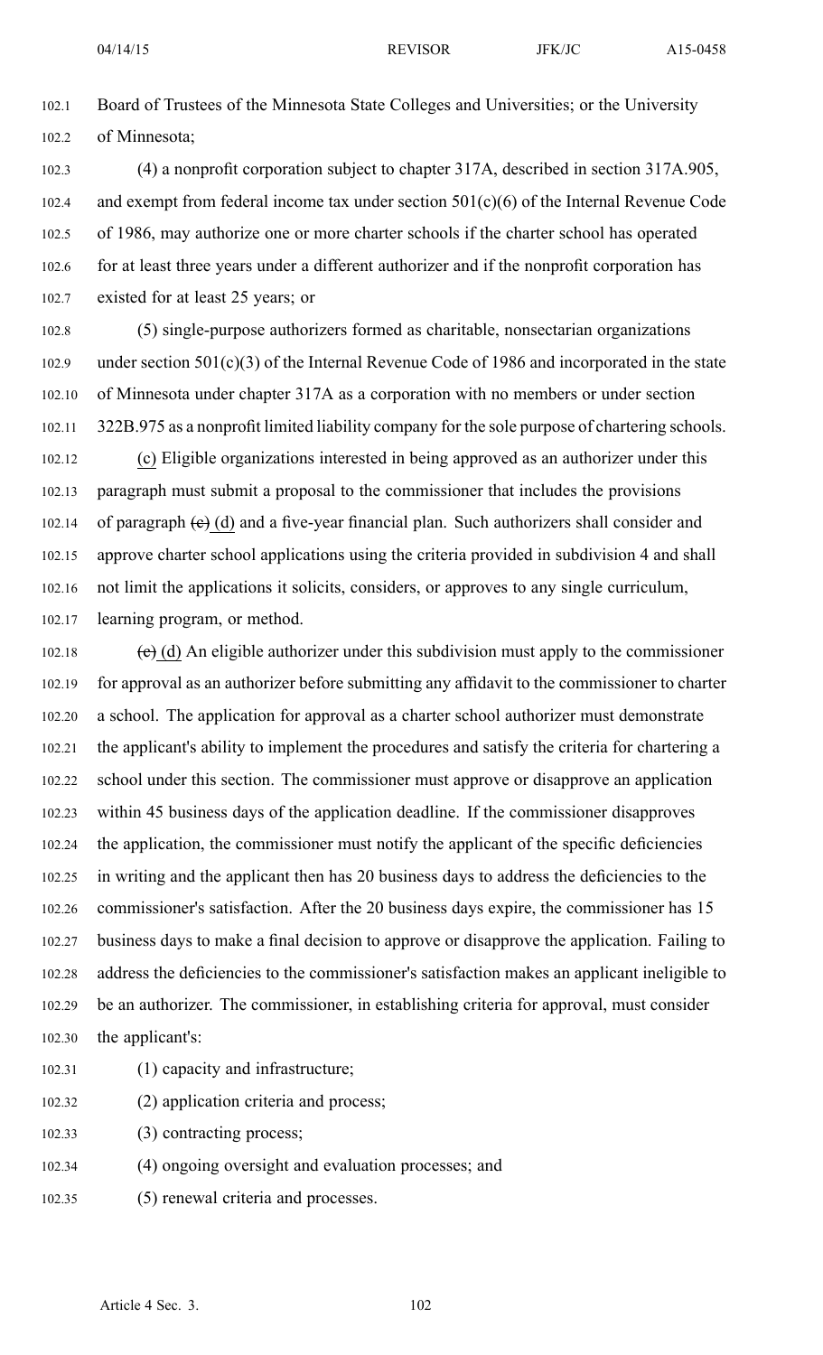Board of Trustees of the Minnesota State Colleges and Universities; or the University of Minnesota;

(4) a nonprofit corporation subject to chapter 317A, described in section 317A.905, and exempt from federal income tax under section 501(c)(6) of the Internal Revenue Code of 1986, may authorize one or more charter schools if the charter school has operated for at least three years under a different authorizer and if the nonprofit corporation has existed for at least 25 years; or

(5) single-purpose authorizers formed as charitable, nonsectarian organizations under section 501(c)(3) of the Internal Revenue Code of 1986 and incorporated in the state of Minnesota under chapter 317A as a corporation with no members or under section 322B.975 as a nonprofit limited liability company for the sole purpose of chartering schools.

(c) Eligible organizations interested in being approved as an authorizer under this paragraph must submit a proposal to the commissioner that includes the provisions of paragraph ~~(c)~~ (d) and a five-year financial plan. Such authorizers shall consider and approve charter school applications using the criteria provided in subdivision 4 and shall not limit the applications it solicits, considers, or approves to any single curriculum, learning program, or method.

~~(c)~~ (d) An eligible authorizer under this subdivision must apply to the commissioner for approval as an authorizer before submitting any affidavit to the commissioner to charter a school. The application for approval as a charter school authorizer must demonstrate the applicant's ability to implement the procedures and satisfy the criteria for chartering a school under this section. The commissioner must approve or disapprove an application within 45 business days of the application deadline. If the commissioner disapproves the application, the commissioner must notify the applicant of the specific deficiencies in writing and the applicant then has 20 business days to address the deficiencies to the commissioner's satisfaction. After the 20 business days expire, the commissioner has 15 business days to make a final decision to approve or disapprove the application. Failing to address the deficiencies to the commissioner's satisfaction makes an applicant ineligible to be an authorizer. The commissioner, in establishing criteria for approval, must consider the applicant's:

(1) capacity and infrastructure;

(2) application criteria and process;

(3) contracting process;

(4) ongoing oversight and evaluation processes; and

(5) renewal criteria and processes.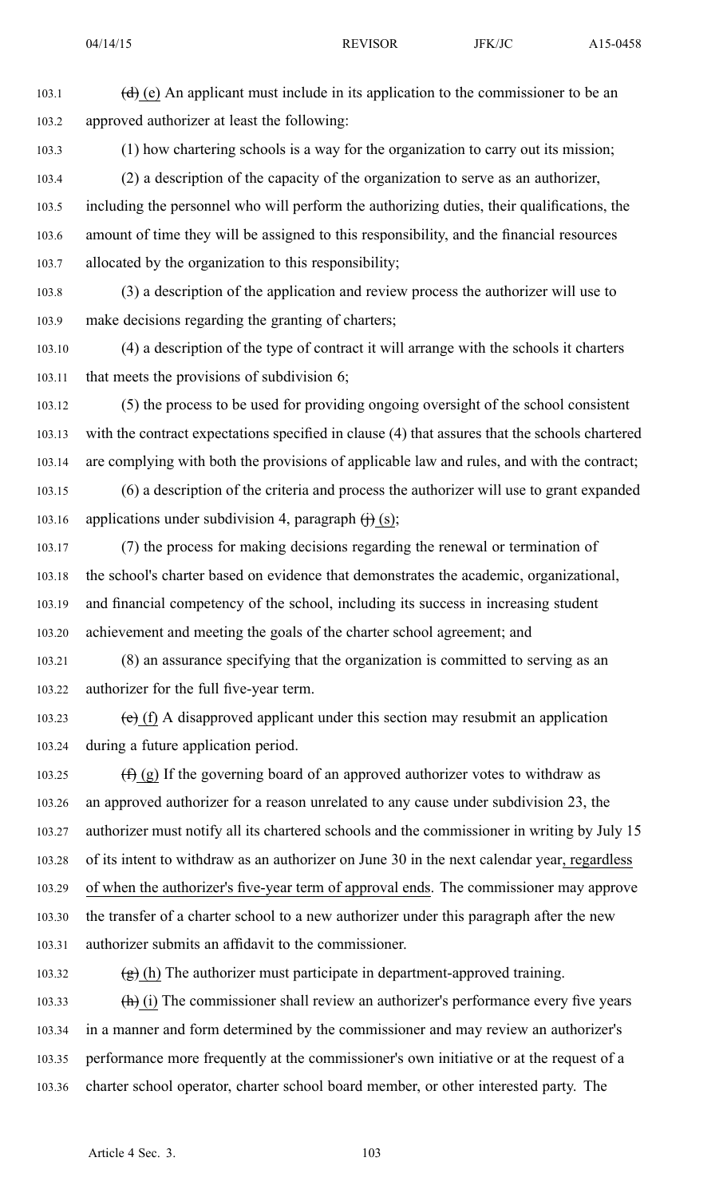~~(d)~~ (e) An applicant must include in its application to the commissioner to be an approved authorizer at least the following:

(1) how chartering schools is a way for the organization to carry out its mission;

(2) a description of the capacity of the organization to serve as an authorizer, including the personnel who will perform the authorizing duties, their qualifications, the amount of time they will be assigned to this responsibility, and the financial resources allocated by the organization to this responsibility;

(3) a description of the application and review process the authorizer will use to make decisions regarding the granting of charters;

(4) a description of the type of contract it will arrange with the schools it charters that meets the provisions of subdivision 6;

(5) the process to be used for providing ongoing oversight of the school consistent with the contract expectations specified in clause (4) that assures that the schools chartered are complying with both the provisions of applicable law and rules, and with the contract;

(6) a description of the criteria and process the authorizer will use to grant expanded applications under subdivision 4, paragraph ~~(j)~~ (s);

(7) the process for making decisions regarding the renewal or termination of the school's charter based on evidence that demonstrates the academic, organizational, and financial competency of the school, including its success in increasing student achievement and meeting the goals of the charter school agreement; and

(8) an assurance specifying that the organization is committed to serving as an authorizer for the full five-year term.

~~(e)~~ (f) A disapproved applicant under this section may resubmit an application during a future application period.

~~(f)~~ (g) If the governing board of an approved authorizer votes to withdraw as an approved authorizer for a reason unrelated to any cause under subdivision 23, the authorizer must notify all its chartered schools and the commissioner in writing by July 15 of its intent to withdraw as an authorizer on June 30 in the next calendar year, regardless of when the authorizer's five-year term of approval ends. The commissioner may approve the transfer of a charter school to a new authorizer under this paragraph after the new authorizer submits an affidavit to the commissioner.

~~(g)~~ (h) The authorizer must participate in department-approved training.

~~(h)~~ (i) The commissioner shall review an authorizer's performance every five years in a manner and form determined by the commissioner and may review an authorizer's performance more frequently at the commissioner's own initiative or at the request of a charter school operator, charter school board member, or other interested party. The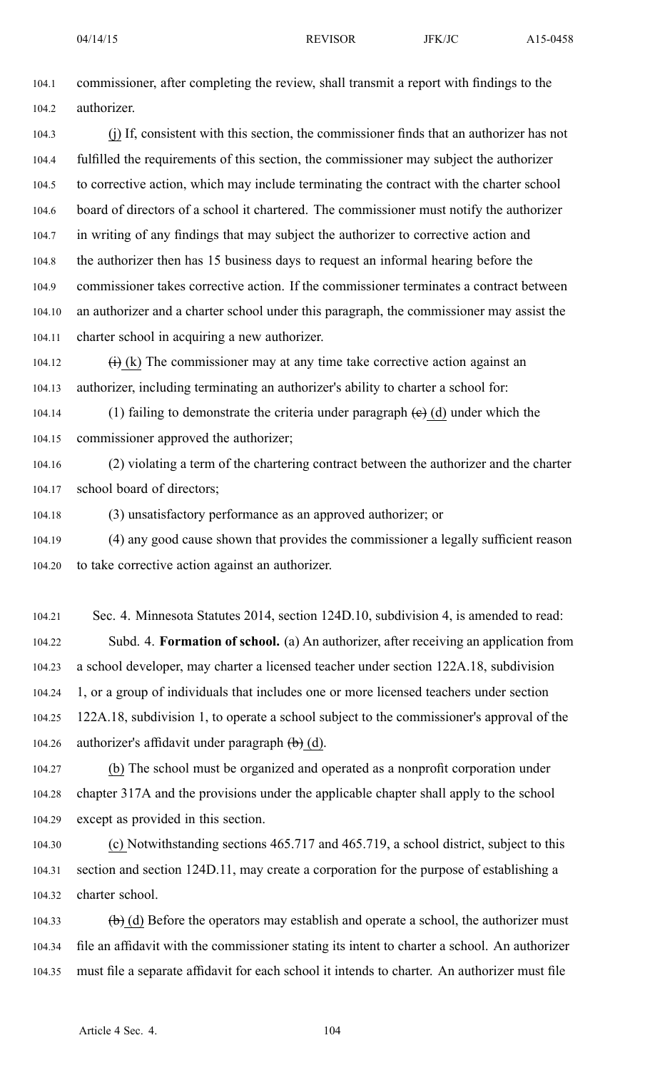commissioner, after completing the review, shall transmit a report with findings to the authorizer.

(j) If, consistent with this section, the commissioner finds that an authorizer has not fulfilled the requirements of this section, the commissioner may subject the authorizer to corrective action, which may include terminating the contract with the charter school board of directors of a school it chartered. The commissioner must notify the authorizer in writing of any findings that may subject the authorizer to corrective action and the authorizer then has 15 business days to request an informal hearing before the commissioner takes corrective action. If the commissioner terminates a contract between an authorizer and a charter school under this paragraph, the commissioner may assist the charter school in acquiring a new authorizer.

~~(i)~~ (k) The commissioner may at any time take corrective action against an authorizer, including terminating an authorizer's ability to charter a school for:

(1) failing to demonstrate the criteria under paragraph ~~(c)~~ (d) under which the commissioner approved the authorizer;

(2) violating a term of the chartering contract between the authorizer and the charter school board of directors;

(3) unsatisfactory performance as an approved authorizer; or

(4) any good cause shown that provides the commissioner a legally sufficient reason to take corrective action against an authorizer.

Sec. 4. Minnesota Statutes 2014, section 124D.10, subdivision 4, is amended to read:

Subd. 4. **Formation of school.** (a) An authorizer, after receiving an application from a school developer, may charter a licensed teacher under section 122A.18, subdivision 1, or a group of individuals that includes one or more licensed teachers under section 122A.18, subdivision 1, to operate a school subject to the commissioner's approval of the authorizer's affidavit under paragraph ~~(b)~~ (d).

(b) The school must be organized and operated as a nonprofit corporation under chapter 317A and the provisions under the applicable chapter shall apply to the school except as provided in this section.

(c) Notwithstanding sections 465.717 and 465.719, a school district, subject to this section and section 124D.11, may create a corporation for the purpose of establishing a charter school.

~~(b)~~ (d) Before the operators may establish and operate a school, the authorizer must file an affidavit with the commissioner stating its intent to charter a school. An authorizer must file a separate affidavit for each school it intends to charter. An authorizer must file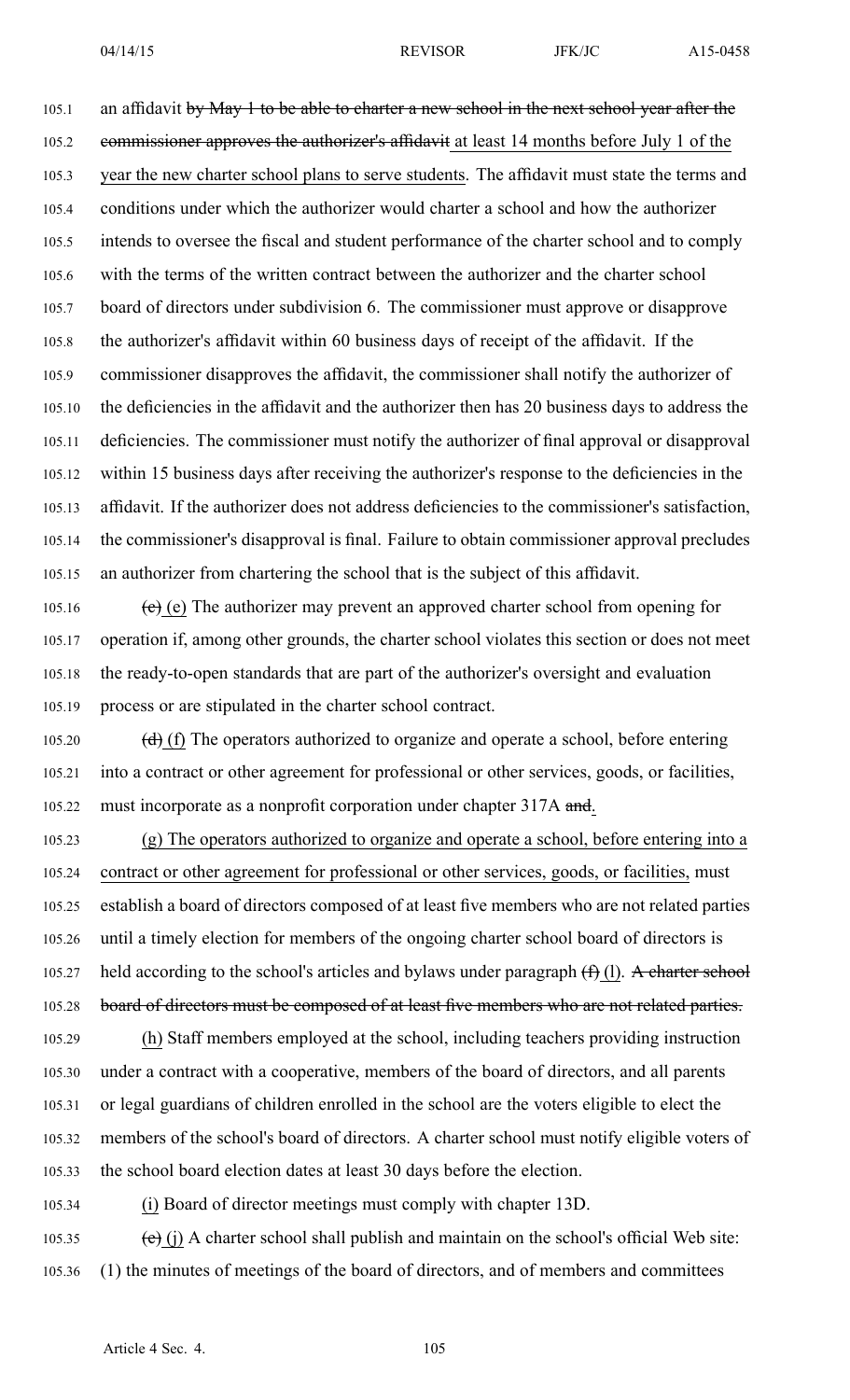an affidavit ~~by May 1 to be able to charter a new school in the next school year after the commissioner approves the authorizer's affidavit~~ at least 14 months before July 1 of the year the new charter school plans to serve students. The affidavit must state the terms and conditions under which the authorizer would charter a school and how the authorizer intends to oversee the fiscal and student performance of the charter school and to comply with the terms of the written contract between the authorizer and the charter school board of directors under subdivision 6. The commissioner must approve or disapprove the authorizer's affidavit within 60 business days of receipt of the affidavit. If the commissioner disapproves the affidavit, the commissioner shall notify the authorizer of the deficiencies in the affidavit and the authorizer then has 20 business days to address the deficiencies. The commissioner must notify the authorizer of final approval or disapproval within 15 business days after receiving the authorizer's response to the deficiencies in the affidavit. If the authorizer does not address deficiencies to the commissioner's satisfaction, the commissioner's disapproval is final. Failure to obtain commissioner approval precludes an authorizer from chartering the school that is the subject of this affidavit.

~~(c)~~ (e) The authorizer may prevent an approved charter school from opening for operation if, among other grounds, the charter school violates this section or does not meet the ready-to-open standards that are part of the authorizer's oversight and evaluation process or are stipulated in the charter school contract.

~~(d)~~ (f) The operators authorized to organize and operate a school, before entering into a contract or other agreement for professional or other services, goods, or facilities, must incorporate as a nonprofit corporation under chapter 317A ~~and~~.

(g) The operators authorized to organize and operate a school, before entering into a contract or other agreement for professional or other services, goods, or facilities, must establish a board of directors composed of at least five members who are not related parties until a timely election for members of the ongoing charter school board of directors is held according to the school's articles and bylaws under paragraph ~~(f)~~ (l). ~~A charter school board of directors must be composed of at least five members who are not related parties.~~

(h) Staff members employed at the school, including teachers providing instruction under a contract with a cooperative, members of the board of directors, and all parents or legal guardians of children enrolled in the school are the voters eligible to elect the members of the school's board of directors. A charter school must notify eligible voters of the school board election dates at least 30 days before the election.

(i) Board of director meetings must comply with chapter 13D.

~~(e)~~ (j) A charter school shall publish and maintain on the school's official Web site: (1) the minutes of meetings of the board of directors, and of members and committees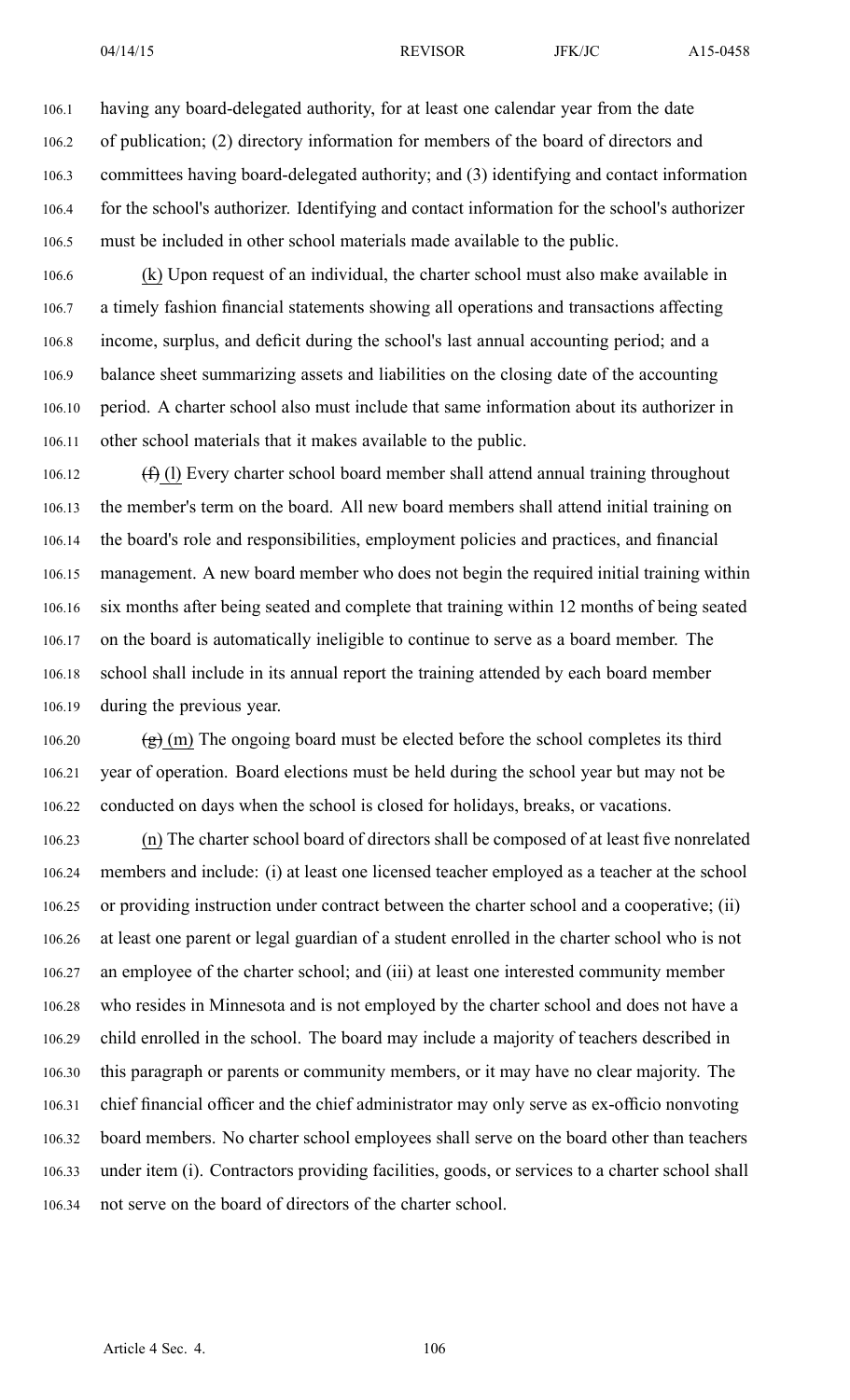having any board-delegated authority, for at least one calendar year from the date of publication; (2) directory information for members of the board of directors and committees having board-delegated authority; and (3) identifying and contact information for the school's authorizer. Identifying and contact information for the school's authorizer must be included in other school materials made available to the public.

(k) Upon request of an individual, the charter school must also make available in a timely fashion financial statements showing all operations and transactions affecting income, surplus, and deficit during the school's last annual accounting period; and a balance sheet summarizing assets and liabilities on the closing date of the accounting period. A charter school also must include that same information about its authorizer in other school materials that it makes available to the public.

~~(f)~~ (l) Every charter school board member shall attend annual training throughout the member's term on the board. All new board members shall attend initial training on the board's role and responsibilities, employment policies and practices, and financial management. A new board member who does not begin the required initial training within six months after being seated and complete that training within 12 months of being seated on the board is automatically ineligible to continue to serve as a board member. The school shall include in its annual report the training attended by each board member during the previous year.

~~(g)~~ (m) The ongoing board must be elected before the school completes its third year of operation. Board elections must be held during the school year but may not be conducted on days when the school is closed for holidays, breaks, or vacations.

(n) The charter school board of directors shall be composed of at least five nonrelated members and include: (i) at least one licensed teacher employed as a teacher at the school or providing instruction under contract between the charter school and a cooperative; (ii) at least one parent or legal guardian of a student enrolled in the charter school who is not an employee of the charter school; and (iii) at least one interested community member who resides in Minnesota and is not employed by the charter school and does not have a child enrolled in the school. The board may include a majority of teachers described in this paragraph or parents or community members, or it may have no clear majority. The chief financial officer and the chief administrator may only serve as ex-officio nonvoting board members. No charter school employees shall serve on the board other than teachers under item (i). Contractors providing facilities, goods, or services to a charter school shall not serve on the board of directors of the charter school.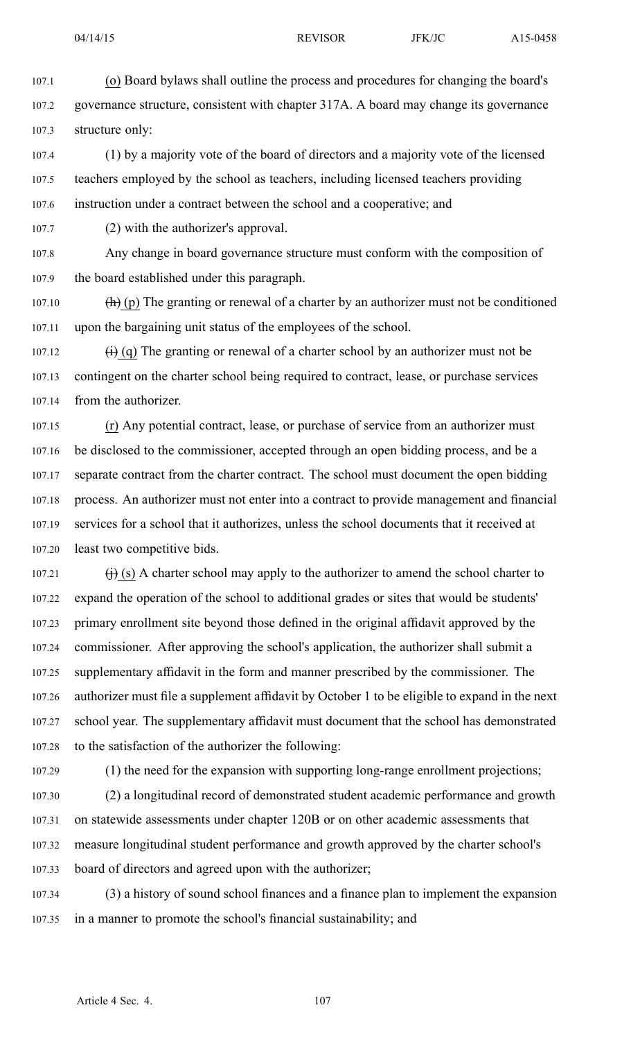(o) Board bylaws shall outline the process and procedures for changing the board's governance structure, consistent with chapter 317A. A board may change its governance structure only:

(1) by a majority vote of the board of directors and a majority vote of the licensed teachers employed by the school as teachers, including licensed teachers providing instruction under a contract between the school and a cooperative; and

(2) with the authorizer's approval.

Any change in board governance structure must conform with the composition of the board established under this paragraph.

~~(h)~~ (p) The granting or renewal of a charter by an authorizer must not be conditioned upon the bargaining unit status of the employees of the school.

~~(i)~~ (q) The granting or renewal of a charter school by an authorizer must not be contingent on the charter school being required to contract, lease, or purchase services from the authorizer.

(r) Any potential contract, lease, or purchase of service from an authorizer must be disclosed to the commissioner, accepted through an open bidding process, and be a separate contract from the charter contract. The school must document the open bidding process. An authorizer must not enter into a contract to provide management and financial services for a school that it authorizes, unless the school documents that it received at least two competitive bids.

~~(j)~~ (s) A charter school may apply to the authorizer to amend the school charter to expand the operation of the school to additional grades or sites that would be students' primary enrollment site beyond those defined in the original affidavit approved by the commissioner. After approving the school's application, the authorizer shall submit a supplementary affidavit in the form and manner prescribed by the commissioner. The authorizer must file a supplement affidavit by October 1 to be eligible to expand in the next school year. The supplementary affidavit must document that the school has demonstrated to the satisfaction of the authorizer the following:

(1) the need for the expansion with supporting long-range enrollment projections;

(2) a longitudinal record of demonstrated student academic performance and growth on statewide assessments under chapter 120B or on other academic assessments that measure longitudinal student performance and growth approved by the charter school's board of directors and agreed upon with the authorizer;

(3) a history of sound school finances and a finance plan to implement the expansion in a manner to promote the school's financial sustainability; and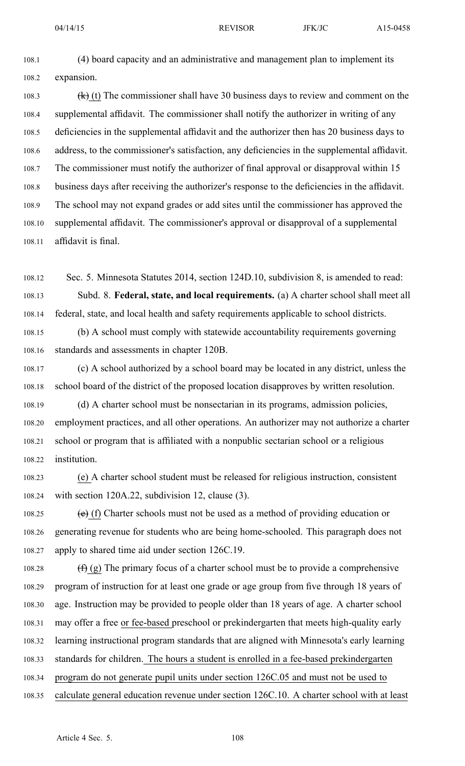(4) board capacity and an administrative and management plan to implement its expansion.

~~(k)~~ (t) The commissioner shall have 30 business days to review and comment on the supplemental affidavit. The commissioner shall notify the authorizer in writing of any deficiencies in the supplemental affidavit and the authorizer then has 20 business days to address, to the commissioner's satisfaction, any deficiencies in the supplemental affidavit. The commissioner must notify the authorizer of final approval or disapproval within 15 business days after receiving the authorizer's response to the deficiencies in the affidavit. The school may not expand grades or add sites until the commissioner has approved the supplemental affidavit. The commissioner's approval or disapproval of a supplemental affidavit is final.

Sec. 5. Minnesota Statutes 2014, section 124D.10, subdivision 8, is amended to read:

Subd. 8. **Federal, state, and local requirements.** (a) A charter school shall meet all federal, state, and local health and safety requirements applicable to school districts.

(b) A school must comply with statewide accountability requirements governing standards and assessments in chapter 120B.

(c) A school authorized by a school board may be located in any district, unless the school board of the district of the proposed location disapproves by written resolution.

(d) A charter school must be nonsectarian in its programs, admission policies, employment practices, and all other operations. An authorizer may not authorize a charter school or program that is affiliated with a nonpublic sectarian school or a religious institution.

<u>(e)</u> A charter school student must be released for religious instruction, consistent with section 120A.22, subdivision 12, clause (3).

~~(e)~~ <u>(f)</u> Charter schools must not be used as a method of providing education or generating revenue for students who are being home-schooled. This paragraph does not apply to shared time aid under section 126C.19.

~~(f)~~ <u>(g)</u> The primary focus of a charter school must be to provide a comprehensive program of instruction for at least one grade or age group from five through 18 years of age. Instruction may be provided to people older than 18 years of age. A charter school may offer a free <u>or fee-based</u> preschool or prekindergarten that meets high-quality early learning instructional program standards that are aligned with Minnesota's early learning standards for children.<u> The hours a student is enrolled in a fee-based prekindergarten program do not generate pupil units under section 126C.05 and must not be used to calculate general education revenue under section 126C.10. A charter school with at least</u>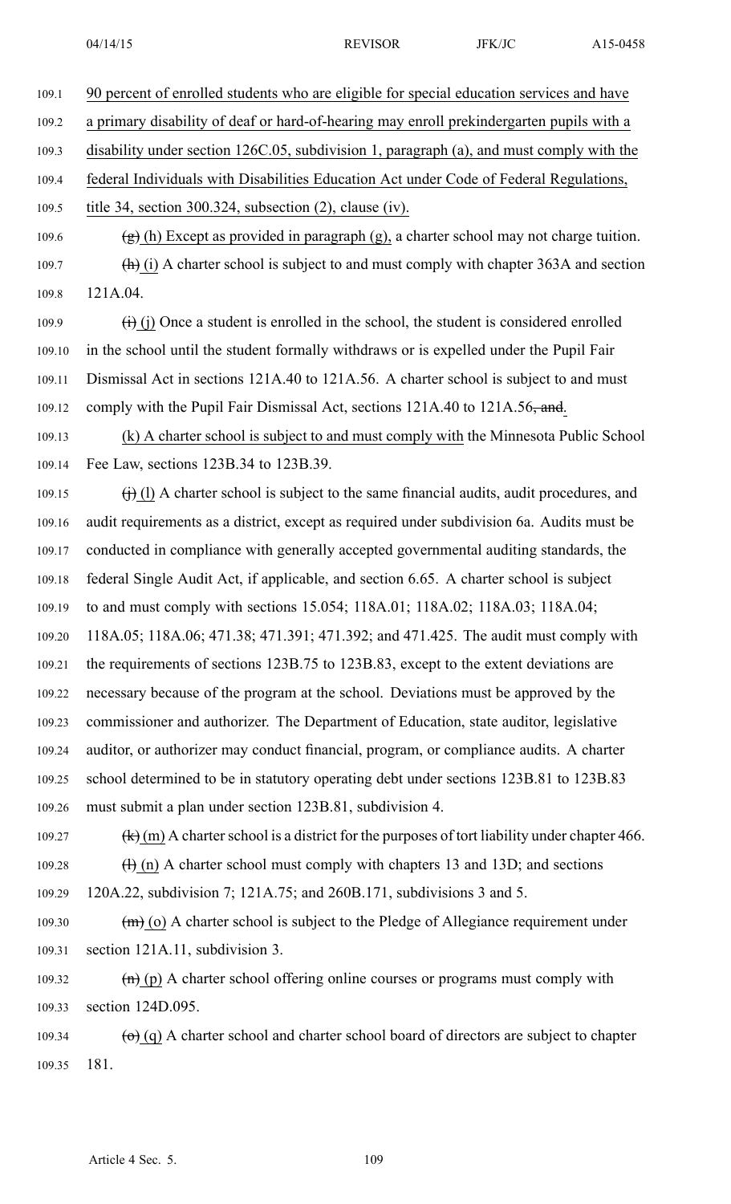109.1 90 percent of enrolled students who are eligible for special education services and have
109.2 a primary disability of deaf or hard-of-hearing may enroll prekindergarten pupils with a
109.3 disability under section 126C.05, subdivision 1, paragraph (a), and must comply with the
109.4 federal Individuals with Disabilities Education Act under Code of Federal Regulations,
109.5 title 34, section 300.324, subsection (2), clause (iv).

109.6 ~~(g)~~ (h) Except as provided in paragraph (g), a charter school may not charge tuition.

109.7 ~~(h)~~ (i) A charter school is subject to and must comply with chapter 363A and section
109.8 121A.04.

109.9 ~~(i)~~ (j) Once a student is enrolled in the school, the student is considered enrolled
109.10 in the school until the student formally withdraws or is expelled under the Pupil Fair
109.11 Dismissal Act in sections 121A.40 to 121A.56. A charter school is subject to and must
109.12 comply with the Pupil Fair Dismissal Act, sections 121A.40 to 121A.56~~, and~~.

109.13 (k) A charter school is subject to and must comply with the Minnesota Public School
109.14 Fee Law, sections 123B.34 to 123B.39.

109.15 ~~(j)~~ (l) A charter school is subject to the same financial audits, audit procedures, and
109.16 audit requirements as a district, except as required under subdivision 6a. Audits must be
109.17 conducted in compliance with generally accepted governmental auditing standards, the
109.18 federal Single Audit Act, if applicable, and section 6.65. A charter school is subject
109.19 to and must comply with sections 15.054; 118A.01; 118A.02; 118A.03; 118A.04;
109.20 118A.05; 118A.06; 471.38; 471.391; 471.392; and 471.425. The audit must comply with
109.21 the requirements of sections 123B.75 to 123B.83, except to the extent deviations are
109.22 necessary because of the program at the school. Deviations must be approved by the
109.23 commissioner and authorizer. The Department of Education, state auditor, legislative
109.24 auditor, or authorizer may conduct financial, program, or compliance audits. A charter
109.25 school determined to be in statutory operating debt under sections 123B.81 to 123B.83
109.26 must submit a plan under section 123B.81, subdivision 4.

109.27 ~~(k)~~ (m) A charter school is a district for the purposes of tort liability under chapter 466.

109.28 ~~(l)~~ (n) A charter school must comply with chapters 13 and 13D; and sections
109.29 120A.22, subdivision 7; 121A.75; and 260B.171, subdivisions 3 and 5.

109.30 ~~(m)~~ (o) A charter school is subject to the Pledge of Allegiance requirement under
109.31 section 121A.11, subdivision 3.

109.32 ~~(n)~~ (p) A charter school offering online courses or programs must comply with
109.33 section 124D.095.

109.34 ~~(o)~~ (q) A charter school and charter school board of directors are subject to chapter
109.35 181.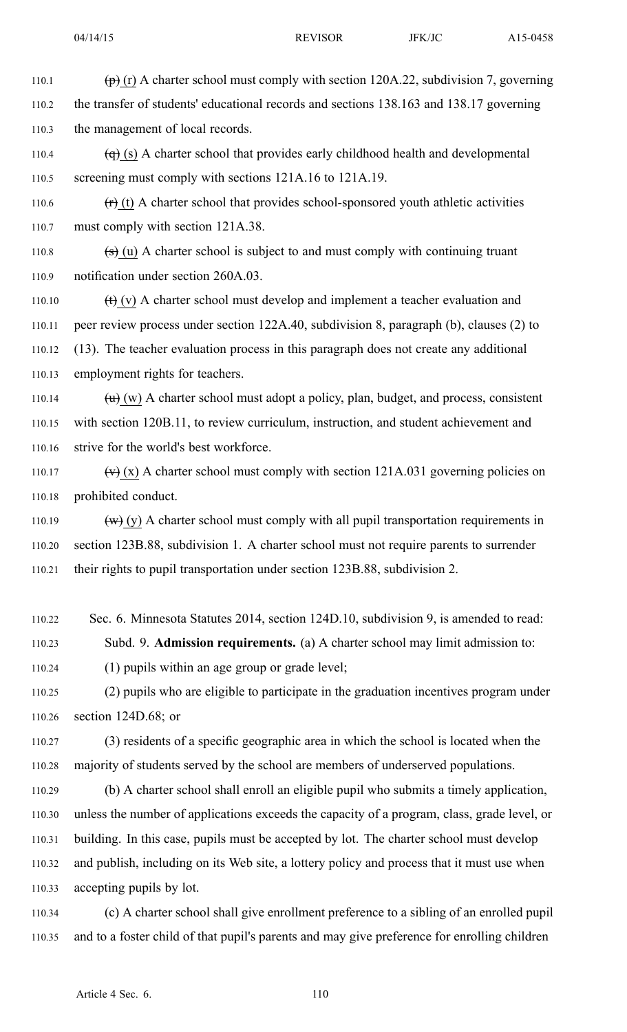~~(p)~~ (r) A charter school must comply with section 120A.22, subdivision 7, governing the transfer of students' educational records and sections 138.163 and 138.17 governing the management of local records.

~~(q)~~ (s) A charter school that provides early childhood health and developmental screening must comply with sections 121A.16 to 121A.19.

~~(r)~~ (t) A charter school that provides school-sponsored youth athletic activities must comply with section 121A.38.

~~(s)~~ (u) A charter school is subject to and must comply with continuing truant notification under section 260A.03.

~~(t)~~ (v) A charter school must develop and implement a teacher evaluation and peer review process under section 122A.40, subdivision 8, paragraph (b), clauses (2) to (13). The teacher evaluation process in this paragraph does not create any additional employment rights for teachers.

~~(u)~~ (w) A charter school must adopt a policy, plan, budget, and process, consistent with section 120B.11, to review curriculum, instruction, and student achievement and strive for the world's best workforce.

~~(v)~~ (x) A charter school must comply with section 121A.031 governing policies on prohibited conduct.

~~(w)~~ (y) A charter school must comply with all pupil transportation requirements in section 123B.88, subdivision 1. A charter school must not require parents to surrender their rights to pupil transportation under section 123B.88, subdivision 2.

Sec. 6. Minnesota Statutes 2014, section 124D.10, subdivision 9, is amended to read:

Subd. 9. **Admission requirements.** (a) A charter school may limit admission to:

(1) pupils within an age group or grade level;

(2) pupils who are eligible to participate in the graduation incentives program under section 124D.68; or

(3) residents of a specific geographic area in which the school is located when the majority of students served by the school are members of underserved populations.

(b) A charter school shall enroll an eligible pupil who submits a timely application, unless the number of applications exceeds the capacity of a program, class, grade level, or building. In this case, pupils must be accepted by lot. The charter school must develop and publish, including on its Web site, a lottery policy and process that it must use when accepting pupils by lot.

(c) A charter school shall give enrollment preference to a sibling of an enrolled pupil and to a foster child of that pupil's parents and may give preference for enrolling children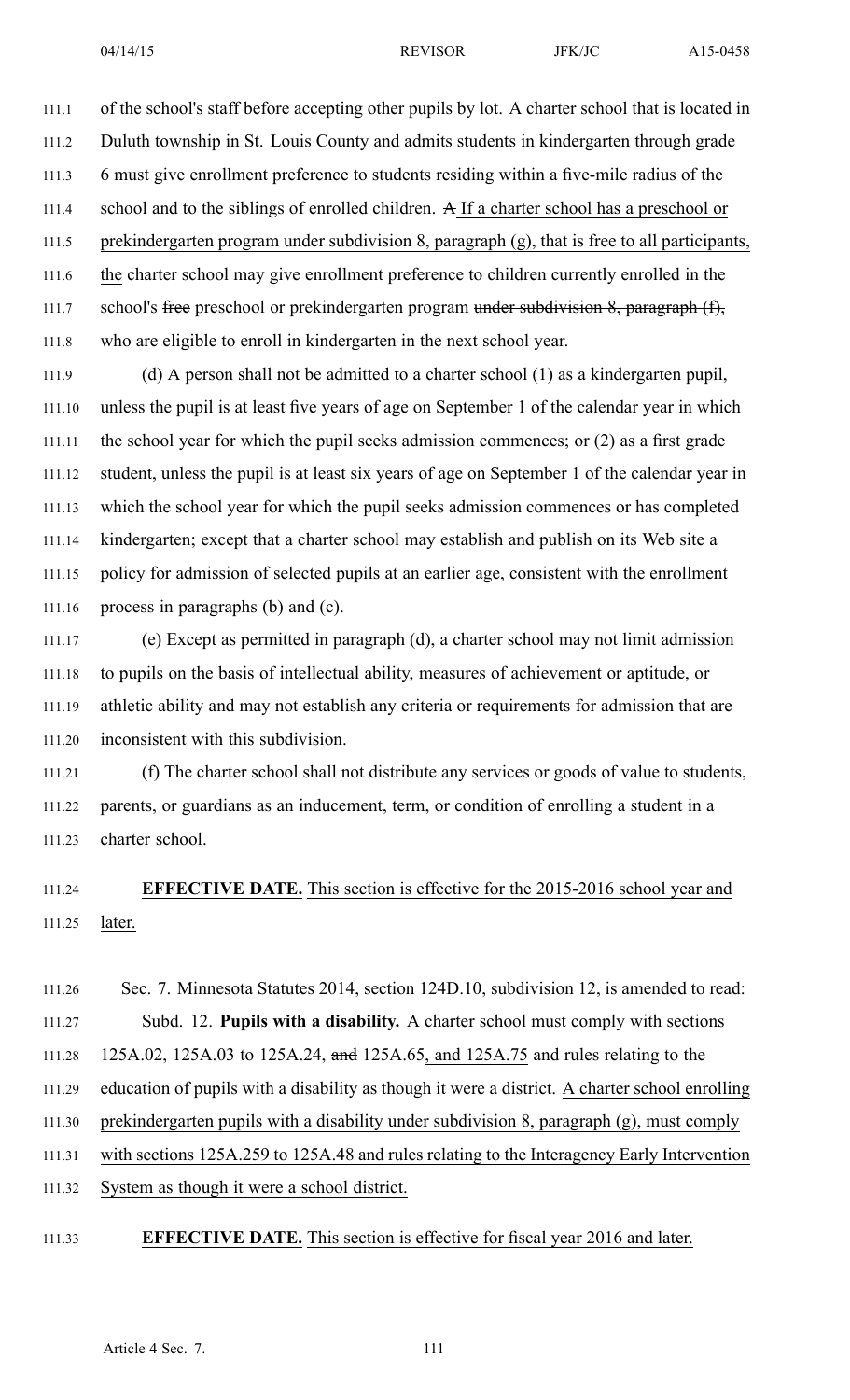of the school's staff before accepting other pupils by lot. A charter school that is located in Duluth township in St. Louis County and admits students in kindergarten through grade 6 must give enrollment preference to students residing within a five-mile radius of the school and to the siblings of enrolled children. ~~A~~ If a charter school has a preschool or prekindergarten program under subdivision 8, paragraph (g), that is free to all participants, the charter school may give enrollment preference to children currently enrolled in the school's ~~free~~ preschool or prekindergarten program ~~under subdivision 8, paragraph (f),~~ who are eligible to enroll in kindergarten in the next school year.

(d) A person shall not be admitted to a charter school (1) as a kindergarten pupil, unless the pupil is at least five years of age on September 1 of the calendar year in which the school year for which the pupil seeks admission commences; or (2) as a first grade student, unless the pupil is at least six years of age on September 1 of the calendar year in which the school year for which the pupil seeks admission commences or has completed kindergarten; except that a charter school may establish and publish on its Web site a policy for admission of selected pupils at an earlier age, consistent with the enrollment process in paragraphs (b) and (c).

(e) Except as permitted in paragraph (d), a charter school may not limit admission to pupils on the basis of intellectual ability, measures of achievement or aptitude, or athletic ability and may not establish any criteria or requirements for admission that are inconsistent with this subdivision.

(f) The charter school shall not distribute any services or goods of value to students, parents, or guardians as an inducement, term, or condition of enrolling a student in a charter school.

**EFFECTIVE DATE.** This section is effective for the 2015-2016 school year and later.

Sec. 7. Minnesota Statutes 2014, section 124D.10, subdivision 12, is amended to read:

Subd. 12. **Pupils with a disability.** A charter school must comply with sections 125A.02, 125A.03 to 125A.24, ~~and~~ 125A.65, and 125A.75 and rules relating to the education of pupils with a disability as though it were a district. A charter school enrolling prekindergarten pupils with a disability under subdivision 8, paragraph (g), must comply with sections 125A.259 to 125A.48 and rules relating to the Interagency Early Intervention System as though it were a school district.

**EFFECTIVE DATE.** This section is effective for fiscal year 2016 and later.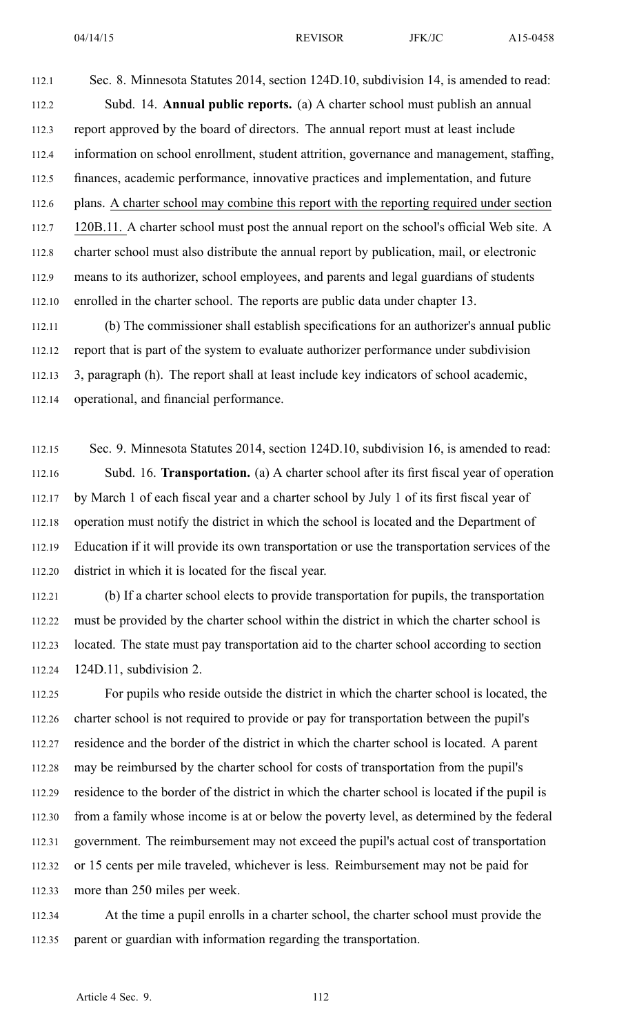Sec. 8. Minnesota Statutes 2014, section 124D.10, subdivision 14, is amended to read:

Subd. 14. **Annual public reports.** (a) A charter school must publish an annual report approved by the board of directors. The annual report must at least include information on school enrollment, student attrition, governance and management, staffing, finances, academic performance, innovative practices and implementation, and future plans. <u>A charter school may combine this report with the reporting required under section 120B.11.</u> A charter school must post the annual report on the school's official Web site. A charter school must also distribute the annual report by publication, mail, or electronic means to its authorizer, school employees, and parents and legal guardians of students enrolled in the charter school. The reports are public data under chapter 13.

(b) The commissioner shall establish specifications for an authorizer's annual public report that is part of the system to evaluate authorizer performance under subdivision 3, paragraph (h). The report shall at least include key indicators of school academic, operational, and financial performance.

Sec. 9. Minnesota Statutes 2014, section 124D.10, subdivision 16, is amended to read:

Subd. 16. **Transportation.** (a) A charter school after its first fiscal year of operation by March 1 of each fiscal year and a charter school by July 1 of its first fiscal year of operation must notify the district in which the school is located and the Department of Education if it will provide its own transportation or use the transportation services of the district in which it is located for the fiscal year.

(b) If a charter school elects to provide transportation for pupils, the transportation must be provided by the charter school within the district in which the charter school is located. The state must pay transportation aid to the charter school according to section 124D.11, subdivision 2.

For pupils who reside outside the district in which the charter school is located, the charter school is not required to provide or pay for transportation between the pupil's residence and the border of the district in which the charter school is located. A parent may be reimbursed by the charter school for costs of transportation from the pupil's residence to the border of the district in which the charter school is located if the pupil is from a family whose income is at or below the poverty level, as determined by the federal government. The reimbursement may not exceed the pupil's actual cost of transportation or 15 cents per mile traveled, whichever is less. Reimbursement may not be paid for more than 250 miles per week.

At the time a pupil enrolls in a charter school, the charter school must provide the parent or guardian with information regarding the transportation.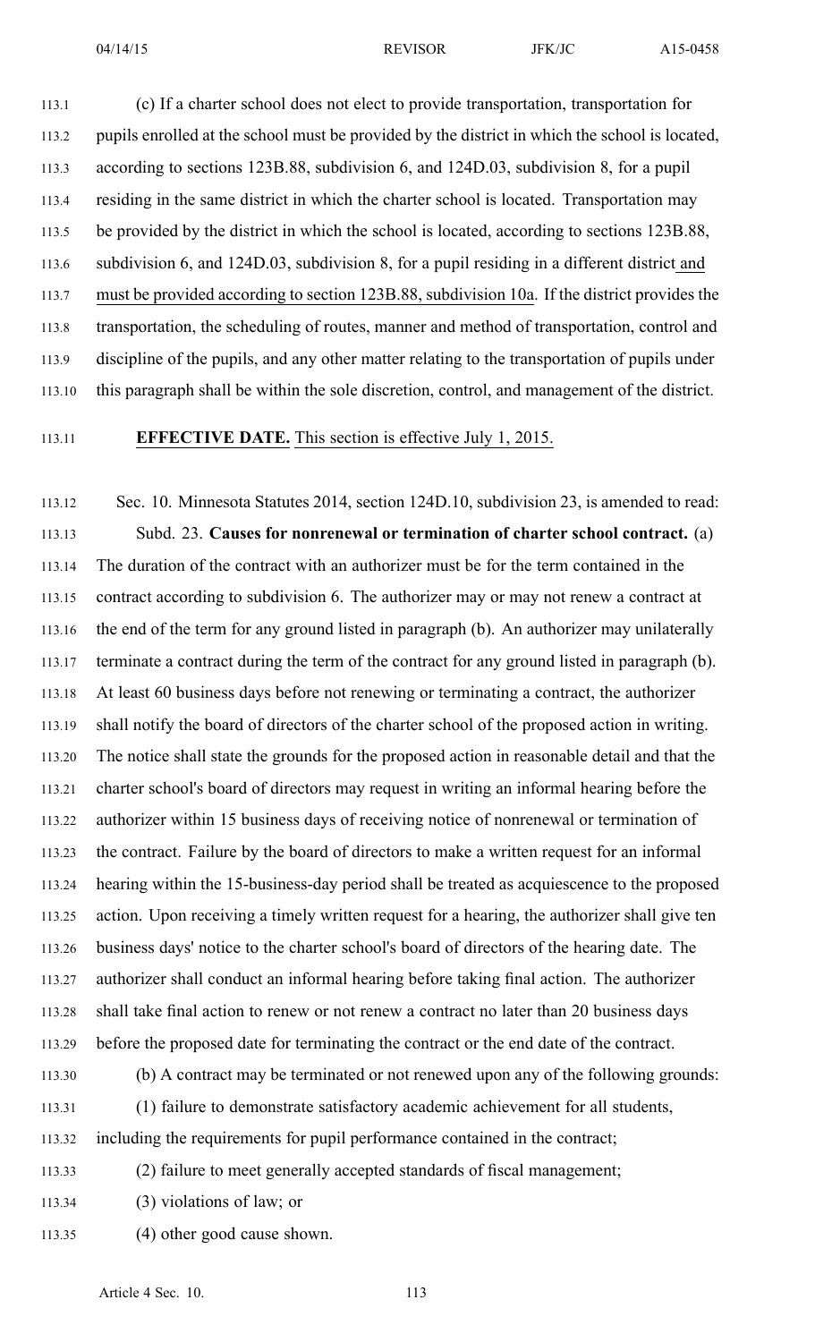(c) If a charter school does not elect to provide transportation, transportation for pupils enrolled at the school must be provided by the district in which the school is located, according to sections 123B.88, subdivision 6, and 124D.03, subdivision 8, for a pupil residing in the same district in which the charter school is located. Transportation may be provided by the district in which the school is located, according to sections 123B.88, subdivision 6, and 124D.03, subdivision 8, for a pupil residing in a different district and must be provided according to section 123B.88, subdivision 10a. If the district provides the transportation, the scheduling of routes, manner and method of transportation, control and discipline of the pupils, and any other matter relating to the transportation of pupils under this paragraph shall be within the sole discretion, control, and management of the district.

**EFFECTIVE DATE.** This section is effective July 1, 2015.

Sec. 10. Minnesota Statutes 2014, section 124D.10, subdivision 23, is amended to read:

Subd. 23. **Causes for nonrenewal or termination of charter school contract.** (a) The duration of the contract with an authorizer must be for the term contained in the contract according to subdivision 6. The authorizer may or may not renew a contract at the end of the term for any ground listed in paragraph (b). An authorizer may unilaterally terminate a contract during the term of the contract for any ground listed in paragraph (b). At least 60 business days before not renewing or terminating a contract, the authorizer shall notify the board of directors of the charter school of the proposed action in writing. The notice shall state the grounds for the proposed action in reasonable detail and that the charter school's board of directors may request in writing an informal hearing before the authorizer within 15 business days of receiving notice of nonrenewal or termination of the contract. Failure by the board of directors to make a written request for an informal hearing within the 15-business-day period shall be treated as acquiescence to the proposed action. Upon receiving a timely written request for a hearing, the authorizer shall give ten business days' notice to the charter school's board of directors of the hearing date. The authorizer shall conduct an informal hearing before taking final action. The authorizer shall take final action to renew or not renew a contract no later than 20 business days before the proposed date for terminating the contract or the end date of the contract.

(b) A contract may be terminated or not renewed upon any of the following grounds:

(1) failure to demonstrate satisfactory academic achievement for all students, including the requirements for pupil performance contained in the contract;

(2) failure to meet generally accepted standards of fiscal management;

(3) violations of law; or

(4) other good cause shown.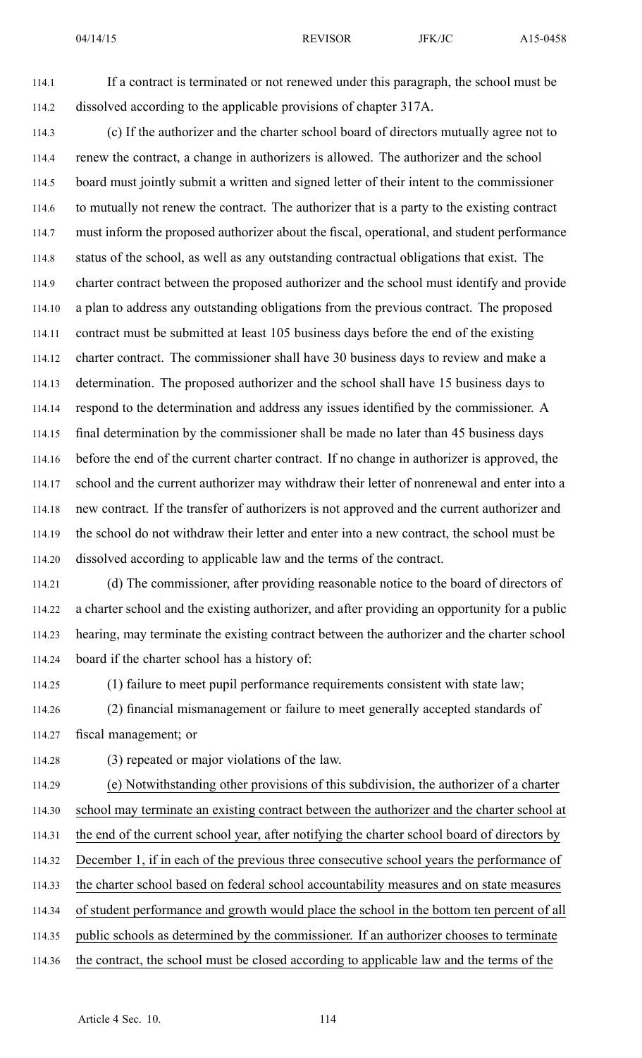If a contract is terminated or not renewed under this paragraph, the school must be dissolved according to the applicable provisions of chapter 317A.

(c) If the authorizer and the charter school board of directors mutually agree not to renew the contract, a change in authorizers is allowed. The authorizer and the school board must jointly submit a written and signed letter of their intent to the commissioner to mutually not renew the contract. The authorizer that is a party to the existing contract must inform the proposed authorizer about the fiscal, operational, and student performance status of the school, as well as any outstanding contractual obligations that exist. The charter contract between the proposed authorizer and the school must identify and provide a plan to address any outstanding obligations from the previous contract. The proposed contract must be submitted at least 105 business days before the end of the existing charter contract. The commissioner shall have 30 business days to review and make a determination. The proposed authorizer and the school shall have 15 business days to respond to the determination and address any issues identified by the commissioner. A final determination by the commissioner shall be made no later than 45 business days before the end of the current charter contract. If no change in authorizer is approved, the school and the current authorizer may withdraw their letter of nonrenewal and enter into a new contract. If the transfer of authorizers is not approved and the current authorizer and the school do not withdraw their letter and enter into a new contract, the school must be dissolved according to applicable law and the terms of the contract.

(d) The commissioner, after providing reasonable notice to the board of directors of a charter school and the existing authorizer, and after providing an opportunity for a public hearing, may terminate the existing contract between the authorizer and the charter school board if the charter school has a history of:

(1) failure to meet pupil performance requirements consistent with state law;

(2) financial mismanagement or failure to meet generally accepted standards of fiscal management; or

(3) repeated or major violations of the law.

(e) Notwithstanding other provisions of this subdivision, the authorizer of a charter school may terminate an existing contract between the authorizer and the charter school at the end of the current school year, after notifying the charter school board of directors by December 1, if in each of the previous three consecutive school years the performance of the charter school based on federal school accountability measures and on state measures of student performance and growth would place the school in the bottom ten percent of all public schools as determined by the commissioner. If an authorizer chooses to terminate the contract, the school must be closed according to applicable law and the terms of the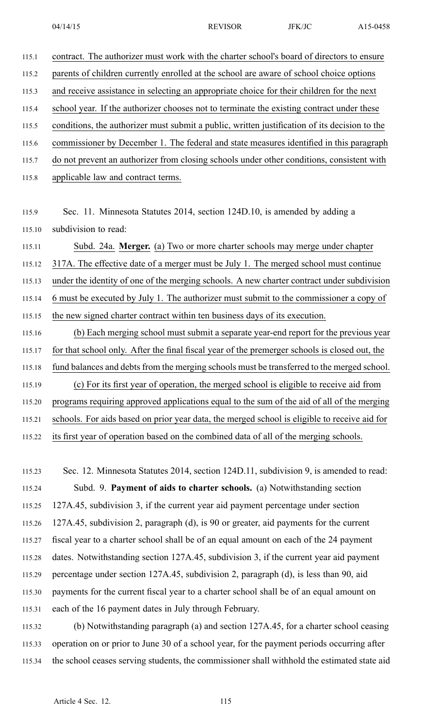contract. The authorizer must work with the charter school's board of directors to ensure parents of children currently enrolled at the school are aware of school choice options and receive assistance in selecting an appropriate choice for their children for the next school year. If the authorizer chooses not to terminate the existing contract under these conditions, the authorizer must submit a public, written justification of its decision to the commissioner by December 1. The federal and state measures identified in this paragraph do not prevent an authorizer from closing schools under other conditions, consistent with applicable law and contract terms.

Sec. 11. Minnesota Statutes 2014, section 124D.10, is amended by adding a subdivision to read:

Subd. 24a. **Merger.** (a) Two or more charter schools may merge under chapter 317A. The effective date of a merger must be July 1. The merged school must continue under the identity of one of the merging schools. A new charter contract under subdivision 6 must be executed by July 1. The authorizer must submit to the commissioner a copy of the new signed charter contract within ten business days of its execution.

(b) Each merging school must submit a separate year-end report for the previous year for that school only. After the final fiscal year of the premerger schools is closed out, the fund balances and debts from the merging schools must be transferred to the merged school.

(c) For its first year of operation, the merged school is eligible to receive aid from programs requiring approved applications equal to the sum of the aid of all of the merging schools. For aids based on prior year data, the merged school is eligible to receive aid for its first year of operation based on the combined data of all of the merging schools.

Sec. 12. Minnesota Statutes 2014, section 124D.11, subdivision 9, is amended to read:

Subd. 9. **Payment of aids to charter schools.** (a) Notwithstanding section 127A.45, subdivision 3, if the current year aid payment percentage under section 127A.45, subdivision 2, paragraph (d), is 90 or greater, aid payments for the current fiscal year to a charter school shall be of an equal amount on each of the 24 payment dates. Notwithstanding section 127A.45, subdivision 3, if the current year aid payment percentage under section 127A.45, subdivision 2, paragraph (d), is less than 90, aid payments for the current fiscal year to a charter school shall be of an equal amount on each of the 16 payment dates in July through February.

(b) Notwithstanding paragraph (a) and section 127A.45, for a charter school ceasing operation on or prior to June 30 of a school year, for the payment periods occurring after the school ceases serving students, the commissioner shall withhold the estimated state aid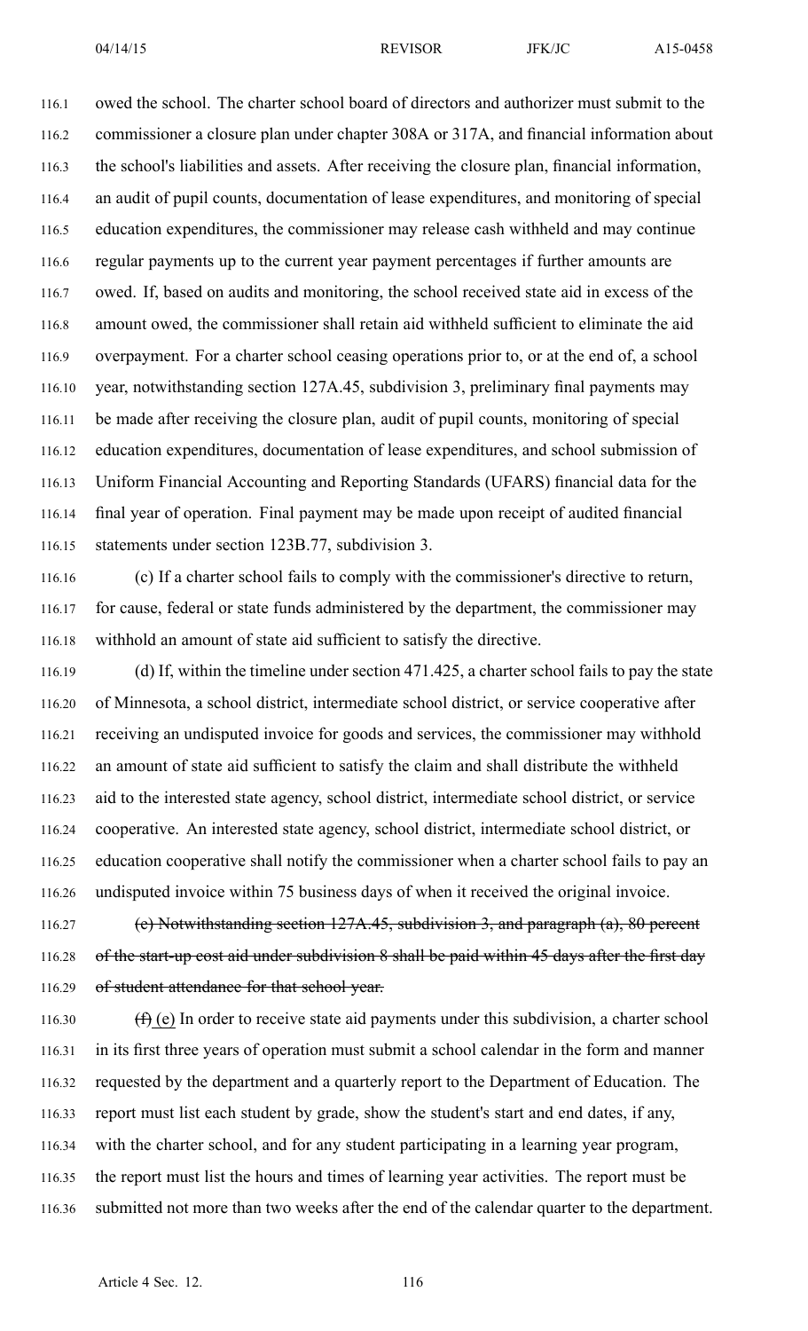owed the school. The charter school board of directors and authorizer must submit to the commissioner a closure plan under chapter 308A or 317A, and financial information about the school's liabilities and assets. After receiving the closure plan, financial information, an audit of pupil counts, documentation of lease expenditures, and monitoring of special education expenditures, the commissioner may release cash withheld and may continue regular payments up to the current year payment percentages if further amounts are owed. If, based on audits and monitoring, the school received state aid in excess of the amount owed, the commissioner shall retain aid withheld sufficient to eliminate the aid overpayment. For a charter school ceasing operations prior to, or at the end of, a school year, notwithstanding section 127A.45, subdivision 3, preliminary final payments may be made after receiving the closure plan, audit of pupil counts, monitoring of special education expenditures, documentation of lease expenditures, and school submission of Uniform Financial Accounting and Reporting Standards (UFARS) financial data for the final year of operation. Final payment may be made upon receipt of audited financial statements under section 123B.77, subdivision 3.

(c) If a charter school fails to comply with the commissioner's directive to return, for cause, federal or state funds administered by the department, the commissioner may withhold an amount of state aid sufficient to satisfy the directive.

(d) If, within the timeline under section 471.425, a charter school fails to pay the state of Minnesota, a school district, intermediate school district, or service cooperative after receiving an undisputed invoice for goods and services, the commissioner may withhold an amount of state aid sufficient to satisfy the claim and shall distribute the withheld aid to the interested state agency, school district, intermediate school district, or service cooperative. An interested state agency, school district, intermediate school district, or education cooperative shall notify the commissioner when a charter school fails to pay an undisputed invoice within 75 business days of when it received the original invoice.

~~(e) Notwithstanding section 127A.45, subdivision 3, and paragraph (a), 80 percent of the start-up cost aid under subdivision 8 shall be paid within 45 days after the first day of student attendance for that school year.~~

~~(f)~~ (e) In order to receive state aid payments under this subdivision, a charter school in its first three years of operation must submit a school calendar in the form and manner requested by the department and a quarterly report to the Department of Education. The report must list each student by grade, show the student's start and end dates, if any, with the charter school, and for any student participating in a learning year program, the report must list the hours and times of learning year activities. The report must be submitted not more than two weeks after the end of the calendar quarter to the department.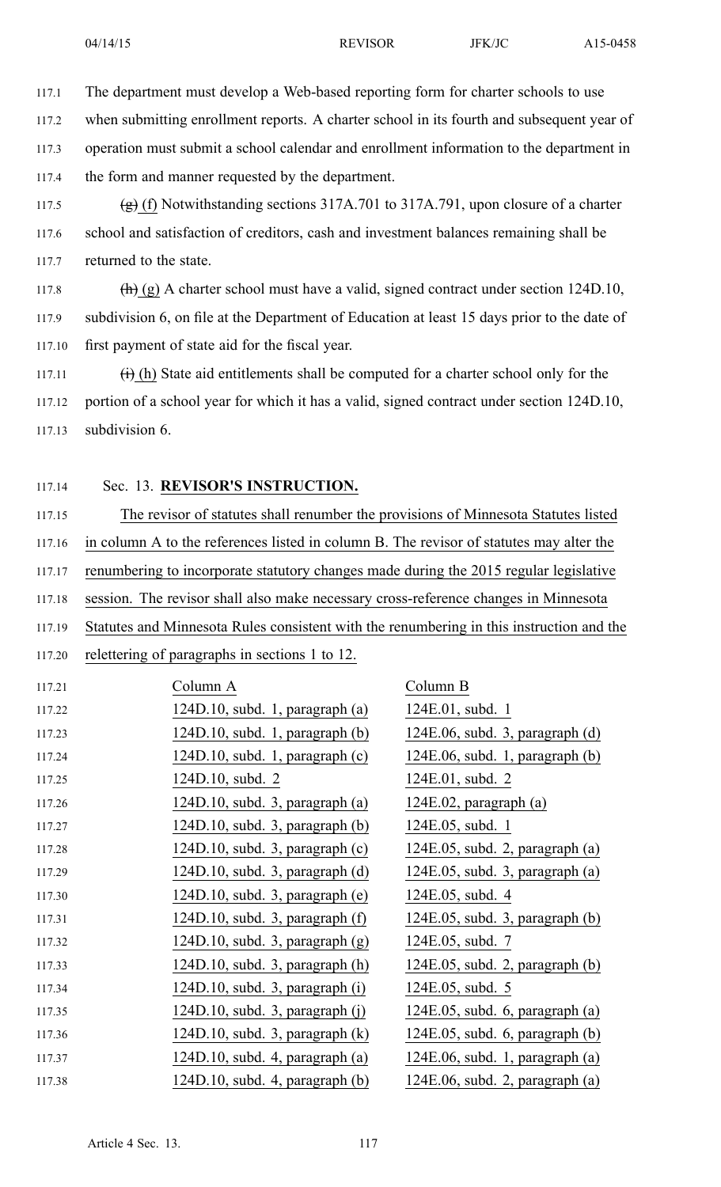The department must develop a Web-based reporting form for charter schools to use when submitting enrollment reports. A charter school in its fourth and subsequent year of operation must submit a school calendar and enrollment information to the department in the form and manner requested by the department.

~~(g)~~ (f) Notwithstanding sections 317A.701 to 317A.791, upon closure of a charter school and satisfaction of creditors, cash and investment balances remaining shall be returned to the state.

~~(h)~~ (g) A charter school must have a valid, signed contract under section 124D.10, subdivision 6, on file at the Department of Education at least 15 days prior to the date of first payment of state aid for the fiscal year.

~~(i)~~ (h) State aid entitlements shall be computed for a charter school only for the portion of a school year for which it has a valid, signed contract under section 124D.10, subdivision 6.

Sec. 13. **REVISOR'S INSTRUCTION.**

The revisor of statutes shall renumber the provisions of Minnesota Statutes listed in column A to the references listed in column B. The revisor of statutes may alter the renumbering to incorporate statutory changes made during the 2015 regular legislative session. The revisor shall also make necessary cross-reference changes in Minnesota Statutes and Minnesota Rules consistent with the renumbering in this instruction and the relettering of paragraphs in sections 1 to 12.

| Column A | Column B |
|---|---|
| 124D.10, subd. 1, paragraph (a) | 124E.01, subd. 1 |
| 124D.10, subd. 1, paragraph (b) | 124E.06, subd. 3, paragraph (d) |
| 124D.10, subd. 1, paragraph (c) | 124E.06, subd. 1, paragraph (b) |
| 124D.10, subd. 2 | 124E.01, subd. 2 |
| 124D.10, subd. 3, paragraph (a) | 124E.02, paragraph (a) |
| 124D.10, subd. 3, paragraph (b) | 124E.05, subd. 1 |
| 124D.10, subd. 3, paragraph (c) | 124E.05, subd. 2, paragraph (a) |
| 124D.10, subd. 3, paragraph (d) | 124E.05, subd. 3, paragraph (a) |
| 124D.10, subd. 3, paragraph (e) | 124E.05, subd. 4 |
| 124D.10, subd. 3, paragraph (f) | 124E.05, subd. 3, paragraph (b) |
| 124D.10, subd. 3, paragraph (g) | 124E.05, subd. 7 |
| 124D.10, subd. 3, paragraph (h) | 124E.05, subd. 2, paragraph (b) |
| 124D.10, subd. 3, paragraph (i) | 124E.05, subd. 5 |
| 124D.10, subd. 3, paragraph (j) | 124E.05, subd. 6, paragraph (a) |
| 124D.10, subd. 3, paragraph (k) | 124E.05, subd. 6, paragraph (b) |
| 124D.10, subd. 4, paragraph (a) | 124E.06, subd. 1, paragraph (a) |
| 124D.10, subd. 4, paragraph (b) | 124E.06, subd. 2, paragraph (a) |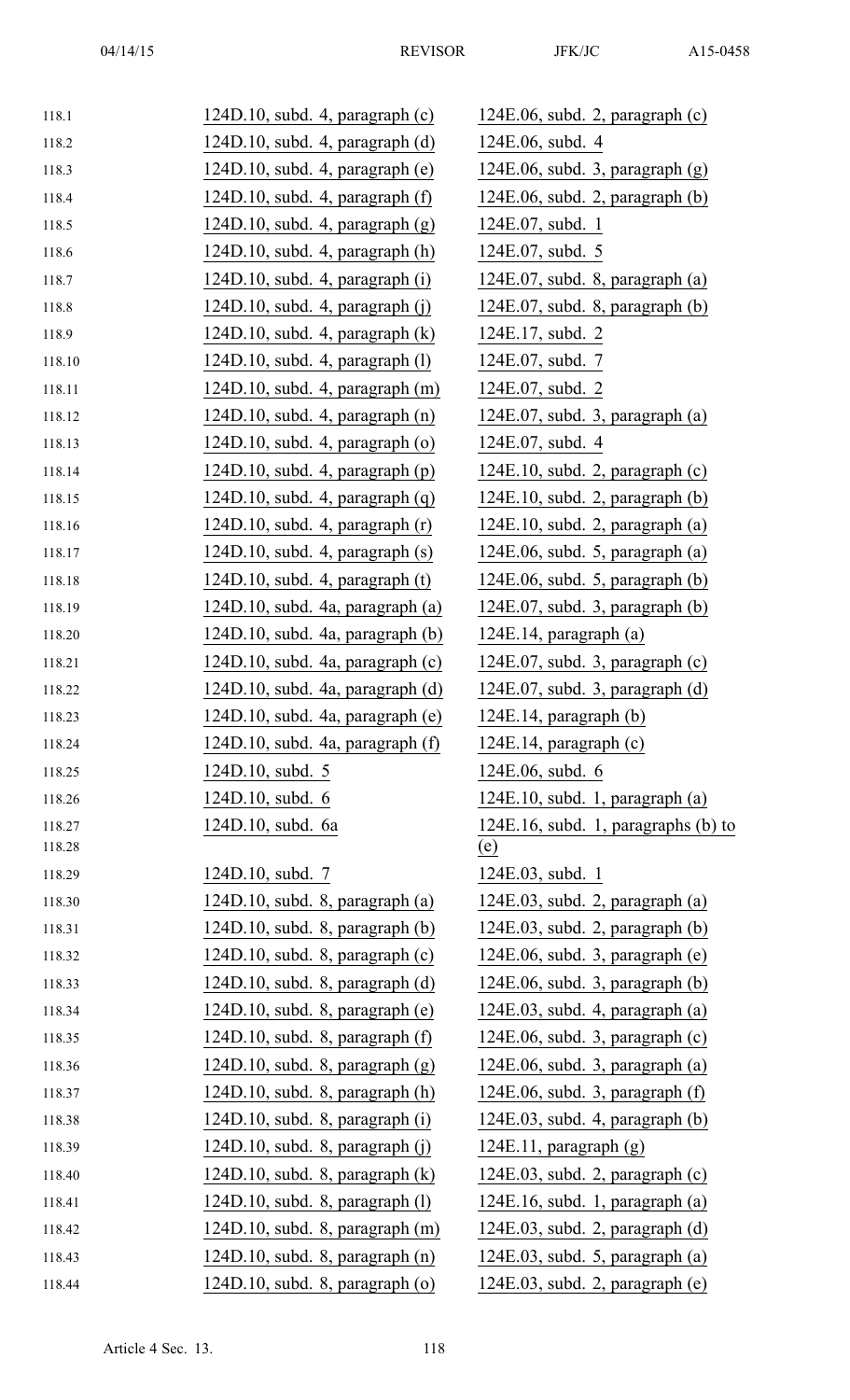| | |
|---|---|
| 124D.10, subd. 4, paragraph (c) | 124E.06, subd. 2, paragraph (c) |
| 124D.10, subd. 4, paragraph (d) | 124E.06, subd. 4 |
| 124D.10, subd. 4, paragraph (e) | 124E.06, subd. 3, paragraph (g) |
| 124D.10, subd. 4, paragraph (f) | 124E.06, subd. 2, paragraph (b) |
| 124D.10, subd. 4, paragraph (g) | 124E.07, subd. 1 |
| 124D.10, subd. 4, paragraph (h) | 124E.07, subd. 5 |
| 124D.10, subd. 4, paragraph (i) | 124E.07, subd. 8, paragraph (a) |
| 124D.10, subd. 4, paragraph (j) | 124E.07, subd. 8, paragraph (b) |
| 124D.10, subd. 4, paragraph (k) | 124E.17, subd. 2 |
| 124D.10, subd. 4, paragraph (l) | 124E.07, subd. 7 |
| 124D.10, subd. 4, paragraph (m) | 124E.07, subd. 2 |
| 124D.10, subd. 4, paragraph (n) | 124E.07, subd. 3, paragraph (a) |
| 124D.10, subd. 4, paragraph (o) | 124E.07, subd. 4 |
| 124D.10, subd. 4, paragraph (p) | 124E.10, subd. 2, paragraph (c) |
| 124D.10, subd. 4, paragraph (q) | 124E.10, subd. 2, paragraph (b) |
| 124D.10, subd. 4, paragraph (r) | 124E.10, subd. 2, paragraph (a) |
| 124D.10, subd. 4, paragraph (s) | 124E.06, subd. 5, paragraph (a) |
| 124D.10, subd. 4, paragraph (t) | 124E.06, subd. 5, paragraph (b) |
| 124D.10, subd. 4a, paragraph (a) | 124E.07, subd. 3, paragraph (b) |
| 124D.10, subd. 4a, paragraph (b) | 124E.14, paragraph (a) |
| 124D.10, subd. 4a, paragraph (c) | 124E.07, subd. 3, paragraph (c) |
| 124D.10, subd. 4a, paragraph (d) | 124E.07, subd. 3, paragraph (d) |
| 124D.10, subd. 4a, paragraph (e) | 124E.14, paragraph (b) |
| 124D.10, subd. 4a, paragraph (f) | 124E.14, paragraph (c) |
| 124D.10, subd. 5 | 124E.06, subd. 6 |
| 124D.10, subd. 6 | 124E.10, subd. 1, paragraph (a) |
| 124D.10, subd. 6a | 124E.16, subd. 1, paragraphs (b) to (e) |
| 124D.10, subd. 7 | 124E.03, subd. 1 |
| 124D.10, subd. 8, paragraph (a) | 124E.03, subd. 2, paragraph (a) |
| 124D.10, subd. 8, paragraph (b) | 124E.03, subd. 2, paragraph (b) |
| 124D.10, subd. 8, paragraph (c) | 124E.06, subd. 3, paragraph (e) |
| 124D.10, subd. 8, paragraph (d) | 124E.06, subd. 3, paragraph (b) |
| 124D.10, subd. 8, paragraph (e) | 124E.03, subd. 4, paragraph (a) |
| 124D.10, subd. 8, paragraph (f) | 124E.06, subd. 3, paragraph (c) |
| 124D.10, subd. 8, paragraph (g) | 124E.06, subd. 3, paragraph (a) |
| 124D.10, subd. 8, paragraph (h) | 124E.06, subd. 3, paragraph (f) |
| 124D.10, subd. 8, paragraph (i) | 124E.03, subd. 4, paragraph (b) |
| 124D.10, subd. 8, paragraph (j) | 124E.11, paragraph (g) |
| 124D.10, subd. 8, paragraph (k) | 124E.03, subd. 2, paragraph (c) |
| 124D.10, subd. 8, paragraph (l) | 124E.16, subd. 1, paragraph (a) |
| 124D.10, subd. 8, paragraph (m) | 124E.03, subd. 2, paragraph (d) |
| 124D.10, subd. 8, paragraph (n) | 124E.03, subd. 5, paragraph (a) |
| 124D.10, subd. 8, paragraph (o) | 124E.03, subd. 2, paragraph (e) |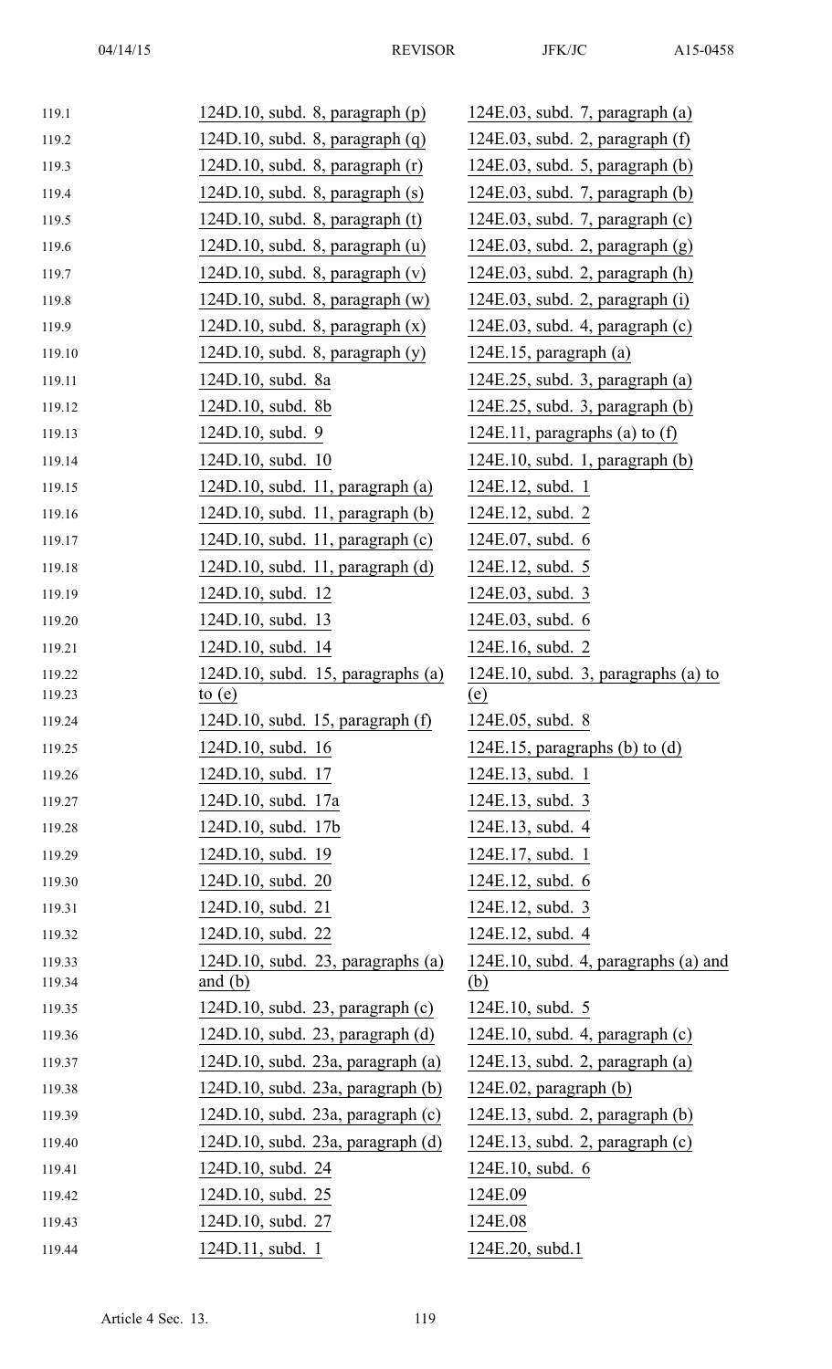| | |
|---|---|
| 124D.10, subd. 8, paragraph (p) | 124E.03, subd. 7, paragraph (a) |
| 124D.10, subd. 8, paragraph (q) | 124E.03, subd. 2, paragraph (f) |
| 124D.10, subd. 8, paragraph (r) | 124E.03, subd. 5, paragraph (b) |
| 124D.10, subd. 8, paragraph (s) | 124E.03, subd. 7, paragraph (b) |
| 124D.10, subd. 8, paragraph (t) | 124E.03, subd. 7, paragraph (c) |
| 124D.10, subd. 8, paragraph (u) | 124E.03, subd. 2, paragraph (g) |
| 124D.10, subd. 8, paragraph (v) | 124E.03, subd. 2, paragraph (h) |
| 124D.10, subd. 8, paragraph (w) | 124E.03, subd. 2, paragraph (i) |
| 124D.10, subd. 8, paragraph (x) | 124E.03, subd. 4, paragraph (c) |
| 124D.10, subd. 8, paragraph (y) | 124E.15, paragraph (a) |
| 124D.10, subd. 8a | 124E.25, subd. 3, paragraph (a) |
| 124D.10, subd. 8b | 124E.25, subd. 3, paragraph (b) |
| 124D.10, subd. 9 | 124E.11, paragraphs (a) to (f) |
| 124D.10, subd. 10 | 124E.10, subd. 1, paragraph (b) |
| 124D.10, subd. 11, paragraph (a) | 124E.12, subd. 1 |
| 124D.10, subd. 11, paragraph (b) | 124E.12, subd. 2 |
| 124D.10, subd. 11, paragraph (c) | 124E.07, subd. 6 |
| 124D.10, subd. 11, paragraph (d) | 124E.12, subd. 5 |
| 124D.10, subd. 12 | 124E.03, subd. 3 |
| 124D.10, subd. 13 | 124E.03, subd. 6 |
| 124D.10, subd. 14 | 124E.16, subd. 2 |
| 124D.10, subd. 15, paragraphs (a) to (e) | 124E.10, subd. 3, paragraphs (a) to (e) |
| 124D.10, subd. 15, paragraph (f) | 124E.05, subd. 8 |
| 124D.10, subd. 16 | 124E.15, paragraphs (b) to (d) |
| 124D.10, subd. 17 | 124E.13, subd. 1 |
| 124D.10, subd. 17a | 124E.13, subd. 3 |
| 124D.10, subd. 17b | 124E.13, subd. 4 |
| 124D.10, subd. 19 | 124E.17, subd. 1 |
| 124D.10, subd. 20 | 124E.12, subd. 6 |
| 124D.10, subd. 21 | 124E.12, subd. 3 |
| 124D.10, subd. 22 | 124E.12, subd. 4 |
| 124D.10, subd. 23, paragraphs (a) and (b) | 124E.10, subd. 4, paragraphs (a) and (b) |
| 124D.10, subd. 23, paragraph (c) | 124E.10, subd. 5 |
| 124D.10, subd. 23, paragraph (d) | 124E.10, subd. 4, paragraph (c) |
| 124D.10, subd. 23a, paragraph (a) | 124E.13, subd. 2, paragraph (a) |
| 124D.10, subd. 23a, paragraph (b) | 124E.02, paragraph (b) |
| 124D.10, subd. 23a, paragraph (c) | 124E.13, subd. 2, paragraph (b) |
| 124D.10, subd. 23a, paragraph (d) | 124E.13, subd. 2, paragraph (c) |
| 124D.10, subd. 24 | 124E.10, subd. 6 |
| 124D.10, subd. 25 | 124E.09 |
| 124D.10, subd. 27 | 124E.08 |
| 124D.11, subd. 1 | 124E.20, subd.1 |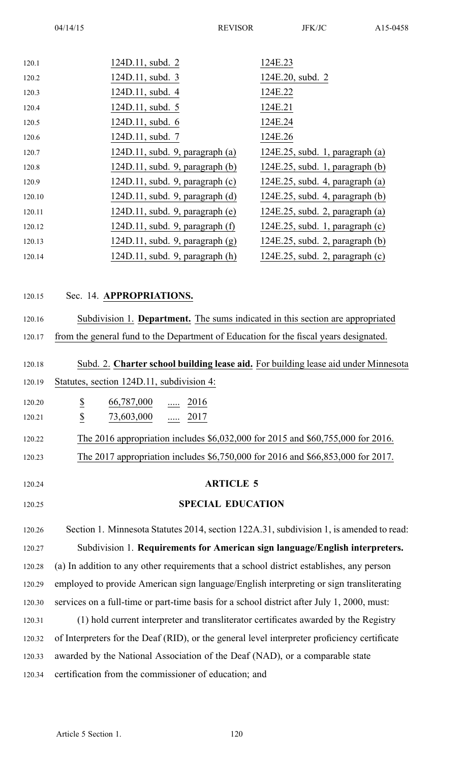| | |
|---|---|
| 124D.11, subd. 2 | 124E.23 |
| 124D.11, subd. 3 | 124E.20, subd. 2 |
| 124D.11, subd. 4 | 124E.22 |
| 124D.11, subd. 5 | 124E.21 |
| 124D.11, subd. 6 | 124E.24 |
| 124D.11, subd. 7 | 124E.26 |
| 124D.11, subd. 9, paragraph (a) | 124E.25, subd. 1, paragraph (a) |
| 124D.11, subd. 9, paragraph (b) | 124E.25, subd. 1, paragraph (b) |
| 124D.11, subd. 9, paragraph (c) | 124E.25, subd. 4, paragraph (a) |
| 124D.11, subd. 9, paragraph (d) | 124E.25, subd. 4, paragraph (b) |
| 124D.11, subd. 9, paragraph (e) | 124E.25, subd. 2, paragraph (a) |
| 124D.11, subd. 9, paragraph (f) | 124E.25, subd. 1, paragraph (c) |
| 124D.11, subd. 9, paragraph (g) | 124E.25, subd. 2, paragraph (b) |
| 124D.11, subd. 9, paragraph (h) | 124E.25, subd. 2, paragraph (c) |

Sec. 14. **APPROPRIATIONS.**

Subdivision 1. **Department.** The sums indicated in this section are appropriated from the general fund to the Department of Education for the fiscal years designated.

Subd. 2. **Charter school building lease aid.** For building lease aid under Minnesota Statutes, section 124D.11, subdivision 4:

$ 66,787,000 ..... 2016

$ 73,603,000 ..... 2017

The 2016 appropriation includes $6,032,000 for 2015 and $60,755,000 for 2016.

The 2017 appropriation includes $6,750,000 for 2016 and $66,853,000 for 2017.

## ARTICLE 5

## SPECIAL EDUCATION

Section 1. Minnesota Statutes 2014, section 122A.31, subdivision 1, is amended to read:

Subdivision 1. **Requirements for American sign language/English interpreters.** (a) In addition to any other requirements that a school district establishes, any person employed to provide American sign language/English interpreting or sign transliterating services on a full-time or part-time basis for a school district after July 1, 2000, must:

(1) hold current interpreter and transliterator certificates awarded by the Registry of Interpreters for the Deaf (RID), or the general level interpreter proficiency certificate awarded by the National Association of the Deaf (NAD), or a comparable state certification from the commissioner of education; and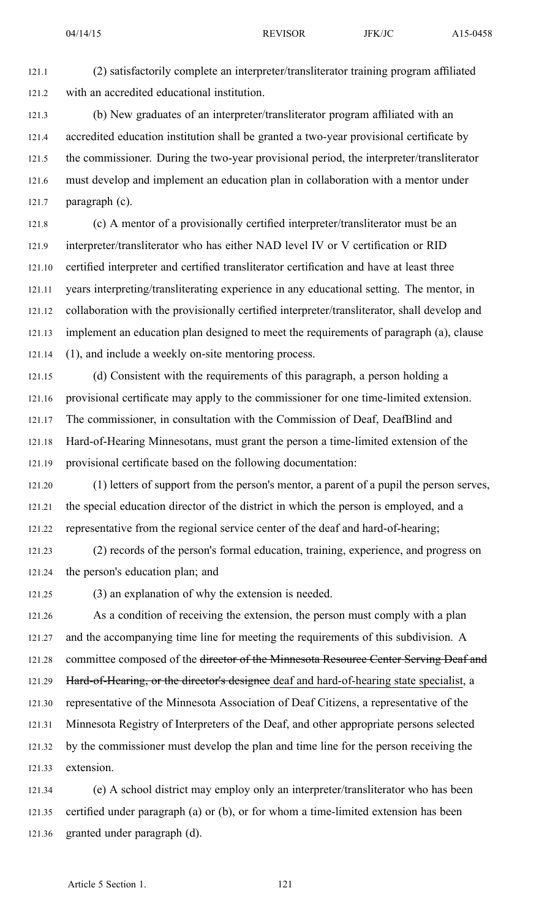(2) satisfactorily complete an interpreter/transliterator training program affiliated with an accredited educational institution.

(b) New graduates of an interpreter/transliterator program affiliated with an accredited education institution shall be granted a two-year provisional certificate by the commissioner. During the two-year provisional period, the interpreter/transliterator must develop and implement an education plan in collaboration with a mentor under paragraph (c).

(c) A mentor of a provisionally certified interpreter/transliterator must be an interpreter/transliterator who has either NAD level IV or V certification or RID certified interpreter and certified transliterator certification and have at least three years interpreting/transliterating experience in any educational setting. The mentor, in collaboration with the provisionally certified interpreter/transliterator, shall develop and implement an education plan designed to meet the requirements of paragraph (a), clause (1), and include a weekly on-site mentoring process.

(d) Consistent with the requirements of this paragraph, a person holding a provisional certificate may apply to the commissioner for one time-limited extension. The commissioner, in consultation with the Commission of Deaf, DeafBlind and Hard-of-Hearing Minnesotans, must grant the person a time-limited extension of the provisional certificate based on the following documentation:

(1) letters of support from the person's mentor, a parent of a pupil the person serves, the special education director of the district in which the person is employed, and a representative from the regional service center of the deaf and hard-of-hearing;

(2) records of the person's formal education, training, experience, and progress on the person's education plan; and

(3) an explanation of why the extension is needed.

As a condition of receiving the extension, the person must comply with a plan and the accompanying time line for meeting the requirements of this subdivision. A committee composed of the ~~director of the Minnesota Resource Center Serving Deaf and Hard-of-Hearing, or the director's designee~~ deaf and hard-of-hearing state specialist, a representative of the Minnesota Association of Deaf Citizens, a representative of the Minnesota Registry of Interpreters of the Deaf, and other appropriate persons selected by the commissioner must develop the plan and time line for the person receiving the extension.

(e) A school district may employ only an interpreter/transliterator who has been certified under paragraph (a) or (b), or for whom a time-limited extension has been granted under paragraph (d).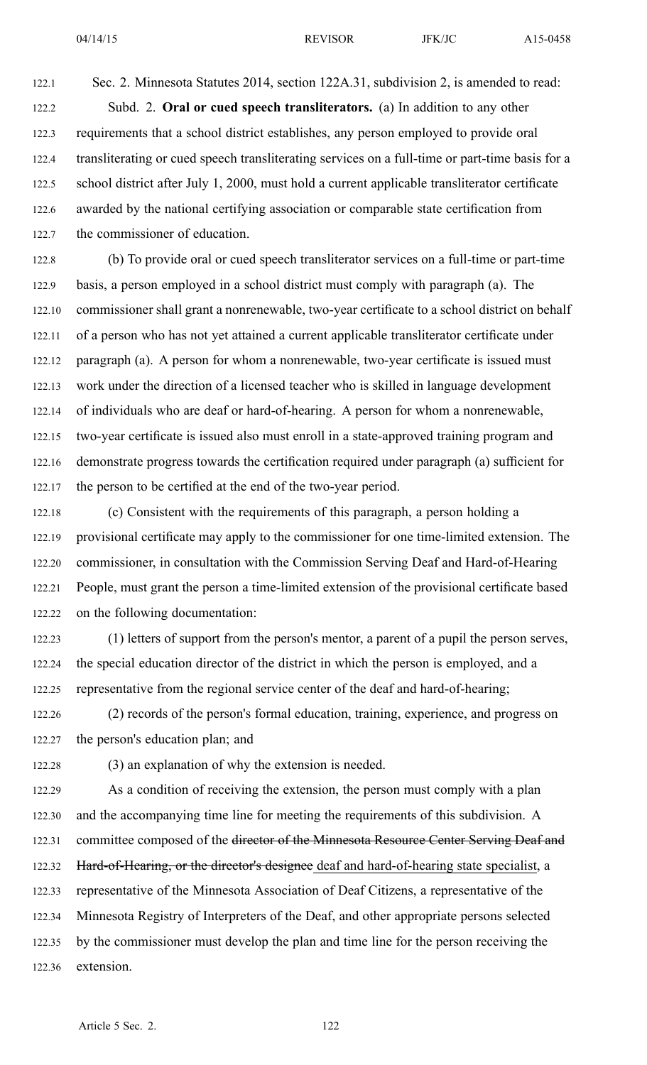Sec. 2. Minnesota Statutes 2014, section 122A.31, subdivision 2, is amended to read:

Subd. 2. **Oral or cued speech transliterators.** (a) In addition to any other requirements that a school district establishes, any person employed to provide oral transliterating or cued speech transliterating services on a full-time or part-time basis for a school district after July 1, 2000, must hold a current applicable transliterator certificate awarded by the national certifying association or comparable state certification from the commissioner of education.

(b) To provide oral or cued speech transliterator services on a full-time or part-time basis, a person employed in a school district must comply with paragraph (a). The commissioner shall grant a nonrenewable, two-year certificate to a school district on behalf of a person who has not yet attained a current applicable transliterator certificate under paragraph (a). A person for whom a nonrenewable, two-year certificate is issued must work under the direction of a licensed teacher who is skilled in language development of individuals who are deaf or hard-of-hearing. A person for whom a nonrenewable, two-year certificate is issued also must enroll in a state-approved training program and demonstrate progress towards the certification required under paragraph (a) sufficient for the person to be certified at the end of the two-year period.

(c) Consistent with the requirements of this paragraph, a person holding a provisional certificate may apply to the commissioner for one time-limited extension. The commissioner, in consultation with the Commission Serving Deaf and Hard-of-Hearing People, must grant the person a time-limited extension of the provisional certificate based on the following documentation:

(1) letters of support from the person's mentor, a parent of a pupil the person serves, the special education director of the district in which the person is employed, and a representative from the regional service center of the deaf and hard-of-hearing;

(2) records of the person's formal education, training, experience, and progress on the person's education plan; and

(3) an explanation of why the extension is needed.

As a condition of receiving the extension, the person must comply with a plan and the accompanying time line for meeting the requirements of this subdivision. A committee composed of the ~~director of the Minnesota Resource Center Serving Deaf and Hard-of-Hearing, or the director's designee~~ <u>deaf and hard-of-hearing state specialist</u>, a representative of the Minnesota Association of Deaf Citizens, a representative of the Minnesota Registry of Interpreters of the Deaf, and other appropriate persons selected by the commissioner must develop the plan and time line for the person receiving the extension.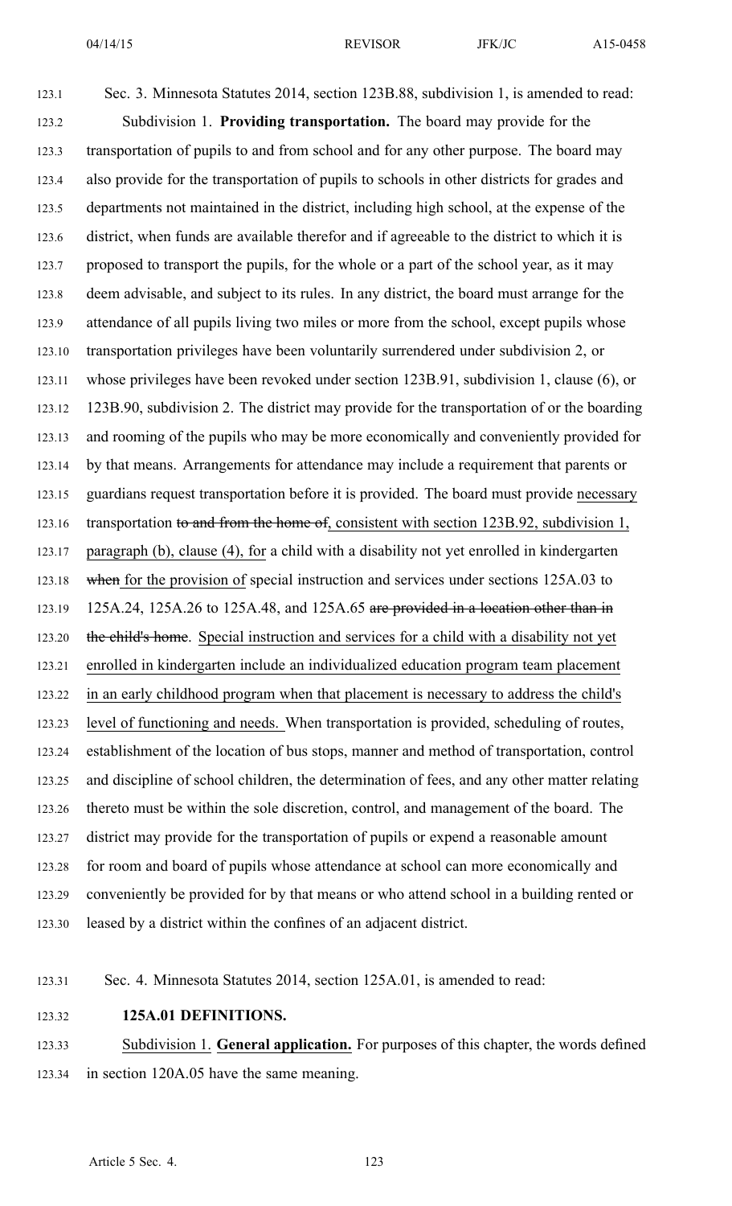Sec. 3. Minnesota Statutes 2014, section 123B.88, subdivision 1, is amended to read:

Subdivision 1. **Providing transportation.** The board may provide for the transportation of pupils to and from school and for any other purpose. The board may also provide for the transportation of pupils to schools in other districts for grades and departments not maintained in the district, including high school, at the expense of the district, when funds are available therefor and if agreeable to the district to which it is proposed to transport the pupils, for the whole or a part of the school year, as it may deem advisable, and subject to its rules. In any district, the board must arrange for the attendance of all pupils living two miles or more from the school, except pupils whose transportation privileges have been voluntarily surrendered under subdivision 2, or whose privileges have been revoked under section 123B.91, subdivision 1, clause (6), or 123B.90, subdivision 2. The district may provide for the transportation of or the boarding and rooming of the pupils who may be more economically and conveniently provided for by that means. Arrangements for attendance may include a requirement that parents or guardians request transportation before it is provided. The board must provide <u>necessary</u> transportation ~~to and from the home of~~<u>, consistent with section 123B.92, subdivision 1, paragraph (b), clause (4), for</u> a child with a disability not yet enrolled in kindergarten ~~when~~ <u>for the provision of</u> special instruction and services under sections 125A.03 to 125A.24, 125A.26 to 125A.48, and 125A.65 ~~are provided in a location other than in the child's home~~. <u>Special instruction and services for a child with a disability not yet enrolled in kindergarten include an individualized education program team placement in an early childhood program when that placement is necessary to address the child's level of functioning and needs.</u> When transportation is provided, scheduling of routes, establishment of the location of bus stops, manner and method of transportation, control and discipline of school children, the determination of fees, and any other matter relating thereto must be within the sole discretion, control, and management of the board. The district may provide for the transportation of pupils or expend a reasonable amount for room and board of pupils whose attendance at school can more economically and conveniently be provided for by that means or who attend school in a building rented or leased by a district within the confines of an adjacent district.

Sec. 4. Minnesota Statutes 2014, section 125A.01, is amended to read:

**125A.01 DEFINITIONS.**

<u>Subdivision 1.</u> **<u>General application.</u>** For purposes of this chapter, the words defined in section 120A.05 have the same meaning.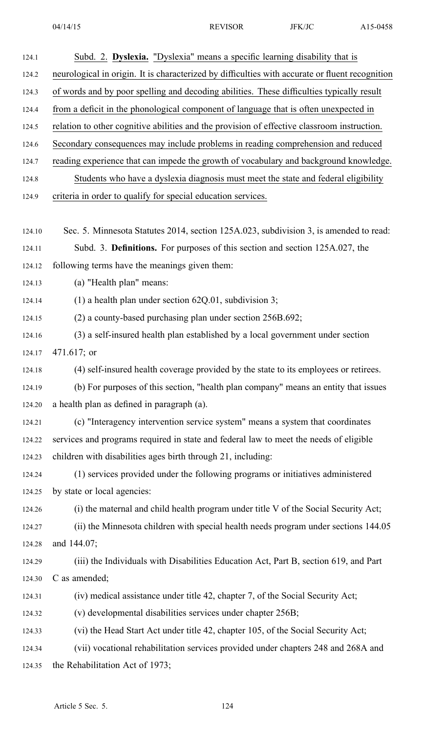Subd. 2. **Dyslexia.** "Dyslexia" means a specific learning disability that is neurological in origin. It is characterized by difficulties with accurate or fluent recognition of words and by poor spelling and decoding abilities. These difficulties typically result from a deficit in the phonological component of language that is often unexpected in relation to other cognitive abilities and the provision of effective classroom instruction. Secondary consequences may include problems in reading comprehension and reduced reading experience that can impede the growth of vocabulary and background knowledge.

Students who have a dyslexia diagnosis must meet the state and federal eligibility criteria in order to qualify for special education services.

Sec. 5. Minnesota Statutes 2014, section 125A.023, subdivision 3, is amended to read:

Subd. 3. **Definitions.** For purposes of this section and section 125A.027, the following terms have the meanings given them:

(a) "Health plan" means:

(1) a health plan under section 62Q.01, subdivision 3;

(2) a county-based purchasing plan under section 256B.692;

(3) a self-insured health plan established by a local government under section 471.617; or

(4) self-insured health coverage provided by the state to its employees or retirees.

(b) For purposes of this section, "health plan company" means an entity that issues a health plan as defined in paragraph (a).

(c) "Interagency intervention service system" means a system that coordinates services and programs required in state and federal law to meet the needs of eligible children with disabilities ages birth through 21, including:

(1) services provided under the following programs or initiatives administered by state or local agencies:

(i) the maternal and child health program under title V of the Social Security Act;

(ii) the Minnesota children with special health needs program under sections 144.05 and 144.07;

(iii) the Individuals with Disabilities Education Act, Part B, section 619, and Part C as amended;

(iv) medical assistance under title 42, chapter 7, of the Social Security Act;

(v) developmental disabilities services under chapter 256B;

(vi) the Head Start Act under title 42, chapter 105, of the Social Security Act;

(vii) vocational rehabilitation services provided under chapters 248 and 268A and the Rehabilitation Act of 1973;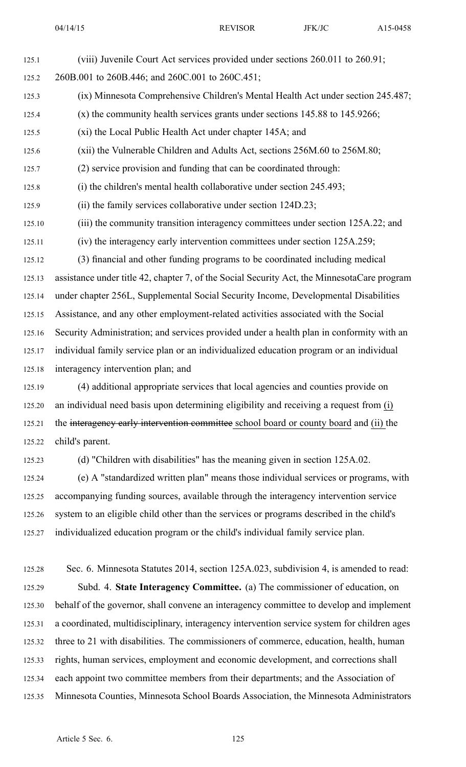(viii) Juvenile Court Act services provided under sections 260.011 to 260.91; 260B.001 to 260B.446; and 260C.001 to 260C.451;

(ix) Minnesota Comprehensive Children's Mental Health Act under section 245.487;

(x) the community health services grants under sections 145.88 to 145.9266;

(xi) the Local Public Health Act under chapter 145A; and

(xii) the Vulnerable Children and Adults Act, sections 256M.60 to 256M.80;

(2) service provision and funding that can be coordinated through:

(i) the children's mental health collaborative under section 245.493;

(ii) the family services collaborative under section 124D.23;

(iii) the community transition interagency committees under section 125A.22; and

(iv) the interagency early intervention committees under section 125A.259;

(3) financial and other funding programs to be coordinated including medical assistance under title 42, chapter 7, of the Social Security Act, the MinnesotaCare program under chapter 256L, Supplemental Social Security Income, Developmental Disabilities Assistance, and any other employment-related activities associated with the Social Security Administration; and services provided under a health plan in conformity with an individual family service plan or an individualized education program or an individual interagency intervention plan; and

(4) additional appropriate services that local agencies and counties provide on an individual need basis upon determining eligibility and receiving a request from (i) the ~~interagency early intervention committee~~ school board or county board and (ii) the child's parent.

(d) "Children with disabilities" has the meaning given in section 125A.02.

(e) A "standardized written plan" means those individual services or programs, with accompanying funding sources, available through the interagency intervention service system to an eligible child other than the services or programs described in the child's individualized education program or the child's individual family service plan.

Sec. 6. Minnesota Statutes 2014, section 125A.023, subdivision 4, is amended to read:

Subd. 4. **State Interagency Committee.** (a) The commissioner of education, on behalf of the governor, shall convene an interagency committee to develop and implement a coordinated, multidisciplinary, interagency intervention service system for children ages three to 21 with disabilities. The commissioners of commerce, education, health, human rights, human services, employment and economic development, and corrections shall each appoint two committee members from their departments; and the Association of Minnesota Counties, Minnesota School Boards Association, the Minnesota Administrators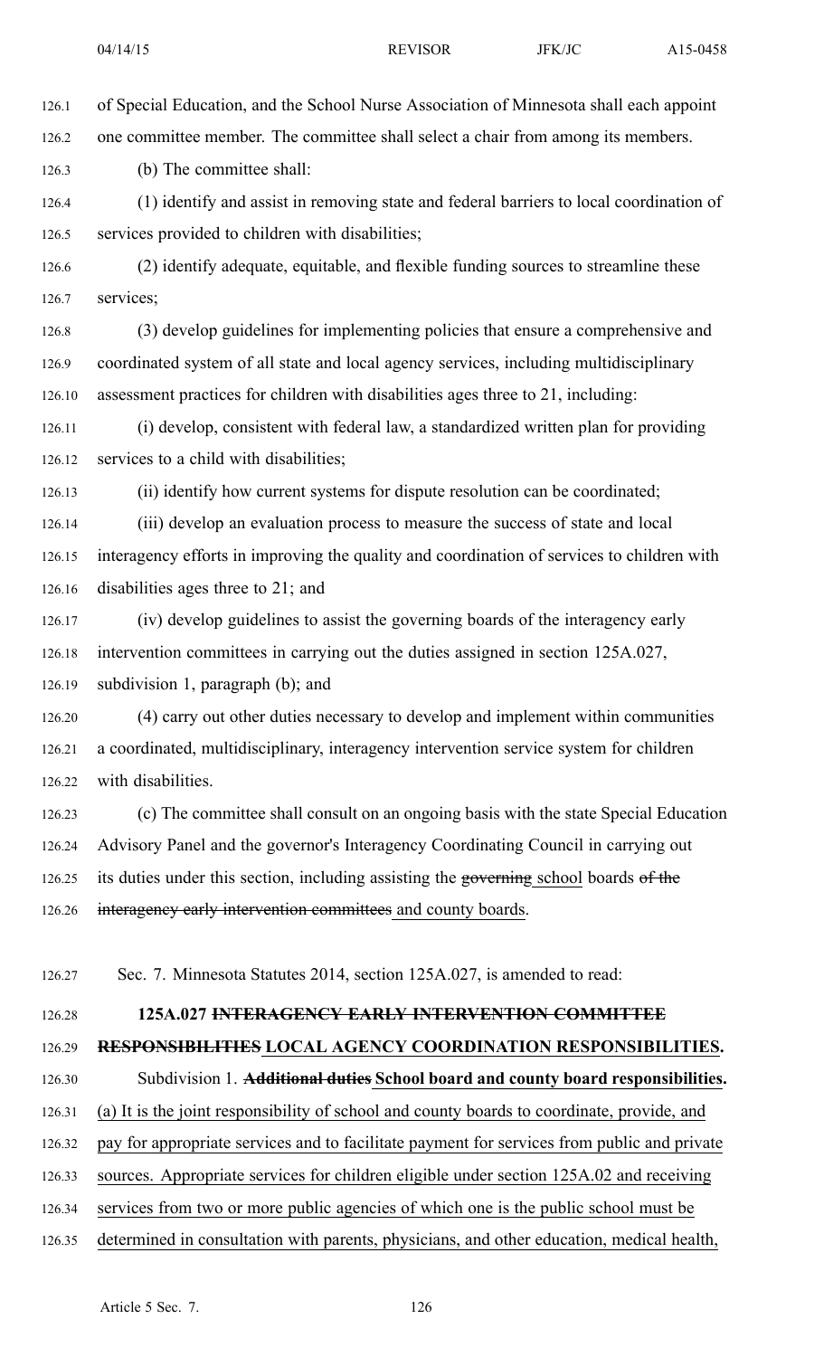of Special Education, and the School Nurse Association of Minnesota shall each appoint one committee member. The committee shall select a chair from among its members.

(b) The committee shall:

(1) identify and assist in removing state and federal barriers to local coordination of services provided to children with disabilities;

(2) identify adequate, equitable, and flexible funding sources to streamline these services;

(3) develop guidelines for implementing policies that ensure a comprehensive and coordinated system of all state and local agency services, including multidisciplinary assessment practices for children with disabilities ages three to 21, including:

(i) develop, consistent with federal law, a standardized written plan for providing services to a child with disabilities;

(ii) identify how current systems for dispute resolution can be coordinated;

(iii) develop an evaluation process to measure the success of state and local interagency efforts in improving the quality and coordination of services to children with disabilities ages three to 21; and

(iv) develop guidelines to assist the governing boards of the interagency early intervention committees in carrying out the duties assigned in section 125A.027, subdivision 1, paragraph (b); and

(4) carry out other duties necessary to develop and implement within communities a coordinated, multidisciplinary, interagency intervention service system for children with disabilities.

(c) The committee shall consult on an ongoing basis with the state Special Education Advisory Panel and the governor's Interagency Coordinating Council in carrying out its duties under this section, including assisting the ~~governing~~ school boards ~~of the interagency early intervention committees~~ and county boards.

Sec. 7. Minnesota Statutes 2014, section 125A.027, is amended to read:

**125A.027 ~~INTERAGENCY EARLY INTERVENTION COMMITTEE RESPONSIBILITIES~~ LOCAL AGENCY COORDINATION RESPONSIBILITIES.**

Subdivision 1. **~~Additional duties~~ School board and county board responsibilities.** (a) It is the joint responsibility of school and county boards to coordinate, provide, and pay for appropriate services and to facilitate payment for services from public and private sources. Appropriate services for children eligible under section 125A.02 and receiving services from two or more public agencies of which one is the public school must be determined in consultation with parents, physicians, and other education, medical health,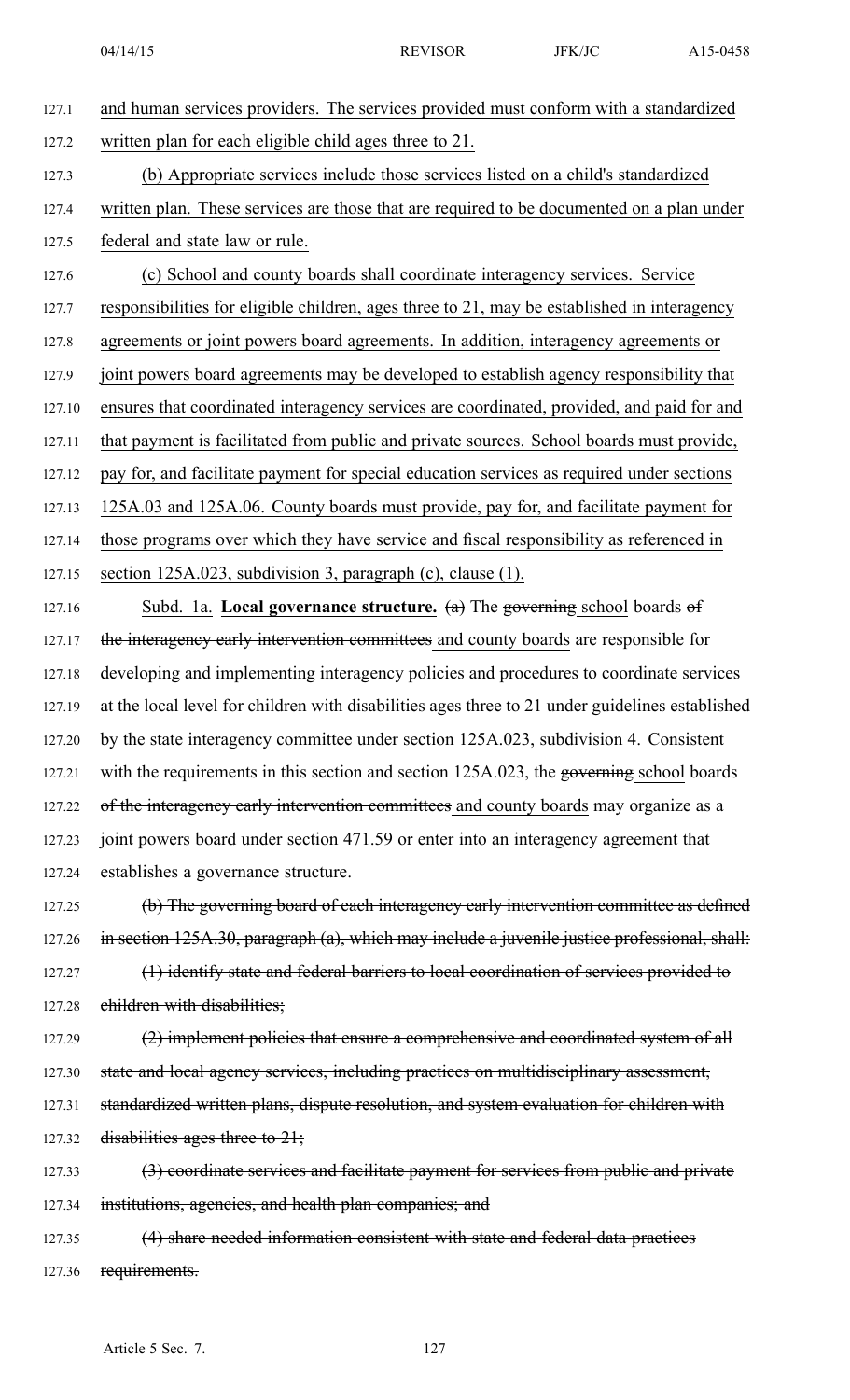and human services providers. The services provided must conform with a standardized written plan for each eligible child ages three to 21.

(b) Appropriate services include those services listed on a child's standardized written plan. These services are those that are required to be documented on a plan under federal and state law or rule.

(c) School and county boards shall coordinate interagency services. Service responsibilities for eligible children, ages three to 21, may be established in interagency agreements or joint powers board agreements. In addition, interagency agreements or joint powers board agreements may be developed to establish agency responsibility that ensures that coordinated interagency services are coordinated, provided, and paid for and that payment is facilitated from public and private sources. School boards must provide, pay for, and facilitate payment for special education services as required under sections 125A.03 and 125A.06. County boards must provide, pay for, and facilitate payment for those programs over which they have service and fiscal responsibility as referenced in section 125A.023, subdivision 3, paragraph (c), clause (1).

Subd. 1a. **Local governance structure.** ~~(a)~~ The ~~governing~~ school boards ~~of the interagency early intervention committees~~ and county boards are responsible for developing and implementing interagency policies and procedures to coordinate services at the local level for children with disabilities ages three to 21 under guidelines established by the state interagency committee under section 125A.023, subdivision 4. Consistent with the requirements in this section and section 125A.023, the ~~governing~~ school boards ~~of the interagency early intervention committees~~ and county boards may organize as a joint powers board under section 471.59 or enter into an interagency agreement that establishes a governance structure.

~~(b) The governing board of each interagency early intervention committee as defined in section 125A.30, paragraph (a), which may include a juvenile justice professional, shall:~~

~~(1) identify state and federal barriers to local coordination of services provided to children with disabilities;~~

~~(2) implement policies that ensure a comprehensive and coordinated system of all state and local agency services, including practices on multidisciplinary assessment, standardized written plans, dispute resolution, and system evaluation for children with disabilities ages three to 21;~~

~~(3) coordinate services and facilitate payment for services from public and private institutions, agencies, and health plan companies; and~~

~~(4) share needed information consistent with state and federal data practices requirements.~~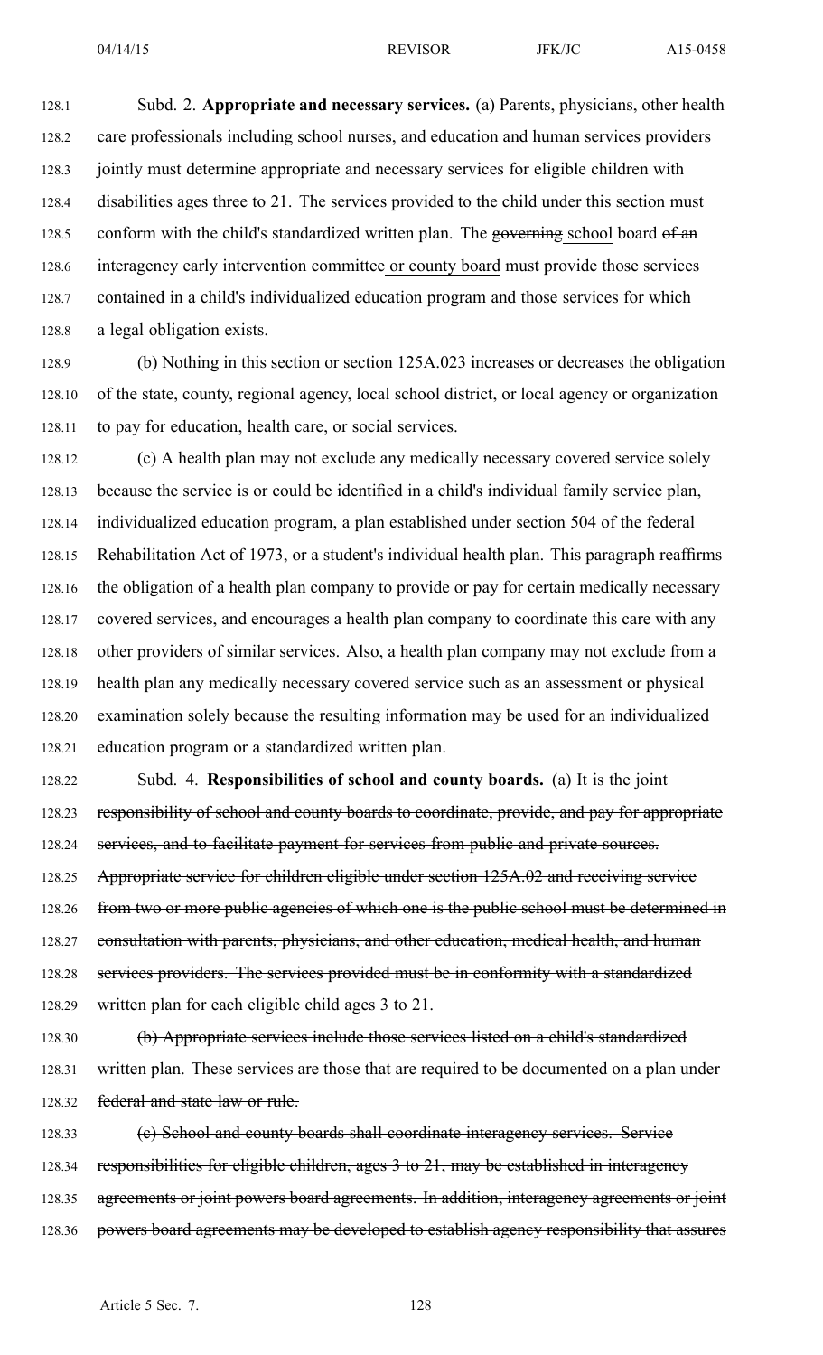Subd. 2. **Appropriate and necessary services.** (a) Parents, physicians, other health care professionals including school nurses, and education and human services providers jointly must determine appropriate and necessary services for eligible children with disabilities ages three to 21. The services provided to the child under this section must conform with the child's standardized written plan. The ~~governing~~ school board ~~of an interagency early intervention committee~~ or county board must provide those services contained in a child's individualized education program and those services for which a legal obligation exists.

(b) Nothing in this section or section 125A.023 increases or decreases the obligation of the state, county, regional agency, local school district, or local agency or organization to pay for education, health care, or social services.

(c) A health plan may not exclude any medically necessary covered service solely because the service is or could be identified in a child's individual family service plan, individualized education program, a plan established under section 504 of the federal Rehabilitation Act of 1973, or a student's individual health plan. This paragraph reaffirms the obligation of a health plan company to provide or pay for certain medically necessary covered services, and encourages a health plan company to coordinate this care with any other providers of similar services. Also, a health plan company may not exclude from a health plan any medically necessary covered service such as an assessment or physical examination solely because the resulting information may be used for an individualized education program or a standardized written plan.

~~Subd. 4. **Responsibilities of school and county boards.** (a) It is the joint responsibility of school and county boards to coordinate, provide, and pay for appropriate services, and to facilitate payment for services from public and private sources. Appropriate service for children eligible under section 125A.02 and receiving service from two or more public agencies of which one is the public school must be determined in consultation with parents, physicians, and other education, medical health, and human services providers. The services provided must be in conformity with a standardized written plan for each eligible child ages 3 to 21.~~

~~(b) Appropriate services include those services listed on a child's standardized written plan. These services are those that are required to be documented on a plan under federal and state law or rule.~~

~~(c) School and county boards shall coordinate interagency services. Service responsibilities for eligible children, ages 3 to 21, may be established in interagency agreements or joint powers board agreements. In addition, interagency agreements or joint powers board agreements may be developed to establish agency responsibility that assures~~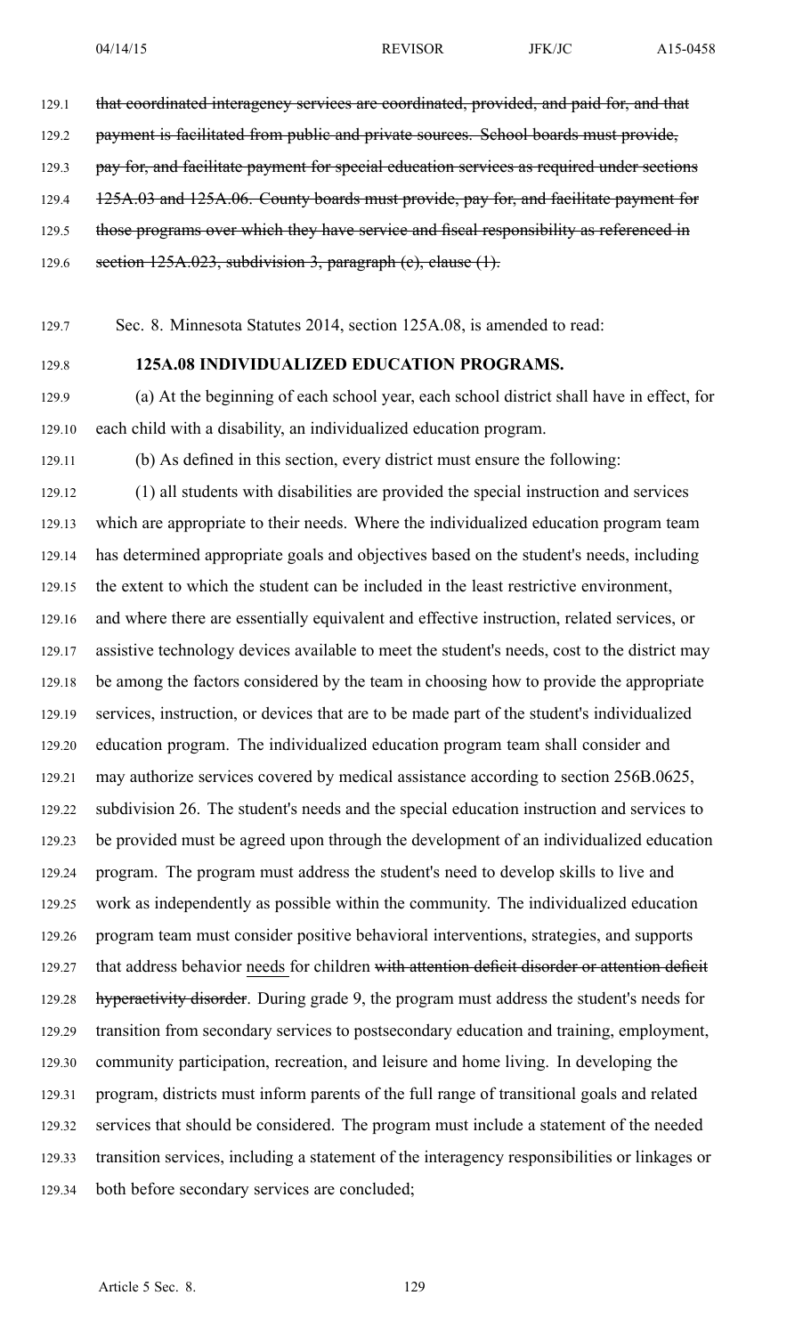~~that coordinated interagency services are coordinated, provided, and paid for, and that payment is facilitated from public and private sources. School boards must provide, pay for, and facilitate payment for special education services as required under sections 125A.03 and 125A.06. County boards must provide, pay for, and facilitate payment for those programs over which they have service and fiscal responsibility as referenced in section 125A.023, subdivision 3, paragraph (c), clause (1).~~

Sec. 8. Minnesota Statutes 2014, section 125A.08, is amended to read:

**125A.08 INDIVIDUALIZED EDUCATION PROGRAMS.**

(a) At the beginning of each school year, each school district shall have in effect, for each child with a disability, an individualized education program.

(b) As defined in this section, every district must ensure the following:

(1) all students with disabilities are provided the special instruction and services which are appropriate to their needs. Where the individualized education program team has determined appropriate goals and objectives based on the student's needs, including the extent to which the student can be included in the least restrictive environment, and where there are essentially equivalent and effective instruction, related services, or assistive technology devices available to meet the student's needs, cost to the district may be among the factors considered by the team in choosing how to provide the appropriate services, instruction, or devices that are to be made part of the student's individualized education program. The individualized education program team shall consider and may authorize services covered by medical assistance according to section 256B.0625, subdivision 26. The student's needs and the special education instruction and services to be provided must be agreed upon through the development of an individualized education program. The program must address the student's need to develop skills to live and work as independently as possible within the community. The individualized education program team must consider positive behavioral interventions, strategies, and supports that address behavior <u>needs</u> for children ~~with attention deficit disorder or attention deficit hyperactivity disorder~~. During grade 9, the program must address the student's needs for transition from secondary services to postsecondary education and training, employment, community participation, recreation, and leisure and home living. In developing the program, districts must inform parents of the full range of transitional goals and related services that should be considered. The program must include a statement of the needed transition services, including a statement of the interagency responsibilities or linkages or both before secondary services are concluded;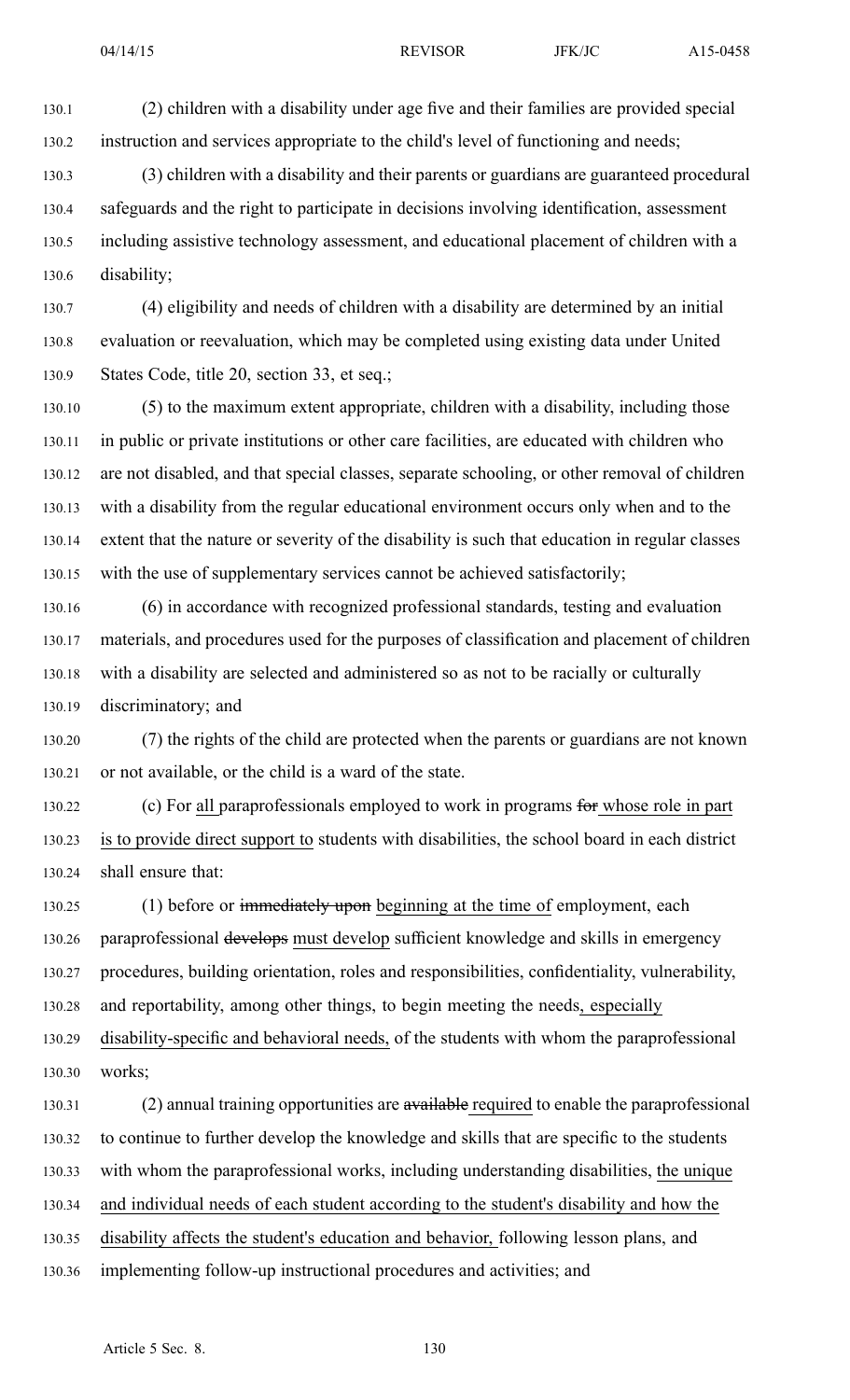(2) children with a disability under age five and their families are provided special instruction and services appropriate to the child's level of functioning and needs;

(3) children with a disability and their parents or guardians are guaranteed procedural safeguards and the right to participate in decisions involving identification, assessment including assistive technology assessment, and educational placement of children with a disability;

(4) eligibility and needs of children with a disability are determined by an initial evaluation or reevaluation, which may be completed using existing data under United States Code, title 20, section 33, et seq.;

(5) to the maximum extent appropriate, children with a disability, including those in public or private institutions or other care facilities, are educated with children who are not disabled, and that special classes, separate schooling, or other removal of children with a disability from the regular educational environment occurs only when and to the extent that the nature or severity of the disability is such that education in regular classes with the use of supplementary services cannot be achieved satisfactorily;

(6) in accordance with recognized professional standards, testing and evaluation materials, and procedures used for the purposes of classification and placement of children with a disability are selected and administered so as not to be racially or culturally discriminatory; and

(7) the rights of the child are protected when the parents or guardians are not known or not available, or the child is a ward of the state.

(c) For all paraprofessionals employed to work in programs ~~for~~ whose role in part is to provide direct support to students with disabilities, the school board in each district shall ensure that:

(1) before or ~~immediately upon~~ beginning at the time of employment, each paraprofessional ~~develops~~ must develop sufficient knowledge and skills in emergency procedures, building orientation, roles and responsibilities, confidentiality, vulnerability, and reportability, among other things, to begin meeting the needs, especially disability-specific and behavioral needs, of the students with whom the paraprofessional works;

(2) annual training opportunities are ~~available~~ required to enable the paraprofessional to continue to further develop the knowledge and skills that are specific to the students with whom the paraprofessional works, including understanding disabilities, the unique and individual needs of each student according to the student's disability and how the disability affects the student's education and behavior, following lesson plans, and implementing follow-up instructional procedures and activities; and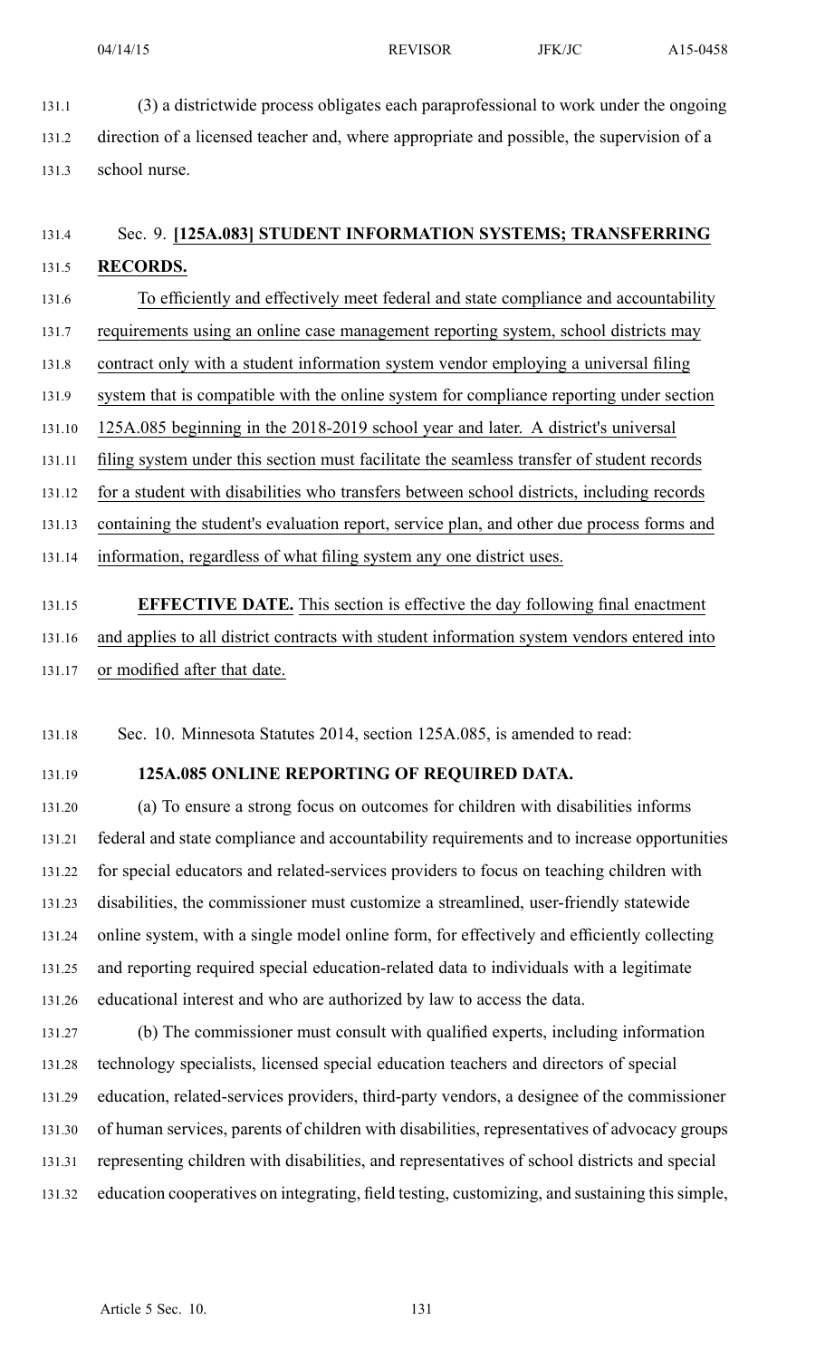(3) a districtwide process obligates each paraprofessional to work under the ongoing direction of a licensed teacher and, where appropriate and possible, the supervision of a school nurse.

Sec. 9. **[125A.083] STUDENT INFORMATION SYSTEMS; TRANSFERRING RECORDS.**

To efficiently and effectively meet federal and state compliance and accountability requirements using an online case management reporting system, school districts may contract only with a student information system vendor employing a universal filing system that is compatible with the online system for compliance reporting under section 125A.085 beginning in the 2018-2019 school year and later. A district's universal filing system under this section must facilitate the seamless transfer of student records for a student with disabilities who transfers between school districts, including records containing the student's evaluation report, service plan, and other due process forms and information, regardless of what filing system any one district uses.

**EFFECTIVE DATE.** This section is effective the day following final enactment and applies to all district contracts with student information system vendors entered into or modified after that date.

Sec. 10. Minnesota Statutes 2014, section 125A.085, is amended to read:

**125A.085 ONLINE REPORTING OF REQUIRED DATA.**

(a) To ensure a strong focus on outcomes for children with disabilities informs federal and state compliance and accountability requirements and to increase opportunities for special educators and related-services providers to focus on teaching children with disabilities, the commissioner must customize a streamlined, user-friendly statewide online system, with a single model online form, for effectively and efficiently collecting and reporting required special education-related data to individuals with a legitimate educational interest and who are authorized by law to access the data.

(b) The commissioner must consult with qualified experts, including information technology specialists, licensed special education teachers and directors of special education, related-services providers, third-party vendors, a designee of the commissioner of human services, parents of children with disabilities, representatives of advocacy groups representing children with disabilities, and representatives of school districts and special education cooperatives on integrating, field testing, customizing, and sustaining this simple,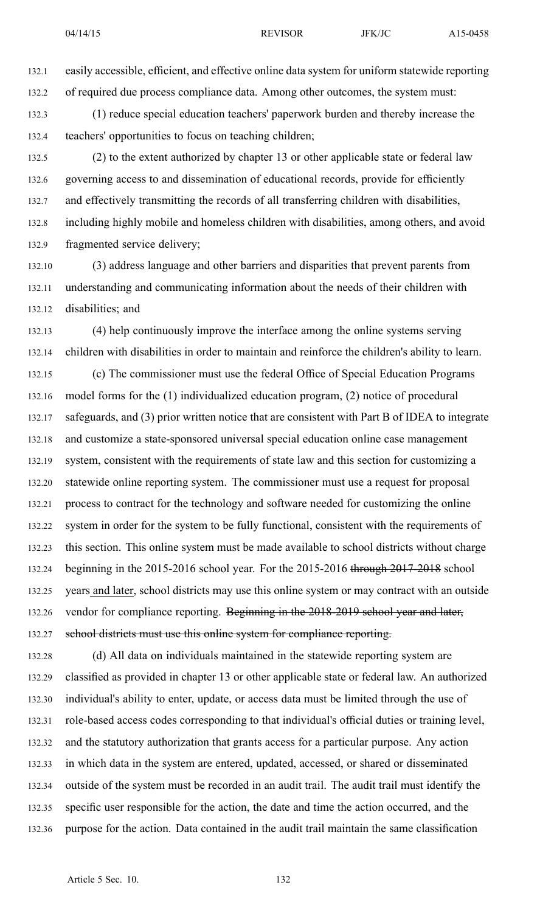easily accessible, efficient, and effective online data system for uniform statewide reporting of required due process compliance data. Among other outcomes, the system must:

(1) reduce special education teachers' paperwork burden and thereby increase the teachers' opportunities to focus on teaching children;

(2) to the extent authorized by chapter 13 or other applicable state or federal law governing access to and dissemination of educational records, provide for efficiently and effectively transmitting the records of all transferring children with disabilities, including highly mobile and homeless children with disabilities, among others, and avoid fragmented service delivery;

(3) address language and other barriers and disparities that prevent parents from understanding and communicating information about the needs of their children with disabilities; and

(4) help continuously improve the interface among the online systems serving children with disabilities in order to maintain and reinforce the children's ability to learn.

(c) The commissioner must use the federal Office of Special Education Programs model forms for the (1) individualized education program, (2) notice of procedural safeguards, and (3) prior written notice that are consistent with Part B of IDEA to integrate and customize a state-sponsored universal special education online case management system, consistent with the requirements of state law and this section for customizing a statewide online reporting system. The commissioner must use a request for proposal process to contract for the technology and software needed for customizing the online system in order for the system to be fully functional, consistent with the requirements of this section. This online system must be made available to school districts without charge beginning in the 2015-2016 school year. For the 2015-2016 ~~through 2017-2018~~ school years<u> and later</u>, school districts may use this online system or may contract with an outside vendor for compliance reporting. ~~Beginning in the 2018-2019 school year and later, school districts must use this online system for compliance reporting.~~

(d) All data on individuals maintained in the statewide reporting system are classified as provided in chapter 13 or other applicable state or federal law. An authorized individual's ability to enter, update, or access data must be limited through the use of role-based access codes corresponding to that individual's official duties or training level, and the statutory authorization that grants access for a particular purpose. Any action in which data in the system are entered, updated, accessed, or shared or disseminated outside of the system must be recorded in an audit trail. The audit trail must identify the specific user responsible for the action, the date and time the action occurred, and the purpose for the action. Data contained in the audit trail maintain the same classification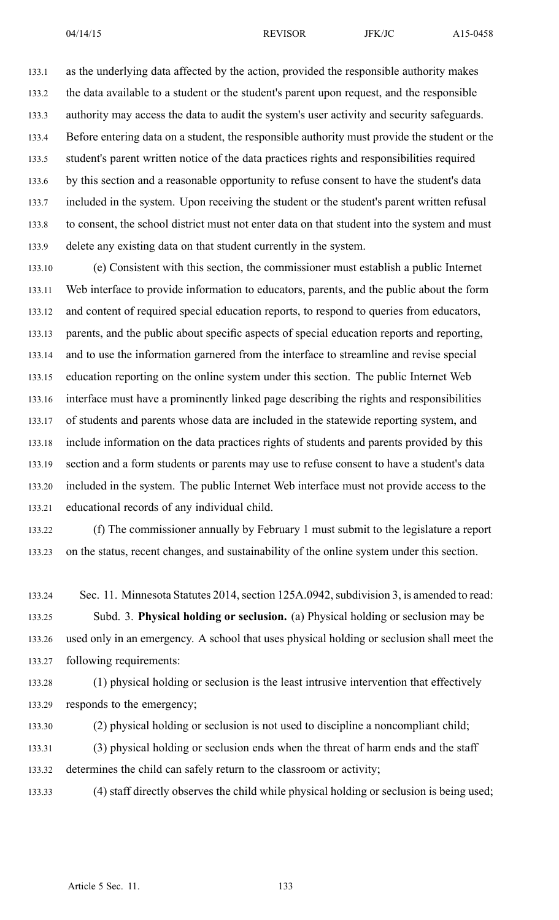as the underlying data affected by the action, provided the responsible authority makes the data available to a student or the student's parent upon request, and the responsible authority may access the data to audit the system's user activity and security safeguards. Before entering data on a student, the responsible authority must provide the student or the student's parent written notice of the data practices rights and responsibilities required by this section and a reasonable opportunity to refuse consent to have the student's data included in the system. Upon receiving the student or the student's parent written refusal to consent, the school district must not enter data on that student into the system and must delete any existing data on that student currently in the system.

(e) Consistent with this section, the commissioner must establish a public Internet Web interface to provide information to educators, parents, and the public about the form and content of required special education reports, to respond to queries from educators, parents, and the public about specific aspects of special education reports and reporting, and to use the information garnered from the interface to streamline and revise special education reporting on the online system under this section. The public Internet Web interface must have a prominently linked page describing the rights and responsibilities of students and parents whose data are included in the statewide reporting system, and include information on the data practices rights of students and parents provided by this section and a form students or parents may use to refuse consent to have a student's data included in the system. The public Internet Web interface must not provide access to the educational records of any individual child.

(f) The commissioner annually by February 1 must submit to the legislature a report on the status, recent changes, and sustainability of the online system under this section.

Sec. 11. Minnesota Statutes 2014, section 125A.0942, subdivision 3, is amended to read:

Subd. 3. **Physical holding or seclusion.** (a) Physical holding or seclusion may be used only in an emergency. A school that uses physical holding or seclusion shall meet the following requirements:

(1) physical holding or seclusion is the least intrusive intervention that effectively responds to the emergency;

(2) physical holding or seclusion is not used to discipline a noncompliant child;

(3) physical holding or seclusion ends when the threat of harm ends and the staff determines the child can safely return to the classroom or activity;

(4) staff directly observes the child while physical holding or seclusion is being used;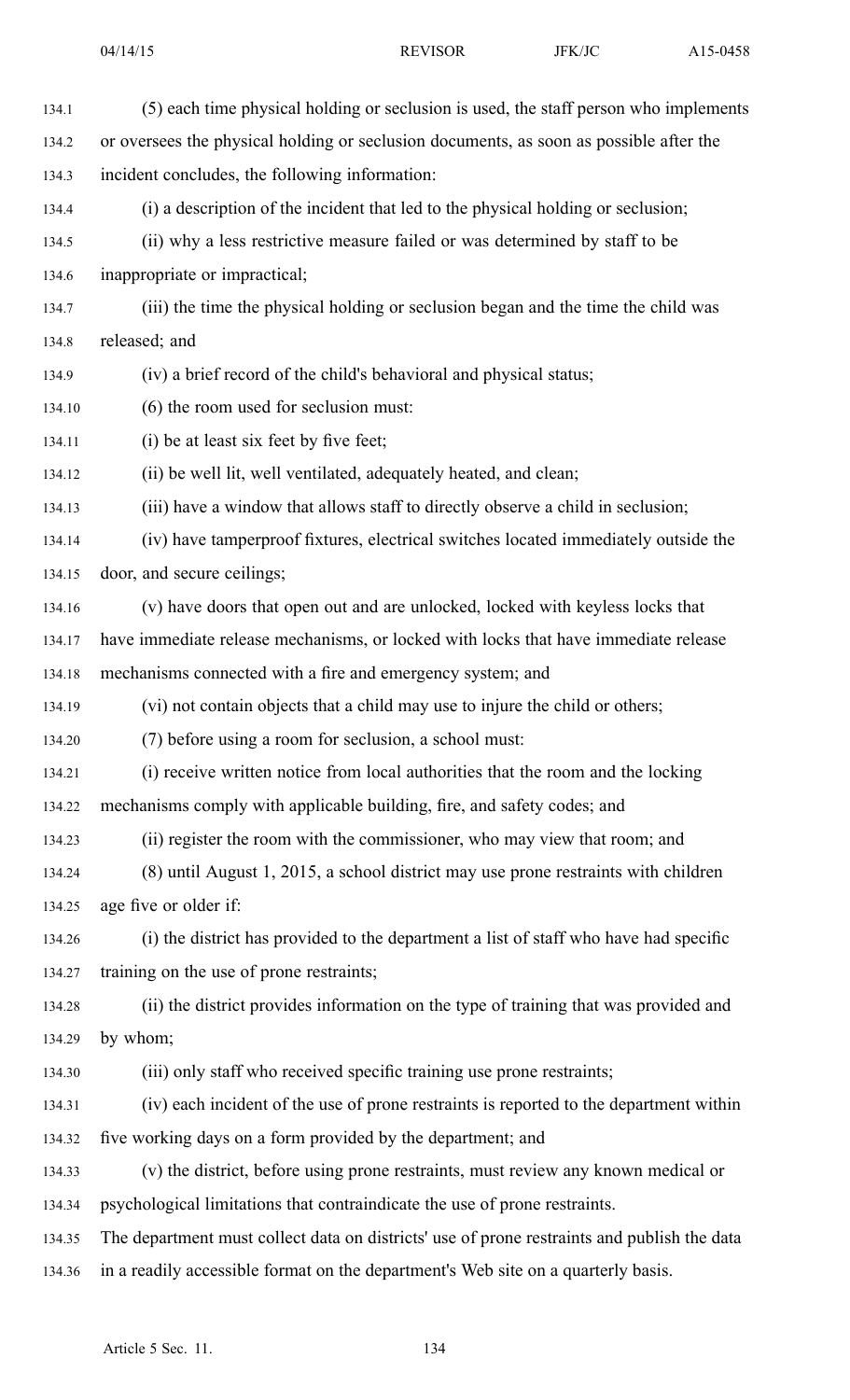(5) each time physical holding or seclusion is used, the staff person who implements or oversees the physical holding or seclusion documents, as soon as possible after the incident concludes, the following information:

(i) a description of the incident that led to the physical holding or seclusion;

(ii) why a less restrictive measure failed or was determined by staff to be inappropriate or impractical;

(iii) the time the physical holding or seclusion began and the time the child was released; and

(iv) a brief record of the child's behavioral and physical status;

(6) the room used for seclusion must:

(i) be at least six feet by five feet;

(ii) be well lit, well ventilated, adequately heated, and clean;

(iii) have a window that allows staff to directly observe a child in seclusion;

(iv) have tamperproof fixtures, electrical switches located immediately outside the door, and secure ceilings;

(v) have doors that open out and are unlocked, locked with keyless locks that have immediate release mechanisms, or locked with locks that have immediate release mechanisms connected with a fire and emergency system; and

(vi) not contain objects that a child may use to injure the child or others;

(7) before using a room for seclusion, a school must:

(i) receive written notice from local authorities that the room and the locking mechanisms comply with applicable building, fire, and safety codes; and

(ii) register the room with the commissioner, who may view that room; and

(8) until August 1, 2015, a school district may use prone restraints with children age five or older if:

(i) the district has provided to the department a list of staff who have had specific training on the use of prone restraints;

(ii) the district provides information on the type of training that was provided and by whom;

(iii) only staff who received specific training use prone restraints;

(iv) each incident of the use of prone restraints is reported to the department within five working days on a form provided by the department; and

(v) the district, before using prone restraints, must review any known medical or psychological limitations that contraindicate the use of prone restraints.

The department must collect data on districts' use of prone restraints and publish the data in a readily accessible format on the department's Web site on a quarterly basis.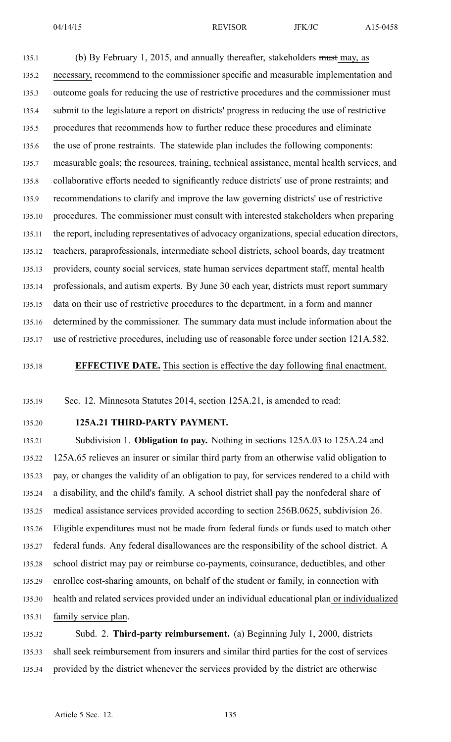(b) By February 1, 2015, and annually thereafter, stakeholders ~~must~~ may, as necessary, recommend to the commissioner specific and measurable implementation and outcome goals for reducing the use of restrictive procedures and the commissioner must submit to the legislature a report on districts' progress in reducing the use of restrictive procedures that recommends how to further reduce these procedures and eliminate the use of prone restraints. The statewide plan includes the following components: measurable goals; the resources, training, technical assistance, mental health services, and collaborative efforts needed to significantly reduce districts' use of prone restraints; and recommendations to clarify and improve the law governing districts' use of restrictive procedures. The commissioner must consult with interested stakeholders when preparing the report, including representatives of advocacy organizations, special education directors, teachers, paraprofessionals, intermediate school districts, school boards, day treatment providers, county social services, state human services department staff, mental health professionals, and autism experts. By June 30 each year, districts must report summary data on their use of restrictive procedures to the department, in a form and manner determined by the commissioner. The summary data must include information about the use of restrictive procedures, including use of reasonable force under section 121A.582.

**EFFECTIVE DATE.** This section is effective the day following final enactment.

Sec. 12. Minnesota Statutes 2014, section 125A.21, is amended to read:

**125A.21 THIRD-PARTY PAYMENT.**

Subdivision 1. **Obligation to pay.** Nothing in sections 125A.03 to 125A.24 and 125A.65 relieves an insurer or similar third party from an otherwise valid obligation to pay, or changes the validity of an obligation to pay, for services rendered to a child with a disability, and the child's family. A school district shall pay the nonfederal share of medical assistance services provided according to section 256B.0625, subdivision 26. Eligible expenditures must not be made from federal funds or funds used to match other federal funds. Any federal disallowances are the responsibility of the school district. A school district may pay or reimburse co-payments, coinsurance, deductibles, and other enrollee cost-sharing amounts, on behalf of the student or family, in connection with health and related services provided under an individual educational plan or individualized family service plan.

Subd. 2. **Third-party reimbursement.** (a) Beginning July 1, 2000, districts shall seek reimbursement from insurers and similar third parties for the cost of services provided by the district whenever the services provided by the district are otherwise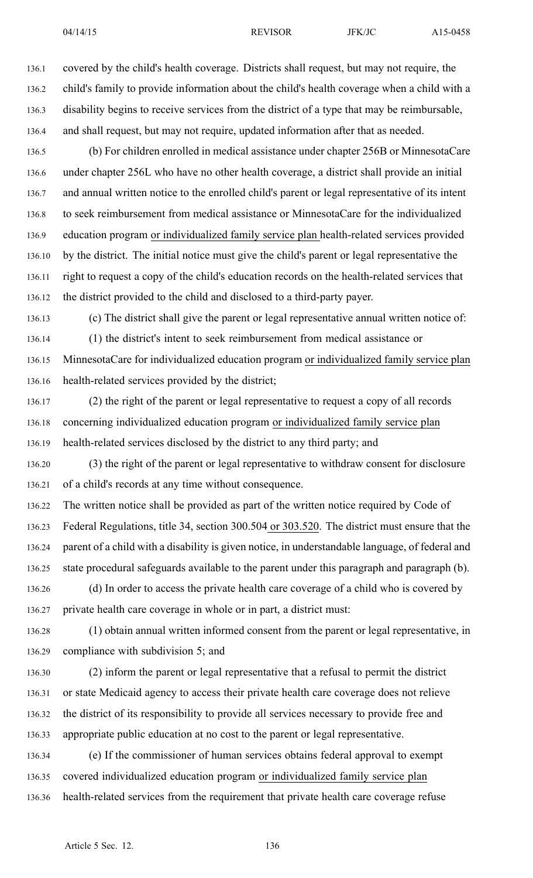covered by the child's health coverage. Districts shall request, but may not require, the child's family to provide information about the child's health coverage when a child with a disability begins to receive services from the district of a type that may be reimbursable, and shall request, but may not require, updated information after that as needed.

(b) For children enrolled in medical assistance under chapter 256B or MinnesotaCare under chapter 256L who have no other health coverage, a district shall provide an initial and annual written notice to the enrolled child's parent or legal representative of its intent to seek reimbursement from medical assistance or MinnesotaCare for the individualized education program or individualized family service plan health-related services provided by the district. The initial notice must give the child's parent or legal representative the right to request a copy of the child's education records on the health-related services that the district provided to the child and disclosed to a third-party payer.

(c) The district shall give the parent or legal representative annual written notice of:

(1) the district's intent to seek reimbursement from medical assistance or MinnesotaCare for individualized education program or individualized family service plan health-related services provided by the district;

(2) the right of the parent or legal representative to request a copy of all records concerning individualized education program or individualized family service plan health-related services disclosed by the district to any third party; and

(3) the right of the parent or legal representative to withdraw consent for disclosure of a child's records at any time without consequence.

The written notice shall be provided as part of the written notice required by Code of Federal Regulations, title 34, section 300.504 or 303.520. The district must ensure that the parent of a child with a disability is given notice, in understandable language, of federal and state procedural safeguards available to the parent under this paragraph and paragraph (b).

(d) In order to access the private health care coverage of a child who is covered by private health care coverage in whole or in part, a district must:

(1) obtain annual written informed consent from the parent or legal representative, in compliance with subdivision 5; and

(2) inform the parent or legal representative that a refusal to permit the district or state Medicaid agency to access their private health care coverage does not relieve the district of its responsibility to provide all services necessary to provide free and appropriate public education at no cost to the parent or legal representative.

(e) If the commissioner of human services obtains federal approval to exempt covered individualized education program or individualized family service plan health-related services from the requirement that private health care coverage refuse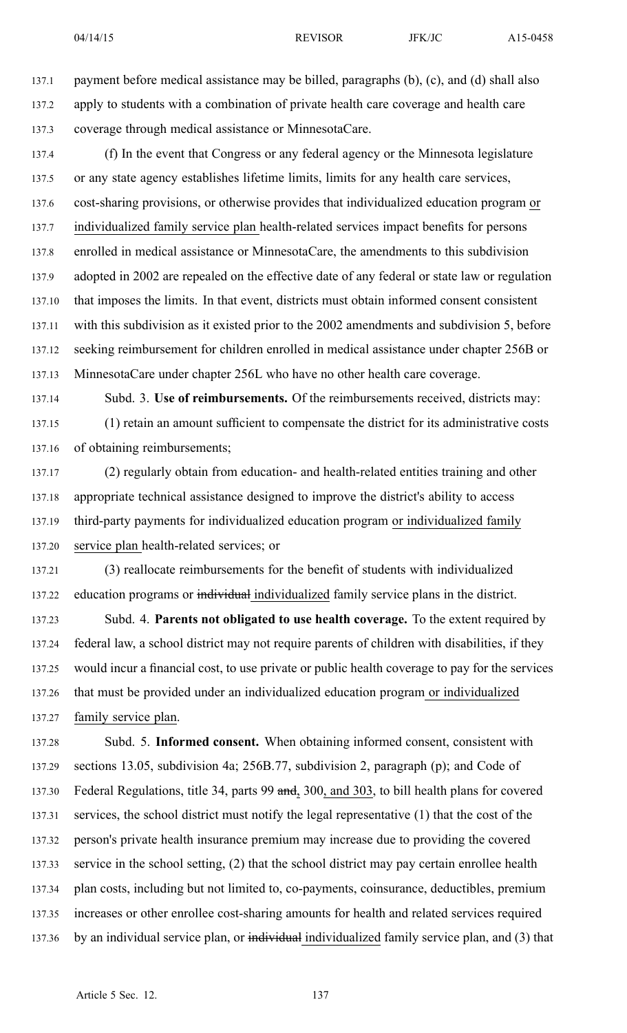payment before medical assistance may be billed, paragraphs (b), (c), and (d) shall also apply to students with a combination of private health care coverage and health care coverage through medical assistance or MinnesotaCare.

(f) In the event that Congress or any federal agency or the Minnesota legislature or any state agency establishes lifetime limits, limits for any health care services, cost-sharing provisions, or otherwise provides that individualized education program or individualized family service plan health-related services impact benefits for persons enrolled in medical assistance or MinnesotaCare, the amendments to this subdivision adopted in 2002 are repealed on the effective date of any federal or state law or regulation that imposes the limits. In that event, districts must obtain informed consent consistent with this subdivision as it existed prior to the 2002 amendments and subdivision 5, before seeking reimbursement for children enrolled in medical assistance under chapter 256B or MinnesotaCare under chapter 256L who have no other health care coverage.

Subd. 3. **Use of reimbursements.** Of the reimbursements received, districts may:

(1) retain an amount sufficient to compensate the district for its administrative costs of obtaining reimbursements;

(2) regularly obtain from education- and health-related entities training and other appropriate technical assistance designed to improve the district's ability to access third-party payments for individualized education program or individualized family service plan health-related services; or

(3) reallocate reimbursements for the benefit of students with individualized education programs or ~~individual~~ individualized family service plans in the district.

Subd. 4. **Parents not obligated to use health coverage.** To the extent required by federal law, a school district may not require parents of children with disabilities, if they would incur a financial cost, to use private or public health coverage to pay for the services that must be provided under an individualized education program or individualized family service plan.

Subd. 5. **Informed consent.** When obtaining informed consent, consistent with sections 13.05, subdivision 4a; 256B.77, subdivision 2, paragraph (p); and Code of Federal Regulations, title 34, parts 99 ~~and~~, 300, and 303, to bill health plans for covered services, the school district must notify the legal representative (1) that the cost of the person's private health insurance premium may increase due to providing the covered service in the school setting, (2) that the school district may pay certain enrollee health plan costs, including but not limited to, co-payments, coinsurance, deductibles, premium increases or other enrollee cost-sharing amounts for health and related services required by an individual service plan, or ~~individual~~ individualized family service plan, and (3) that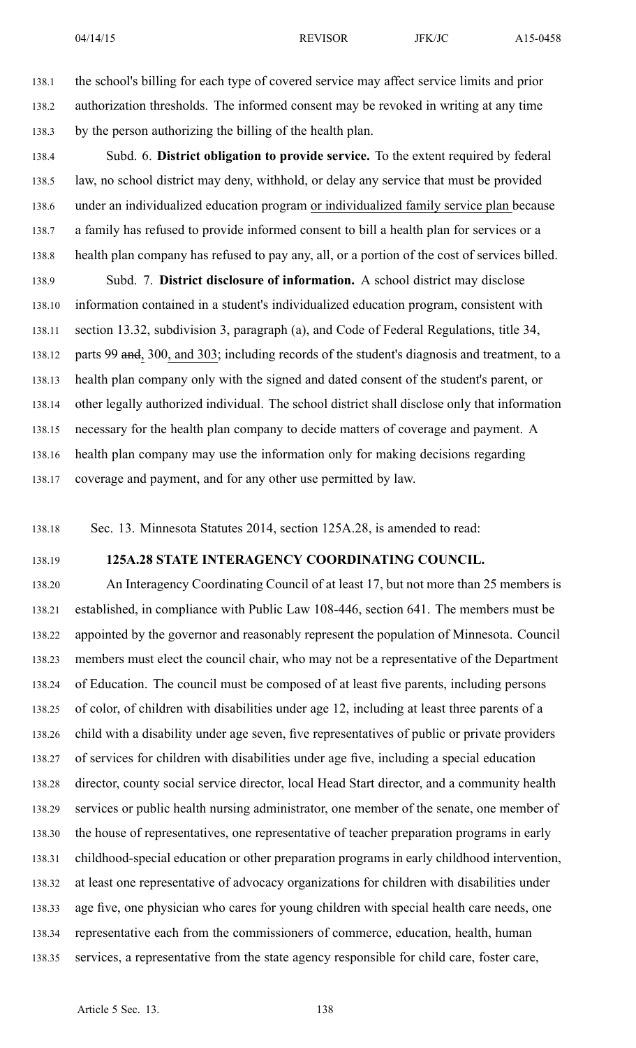the school's billing for each type of covered service may affect service limits and prior authorization thresholds. The informed consent may be revoked in writing at any time by the person authorizing the billing of the health plan.

Subd. 6. **District obligation to provide service.** To the extent required by federal law, no school district may deny, withhold, or delay any service that must be provided under an individualized education program or individualized family service plan because a family has refused to provide informed consent to bill a health plan for services or a health plan company has refused to pay any, all, or a portion of the cost of services billed.

Subd. 7. **District disclosure of information.** A school district may disclose information contained in a student's individualized education program, consistent with section 13.32, subdivision 3, paragraph (a), and Code of Federal Regulations, title 34, parts 99 ~~and~~, 300, and 303; including records of the student's diagnosis and treatment, to a health plan company only with the signed and dated consent of the student's parent, or other legally authorized individual. The school district shall disclose only that information necessary for the health plan company to decide matters of coverage and payment. A health plan company may use the information only for making decisions regarding coverage and payment, and for any other use permitted by law.

Sec. 13. Minnesota Statutes 2014, section 125A.28, is amended to read:

**125A.28 STATE INTERAGENCY COORDINATING COUNCIL.**

An Interagency Coordinating Council of at least 17, but not more than 25 members is established, in compliance with Public Law 108-446, section 641. The members must be appointed by the governor and reasonably represent the population of Minnesota. Council members must elect the council chair, who may not be a representative of the Department of Education. The council must be composed of at least five parents, including persons of color, of children with disabilities under age 12, including at least three parents of a child with a disability under age seven, five representatives of public or private providers of services for children with disabilities under age five, including a special education director, county social service director, local Head Start director, and a community health services or public health nursing administrator, one member of the senate, one member of the house of representatives, one representative of teacher preparation programs in early childhood-special education or other preparation programs in early childhood intervention, at least one representative of advocacy organizations for children with disabilities under age five, one physician who cares for young children with special health care needs, one representative each from the commissioners of commerce, education, health, human services, a representative from the state agency responsible for child care, foster care,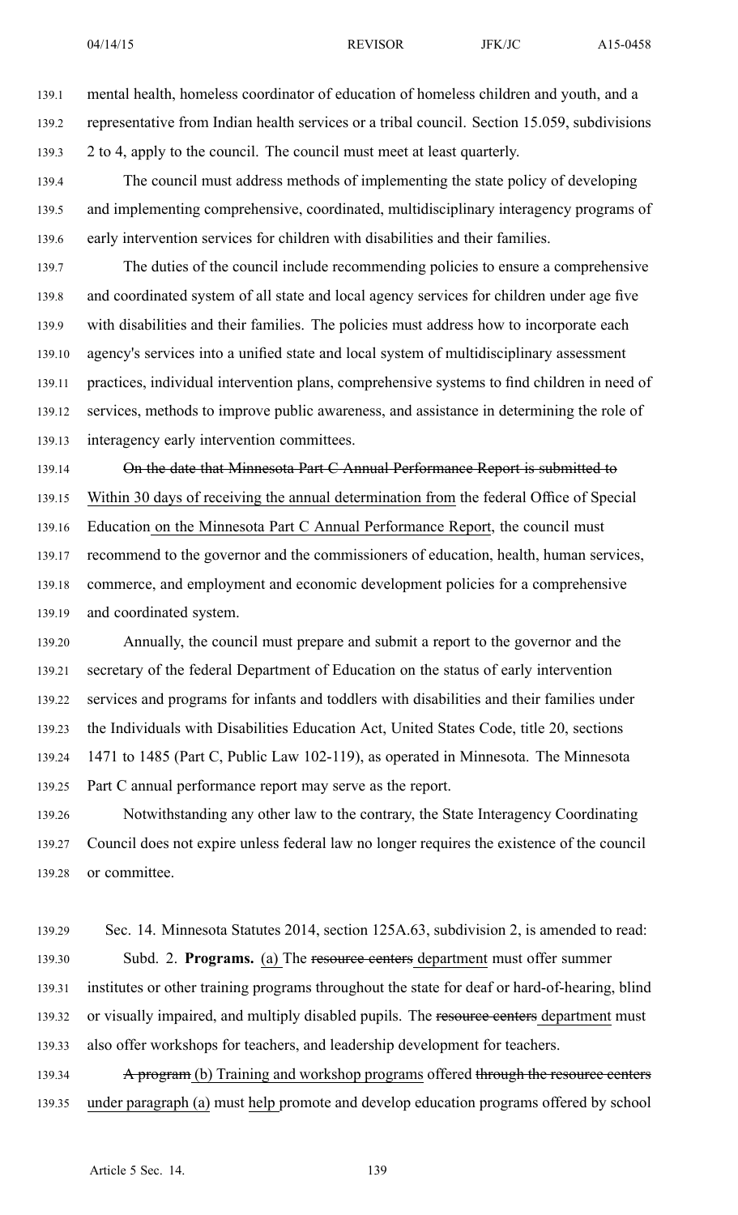mental health, homeless coordinator of education of homeless children and youth, and a representative from Indian health services or a tribal council. Section 15.059, subdivisions 2 to 4, apply to the council. The council must meet at least quarterly.

The council must address methods of implementing the state policy of developing and implementing comprehensive, coordinated, multidisciplinary interagency programs of early intervention services for children with disabilities and their families.

The duties of the council include recommending policies to ensure a comprehensive and coordinated system of all state and local agency services for children under age five with disabilities and their families. The policies must address how to incorporate each agency's services into a unified state and local system of multidisciplinary assessment practices, individual intervention plans, comprehensive systems to find children in need of services, methods to improve public awareness, and assistance in determining the role of interagency early intervention committees.

~~On the date that Minnesota Part C Annual Performance Report is submitted to~~ Within 30 days of receiving the annual determination from the federal Office of Special Education on the Minnesota Part C Annual Performance Report, the council must recommend to the governor and the commissioners of education, health, human services, commerce, and employment and economic development policies for a comprehensive and coordinated system.

Annually, the council must prepare and submit a report to the governor and the secretary of the federal Department of Education on the status of early intervention services and programs for infants and toddlers with disabilities and their families under the Individuals with Disabilities Education Act, United States Code, title 20, sections 1471 to 1485 (Part C, Public Law 102-119), as operated in Minnesota. The Minnesota Part C annual performance report may serve as the report.

Notwithstanding any other law to the contrary, the State Interagency Coordinating Council does not expire unless federal law no longer requires the existence of the council or committee.

Sec. 14. Minnesota Statutes 2014, section 125A.63, subdivision 2, is amended to read:

Subd. 2. **Programs.** (a) The ~~resource centers~~ department must offer summer institutes or other training programs throughout the state for deaf or hard-of-hearing, blind or visually impaired, and multiply disabled pupils. The ~~resource centers~~ department must also offer workshops for teachers, and leadership development for teachers.

~~A program~~ (b) Training and workshop programs offered ~~through the resource centers~~ under paragraph (a) must help promote and develop education programs offered by school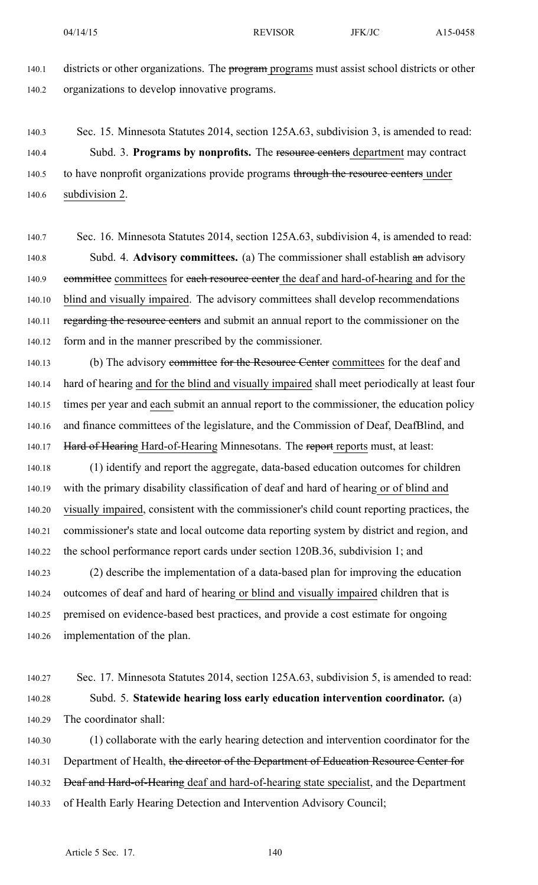districts or other organizations. The ~~program~~ programs must assist school districts or other organizations to develop innovative programs.

Sec. 15. Minnesota Statutes 2014, section 125A.63, subdivision 3, is amended to read:

Subd. 3. **Programs by nonprofits.** The ~~resource centers~~ department may contract to have nonprofit organizations provide programs ~~through the resource centers~~ under subdivision 2.

Sec. 16. Minnesota Statutes 2014, section 125A.63, subdivision 4, is amended to read:

Subd. 4. **Advisory committees.** (a) The commissioner shall establish ~~an~~ advisory ~~committee~~ committees for ~~each resource center~~ the deaf and hard-of-hearing and for the blind and visually impaired. The advisory committees shall develop recommendations ~~regarding the resource centers~~ and submit an annual report to the commissioner on the form and in the manner prescribed by the commissioner.

(b) The advisory ~~committee for the Resource Center~~ committees for the deaf and hard of hearing and for the blind and visually impaired shall meet periodically at least four times per year and each submit an annual report to the commissioner, the education policy and finance committees of the legislature, and the Commission of Deaf, DeafBlind, and ~~Hard of Hearing~~ Hard-of-Hearing Minnesotans. The ~~report~~ reports must, at least:

(1) identify and report the aggregate, data-based education outcomes for children with the primary disability classification of deaf and hard of hearing or of blind and visually impaired, consistent with the commissioner's child count reporting practices, the commissioner's state and local outcome data reporting system by district and region, and the school performance report cards under section 120B.36, subdivision 1; and

(2) describe the implementation of a data-based plan for improving the education outcomes of deaf and hard of hearing or blind and visually impaired children that is premised on evidence-based best practices, and provide a cost estimate for ongoing implementation of the plan.

Sec. 17. Minnesota Statutes 2014, section 125A.63, subdivision 5, is amended to read:

Subd. 5. **Statewide hearing loss early education intervention coordinator.** (a) The coordinator shall:

(1) collaborate with the early hearing detection and intervention coordinator for the Department of Health, ~~the director of the Department of Education Resource Center for Deaf and Hard-of-Hearing~~ deaf and hard-of-hearing state specialist, and the Department of Health Early Hearing Detection and Intervention Advisory Council;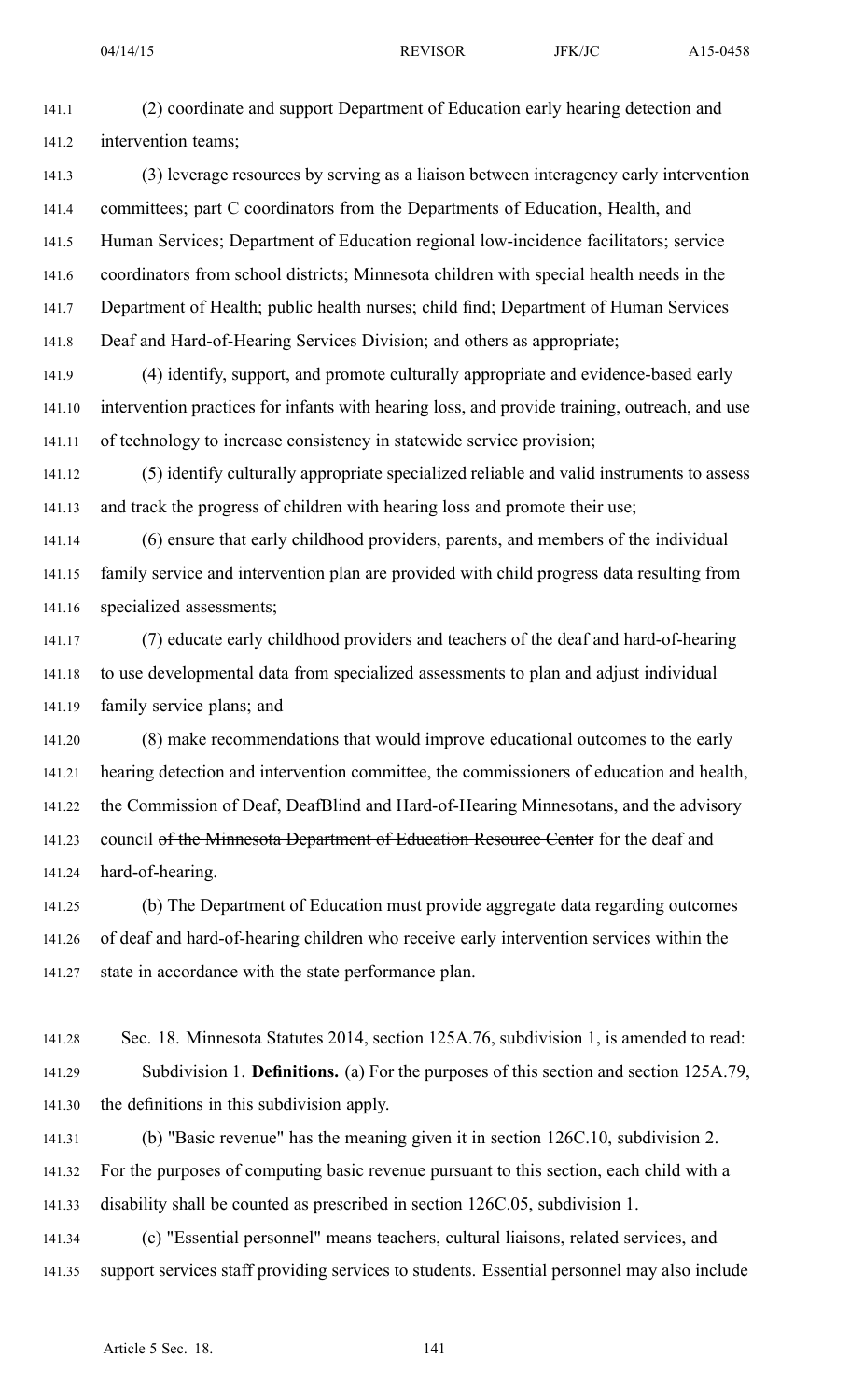(2) coordinate and support Department of Education early hearing detection and intervention teams;

(3) leverage resources by serving as a liaison between interagency early intervention committees; part C coordinators from the Departments of Education, Health, and Human Services; Department of Education regional low-incidence facilitators; service coordinators from school districts; Minnesota children with special health needs in the Department of Health; public health nurses; child find; Department of Human Services Deaf and Hard-of-Hearing Services Division; and others as appropriate;

(4) identify, support, and promote culturally appropriate and evidence-based early intervention practices for infants with hearing loss, and provide training, outreach, and use of technology to increase consistency in statewide service provision;

(5) identify culturally appropriate specialized reliable and valid instruments to assess and track the progress of children with hearing loss and promote their use;

(6) ensure that early childhood providers, parents, and members of the individual family service and intervention plan are provided with child progress data resulting from specialized assessments;

(7) educate early childhood providers and teachers of the deaf and hard-of-hearing to use developmental data from specialized assessments to plan and adjust individual family service plans; and

(8) make recommendations that would improve educational outcomes to the early hearing detection and intervention committee, the commissioners of education and health, the Commission of Deaf, DeafBlind and Hard-of-Hearing Minnesotans, and the advisory council ~~of the Minnesota Department of Education Resource Center~~ for the deaf and hard-of-hearing.

(b) The Department of Education must provide aggregate data regarding outcomes of deaf and hard-of-hearing children who receive early intervention services within the state in accordance with the state performance plan.

Sec. 18. Minnesota Statutes 2014, section 125A.76, subdivision 1, is amended to read:

Subdivision 1. **Definitions.** (a) For the purposes of this section and section 125A.79, the definitions in this subdivision apply.

(b) "Basic revenue" has the meaning given it in section 126C.10, subdivision 2. For the purposes of computing basic revenue pursuant to this section, each child with a disability shall be counted as prescribed in section 126C.05, subdivision 1.

(c) "Essential personnel" means teachers, cultural liaisons, related services, and support services staff providing services to students. Essential personnel may also include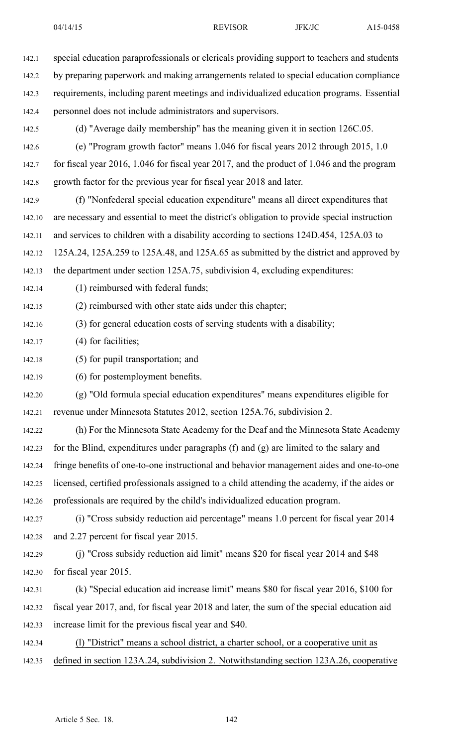special education paraprofessionals or clericals providing support to teachers and students by preparing paperwork and making arrangements related to special education compliance requirements, including parent meetings and individualized education programs. Essential personnel does not include administrators and supervisors.

(d) "Average daily membership" has the meaning given it in section 126C.05.

(e) "Program growth factor" means 1.046 for fiscal years 2012 through 2015, 1.0 for fiscal year 2016, 1.046 for fiscal year 2017, and the product of 1.046 and the program growth factor for the previous year for fiscal year 2018 and later.

(f) "Nonfederal special education expenditure" means all direct expenditures that are necessary and essential to meet the district's obligation to provide special instruction and services to children with a disability according to sections 124D.454, 125A.03 to 125A.24, 125A.259 to 125A.48, and 125A.65 as submitted by the district and approved by the department under section 125A.75, subdivision 4, excluding expenditures:

(1) reimbursed with federal funds;

(2) reimbursed with other state aids under this chapter;

(3) for general education costs of serving students with a disability;

(4) for facilities;

(5) for pupil transportation; and

(6) for postemployment benefits.

(g) "Old formula special education expenditures" means expenditures eligible for revenue under Minnesota Statutes 2012, section 125A.76, subdivision 2.

(h) For the Minnesota State Academy for the Deaf and the Minnesota State Academy for the Blind, expenditures under paragraphs (f) and (g) are limited to the salary and fringe benefits of one-to-one instructional and behavior management aides and one-to-one licensed, certified professionals assigned to a child attending the academy, if the aides or professionals are required by the child's individualized education program.

(i) "Cross subsidy reduction aid percentage" means 1.0 percent for fiscal year 2014 and 2.27 percent for fiscal year 2015.

(j) "Cross subsidy reduction aid limit" means $20 for fiscal year 2014 and $48 for fiscal year 2015.

(k) "Special education aid increase limit" means $80 for fiscal year 2016, $100 for fiscal year 2017, and, for fiscal year 2018 and later, the sum of the special education aid increase limit for the previous fiscal year and $40.

(l) "District" means a school district, a charter school, or a cooperative unit as defined in section 123A.24, subdivision 2. Notwithstanding section 123A.26, cooperative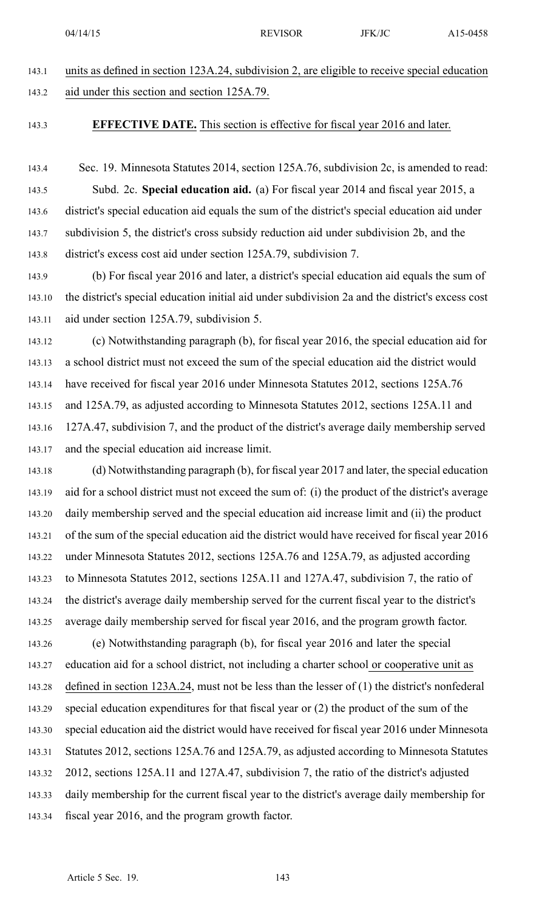units as defined in section 123A.24, subdivision 2, are eligible to receive special education aid under this section and section 125A.79.

**EFFECTIVE DATE.** This section is effective for fiscal year 2016 and later.

Sec. 19. Minnesota Statutes 2014, section 125A.76, subdivision 2c, is amended to read:

Subd. 2c. **Special education aid.** (a) For fiscal year 2014 and fiscal year 2015, a district's special education aid equals the sum of the district's special education aid under subdivision 5, the district's cross subsidy reduction aid under subdivision 2b, and the district's excess cost aid under section 125A.79, subdivision 7.

(b) For fiscal year 2016 and later, a district's special education aid equals the sum of the district's special education initial aid under subdivision 2a and the district's excess cost aid under section 125A.79, subdivision 5.

(c) Notwithstanding paragraph (b), for fiscal year 2016, the special education aid for a school district must not exceed the sum of the special education aid the district would have received for fiscal year 2016 under Minnesota Statutes 2012, sections 125A.76 and 125A.79, as adjusted according to Minnesota Statutes 2012, sections 125A.11 and 127A.47, subdivision 7, and the product of the district's average daily membership served and the special education aid increase limit.

(d) Notwithstanding paragraph (b), for fiscal year 2017 and later, the special education aid for a school district must not exceed the sum of: (i) the product of the district's average daily membership served and the special education aid increase limit and (ii) the product of the sum of the special education aid the district would have received for fiscal year 2016 under Minnesota Statutes 2012, sections 125A.76 and 125A.79, as adjusted according to Minnesota Statutes 2012, sections 125A.11 and 127A.47, subdivision 7, the ratio of the district's average daily membership served for the current fiscal year to the district's average daily membership served for fiscal year 2016, and the program growth factor.

(e) Notwithstanding paragraph (b), for fiscal year 2016 and later the special education aid for a school district, not including a charter school or cooperative unit as defined in section 123A.24, must not be less than the lesser of (1) the district's nonfederal special education expenditures for that fiscal year or (2) the product of the sum of the special education aid the district would have received for fiscal year 2016 under Minnesota Statutes 2012, sections 125A.76 and 125A.79, as adjusted according to Minnesota Statutes 2012, sections 125A.11 and 127A.47, subdivision 7, the ratio of the district's adjusted daily membership for the current fiscal year to the district's average daily membership for fiscal year 2016, and the program growth factor.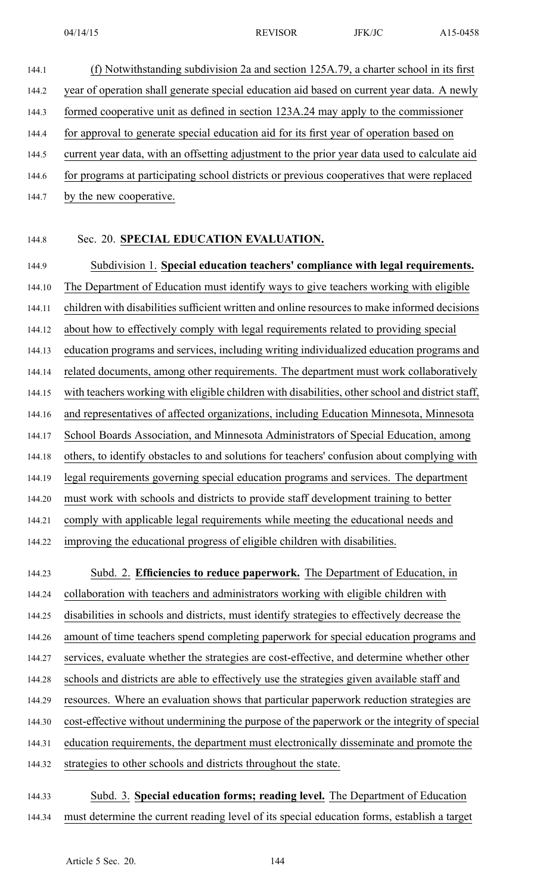(f) Notwithstanding subdivision 2a and section 125A.79, a charter school in its first year of operation shall generate special education aid based on current year data. A newly formed cooperative unit as defined in section 123A.24 may apply to the commissioner for approval to generate special education aid for its first year of operation based on current year data, with an offsetting adjustment to the prior year data used to calculate aid for programs at participating school districts or previous cooperatives that were replaced by the new cooperative.

Sec. 20. **SPECIAL EDUCATION EVALUATION.**

Subdivision 1. **Special education teachers' compliance with legal requirements.** The Department of Education must identify ways to give teachers working with eligible children with disabilities sufficient written and online resources to make informed decisions about how to effectively comply with legal requirements related to providing special education programs and services, including writing individualized education programs and related documents, among other requirements. The department must work collaboratively with teachers working with eligible children with disabilities, other school and district staff, and representatives of affected organizations, including Education Minnesota, Minnesota School Boards Association, and Minnesota Administrators of Special Education, among others, to identify obstacles to and solutions for teachers' confusion about complying with legal requirements governing special education programs and services. The department must work with schools and districts to provide staff development training to better comply with applicable legal requirements while meeting the educational needs and improving the educational progress of eligible children with disabilities.

Subd. 2. **Efficiencies to reduce paperwork.** The Department of Education, in collaboration with teachers and administrators working with eligible children with disabilities in schools and districts, must identify strategies to effectively decrease the amount of time teachers spend completing paperwork for special education programs and services, evaluate whether the strategies are cost-effective, and determine whether other schools and districts are able to effectively use the strategies given available staff and resources. Where an evaluation shows that particular paperwork reduction strategies are cost-effective without undermining the purpose of the paperwork or the integrity of special education requirements, the department must electronically disseminate and promote the strategies to other schools and districts throughout the state.

Subd. 3. **Special education forms; reading level.** The Department of Education must determine the current reading level of its special education forms, establish a target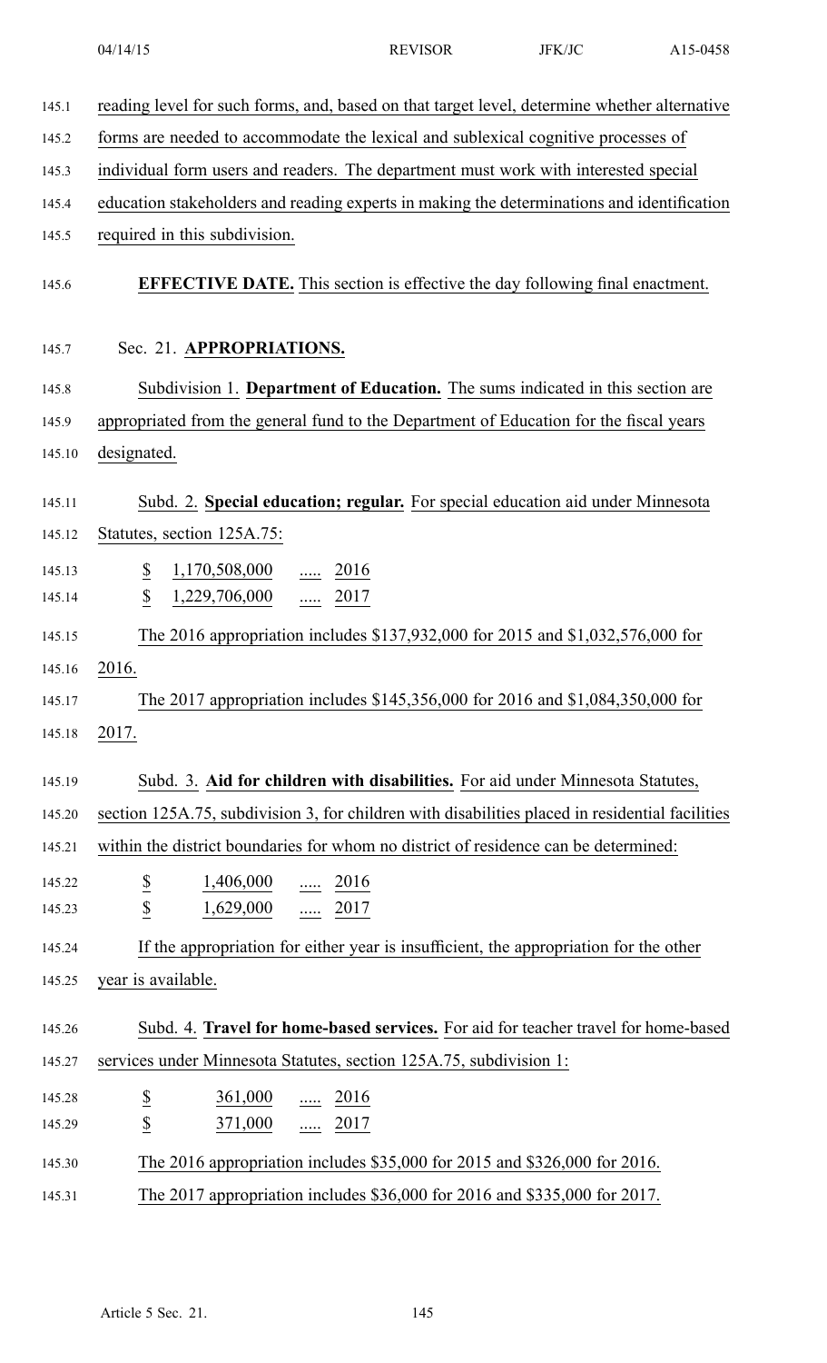reading level for such forms, and, based on that target level, determine whether alternative forms are needed to accommodate the lexical and sublexical cognitive processes of individual form users and readers. The department must work with interested special education stakeholders and reading experts in making the determinations and identification required in this subdivision.

**EFFECTIVE DATE.** This section is effective the day following final enactment.

Sec. 21. **APPROPRIATIONS.**

Subdivision 1. **Department of Education.** The sums indicated in this section are appropriated from the general fund to the Department of Education for the fiscal years designated.

Subd. 2. **Special education; regular.** For special education aid under Minnesota Statutes, section 125A.75:

$ 1,170,508,000 ..... 2016
$ 1,229,706,000 ..... 2017

The 2016 appropriation includes $137,932,000 for 2015 and $1,032,576,000 for 2016.

The 2017 appropriation includes $145,356,000 for 2016 and $1,084,350,000 for 2017.

Subd. 3. **Aid for children with disabilities.** For aid under Minnesota Statutes, section 125A.75, subdivision 3, for children with disabilities placed in residential facilities within the district boundaries for whom no district of residence can be determined:

$ 1,406,000 ..... 2016
$ 1,629,000 ..... 2017

If the appropriation for either year is insufficient, the appropriation for the other year is available.

Subd. 4. **Travel for home-based services.** For aid for teacher travel for home-based services under Minnesota Statutes, section 125A.75, subdivision 1:

$ 361,000 ..... 2016
$ 371,000 ..... 2017

The 2016 appropriation includes $35,000 for 2015 and $326,000 for 2016.

The 2017 appropriation includes $36,000 for 2016 and $335,000 for 2017.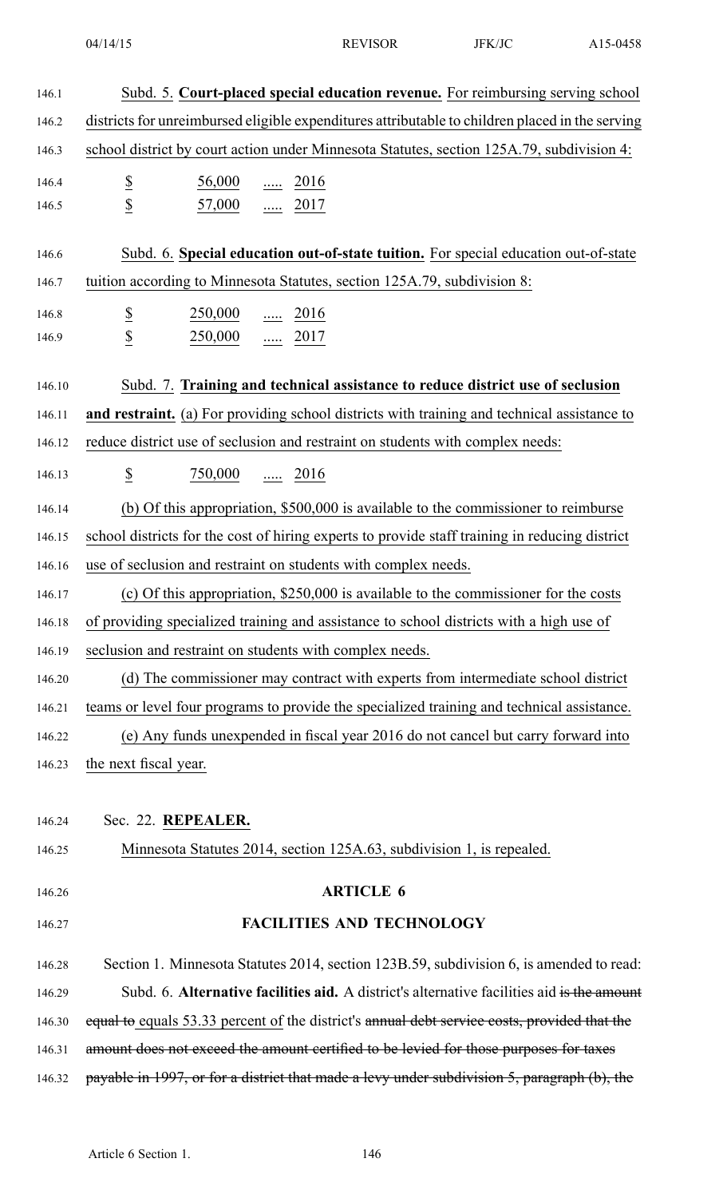Subd. 5. **Court-placed special education revenue.** For reimbursing serving school districts for unreimbursed eligible expenditures attributable to children placed in the serving school district by court action under Minnesota Statutes, section 125A.79, subdivision 4:

| | | | |
|---|---|---|---|
| $ | 56,000 | ..... | 2016 |
| $ | 57,000 | ..... | 2017 |

Subd. 6. **Special education out-of-state tuition.** For special education out-of-state tuition according to Minnesota Statutes, section 125A.79, subdivision 8:

| | | | |
|---|---|---|---|
| $ | 250,000 | ..... | 2016 |
| $ | 250,000 | ..... | 2017 |

Subd. 7. **Training and technical assistance to reduce district use of seclusion and restraint.** (a) For providing school districts with training and technical assistance to reduce district use of seclusion and restraint on students with complex needs:

| | | | |
|---|---|---|---|
| $ | 750,000 | ..... | 2016 |

(b) Of this appropriation, $500,000 is available to the commissioner to reimburse school districts for the cost of hiring experts to provide staff training in reducing district use of seclusion and restraint on students with complex needs.

(c) Of this appropriation, $250,000 is available to the commissioner for the costs of providing specialized training and assistance to school districts with a high use of seclusion and restraint on students with complex needs.

(d) The commissioner may contract with experts from intermediate school district teams or level four programs to provide the specialized training and technical assistance.

(e) Any funds unexpended in fiscal year 2016 do not cancel but carry forward into the next fiscal year.

Sec. 22. **REPEALER.**

Minnesota Statutes 2014, section 125A.63, subdivision 1, is repealed.

## ARTICLE 6

## FACILITIES AND TECHNOLOGY

Section 1. Minnesota Statutes 2014, section 123B.59, subdivision 6, is amended to read:

Subd. 6. **Alternative facilities aid.** A district's alternative facilities aid ~~is the amount equal to~~ equals 53.33 percent of the district's ~~annual debt service costs, provided that the amount does not exceed the amount certified to be levied for those purposes for taxes payable in 1997, or for a district that made a levy under subdivision 5, paragraph (b), the~~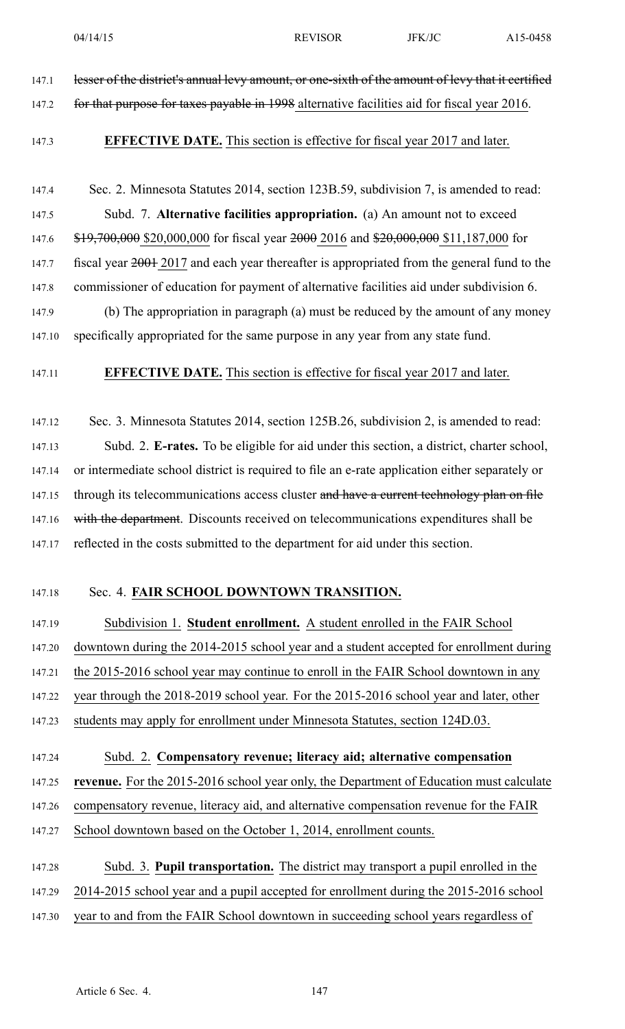lesser of the district's annual levy amount, or one-sixth of the amount of levy that it certified for that purpose for taxes payable in 1998 alternative facilities aid for fiscal year 2016.

**EFFECTIVE DATE.** This section is effective for fiscal year 2017 and later.

Sec. 2. Minnesota Statutes 2014, section 123B.59, subdivision 7, is amended to read:

Subd. 7. **Alternative facilities appropriation.** (a) An amount not to exceed ~~$19,700,000~~ $20,000,000 for fiscal year ~~2000~~ 2016 and ~~$20,000,000~~ $11,187,000 for fiscal year ~~2001~~ 2017 and each year thereafter is appropriated from the general fund to the commissioner of education for payment of alternative facilities aid under subdivision 6.

(b) The appropriation in paragraph (a) must be reduced by the amount of any money specifically appropriated for the same purpose in any year from any state fund.

**EFFECTIVE DATE.** This section is effective for fiscal year 2017 and later.

Sec. 3. Minnesota Statutes 2014, section 125B.26, subdivision 2, is amended to read:

Subd. 2. **E-rates.** To be eligible for aid under this section, a district, charter school, or intermediate school district is required to file an e-rate application either separately or through its telecommunications access cluster ~~and have a current technology plan on file with the department~~. Discounts received on telecommunications expenditures shall be reflected in the costs submitted to the department for aid under this section.

Sec. 4. **FAIR SCHOOL DOWNTOWN TRANSITION.**

Subdivision 1. **Student enrollment.** A student enrolled in the FAIR School downtown during the 2014-2015 school year and a student accepted for enrollment during the 2015-2016 school year may continue to enroll in the FAIR School downtown in any year through the 2018-2019 school year. For the 2015-2016 school year and later, other students may apply for enrollment under Minnesota Statutes, section 124D.03.

Subd. 2. **Compensatory revenue; literacy aid; alternative compensation revenue.** For the 2015-2016 school year only, the Department of Education must calculate compensatory revenue, literacy aid, and alternative compensation revenue for the FAIR School downtown based on the October 1, 2014, enrollment counts.

Subd. 3. **Pupil transportation.** The district may transport a pupil enrolled in the 2014-2015 school year and a pupil accepted for enrollment during the 2015-2016 school year to and from the FAIR School downtown in succeeding school years regardless of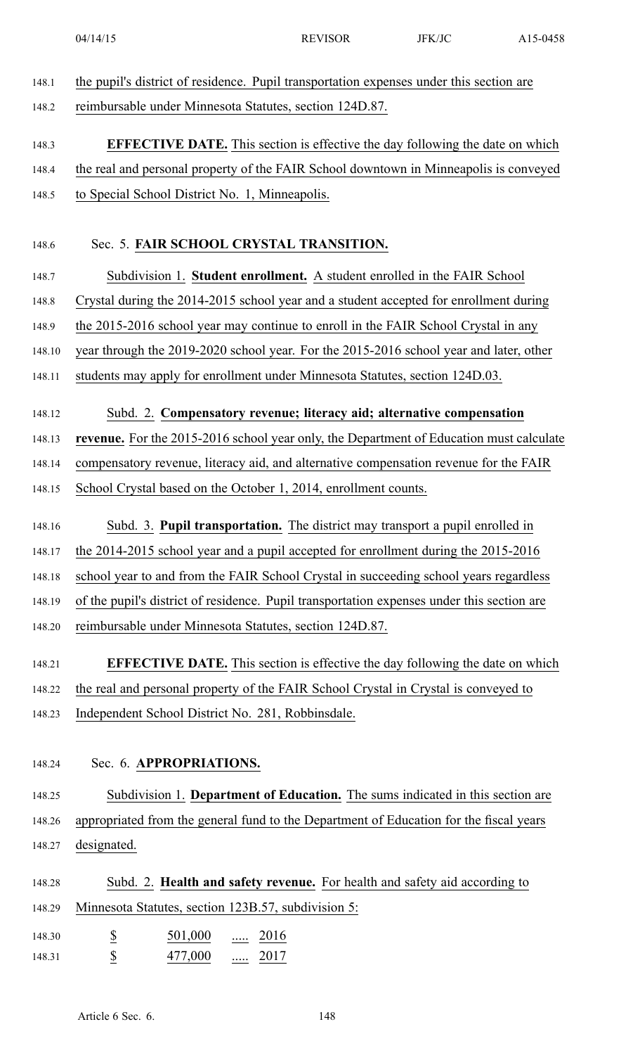the pupil's district of residence. Pupil transportation expenses under this section are reimbursable under Minnesota Statutes, section 124D.87.

**EFFECTIVE DATE.** This section is effective the day following the date on which the real and personal property of the FAIR School downtown in Minneapolis is conveyed to Special School District No. 1, Minneapolis.

Sec. 5. **FAIR SCHOOL CRYSTAL TRANSITION.**

Subdivision 1. **Student enrollment.** A student enrolled in the FAIR School Crystal during the 2014-2015 school year and a student accepted for enrollment during the 2015-2016 school year may continue to enroll in the FAIR School Crystal in any year through the 2019-2020 school year. For the 2015-2016 school year and later, other students may apply for enrollment under Minnesota Statutes, section 124D.03.

Subd. 2. **Compensatory revenue; literacy aid; alternative compensation revenue.** For the 2015-2016 school year only, the Department of Education must calculate compensatory revenue, literacy aid, and alternative compensation revenue for the FAIR School Crystal based on the October 1, 2014, enrollment counts.

Subd. 3. **Pupil transportation.** The district may transport a pupil enrolled in the 2014-2015 school year and a pupil accepted for enrollment during the 2015-2016 school year to and from the FAIR School Crystal in succeeding school years regardless of the pupil's district of residence. Pupil transportation expenses under this section are reimbursable under Minnesota Statutes, section 124D.87.

**EFFECTIVE DATE.** This section is effective the day following the date on which the real and personal property of the FAIR School Crystal in Crystal is conveyed to Independent School District No. 281, Robbinsdale.

Sec. 6. **APPROPRIATIONS.**

Subdivision 1. **Department of Education.** The sums indicated in this section are appropriated from the general fund to the Department of Education for the fiscal years designated.

Subd. 2. **Health and safety revenue.** For health and safety aid according to Minnesota Statutes, section 123B.57, subdivision 5:

$ 501,000 ..... 2016
$ 477,000 ..... 2017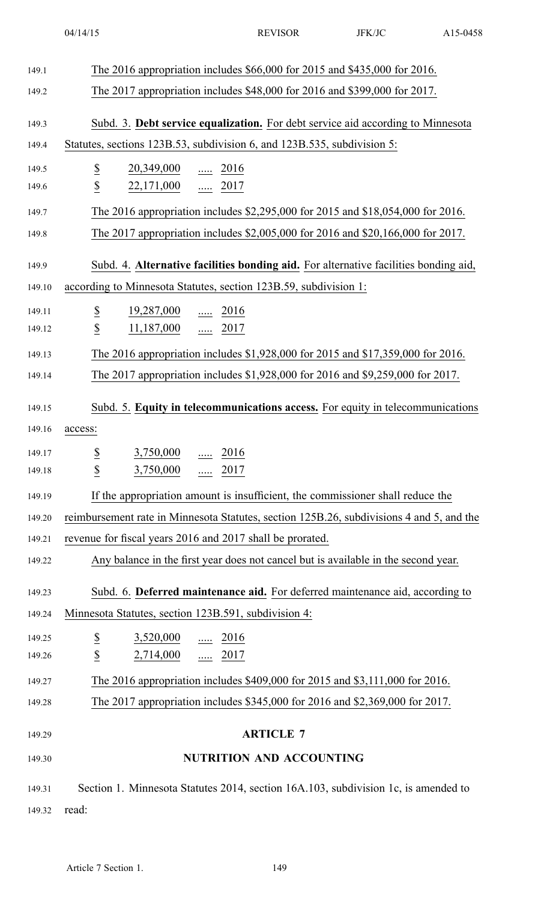The 2016 appropriation includes $66,000 for 2015 and $435,000 for 2016.

The 2017 appropriation includes $48,000 for 2016 and $399,000 for 2017.

Subd. 3. **Debt service equalization.** For debt service aid according to Minnesota Statutes, sections 123B.53, subdivision 6, and 123B.535, subdivision 5:

| | | |
|---|---|---|
| $ | 20,349,000 | ..... 2016 |
| $ | 22,171,000 | ..... 2017 |

The 2016 appropriation includes $2,295,000 for 2015 and $18,054,000 for 2016.

The 2017 appropriation includes $2,005,000 for 2016 and $20,166,000 for 2017.

Subd. 4. **Alternative facilities bonding aid.** For alternative facilities bonding aid, according to Minnesota Statutes, section 123B.59, subdivision 1:

| | | |
|---|---|---|
| $ | 19,287,000 | ..... 2016 |
| $ | 11,187,000 | ..... 2017 |

The 2016 appropriation includes $1,928,000 for 2015 and $17,359,000 for 2016.

The 2017 appropriation includes $1,928,000 for 2016 and $9,259,000 for 2017.

Subd. 5. **Equity in telecommunications access.** For equity in telecommunications access:

| | | |
|---|---|---|
| $ | 3,750,000 | ..... 2016 |
| $ | 3,750,000 | ..... 2017 |

If the appropriation amount is insufficient, the commissioner shall reduce the reimbursement rate in Minnesota Statutes, section 125B.26, subdivisions 4 and 5, and the revenue for fiscal years 2016 and 2017 shall be prorated.

Any balance in the first year does not cancel but is available in the second year.

Subd. 6. **Deferred maintenance aid.** For deferred maintenance aid, according to Minnesota Statutes, section 123B.591, subdivision 4:

| | | |
|---|---|---|
| $ | 3,520,000 | ..... 2016 |
| $ | 2,714,000 | ..... 2017 |

The 2016 appropriation includes $409,000 for 2015 and $3,111,000 for 2016.

The 2017 appropriation includes $345,000 for 2016 and $2,369,000 for 2017.

## ARTICLE 7

## NUTRITION AND ACCOUNTING

Section 1. Minnesota Statutes 2014, section 16A.103, subdivision 1c, is amended to read: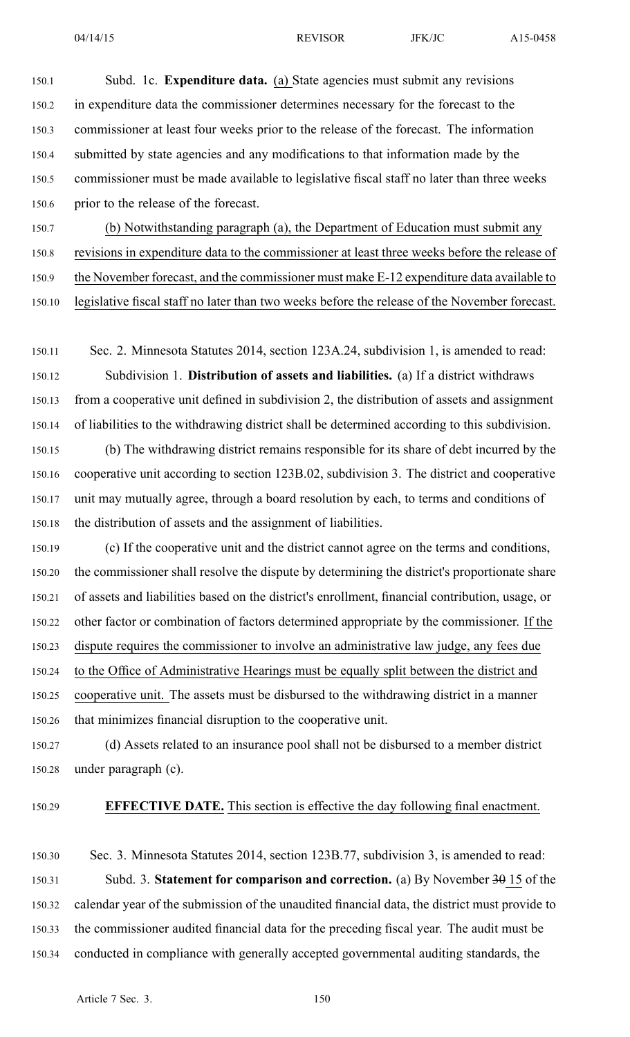Subd. 1c. **Expenditure data.** (a) State agencies must submit any revisions in expenditure data the commissioner determines necessary for the forecast to the commissioner at least four weeks prior to the release of the forecast. The information submitted by state agencies and any modifications to that information made by the commissioner must be made available to legislative fiscal staff no later than three weeks prior to the release of the forecast.

(b) Notwithstanding paragraph (a), the Department of Education must submit any revisions in expenditure data to the commissioner at least three weeks before the release of the November forecast, and the commissioner must make E-12 expenditure data available to legislative fiscal staff no later than two weeks before the release of the November forecast.

Sec. 2. Minnesota Statutes 2014, section 123A.24, subdivision 1, is amended to read:

Subdivision 1. **Distribution of assets and liabilities.** (a) If a district withdraws from a cooperative unit defined in subdivision 2, the distribution of assets and assignment of liabilities to the withdrawing district shall be determined according to this subdivision.

(b) The withdrawing district remains responsible for its share of debt incurred by the cooperative unit according to section 123B.02, subdivision 3. The district and cooperative unit may mutually agree, through a board resolution by each, to terms and conditions of the distribution of assets and the assignment of liabilities.

(c) If the cooperative unit and the district cannot agree on the terms and conditions, the commissioner shall resolve the dispute by determining the district's proportionate share of assets and liabilities based on the district's enrollment, financial contribution, usage, or other factor or combination of factors determined appropriate by the commissioner. If the dispute requires the commissioner to involve an administrative law judge, any fees due to the Office of Administrative Hearings must be equally split between the district and cooperative unit. The assets must be disbursed to the withdrawing district in a manner that minimizes financial disruption to the cooperative unit.

(d) Assets related to an insurance pool shall not be disbursed to a member district under paragraph (c).

**EFFECTIVE DATE.** This section is effective the day following final enactment.

Sec. 3. Minnesota Statutes 2014, section 123B.77, subdivision 3, is amended to read:

Subd. 3. **Statement for comparison and correction.** (a) By November ~~30~~ 15 of the calendar year of the submission of the unaudited financial data, the district must provide to the commissioner audited financial data for the preceding fiscal year. The audit must be conducted in compliance with generally accepted governmental auditing standards, the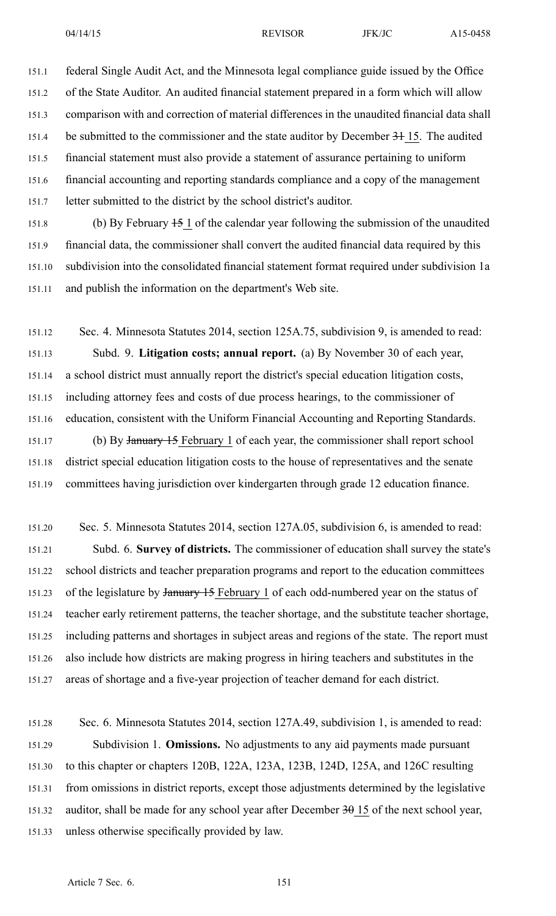federal Single Audit Act, and the Minnesota legal compliance guide issued by the Office of the State Auditor. An audited financial statement prepared in a form which will allow comparison with and correction of material differences in the unaudited financial data shall be submitted to the commissioner and the state auditor by December ~~31~~ 15. The audited financial statement must also provide a statement of assurance pertaining to uniform financial accounting and reporting standards compliance and a copy of the management letter submitted to the district by the school district's auditor.

(b) By February ~~15~~ 1 of the calendar year following the submission of the unaudited financial data, the commissioner shall convert the audited financial data required by this subdivision into the consolidated financial statement format required under subdivision 1a and publish the information on the department's Web site.

Sec. 4. Minnesota Statutes 2014, section 125A.75, subdivision 9, is amended to read:

Subd. 9. **Litigation costs; annual report.** (a) By November 30 of each year, a school district must annually report the district's special education litigation costs, including attorney fees and costs of due process hearings, to the commissioner of education, consistent with the Uniform Financial Accounting and Reporting Standards.

(b) By ~~January 15~~ February 1 of each year, the commissioner shall report school district special education litigation costs to the house of representatives and the senate committees having jurisdiction over kindergarten through grade 12 education finance.

Sec. 5. Minnesota Statutes 2014, section 127A.05, subdivision 6, is amended to read:

Subd. 6. **Survey of districts.** The commissioner of education shall survey the state's school districts and teacher preparation programs and report to the education committees of the legislature by ~~January 15~~ February 1 of each odd-numbered year on the status of teacher early retirement patterns, the teacher shortage, and the substitute teacher shortage, including patterns and shortages in subject areas and regions of the state. The report must also include how districts are making progress in hiring teachers and substitutes in the areas of shortage and a five-year projection of teacher demand for each district.

Sec. 6. Minnesota Statutes 2014, section 127A.49, subdivision 1, is amended to read:

Subdivision 1. **Omissions.** No adjustments to any aid payments made pursuant to this chapter or chapters 120B, 122A, 123A, 123B, 124D, 125A, and 126C resulting from omissions in district reports, except those adjustments determined by the legislative auditor, shall be made for any school year after December ~~30~~ 15 of the next school year, unless otherwise specifically provided by law.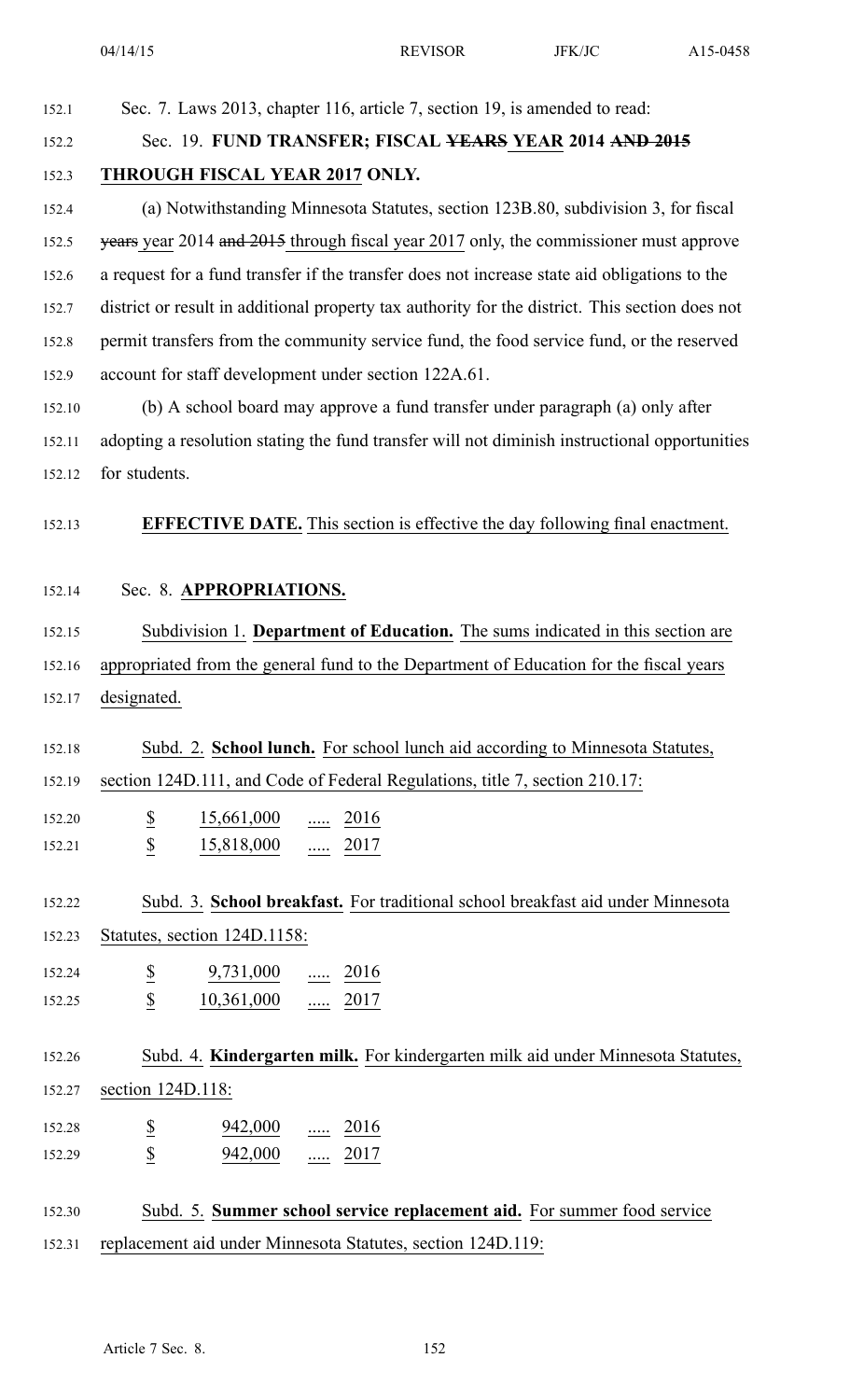Sec. 7. Laws 2013, chapter 116, article 7, section 19, is amended to read:

Sec. 19. **FUND TRANSFER; FISCAL ~~YEARS~~ YEAR 2014 ~~AND 2015~~ THROUGH FISCAL YEAR 2017 ONLY.**

(a) Notwithstanding Minnesota Statutes, section 123B.80, subdivision 3, for fiscal ~~years~~ year 2014 ~~and 2015~~ through fiscal year 2017 only, the commissioner must approve a request for a fund transfer if the transfer does not increase state aid obligations to the district or result in additional property tax authority for the district. This section does not permit transfers from the community service fund, the food service fund, or the reserved account for staff development under section 122A.61.

(b) A school board may approve a fund transfer under paragraph (a) only after adopting a resolution stating the fund transfer will not diminish instructional opportunities for students.

**EFFECTIVE DATE.** This section is effective the day following final enactment.

Sec. 8. **APPROPRIATIONS.**

Subdivision 1. **Department of Education.** The sums indicated in this section are appropriated from the general fund to the Department of Education for the fiscal years designated.

Subd. 2. **School lunch.** For school lunch aid according to Minnesota Statutes, section 124D.111, and Code of Federal Regulations, title 7, section 210.17:

$ 15,661,000 ..... 2016
$ 15,818,000 ..... 2017

Subd. 3. **School breakfast.** For traditional school breakfast aid under Minnesota Statutes, section 124D.1158:

$ 9,731,000 ..... 2016
$ 10,361,000 ..... 2017

Subd. 4. **Kindergarten milk.** For kindergarten milk aid under Minnesota Statutes, section 124D.118:

$ 942,000 ..... 2016
$ 942,000 ..... 2017

Subd. 5. **Summer school service replacement aid.** For summer food service replacement aid under Minnesota Statutes, section 124D.119: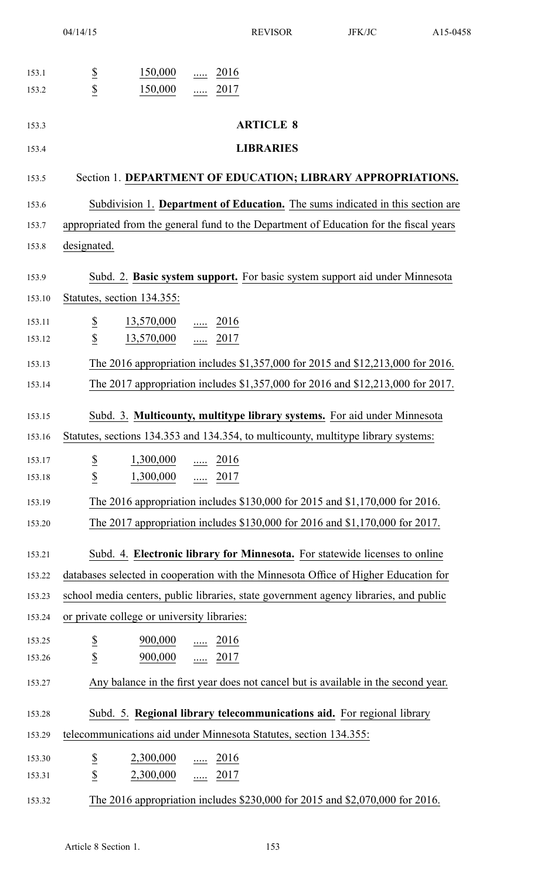$ 150,000 ..... 2016
$ 150,000 ..... 2017

## ARTICLE 8

## LIBRARIES

Section 1. **DEPARTMENT OF EDUCATION; LIBRARY APPROPRIATIONS.**

Subdivision 1. **Department of Education.** The sums indicated in this section are appropriated from the general fund to the Department of Education for the fiscal years designated.

Subd. 2. **Basic system support.** For basic system support aid under Minnesota Statutes, section 134.355:

$ 13,570,000 ..... 2016
$ 13,570,000 ..... 2017

The 2016 appropriation includes $1,357,000 for 2015 and $12,213,000 for 2016.
The 2017 appropriation includes $1,357,000 for 2016 and $12,213,000 for 2017.

Subd. 3. **Multicounty, multitype library systems.** For aid under Minnesota Statutes, sections 134.353 and 134.354, to multicounty, multitype library systems:

$ 1,300,000 ..... 2016
$ 1,300,000 ..... 2017

The 2016 appropriation includes $130,000 for 2015 and $1,170,000 for 2016.
The 2017 appropriation includes $130,000 for 2016 and $1,170,000 for 2017.

Subd. 4. **Electronic library for Minnesota.** For statewide licenses to online databases selected in cooperation with the Minnesota Office of Higher Education for school media centers, public libraries, state government agency libraries, and public or private college or university libraries:

$ 900,000 ..... 2016
$ 900,000 ..... 2017

Any balance in the first year does not cancel but is available in the second year.

Subd. 5. **Regional library telecommunications aid.** For regional library telecommunications aid under Minnesota Statutes, section 134.355:

$ 2,300,000 ..... 2016
$ 2,300,000 ..... 2017

The 2016 appropriation includes $230,000 for 2015 and $2,070,000 for 2016.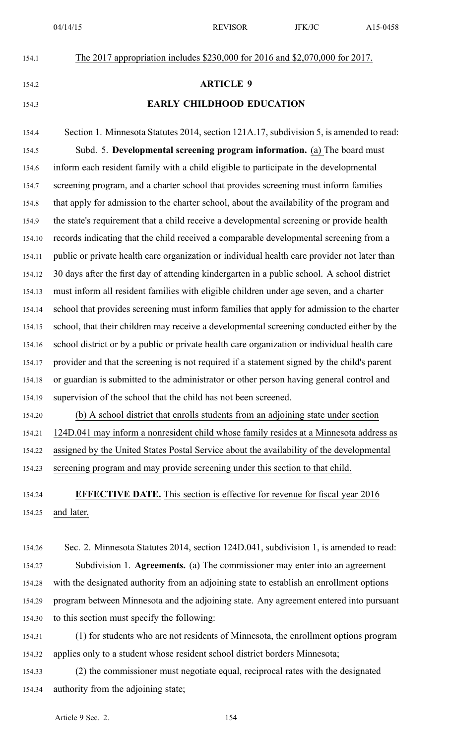The 2017 appropriation includes $230,000 for 2016 and $2,070,000 for 2017.

## ARTICLE 9

## EARLY CHILDHOOD EDUCATION

Section 1. Minnesota Statutes 2014, section 121A.17, subdivision 5, is amended to read:

Subd. 5. **Developmental screening program information.** (a) The board must inform each resident family with a child eligible to participate in the developmental screening program, and a charter school that provides screening must inform families that apply for admission to the charter school, about the availability of the program and the state's requirement that a child receive a developmental screening or provide health records indicating that the child received a comparable developmental screening from a public or private health care organization or individual health care provider not later than 30 days after the first day of attending kindergarten in a public school. A school district must inform all resident families with eligible children under age seven, and a charter school that provides screening must inform families that apply for admission to the charter school, that their children may receive a developmental screening conducted either by the school district or by a public or private health care organization or individual health care provider and that the screening is not required if a statement signed by the child's parent or guardian is submitted to the administrator or other person having general control and supervision of the school that the child has not been screened.

(b) A school district that enrolls students from an adjoining state under section 124D.041 may inform a nonresident child whose family resides at a Minnesota address as assigned by the United States Postal Service about the availability of the developmental screening program and may provide screening under this section to that child.

**EFFECTIVE DATE.** This section is effective for revenue for fiscal year 2016 and later.

Sec. 2. Minnesota Statutes 2014, section 124D.041, subdivision 1, is amended to read:

Subdivision 1. **Agreements.** (a) The commissioner may enter into an agreement with the designated authority from an adjoining state to establish an enrollment options program between Minnesota and the adjoining state. Any agreement entered into pursuant to this section must specify the following:

(1) for students who are not residents of Minnesota, the enrollment options program applies only to a student whose resident school district borders Minnesota;

(2) the commissioner must negotiate equal, reciprocal rates with the designated authority from the adjoining state;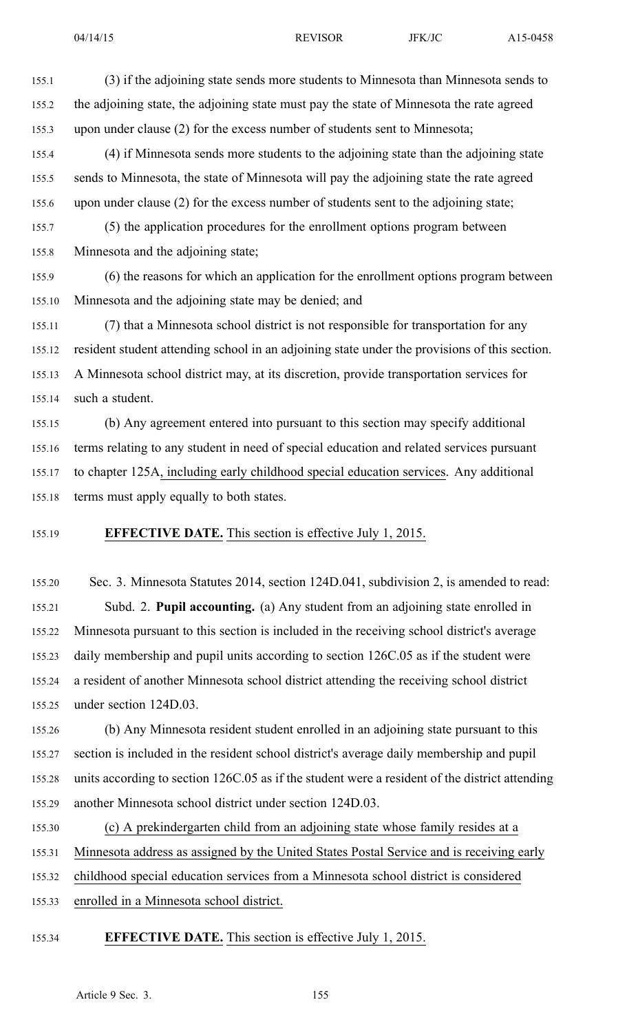(3) if the adjoining state sends more students to Minnesota than Minnesota sends to the adjoining state, the adjoining state must pay the state of Minnesota the rate agreed upon under clause (2) for the excess number of students sent to Minnesota;

(4) if Minnesota sends more students to the adjoining state than the adjoining state sends to Minnesota, the state of Minnesota will pay the adjoining state the rate agreed upon under clause (2) for the excess number of students sent to the adjoining state;

(5) the application procedures for the enrollment options program between Minnesota and the adjoining state;

(6) the reasons for which an application for the enrollment options program between Minnesota and the adjoining state may be denied; and

(7) that a Minnesota school district is not responsible for transportation for any resident student attending school in an adjoining state under the provisions of this section. A Minnesota school district may, at its discretion, provide transportation services for such a student.

(b) Any agreement entered into pursuant to this section may specify additional terms relating to any student in need of special education and related services pursuant to chapter 125A, including early childhood special education services. Any additional terms must apply equally to both states.

**EFFECTIVE DATE.** This section is effective July 1, 2015.

Sec. 3. Minnesota Statutes 2014, section 124D.041, subdivision 2, is amended to read:

Subd. 2. **Pupil accounting.** (a) Any student from an adjoining state enrolled in Minnesota pursuant to this section is included in the receiving school district's average daily membership and pupil units according to section 126C.05 as if the student were a resident of another Minnesota school district attending the receiving school district under section 124D.03.

(b) Any Minnesota resident student enrolled in an adjoining state pursuant to this section is included in the resident school district's average daily membership and pupil units according to section 126C.05 as if the student were a resident of the district attending another Minnesota school district under section 124D.03.

(c) A prekindergarten child from an adjoining state whose family resides at a Minnesota address as assigned by the United States Postal Service and is receiving early childhood special education services from a Minnesota school district is considered enrolled in a Minnesota school district.

**EFFECTIVE DATE.** This section is effective July 1, 2015.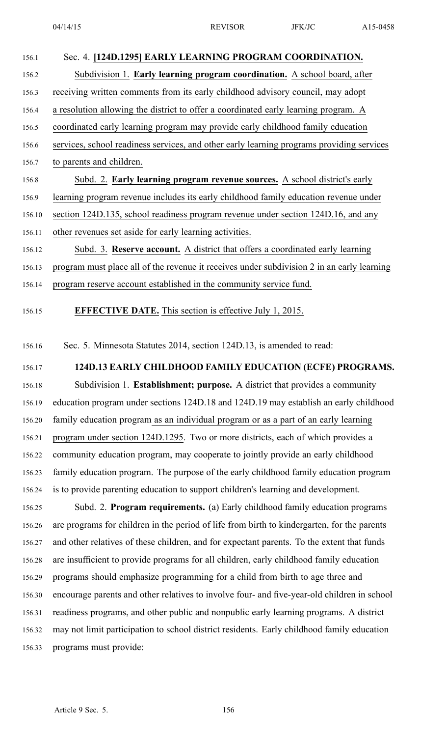Sec. 4. **[124D.1295] EARLY LEARNING PROGRAM COORDINATION.**

Subdivision 1. **Early learning program coordination.** A school board, after receiving written comments from its early childhood advisory council, may adopt a resolution allowing the district to offer a coordinated early learning program. A coordinated early learning program may provide early childhood family education services, school readiness services, and other early learning programs providing services to parents and children.

Subd. 2. **Early learning program revenue sources.** A school district's early learning program revenue includes its early childhood family education revenue under section 124D.135, school readiness program revenue under section 124D.16, and any other revenues set aside for early learning activities.

Subd. 3. **Reserve account.** A district that offers a coordinated early learning program must place all of the revenue it receives under subdivision 2 in an early learning program reserve account established in the community service fund.

**EFFECTIVE DATE.** This section is effective July 1, 2015.

Sec. 5. Minnesota Statutes 2014, section 124D.13, is amended to read:

**124D.13 EARLY CHILDHOOD FAMILY EDUCATION (ECFE) PROGRAMS.**

Subdivision 1. **Establishment; purpose.** A district that provides a community education program under sections 124D.18 and 124D.19 may establish an early childhood family education program as an individual program or as a part of an early learning program under section 124D.1295. Two or more districts, each of which provides a community education program, may cooperate to jointly provide an early childhood family education program. The purpose of the early childhood family education program is to provide parenting education to support children's learning and development.

Subd. 2. **Program requirements.** (a) Early childhood family education programs are programs for children in the period of life from birth to kindergarten, for the parents and other relatives of these children, and for expectant parents. To the extent that funds are insufficient to provide programs for all children, early childhood family education programs should emphasize programming for a child from birth to age three and encourage parents and other relatives to involve four- and five-year-old children in school readiness programs, and other public and nonpublic early learning programs. A district may not limit participation to school district residents. Early childhood family education programs must provide: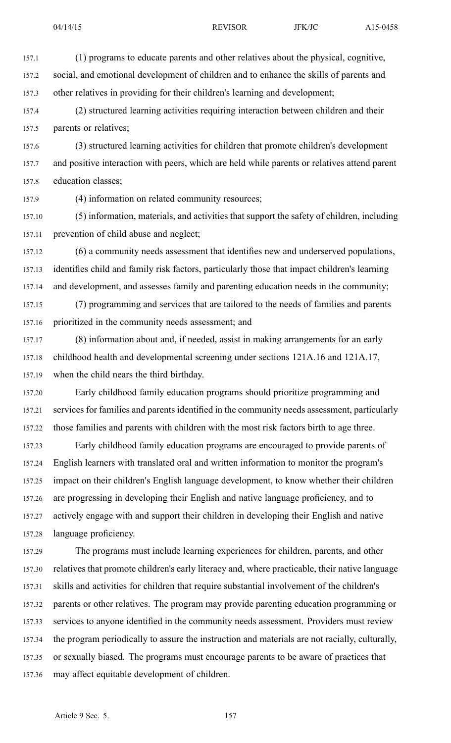(1) programs to educate parents and other relatives about the physical, cognitive, social, and emotional development of children and to enhance the skills of parents and other relatives in providing for their children's learning and development;

(2) structured learning activities requiring interaction between children and their parents or relatives;

(3) structured learning activities for children that promote children's development and positive interaction with peers, which are held while parents or relatives attend parent education classes;

(4) information on related community resources;

(5) information, materials, and activities that support the safety of children, including prevention of child abuse and neglect;

(6) a community needs assessment that identifies new and underserved populations, identifies child and family risk factors, particularly those that impact children's learning and development, and assesses family and parenting education needs in the community;

(7) programming and services that are tailored to the needs of families and parents prioritized in the community needs assessment; and

(8) information about and, if needed, assist in making arrangements for an early childhood health and developmental screening under sections 121A.16 and 121A.17, when the child nears the third birthday.

Early childhood family education programs should prioritize programming and services for families and parents identified in the community needs assessment, particularly those families and parents with children with the most risk factors birth to age three.

Early childhood family education programs are encouraged to provide parents of English learners with translated oral and written information to monitor the program's impact on their children's English language development, to know whether their children are progressing in developing their English and native language proficiency, and to actively engage with and support their children in developing their English and native language proficiency.

The programs must include learning experiences for children, parents, and other relatives that promote children's early literacy and, where practicable, their native language skills and activities for children that require substantial involvement of the children's parents or other relatives. The program may provide parenting education programming or services to anyone identified in the community needs assessment. Providers must review the program periodically to assure the instruction and materials are not racially, culturally, or sexually biased. The programs must encourage parents to be aware of practices that may affect equitable development of children.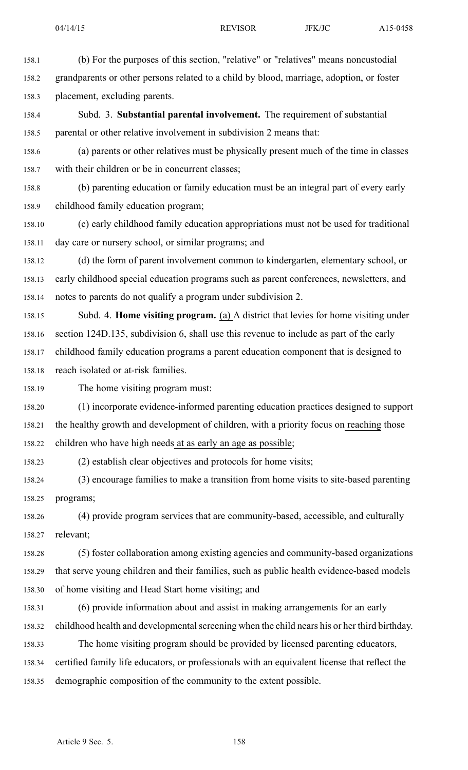(b) For the purposes of this section, "relative" or "relatives" means noncustodial grandparents or other persons related to a child by blood, marriage, adoption, or foster placement, excluding parents.

Subd. 3. **Substantial parental involvement.** The requirement of substantial parental or other relative involvement in subdivision 2 means that:

(a) parents or other relatives must be physically present much of the time in classes with their children or be in concurrent classes;

(b) parenting education or family education must be an integral part of every early childhood family education program;

(c) early childhood family education appropriations must not be used for traditional day care or nursery school, or similar programs; and

(d) the form of parent involvement common to kindergarten, elementary school, or early childhood special education programs such as parent conferences, newsletters, and notes to parents do not qualify a program under subdivision 2.

Subd. 4. **Home visiting program.** (a) A district that levies for home visiting under section 124D.135, subdivision 6, shall use this revenue to include as part of the early childhood family education programs a parent education component that is designed to reach isolated or at-risk families.

The home visiting program must:

(1) incorporate evidence-informed parenting education practices designed to support the healthy growth and development of children, with a priority focus on reaching those children who have high needs at as early an age as possible;

(2) establish clear objectives and protocols for home visits;

(3) encourage families to make a transition from home visits to site-based parenting programs;

(4) provide program services that are community-based, accessible, and culturally relevant;

(5) foster collaboration among existing agencies and community-based organizations that serve young children and their families, such as public health evidence-based models of home visiting and Head Start home visiting; and

(6) provide information about and assist in making arrangements for an early childhood health and developmental screening when the child nears his or her third birthday.

The home visiting program should be provided by licensed parenting educators, certified family life educators, or professionals with an equivalent license that reflect the demographic composition of the community to the extent possible.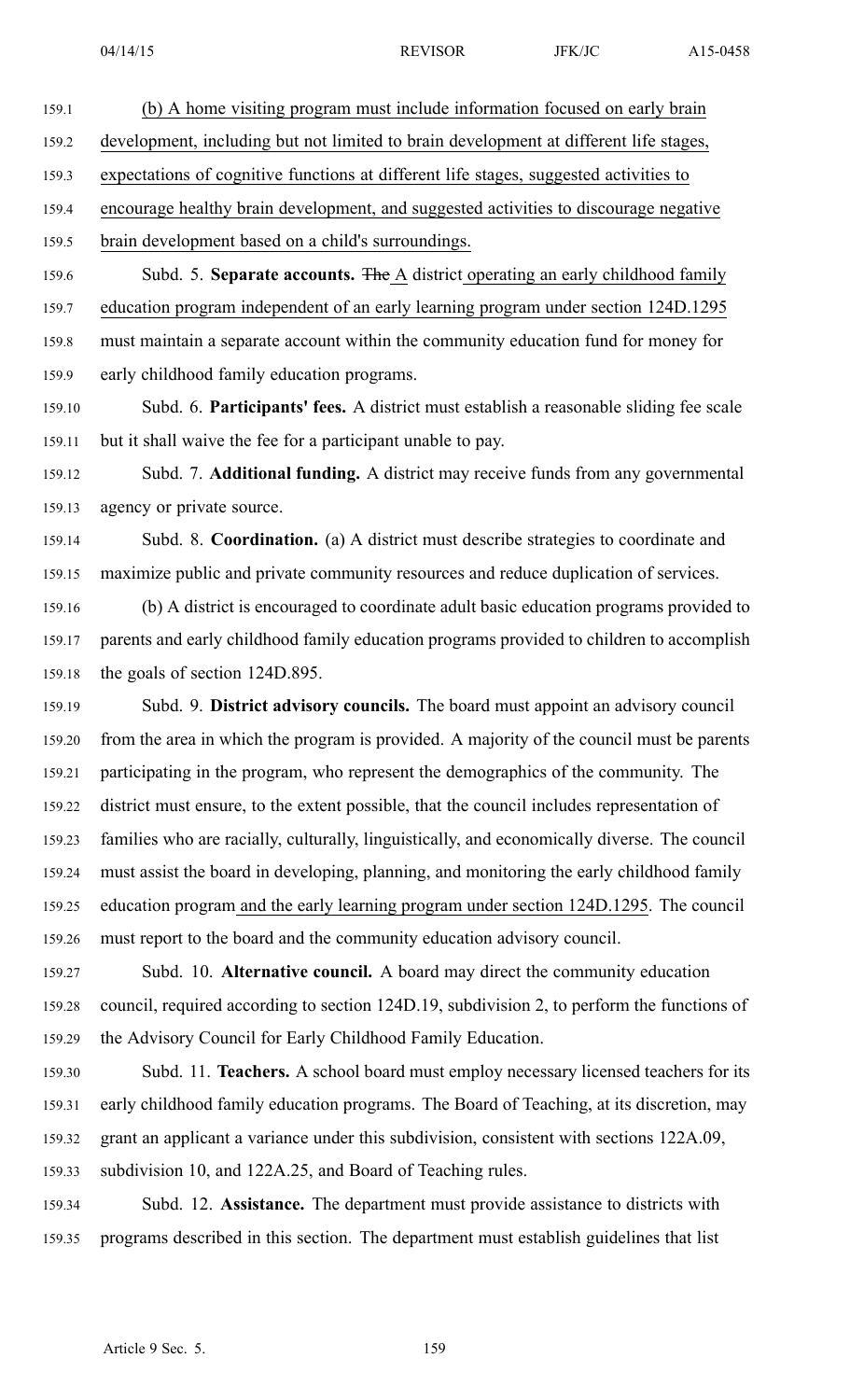(b) A home visiting program must include information focused on early brain development, including but not limited to brain development at different life stages, expectations of cognitive functions at different life stages, suggested activities to encourage healthy brain development, and suggested activities to discourage negative brain development based on a child's surroundings.

Subd. 5. **Separate accounts.** ~~The~~ A district operating an early childhood family education program independent of an early learning program under section 124D.1295 must maintain a separate account within the community education fund for money for early childhood family education programs.

Subd. 6. **Participants' fees.** A district must establish a reasonable sliding fee scale but it shall waive the fee for a participant unable to pay.

Subd. 7. **Additional funding.** A district may receive funds from any governmental agency or private source.

Subd. 8. **Coordination.** (a) A district must describe strategies to coordinate and maximize public and private community resources and reduce duplication of services.

(b) A district is encouraged to coordinate adult basic education programs provided to parents and early childhood family education programs provided to children to accomplish the goals of section 124D.895.

Subd. 9. **District advisory councils.** The board must appoint an advisory council from the area in which the program is provided. A majority of the council must be parents participating in the program, who represent the demographics of the community. The district must ensure, to the extent possible, that the council includes representation of families who are racially, culturally, linguistically, and economically diverse. The council must assist the board in developing, planning, and monitoring the early childhood family education program and the early learning program under section 124D.1295. The council must report to the board and the community education advisory council.

Subd. 10. **Alternative council.** A board may direct the community education council, required according to section 124D.19, subdivision 2, to perform the functions of the Advisory Council for Early Childhood Family Education.

Subd. 11. **Teachers.** A school board must employ necessary licensed teachers for its early childhood family education programs. The Board of Teaching, at its discretion, may grant an applicant a variance under this subdivision, consistent with sections 122A.09, subdivision 10, and 122A.25, and Board of Teaching rules.

Subd. 12. **Assistance.** The department must provide assistance to districts with programs described in this section. The department must establish guidelines that list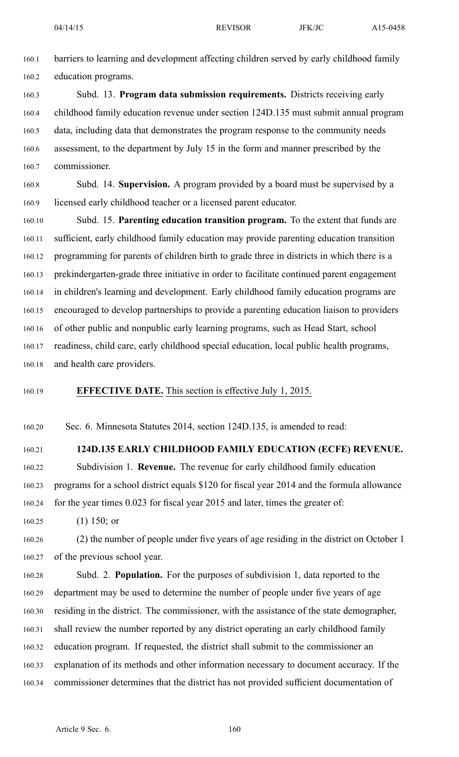barriers to learning and development affecting children served by early childhood family education programs.

Subd. 13. **Program data submission requirements.** Districts receiving early childhood family education revenue under section 124D.135 must submit annual program data, including data that demonstrates the program response to the community needs assessment, to the department by July 15 in the form and manner prescribed by the commissioner.

Subd. 14. **Supervision.** A program provided by a board must be supervised by a licensed early childhood teacher or a licensed parent educator.

Subd. 15. **Parenting education transition program.** To the extent that funds are sufficient, early childhood family education may provide parenting education transition programming for parents of children birth to grade three in districts in which there is a prekindergarten-grade three initiative in order to facilitate continued parent engagement in children's learning and development. Early childhood family education programs are encouraged to develop partnerships to provide a parenting education liaison to providers of other public and nonpublic early learning programs, such as Head Start, school readiness, child care, early childhood special education, local public health programs, and health care providers.

**EFFECTIVE DATE.** This section is effective July 1, 2015.

Sec. 6. Minnesota Statutes 2014, section 124D.135, is amended to read:

**124D.135 EARLY CHILDHOOD FAMILY EDUCATION (ECFE) REVENUE.**

Subdivision 1. **Revenue.** The revenue for early childhood family education programs for a school district equals $120 for fiscal year 2014 and the formula allowance for the year times 0.023 for fiscal year 2015 and later, times the greater of:

(1) 150; or

(2) the number of people under five years of age residing in the district on October 1 of the previous school year.

Subd. 2. **Population.** For the purposes of subdivision 1, data reported to the department may be used to determine the number of people under five years of age residing in the district. The commissioner, with the assistance of the state demographer, shall review the number reported by any district operating an early childhood family education program. If requested, the district shall submit to the commissioner an explanation of its methods and other information necessary to document accuracy. If the commissioner determines that the district has not provided sufficient documentation of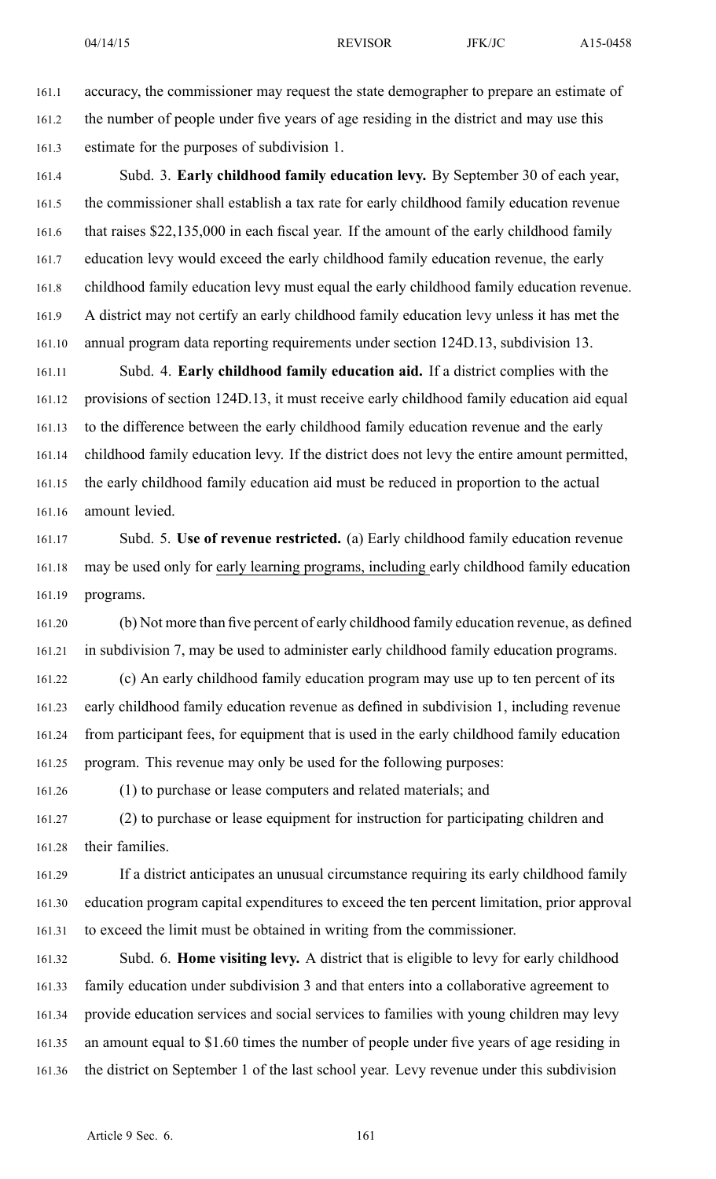accuracy, the commissioner may request the state demographer to prepare an estimate of the number of people under five years of age residing in the district and may use this estimate for the purposes of subdivision 1.

Subd. 3. **Early childhood family education levy.** By September 30 of each year, the commissioner shall establish a tax rate for early childhood family education revenue that raises $22,135,000 in each fiscal year. If the amount of the early childhood family education levy would exceed the early childhood family education revenue, the early childhood family education levy must equal the early childhood family education revenue. A district may not certify an early childhood family education levy unless it has met the annual program data reporting requirements under section 124D.13, subdivision 13.

Subd. 4. **Early childhood family education aid.** If a district complies with the provisions of section 124D.13, it must receive early childhood family education aid equal to the difference between the early childhood family education revenue and the early childhood family education levy. If the district does not levy the entire amount permitted, the early childhood family education aid must be reduced in proportion to the actual amount levied.

Subd. 5. **Use of revenue restricted.** (a) Early childhood family education revenue may be used only for early learning programs, including early childhood family education programs.

(b) Not more than five percent of early childhood family education revenue, as defined in subdivision 7, may be used to administer early childhood family education programs.

(c) An early childhood family education program may use up to ten percent of its early childhood family education revenue as defined in subdivision 1, including revenue from participant fees, for equipment that is used in the early childhood family education program. This revenue may only be used for the following purposes:

(1) to purchase or lease computers and related materials; and

(2) to purchase or lease equipment for instruction for participating children and their families.

If a district anticipates an unusual circumstance requiring its early childhood family education program capital expenditures to exceed the ten percent limitation, prior approval to exceed the limit must be obtained in writing from the commissioner.

Subd. 6. **Home visiting levy.** A district that is eligible to levy for early childhood family education under subdivision 3 and that enters into a collaborative agreement to provide education services and social services to families with young children may levy an amount equal to $1.60 times the number of people under five years of age residing in the district on September 1 of the last school year. Levy revenue under this subdivision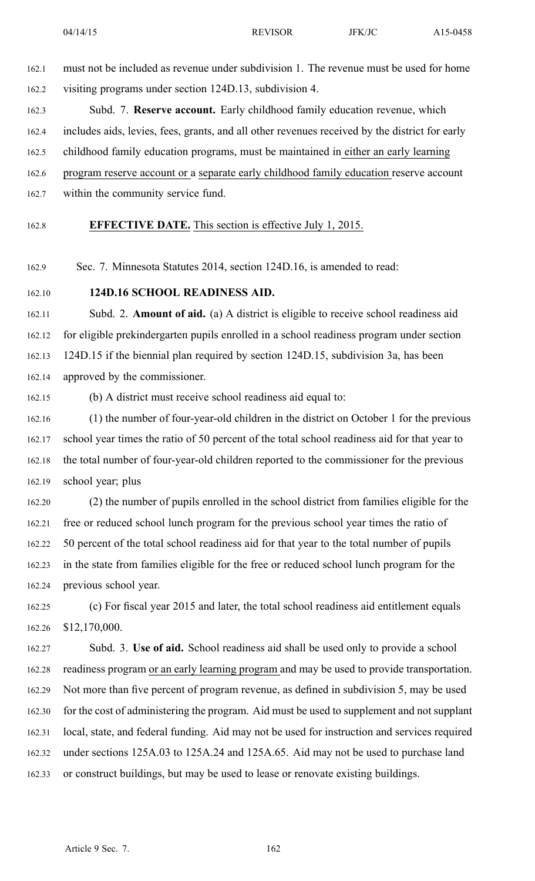must not be included as revenue under subdivision 1. The revenue must be used for home visiting programs under section 124D.13, subdivision 4.

Subd. 7. **Reserve account.** Early childhood family education revenue, which includes aids, levies, fees, grants, and all other revenues received by the district for early childhood family education programs, must be maintained in either an early learning program reserve account or a separate early childhood family education reserve account within the community service fund.

**EFFECTIVE DATE.** This section is effective July 1, 2015.

Sec. 7. Minnesota Statutes 2014, section 124D.16, is amended to read:

**124D.16 SCHOOL READINESS AID.**

Subd. 2. **Amount of aid.** (a) A district is eligible to receive school readiness aid for eligible prekindergarten pupils enrolled in a school readiness program under section 124D.15 if the biennial plan required by section 124D.15, subdivision 3a, has been approved by the commissioner.

(b) A district must receive school readiness aid equal to:

(1) the number of four-year-old children in the district on October 1 for the previous school year times the ratio of 50 percent of the total school readiness aid for that year to the total number of four-year-old children reported to the commissioner for the previous school year; plus

(2) the number of pupils enrolled in the school district from families eligible for the free or reduced school lunch program for the previous school year times the ratio of 50 percent of the total school readiness aid for that year to the total number of pupils in the state from families eligible for the free or reduced school lunch program for the previous school year.

(c) For fiscal year 2015 and later, the total school readiness aid entitlement equals $12,170,000.

Subd. 3. **Use of aid.** School readiness aid shall be used only to provide a school readiness program or an early learning program and may be used to provide transportation. Not more than five percent of program revenue, as defined in subdivision 5, may be used for the cost of administering the program. Aid must be used to supplement and not supplant local, state, and federal funding. Aid may not be used for instruction and services required under sections 125A.03 to 125A.24 and 125A.65. Aid may not be used to purchase land or construct buildings, but may be used to lease or renovate existing buildings.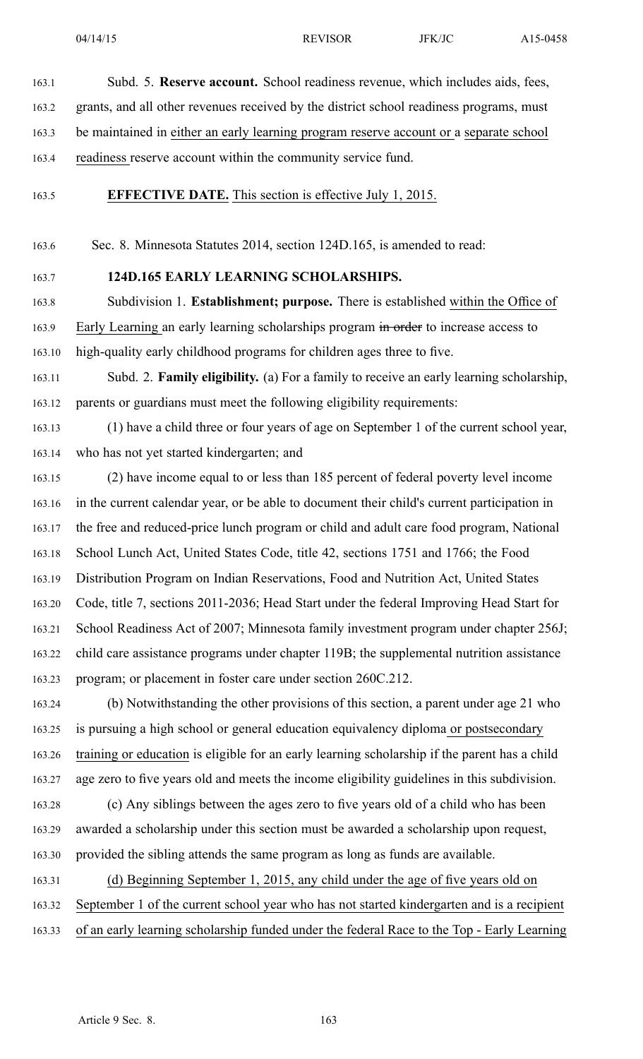Subd. 5. **Reserve account.** School readiness revenue, which includes aids, fees, grants, and all other revenues received by the district school readiness programs, must be maintained in either an early learning program reserve account or a separate school readiness reserve account within the community service fund.

**EFFECTIVE DATE.** This section is effective July 1, 2015.

Sec. 8. Minnesota Statutes 2014, section 124D.165, is amended to read:

**124D.165 EARLY LEARNING SCHOLARSHIPS.**

Subdivision 1. **Establishment; purpose.** There is established within the Office of Early Learning an early learning scholarships program ~~in order~~ to increase access to high-quality early childhood programs for children ages three to five.

Subd. 2. **Family eligibility.** (a) For a family to receive an early learning scholarship, parents or guardians must meet the following eligibility requirements:

(1) have a child three or four years of age on September 1 of the current school year, who has not yet started kindergarten; and

(2) have income equal to or less than 185 percent of federal poverty level income in the current calendar year, or be able to document their child's current participation in the free and reduced-price lunch program or child and adult care food program, National School Lunch Act, United States Code, title 42, sections 1751 and 1766; the Food Distribution Program on Indian Reservations, Food and Nutrition Act, United States Code, title 7, sections 2011-2036; Head Start under the federal Improving Head Start for School Readiness Act of 2007; Minnesota family investment program under chapter 256J; child care assistance programs under chapter 119B; the supplemental nutrition assistance program; or placement in foster care under section 260C.212.

(b) Notwithstanding the other provisions of this section, a parent under age 21 who is pursuing a high school or general education equivalency diploma or postsecondary training or education is eligible for an early learning scholarship if the parent has a child age zero to five years old and meets the income eligibility guidelines in this subdivision.

(c) Any siblings between the ages zero to five years old of a child who has been awarded a scholarship under this section must be awarded a scholarship upon request, provided the sibling attends the same program as long as funds are available.

(d) Beginning September 1, 2015, any child under the age of five years old on September 1 of the current school year who has not started kindergarten and is a recipient of an early learning scholarship funded under the federal Race to the Top - Early Learning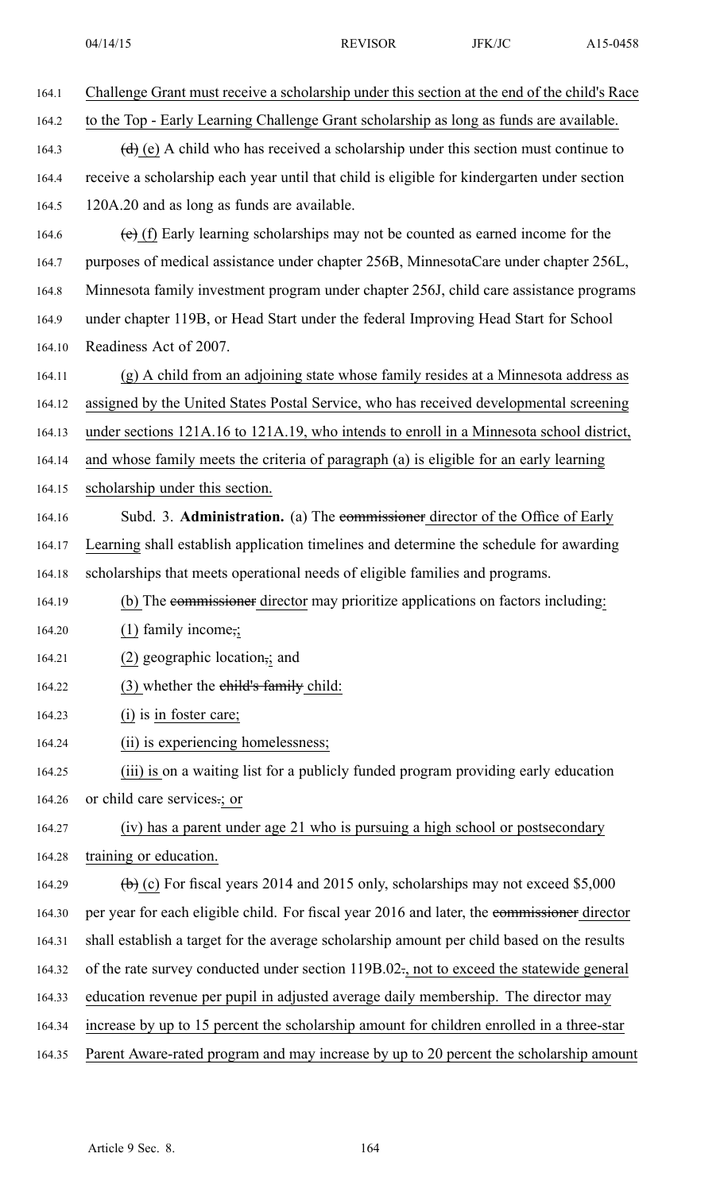Challenge Grant must receive a scholarship under this section at the end of the child's Race to the Top - Early Learning Challenge Grant scholarship as long as funds are available.

~~(d)~~ (e) A child who has received a scholarship under this section must continue to receive a scholarship each year until that child is eligible for kindergarten under section 120A.20 and as long as funds are available.

~~(e)~~ (f) Early learning scholarships may not be counted as earned income for the purposes of medical assistance under chapter 256B, MinnesotaCare under chapter 256L, Minnesota family investment program under chapter 256J, child care assistance programs under chapter 119B, or Head Start under the federal Improving Head Start for School Readiness Act of 2007.

(g) A child from an adjoining state whose family resides at a Minnesota address as assigned by the United States Postal Service, who has received developmental screening under sections 121A.16 to 121A.19, who intends to enroll in a Minnesota school district, and whose family meets the criteria of paragraph (a) is eligible for an early learning scholarship under this section.

Subd. 3. **Administration.** (a) The ~~commissioner~~ director of the Office of Early Learning shall establish application timelines and determine the schedule for awarding scholarships that meets operational needs of eligible families and programs.

(b) The ~~commissioner~~ director may prioritize applications on factors including:

(1) family income~~,~~;

(2) geographic location~~,~~; and

(3) whether the ~~child's family~~ child:

(i) is in foster care;

(ii) is experiencing homelessness;

(iii) is on a waiting list for a publicly funded program providing early education or child care services~~.~~; or

(iv) has a parent under age 21 who is pursuing a high school or postsecondary training or education.

~~(b)~~ (c) For fiscal years 2014 and 2015 only, scholarships may not exceed $5,000 per year for each eligible child. For fiscal year 2016 and later, the ~~commissioner~~ director shall establish a target for the average scholarship amount per child based on the results of the rate survey conducted under section 119B.02~~.~~, not to exceed the statewide general education revenue per pupil in adjusted average daily membership. The director may increase by up to 15 percent the scholarship amount for children enrolled in a three-star Parent Aware-rated program and may increase by up to 20 percent the scholarship amount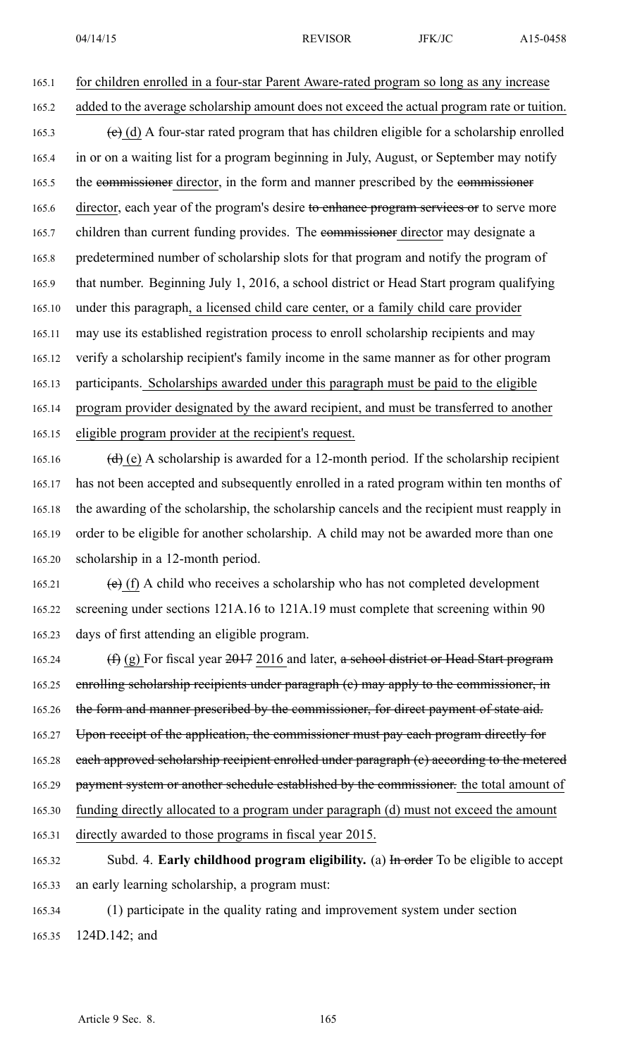for children enrolled in a four-star Parent Aware-rated program so long as any increase added to the average scholarship amount does not exceed the actual program rate or tuition.

~~(c)~~ <u>(d)</u> A four-star rated program that has children eligible for a scholarship enrolled in or on a waiting list for a program beginning in July, August, or September may notify the ~~commissioner~~ <u>director</u>, in the form and manner prescribed by the ~~commissioner~~ <u>director</u>, each year of the program's desire ~~to enhance program services or~~ to serve more children than current funding provides. The ~~commissioner~~ <u>director</u> may designate a predetermined number of scholarship slots for that program and notify the program of that number. Beginning July 1, 2016, a school district or Head Start program qualifying under this paragraph<u>, a licensed child care center, or a family child care provider</u> may use its established registration process to enroll scholarship recipients and may verify a scholarship recipient's family income in the same manner as for other program participants. <u>Scholarships awarded under this paragraph must be paid to the eligible program provider designated by the award recipient, and must be transferred to another eligible program provider at the recipient's request.</u>

~~(d)~~ <u>(e)</u> A scholarship is awarded for a 12-month period. If the scholarship recipient has not been accepted and subsequently enrolled in a rated program within ten months of the awarding of the scholarship, the scholarship cancels and the recipient must reapply in order to be eligible for another scholarship. A child may not be awarded more than one scholarship in a 12-month period.

~~(e)~~ <u>(f)</u> A child who receives a scholarship who has not completed development screening under sections 121A.16 to 121A.19 must complete that screening within 90 days of first attending an eligible program.

~~(f)~~ <u>(g)</u> For fiscal year ~~2017~~ <u>2016</u> and later, ~~a school district or Head Start program enrolling scholarship recipients under paragraph (c) may apply to the commissioner, in the form and manner prescribed by the commissioner, for direct payment of state aid. Upon receipt of the application, the commissioner must pay each program directly for each approved scholarship recipient enrolled under paragraph (c) according to the metered payment system or another schedule established by the commissioner.~~ <u>the total amount of funding directly allocated to a program under paragraph (d) must not exceed the amount directly awarded to those programs in fiscal year 2015.</u>

Subd. 4. **Early childhood program eligibility.** (a) ~~In order~~ <u>To</u> be eligible to accept an early learning scholarship, a program must:

(1) participate in the quality rating and improvement system under section 124D.142; and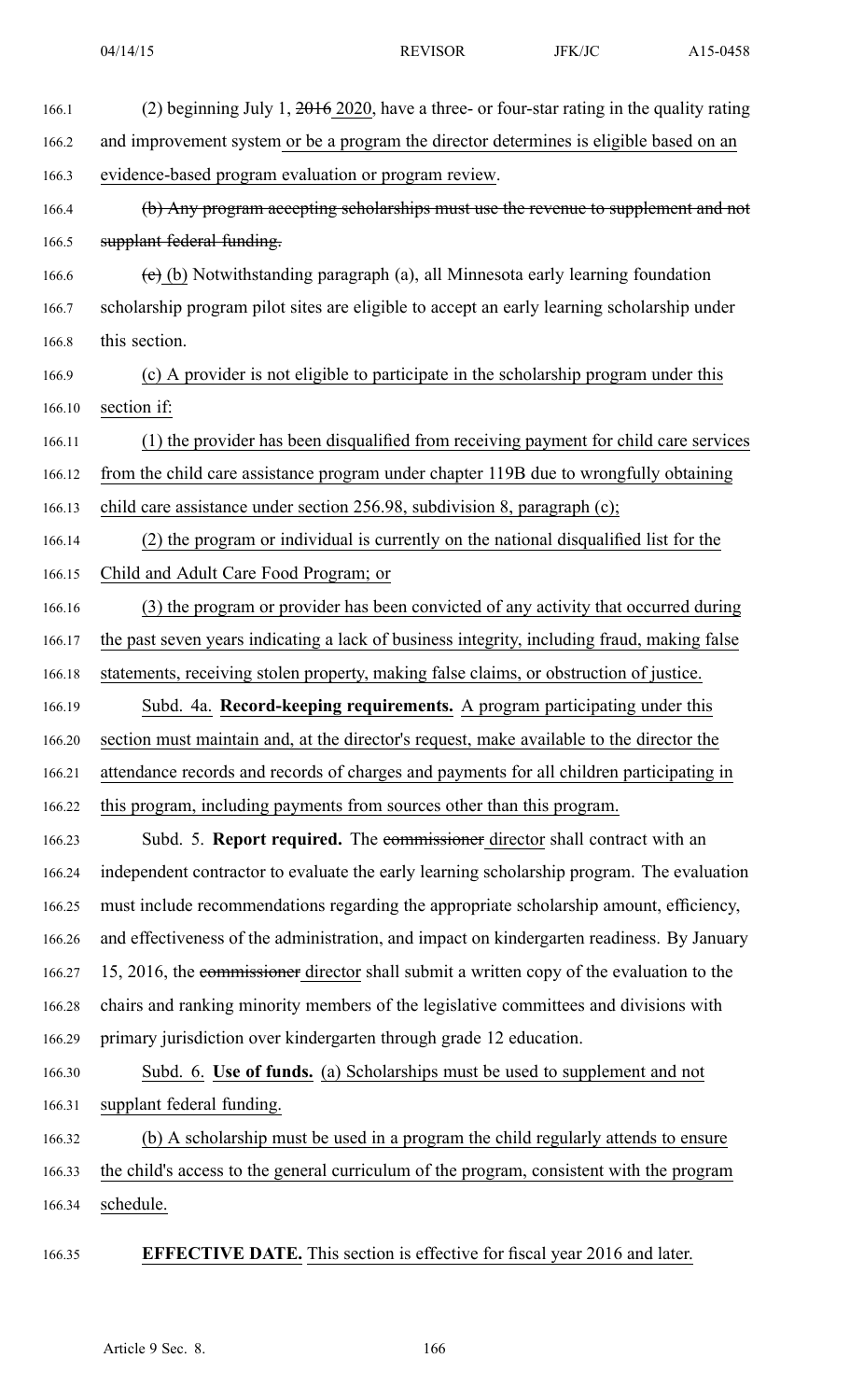(2) beginning July 1, ~~2016~~ 2020, have a three- or four-star rating in the quality rating and improvement system or be a program the director determines is eligible based on an evidence-based program evaluation or program review.

~~(b) Any program accepting scholarships must use the revenue to supplement and not supplant federal funding.~~

~~(c)~~ (b) Notwithstanding paragraph (a), all Minnesota early learning foundation scholarship program pilot sites are eligible to accept an early learning scholarship under this section.

(c) A provider is not eligible to participate in the scholarship program under this section if:

(1) the provider has been disqualified from receiving payment for child care services from the child care assistance program under chapter 119B due to wrongfully obtaining child care assistance under section 256.98, subdivision 8, paragraph (c);

(2) the program or individual is currently on the national disqualified list for the Child and Adult Care Food Program; or

(3) the program or provider has been convicted of any activity that occurred during the past seven years indicating a lack of business integrity, including fraud, making false statements, receiving stolen property, making false claims, or obstruction of justice.

Subd. 4a. **Record-keeping requirements.** A program participating under this section must maintain and, at the director's request, make available to the director the attendance records and records of charges and payments for all children participating in this program, including payments from sources other than this program.

Subd. 5. **Report required.** The ~~commissioner~~ director shall contract with an independent contractor to evaluate the early learning scholarship program. The evaluation must include recommendations regarding the appropriate scholarship amount, efficiency, and effectiveness of the administration, and impact on kindergarten readiness. By January 15, 2016, the ~~commissioner~~ director shall submit a written copy of the evaluation to the chairs and ranking minority members of the legislative committees and divisions with primary jurisdiction over kindergarten through grade 12 education.

Subd. 6. **Use of funds.** (a) Scholarships must be used to supplement and not supplant federal funding.

(b) A scholarship must be used in a program the child regularly attends to ensure the child's access to the general curriculum of the program, consistent with the program schedule.

**EFFECTIVE DATE.** This section is effective for fiscal year 2016 and later.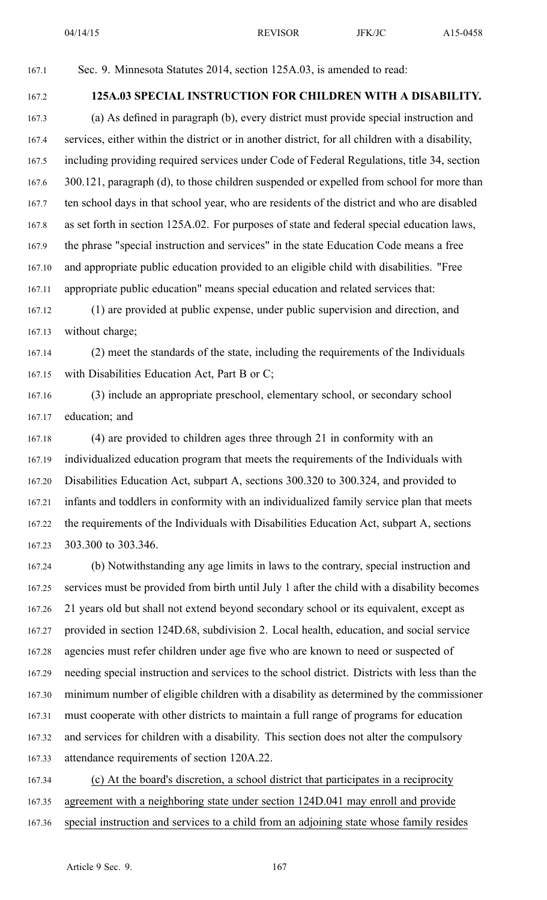Sec. 9. Minnesota Statutes 2014, section 125A.03, is amended to read:

**125A.03 SPECIAL INSTRUCTION FOR CHILDREN WITH A DISABILITY.**

(a) As defined in paragraph (b), every district must provide special instruction and services, either within the district or in another district, for all children with a disability, including providing required services under Code of Federal Regulations, title 34, section 300.121, paragraph (d), to those children suspended or expelled from school for more than ten school days in that school year, who are residents of the district and who are disabled as set forth in section 125A.02. For purposes of state and federal special education laws, the phrase "special instruction and services" in the state Education Code means a free and appropriate public education provided to an eligible child with disabilities. "Free appropriate public education" means special education and related services that:

(1) are provided at public expense, under public supervision and direction, and without charge;

(2) meet the standards of the state, including the requirements of the Individuals with Disabilities Education Act, Part B or C;

(3) include an appropriate preschool, elementary school, or secondary school education; and

(4) are provided to children ages three through 21 in conformity with an individualized education program that meets the requirements of the Individuals with Disabilities Education Act, subpart A, sections 300.320 to 300.324, and provided to infants and toddlers in conformity with an individualized family service plan that meets the requirements of the Individuals with Disabilities Education Act, subpart A, sections 303.300 to 303.346.

(b) Notwithstanding any age limits in laws to the contrary, special instruction and services must be provided from birth until July 1 after the child with a disability becomes 21 years old but shall not extend beyond secondary school or its equivalent, except as provided in section 124D.68, subdivision 2. Local health, education, and social service agencies must refer children under age five who are known to need or suspected of needing special instruction and services to the school district. Districts with less than the minimum number of eligible children with a disability as determined by the commissioner must cooperate with other districts to maintain a full range of programs for education and services for children with a disability. This section does not alter the compulsory attendance requirements of section 120A.22.

(c) At the board's discretion, a school district that participates in a reciprocity agreement with a neighboring state under section 124D.041 may enroll and provide special instruction and services to a child from an adjoining state whose family resides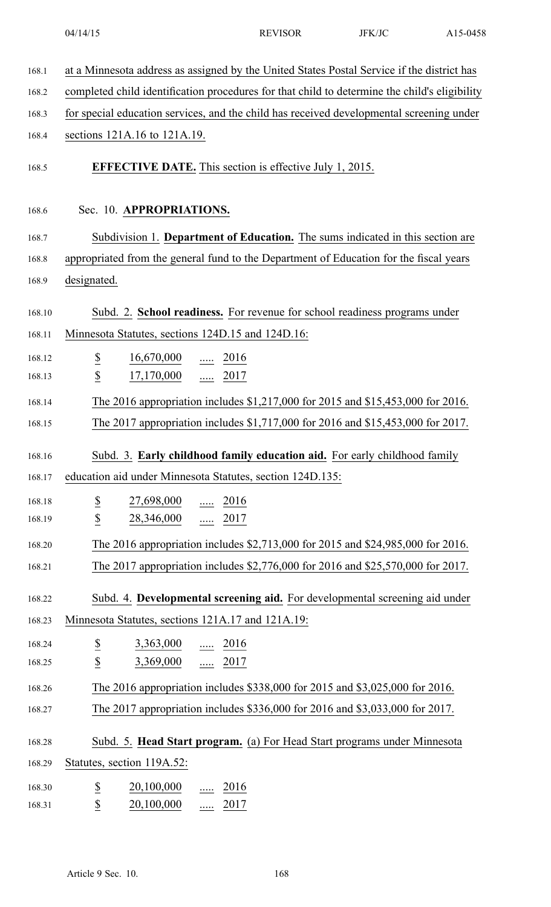at a Minnesota address as assigned by the United States Postal Service if the district has completed child identification procedures for that child to determine the child's eligibility for special education services, and the child has received developmental screening under sections 121A.16 to 121A.19.

**EFFECTIVE DATE.** This section is effective July 1, 2015.

Sec. 10. **APPROPRIATIONS.**

Subdivision 1. **Department of Education.** The sums indicated in this section are appropriated from the general fund to the Department of Education for the fiscal years designated.

Subd. 2. **School readiness.** For revenue for school readiness programs under Minnesota Statutes, sections 124D.15 and 124D.16:

| | | | |
|---|---|---|---|
| $ | 16,670,000 | ..... | 2016 |
| $ | 17,170,000 | ..... | 2017 |

The 2016 appropriation includes $1,217,000 for 2015 and $15,453,000 for 2016.

The 2017 appropriation includes $1,717,000 for 2016 and $15,453,000 for 2017.

Subd. 3. **Early childhood family education aid.** For early childhood family education aid under Minnesota Statutes, section 124D.135:

| | | | |
|---|---|---|---|
| $ | 27,698,000 | ..... | 2016 |
| $ | 28,346,000 | ..... | 2017 |

The 2016 appropriation includes $2,713,000 for 2015 and $24,985,000 for 2016.

The 2017 appropriation includes $2,776,000 for 2016 and $25,570,000 for 2017.

Subd. 4. **Developmental screening aid.** For developmental screening aid under Minnesota Statutes, sections 121A.17 and 121A.19:

| | | | |
|---|---|---|---|
| $ | 3,363,000 | ..... | 2016 |
| $ | 3,369,000 | ..... | 2017 |

The 2016 appropriation includes $338,000 for 2015 and $3,025,000 for 2016.

The 2017 appropriation includes $336,000 for 2016 and $3,033,000 for 2017.

Subd. 5. **Head Start program.** (a) For Head Start programs under Minnesota Statutes, section 119A.52:

| | | | |
|---|---|---|---|
| $ | 20,100,000 | ..... | 2016 |
| $ | 20,100,000 | ..... | 2017 |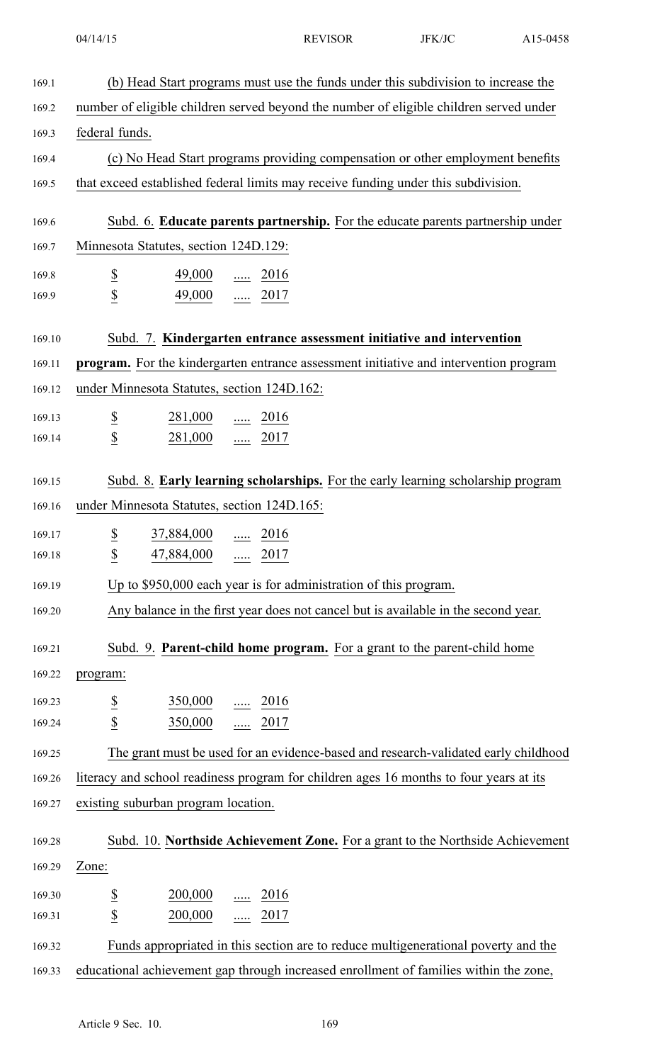(b) Head Start programs must use the funds under this subdivision to increase the number of eligible children served beyond the number of eligible children served under federal funds.

(c) No Head Start programs providing compensation or other employment benefits that exceed established federal limits may receive funding under this subdivision.

Subd. 6. **Educate parents partnership.** For the educate parents partnership under Minnesota Statutes, section 124D.129:

$ 49,000 ..... 2016
$ 49,000 ..... 2017

Subd. 7. **Kindergarten entrance assessment initiative and intervention program.** For the kindergarten entrance assessment initiative and intervention program under Minnesota Statutes, section 124D.162:

$ 281,000 ..... 2016
$ 281,000 ..... 2017

Subd. 8. **Early learning scholarships.** For the early learning scholarship program under Minnesota Statutes, section 124D.165:

$ 37,884,000 ..... 2016
$ 47,884,000 ..... 2017

Up to $950,000 each year is for administration of this program.

Any balance in the first year does not cancel but is available in the second year.

Subd. 9. **Parent-child home program.** For a grant to the parent-child home program:

$ 350,000 ..... 2016
$ 350,000 ..... 2017

The grant must be used for an evidence-based and research-validated early childhood literacy and school readiness program for children ages 16 months to four years at its existing suburban program location.

Subd. 10. **Northside Achievement Zone.** For a grant to the Northside Achievement Zone:

$ 200,000 ..... 2016
$ 200,000 ..... 2017

Funds appropriated in this section are to reduce multigenerational poverty and the educational achievement gap through increased enrollment of families within the zone,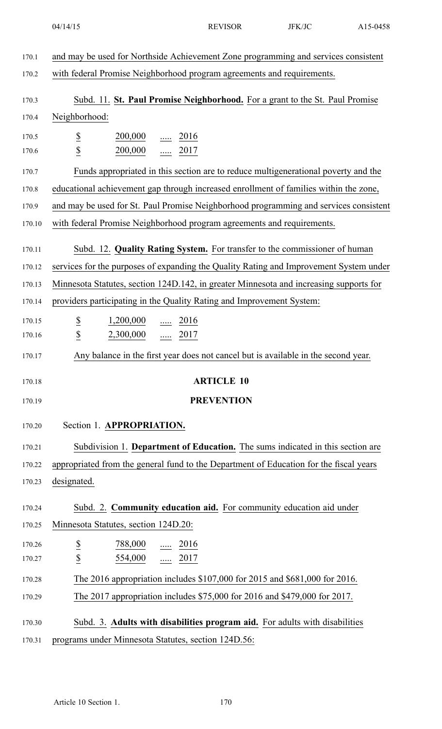and may be used for Northside Achievement Zone programming and services consistent with federal Promise Neighborhood program agreements and requirements.

Subd. 11. **St. Paul Promise Neighborhood.** For a grant to the St. Paul Promise Neighborhood:

| | | | |
|---|---|---|---|
| $ | 200,000 | ..... | 2016 |
| $ | 200,000 | ..... | 2017 |

Funds appropriated in this section are to reduce multigenerational poverty and the educational achievement gap through increased enrollment of families within the zone, and may be used for St. Paul Promise Neighborhood programming and services consistent with federal Promise Neighborhood program agreements and requirements.

Subd. 12. **Quality Rating System.** For transfer to the commissioner of human services for the purposes of expanding the Quality Rating and Improvement System under Minnesota Statutes, section 124D.142, in greater Minnesota and increasing supports for providers participating in the Quality Rating and Improvement System:

| | | | |
|---|---|---|---|
| $ | 1,200,000 | ..... | 2016 |
| $ | 2,300,000 | ..... | 2017 |

Any balance in the first year does not cancel but is available in the second year.

## ARTICLE 10

## PREVENTION

Section 1. **APPROPRIATION.**

Subdivision 1. **Department of Education.** The sums indicated in this section are appropriated from the general fund to the Department of Education for the fiscal years designated.

Subd. 2. **Community education aid.** For community education aid under Minnesota Statutes, section 124D.20:

| | | | |
|---|---|---|---|
| $ | 788,000 | ..... | 2016 |
| $ | 554,000 | ..... | 2017 |

The 2016 appropriation includes $107,000 for 2015 and $681,000 for 2016.

The 2017 appropriation includes $75,000 for 2016 and $479,000 for 2017.

Subd. 3. **Adults with disabilities program aid.** For adults with disabilities programs under Minnesota Statutes, section 124D.56: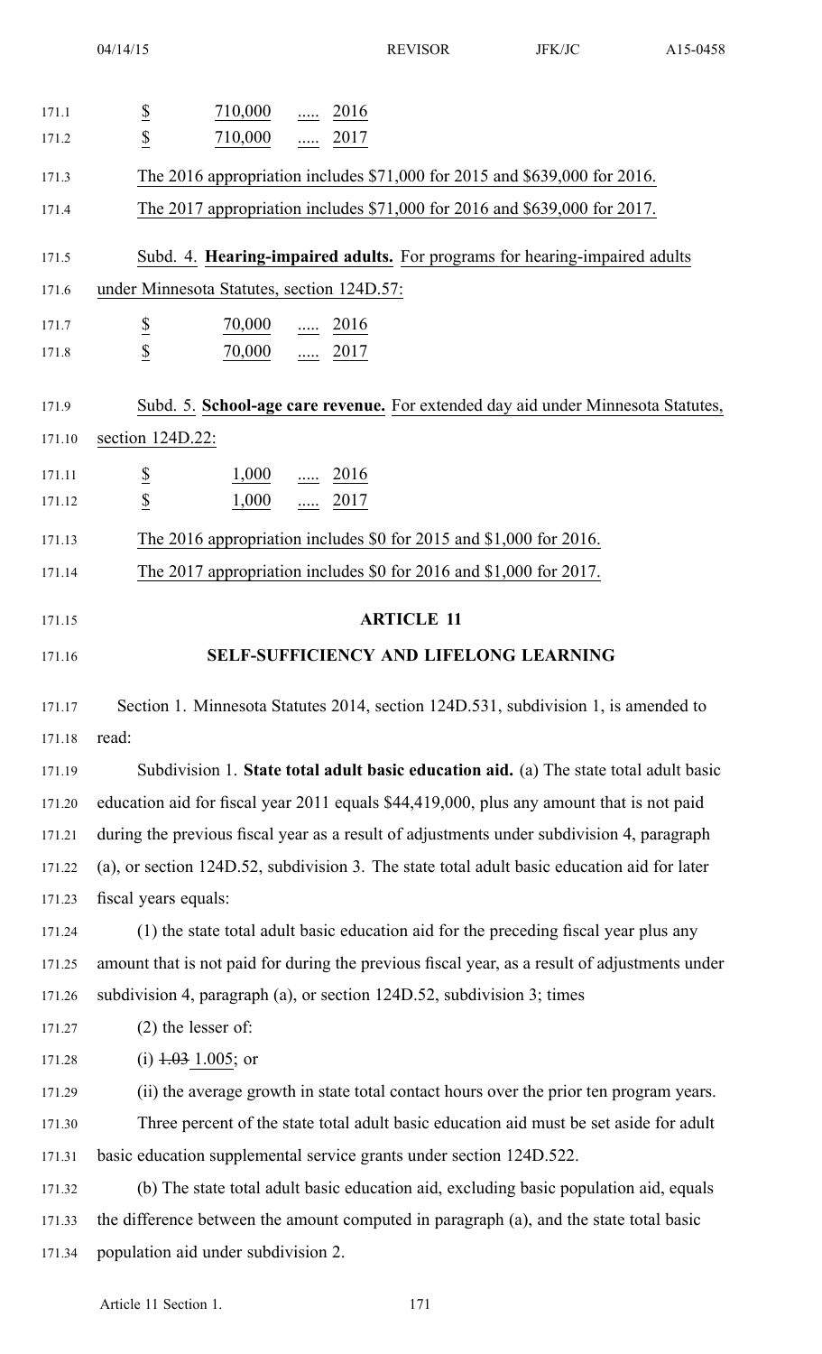$ 710,000 ..... 2016
$ 710,000 ..... 2017

The 2016 appropriation includes $71,000 for 2015 and $639,000 for 2016.

The 2017 appropriation includes $71,000 for 2016 and $639,000 for 2017.

Subd. 4. **Hearing-impaired adults.** For programs for hearing-impaired adults under Minnesota Statutes, section 124D.57:

$ 70,000 ..... 2016
$ 70,000 ..... 2017

Subd. 5. **School-age care revenue.** For extended day aid under Minnesota Statutes, section 124D.22:

$ 1,000 ..... 2016
$ 1,000 ..... 2017

The 2016 appropriation includes $0 for 2015 and $1,000 for 2016.

The 2017 appropriation includes $0 for 2016 and $1,000 for 2017.

## ARTICLE 11

## SELF-SUFFICIENCY AND LIFELONG LEARNING

Section 1. Minnesota Statutes 2014, section 124D.531, subdivision 1, is amended to read:

Subdivision 1. **State total adult basic education aid.** (a) The state total adult basic education aid for fiscal year 2011 equals $44,419,000, plus any amount that is not paid during the previous fiscal year as a result of adjustments under subdivision 4, paragraph (a), or section 124D.52, subdivision 3. The state total adult basic education aid for later fiscal years equals:

(1) the state total adult basic education aid for the preceding fiscal year plus any amount that is not paid for during the previous fiscal year, as a result of adjustments under subdivision 4, paragraph (a), or section 124D.52, subdivision 3; times

(2) the lesser of:

(i) ~~1.03~~ 1.005; or

(ii) the average growth in state total contact hours over the prior ten program years.

Three percent of the state total adult basic education aid must be set aside for adult basic education supplemental service grants under section 124D.522.

(b) The state total adult basic education aid, excluding basic population aid, equals the difference between the amount computed in paragraph (a), and the state total basic population aid under subdivision 2.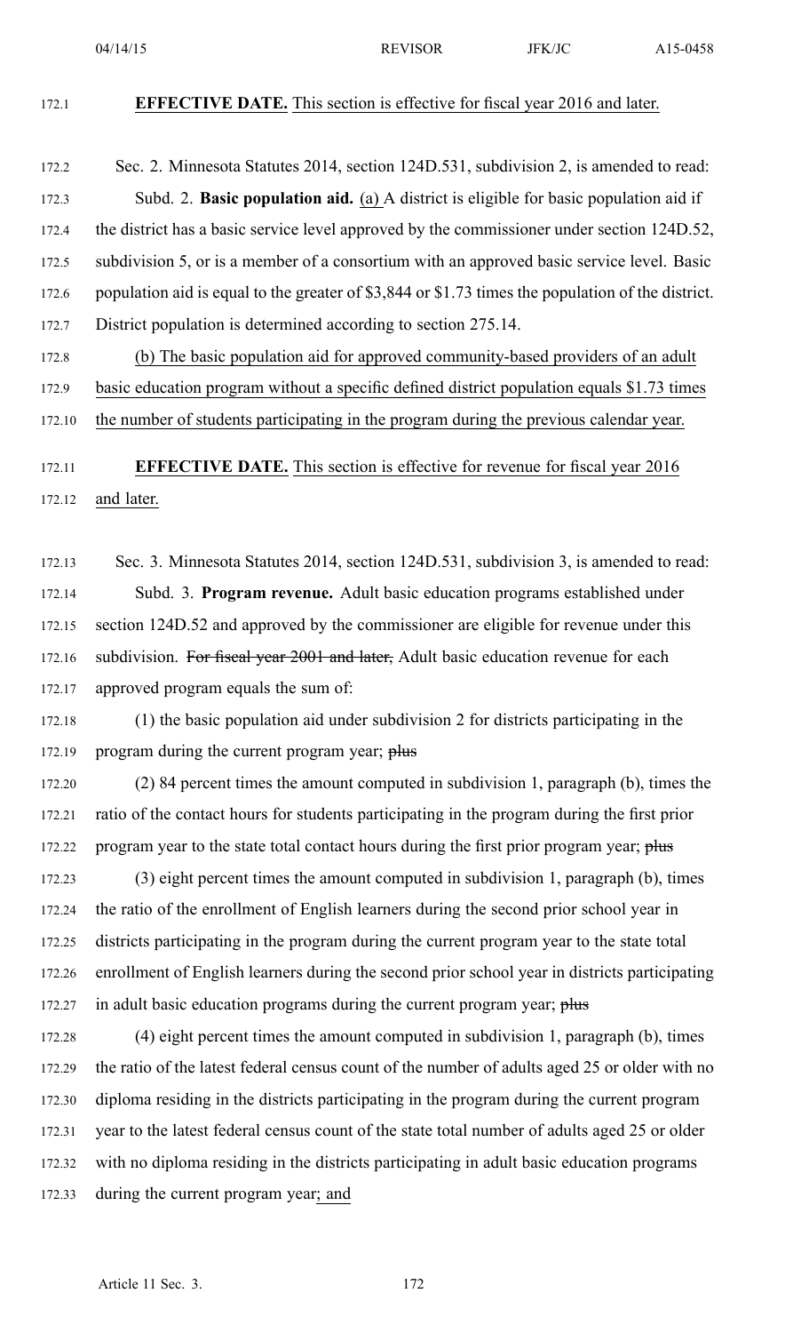**EFFECTIVE DATE.** This section is effective for fiscal year 2016 and later.

Sec. 2. Minnesota Statutes 2014, section 124D.531, subdivision 2, is amended to read:

Subd. 2. **Basic population aid.** (a) A district is eligible for basic population aid if the district has a basic service level approved by the commissioner under section 124D.52, subdivision 5, or is a member of a consortium with an approved basic service level. Basic population aid is equal to the greater of $3,844 or $1.73 times the population of the district. District population is determined according to section 275.14.

(b) The basic population aid for approved community-based providers of an adult basic education program without a specific defined district population equals $1.73 times the number of students participating in the program during the previous calendar year.

**EFFECTIVE DATE.** This section is effective for revenue for fiscal year 2016 and later.

Sec. 3. Minnesota Statutes 2014, section 124D.531, subdivision 3, is amended to read:

Subd. 3. **Program revenue.** Adult basic education programs established under section 124D.52 and approved by the commissioner are eligible for revenue under this subdivision. ~~For fiscal year 2001 and later,~~ Adult basic education revenue for each approved program equals the sum of:

(1) the basic population aid under subdivision 2 for districts participating in the program during the current program year; ~~plus~~

(2) 84 percent times the amount computed in subdivision 1, paragraph (b), times the ratio of the contact hours for students participating in the program during the first prior program year to the state total contact hours during the first prior program year; ~~plus~~

(3) eight percent times the amount computed in subdivision 1, paragraph (b), times the ratio of the enrollment of English learners during the second prior school year in districts participating in the program during the current program year to the state total enrollment of English learners during the second prior school year in districts participating in adult basic education programs during the current program year; ~~plus~~

(4) eight percent times the amount computed in subdivision 1, paragraph (b), times the ratio of the latest federal census count of the number of adults aged 25 or older with no diploma residing in the districts participating in the program during the current program year to the latest federal census count of the state total number of adults aged 25 or older with no diploma residing in the districts participating in adult basic education programs during the current program year; and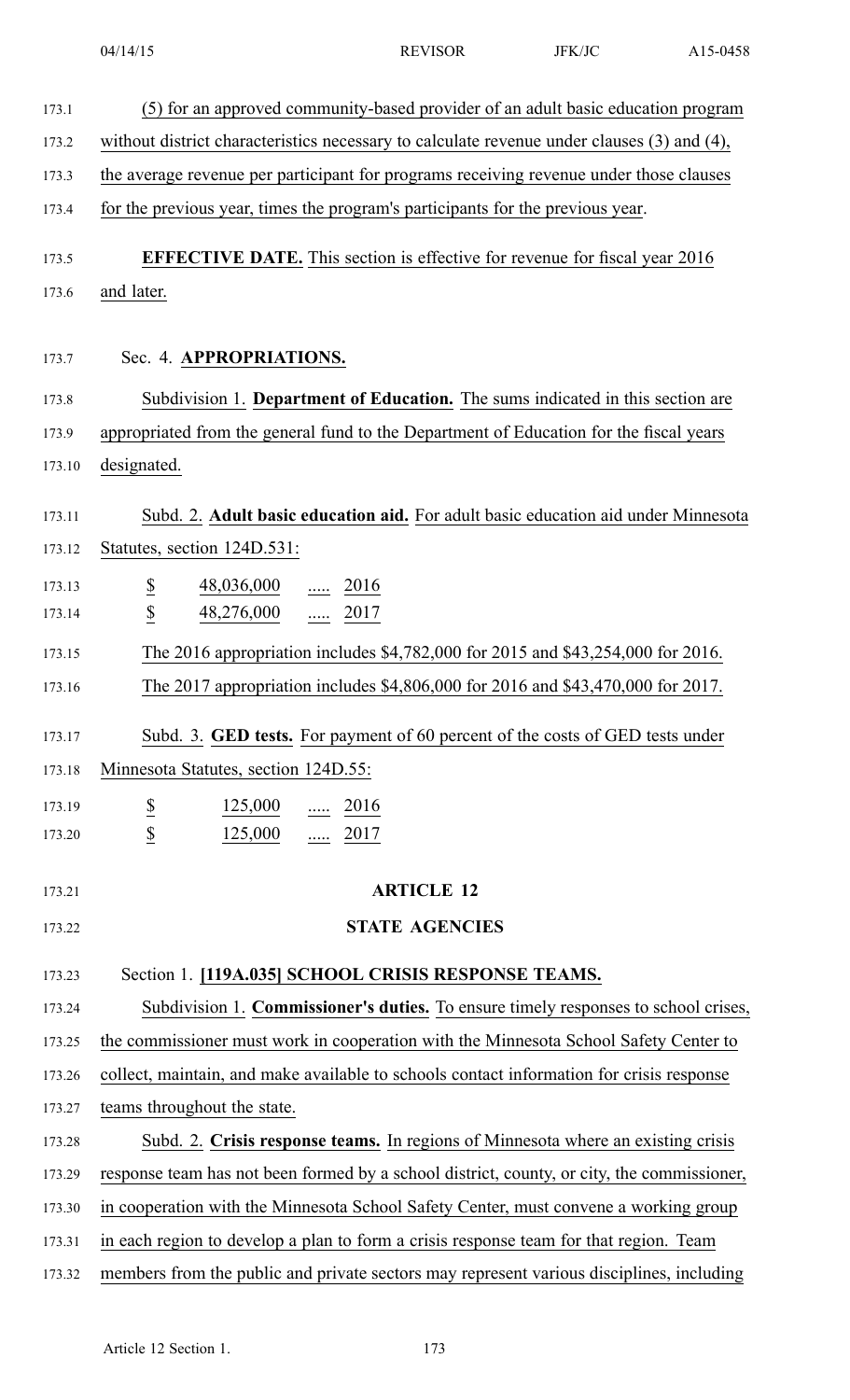(5) for an approved community-based provider of an adult basic education program without district characteristics necessary to calculate revenue under clauses (3) and (4), the average revenue per participant for programs receiving revenue under those clauses for the previous year, times the program's participants for the previous year.

**EFFECTIVE DATE.** This section is effective for revenue for fiscal year 2016 and later.

Sec. 4. **APPROPRIATIONS.**

Subdivision 1. **Department of Education.** The sums indicated in this section are appropriated from the general fund to the Department of Education for the fiscal years designated.

Subd. 2. **Adult basic education aid.** For adult basic education aid under Minnesota Statutes, section 124D.531:

| | | | |
|---|---|---|---|
| $ | 48,036,000 | ..... | 2016 |
| $ | 48,276,000 | ..... | 2017 |

The 2016 appropriation includes $4,782,000 for 2015 and $43,254,000 for 2016.

The 2017 appropriation includes $4,806,000 for 2016 and $43,470,000 for 2017.

Subd. 3. **GED tests.** For payment of 60 percent of the costs of GED tests under Minnesota Statutes, section 124D.55:

| | | | |
|---|---|---|---|
| $ | 125,000 | ..... | 2016 |
| $ | 125,000 | ..... | 2017 |

## ARTICLE 12

## STATE AGENCIES

Section 1. **[119A.035] SCHOOL CRISIS RESPONSE TEAMS.**

Subdivision 1. **Commissioner's duties.** To ensure timely responses to school crises, the commissioner must work in cooperation with the Minnesota School Safety Center to collect, maintain, and make available to schools contact information for crisis response teams throughout the state.

Subd. 2. **Crisis response teams.** In regions of Minnesota where an existing crisis response team has not been formed by a school district, county, or city, the commissioner, in cooperation with the Minnesota School Safety Center, must convene a working group in each region to develop a plan to form a crisis response team for that region. Team members from the public and private sectors may represent various disciplines, including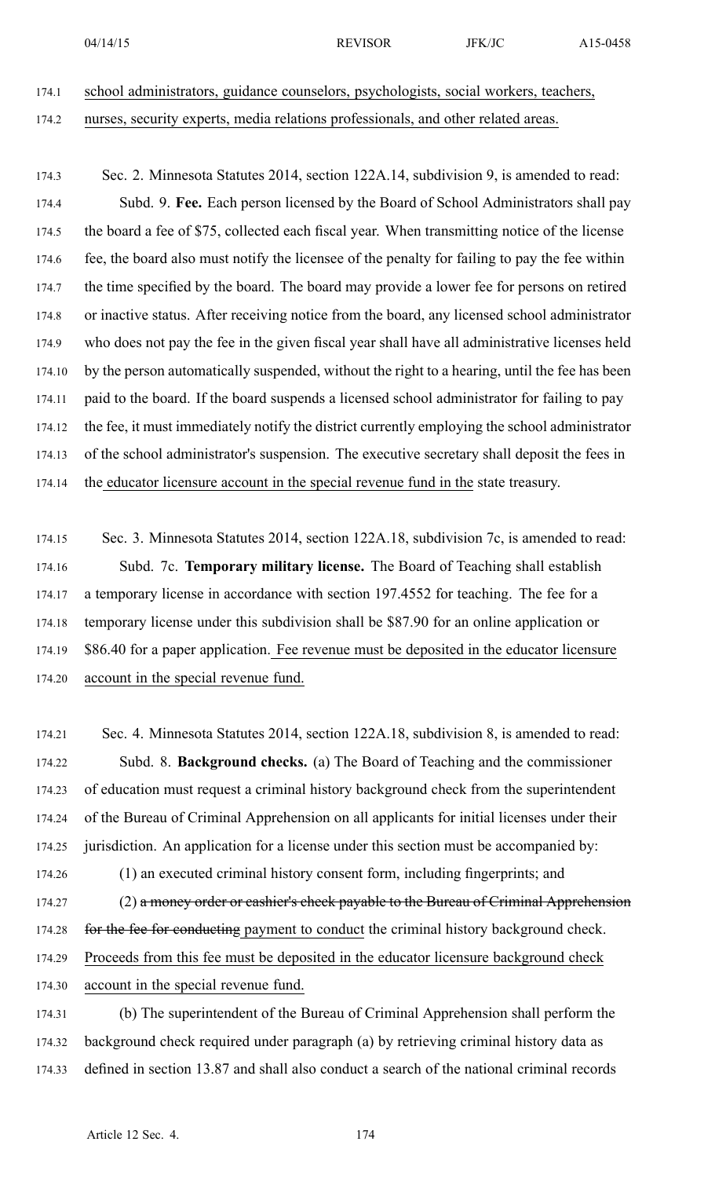school administrators, guidance counselors, psychologists, social workers, teachers, nurses, security experts, media relations professionals, and other related areas.

Sec. 2. Minnesota Statutes 2014, section 122A.14, subdivision 9, is amended to read:

Subd. 9. **Fee.** Each person licensed by the Board of School Administrators shall pay the board a fee of $75, collected each fiscal year. When transmitting notice of the license fee, the board also must notify the licensee of the penalty for failing to pay the fee within the time specified by the board. The board may provide a lower fee for persons on retired or inactive status. After receiving notice from the board, any licensed school administrator who does not pay the fee in the given fiscal year shall have all administrative licenses held by the person automatically suspended, without the right to a hearing, until the fee has been paid to the board. If the board suspends a licensed school administrator for failing to pay the fee, it must immediately notify the district currently employing the school administrator of the school administrator's suspension. The executive secretary shall deposit the fees in the educator licensure account in the special revenue fund in the state treasury.

Sec. 3. Minnesota Statutes 2014, section 122A.18, subdivision 7c, is amended to read:

Subd. 7c. **Temporary military license.** The Board of Teaching shall establish a temporary license in accordance with section 197.4552 for teaching. The fee for a temporary license under this subdivision shall be $87.90 for an online application or $86.40 for a paper application. Fee revenue must be deposited in the educator licensure account in the special revenue fund.

Sec. 4. Minnesota Statutes 2014, section 122A.18, subdivision 8, is amended to read:

Subd. 8. **Background checks.** (a) The Board of Teaching and the commissioner of education must request a criminal history background check from the superintendent of the Bureau of Criminal Apprehension on all applicants for initial licenses under their jurisdiction. An application for a license under this section must be accompanied by:

(1) an executed criminal history consent form, including fingerprints; and

(2) ~~a money order or cashier's check payable to the Bureau of Criminal Apprehension for the fee for conducting~~ payment to conduct the criminal history background check. Proceeds from this fee must be deposited in the educator licensure background check account in the special revenue fund.

(b) The superintendent of the Bureau of Criminal Apprehension shall perform the background check required under paragraph (a) by retrieving criminal history data as defined in section 13.87 and shall also conduct a search of the national criminal records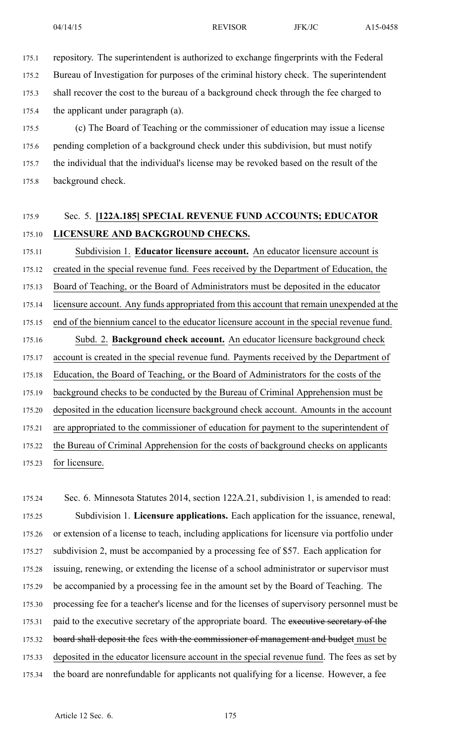repository. The superintendent is authorized to exchange fingerprints with the Federal Bureau of Investigation for purposes of the criminal history check. The superintendent shall recover the cost to the bureau of a background check through the fee charged to the applicant under paragraph (a).

(c) The Board of Teaching or the commissioner of education may issue a license pending completion of a background check under this subdivision, but must notify the individual that the individual's license may be revoked based on the result of the background check.

Sec. 5. **[122A.185] SPECIAL REVENUE FUND ACCOUNTS; EDUCATOR LICENSURE AND BACKGROUND CHECKS.**

Subdivision 1. **Educator licensure account.** An educator licensure account is created in the special revenue fund. Fees received by the Department of Education, the Board of Teaching, or the Board of Administrators must be deposited in the educator licensure account. Any funds appropriated from this account that remain unexpended at the end of the biennium cancel to the educator licensure account in the special revenue fund.

Subd. 2. **Background check account.** An educator licensure background check account is created in the special revenue fund. Payments received by the Department of Education, the Board of Teaching, or the Board of Administrators for the costs of the background checks to be conducted by the Bureau of Criminal Apprehension must be deposited in the education licensure background check account. Amounts in the account are appropriated to the commissioner of education for payment to the superintendent of the Bureau of Criminal Apprehension for the costs of background checks on applicants for licensure.

Sec. 6. Minnesota Statutes 2014, section 122A.21, subdivision 1, is amended to read:

Subdivision 1. **Licensure applications.** Each application for the issuance, renewal, or extension of a license to teach, including applications for licensure via portfolio under subdivision 2, must be accompanied by a processing fee of $57. Each application for issuing, renewing, or extending the license of a school administrator or supervisor must be accompanied by a processing fee in the amount set by the Board of Teaching. The processing fee for a teacher's license and for the licenses of supervisory personnel must be paid to the executive secretary of the appropriate board. The ~~executive secretary of the board shall deposit the~~ fees ~~with the commissioner of management and budget~~ must be deposited in the educator licensure account in the special revenue fund. The fees as set by the board are nonrefundable for applicants not qualifying for a license. However, a fee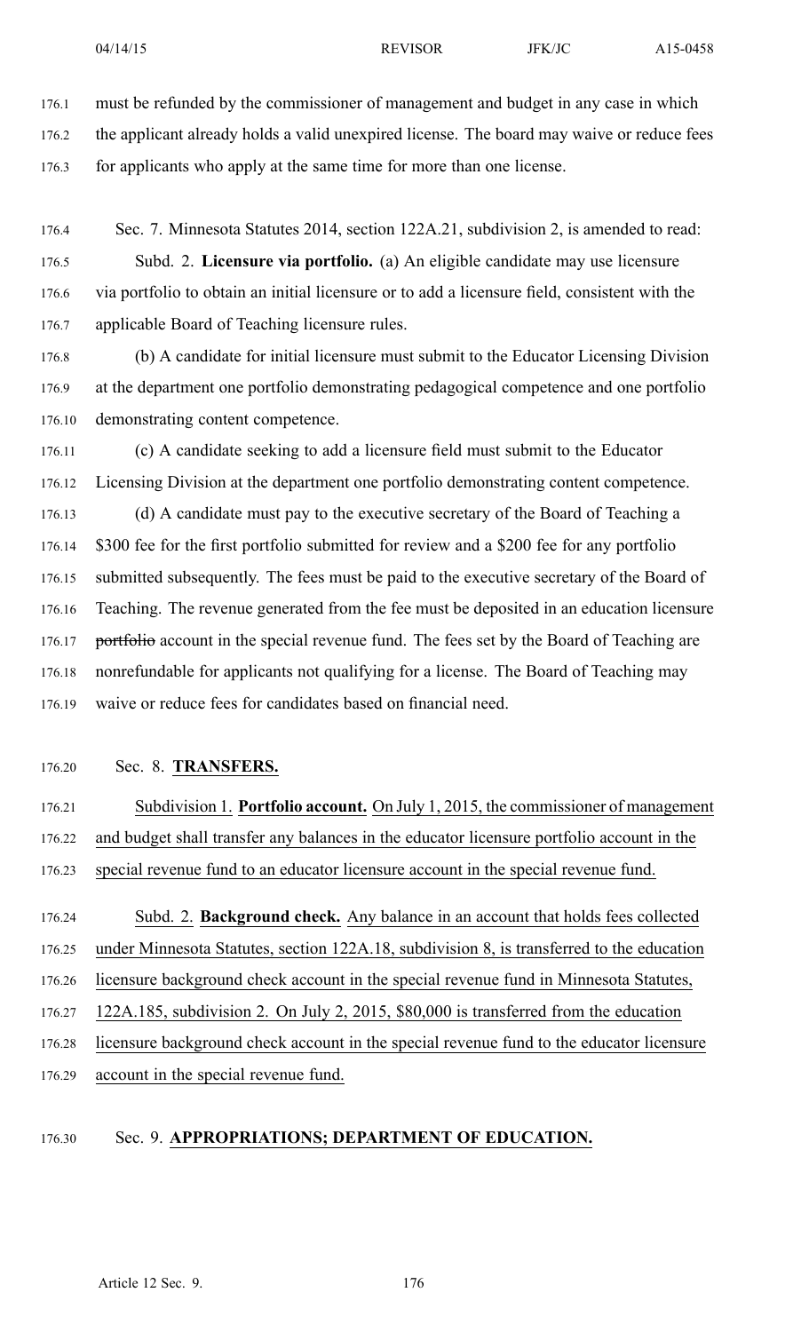must be refunded by the commissioner of management and budget in any case in which the applicant already holds a valid unexpired license. The board may waive or reduce fees for applicants who apply at the same time for more than one license.

Sec. 7. Minnesota Statutes 2014, section 122A.21, subdivision 2, is amended to read:

Subd. 2. **Licensure via portfolio.** (a) An eligible candidate may use licensure via portfolio to obtain an initial licensure or to add a licensure field, consistent with the applicable Board of Teaching licensure rules.

(b) A candidate for initial licensure must submit to the Educator Licensing Division at the department one portfolio demonstrating pedagogical competence and one portfolio demonstrating content competence.

(c) A candidate seeking to add a licensure field must submit to the Educator Licensing Division at the department one portfolio demonstrating content competence.

(d) A candidate must pay to the executive secretary of the Board of Teaching a $300 fee for the first portfolio submitted for review and a $200 fee for any portfolio submitted subsequently. The fees must be paid to the executive secretary of the Board of Teaching. The revenue generated from the fee must be deposited in an education licensure ~~portfolio~~ account in the special revenue fund. The fees set by the Board of Teaching are nonrefundable for applicants not qualifying for a license. The Board of Teaching may waive or reduce fees for candidates based on financial need.

Sec. 8. **TRANSFERS.**

Subdivision 1. **Portfolio account.** On July 1, 2015, the commissioner of management and budget shall transfer any balances in the educator licensure portfolio account in the special revenue fund to an educator licensure account in the special revenue fund.

Subd. 2. **Background check.** Any balance in an account that holds fees collected under Minnesota Statutes, section 122A.18, subdivision 8, is transferred to the education licensure background check account in the special revenue fund in Minnesota Statutes, 122A.185, subdivision 2. On July 2, 2015, $80,000 is transferred from the education licensure background check account in the special revenue fund to the educator licensure account in the special revenue fund.

Sec. 9. **APPROPRIATIONS; DEPARTMENT OF EDUCATION.**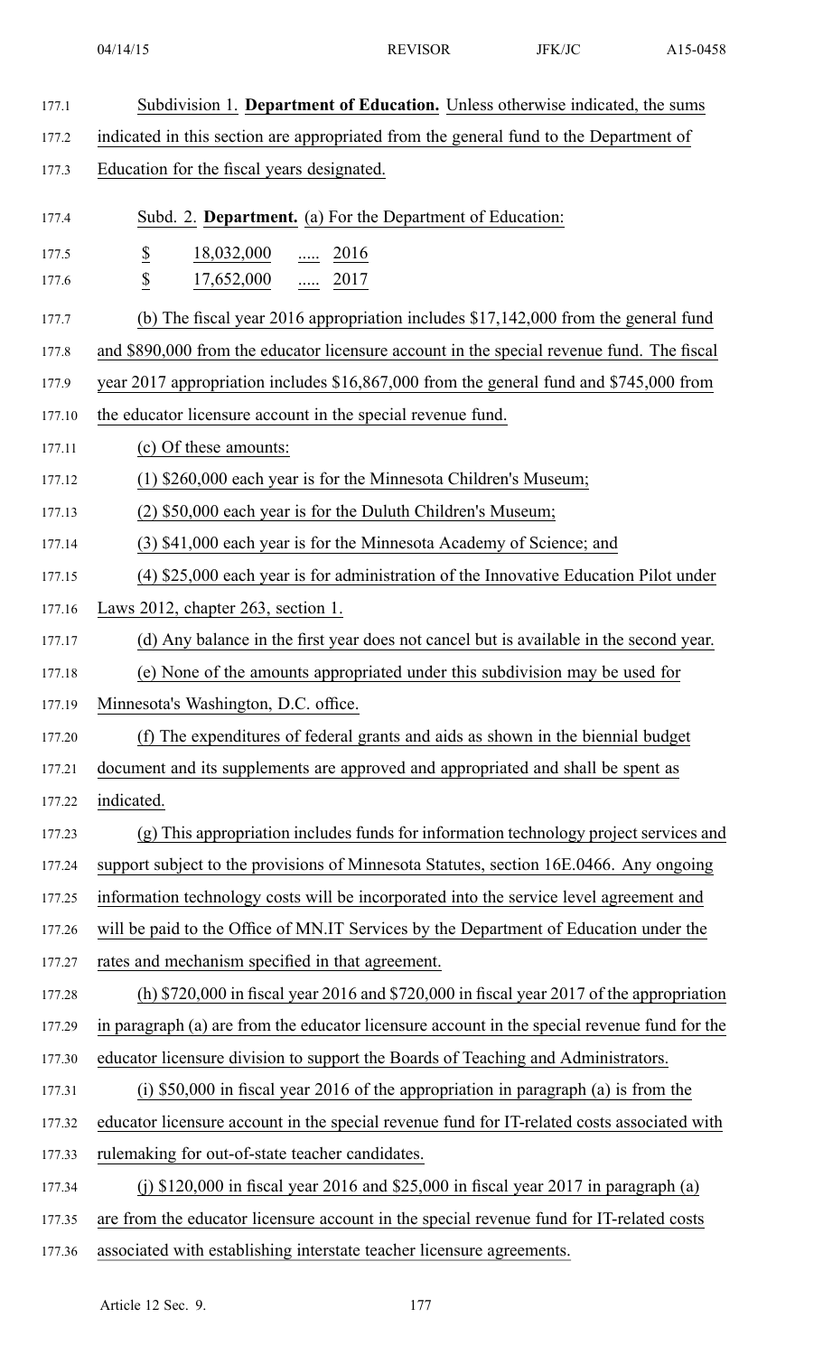Subdivision 1. **Department of Education.** Unless otherwise indicated, the sums indicated in this section are appropriated from the general fund to the Department of Education for the fiscal years designated.

Subd. 2. **Department.** (a) For the Department of Education:

| | | | |
|---|---|---|---|
| $ | 18,032,000 | ..... | 2016 |
| $ | 17,652,000 | ..... | 2017 |

(b) The fiscal year 2016 appropriation includes $17,142,000 from the general fund and $890,000 from the educator licensure account in the special revenue fund. The fiscal year 2017 appropriation includes $16,867,000 from the general fund and $745,000 from the educator licensure account in the special revenue fund.

(c) Of these amounts:

(1) $260,000 each year is for the Minnesota Children's Museum;

(2) $50,000 each year is for the Duluth Children's Museum;

(3) $41,000 each year is for the Minnesota Academy of Science; and

(4) $25,000 each year is for administration of the Innovative Education Pilot under Laws 2012, chapter 263, section 1.

(d) Any balance in the first year does not cancel but is available in the second year.

(e) None of the amounts appropriated under this subdivision may be used for Minnesota's Washington, D.C. office.

(f) The expenditures of federal grants and aids as shown in the biennial budget document and its supplements are approved and appropriated and shall be spent as indicated.

(g) This appropriation includes funds for information technology project services and support subject to the provisions of Minnesota Statutes, section 16E.0466. Any ongoing information technology costs will be incorporated into the service level agreement and will be paid to the Office of MN.IT Services by the Department of Education under the rates and mechanism specified in that agreement.

(h) $720,000 in fiscal year 2016 and $720,000 in fiscal year 2017 of the appropriation in paragraph (a) are from the educator licensure account in the special revenue fund for the educator licensure division to support the Boards of Teaching and Administrators.

(i) $50,000 in fiscal year 2016 of the appropriation in paragraph (a) is from the educator licensure account in the special revenue fund for IT-related costs associated with rulemaking for out-of-state teacher candidates.

(j) $120,000 in fiscal year 2016 and $25,000 in fiscal year 2017 in paragraph (a) are from the educator licensure account in the special revenue fund for IT-related costs associated with establishing interstate teacher licensure agreements.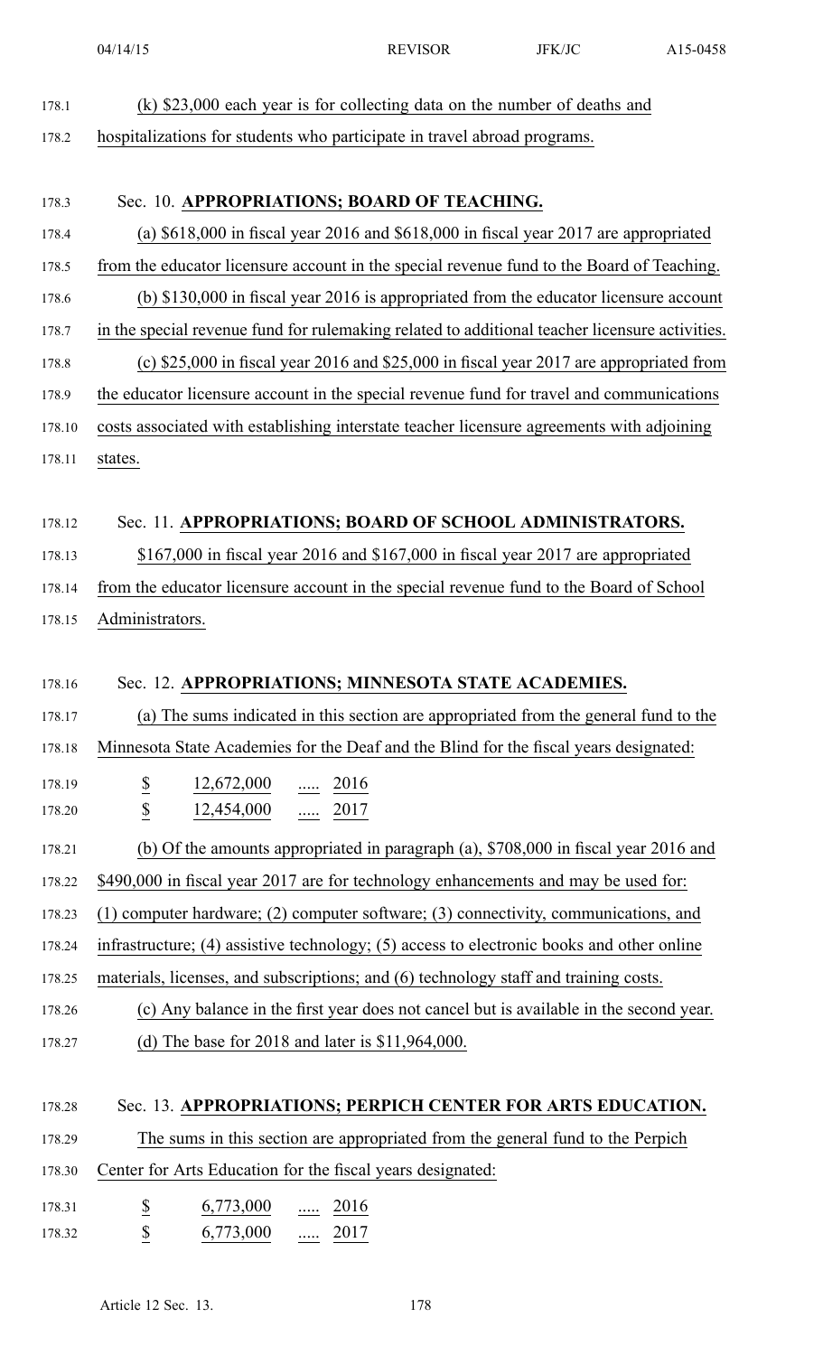(k) $23,000 each year is for collecting data on the number of deaths and hospitalizations for students who participate in travel abroad programs.

Sec. 10. **APPROPRIATIONS; BOARD OF TEACHING.**

(a) $618,000 in fiscal year 2016 and $618,000 in fiscal year 2017 are appropriated from the educator licensure account in the special revenue fund to the Board of Teaching.

(b) $130,000 in fiscal year 2016 is appropriated from the educator licensure account in the special revenue fund for rulemaking related to additional teacher licensure activities.

(c) $25,000 in fiscal year 2016 and $25,000 in fiscal year 2017 are appropriated from the educator licensure account in the special revenue fund for travel and communications costs associated with establishing interstate teacher licensure agreements with adjoining states.

Sec. 11. **APPROPRIATIONS; BOARD OF SCHOOL ADMINISTRATORS.**

$167,000 in fiscal year 2016 and $167,000 in fiscal year 2017 are appropriated from the educator licensure account in the special revenue fund to the Board of School Administrators.

Sec. 12. **APPROPRIATIONS; MINNESOTA STATE ACADEMIES.**

(a) The sums indicated in this section are appropriated from the general fund to the Minnesota State Academies for the Deaf and the Blind for the fiscal years designated:

| $ | 12,672,000 | ..... | 2016 |
|---|---|---|---|
| $ | 12,454,000 | ..... | 2017 |

(b) Of the amounts appropriated in paragraph (a), $708,000 in fiscal year 2016 and $490,000 in fiscal year 2017 are for technology enhancements and may be used for: (1) computer hardware; (2) computer software; (3) connectivity, communications, and infrastructure; (4) assistive technology; (5) access to electronic books and other online materials, licenses, and subscriptions; and (6) technology staff and training costs.

(c) Any balance in the first year does not cancel but is available in the second year.

(d) The base for 2018 and later is $11,964,000.

Sec. 13. **APPROPRIATIONS; PERPICH CENTER FOR ARTS EDUCATION.**

The sums in this section are appropriated from the general fund to the Perpich Center for Arts Education for the fiscal years designated:

| $ | 6,773,000 | ..... | 2016 |
|---|---|---|---|
| $ | 6,773,000 | ..... | 2017 |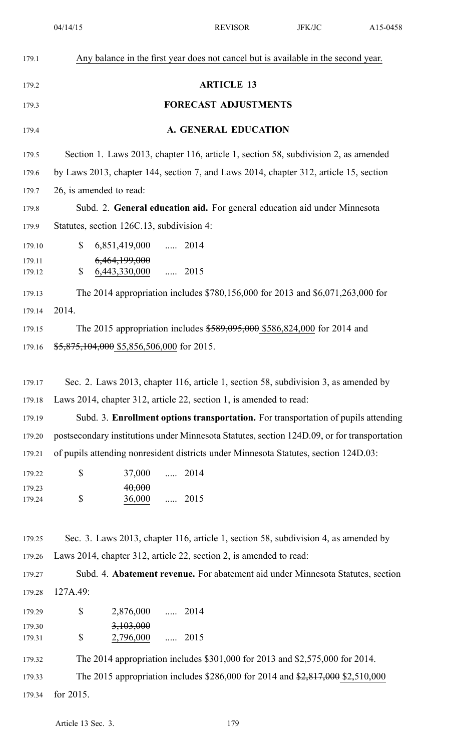Any balance in the first year does not cancel but is available in the second year.

## ARTICLE 13

## FORECAST ADJUSTMENTS

### A. GENERAL EDUCATION

Section 1. Laws 2013, chapter 116, article 1, section 58, subdivision 2, as amended by Laws 2013, chapter 144, section 7, and Laws 2014, chapter 312, article 15, section 26, is amended to read:

Subd. 2. **General education aid.** For general education aid under Minnesota Statutes, section 126C.13, subdivision 4:

| | | |
|---|---|---|
| $ | 6,851,419,000 | ..... 2014 |
| $ | ~~6,464,199,000~~ 6,443,330,000 | ..... 2015 |

The 2014 appropriation includes $780,156,000 for 2013 and $6,071,263,000 for 2014.

The 2015 appropriation includes ~~$589,095,000~~ $586,824,000 for 2014 and ~~$5,875,104,000~~ $5,856,506,000 for 2015.

Sec. 2. Laws 2013, chapter 116, article 1, section 58, subdivision 3, as amended by Laws 2014, chapter 312, article 22, section 1, is amended to read:

Subd. 3. **Enrollment options transportation.** For transportation of pupils attending postsecondary institutions under Minnesota Statutes, section 124D.09, or for transportation of pupils attending nonresident districts under Minnesota Statutes, section 124D.03:

| | | |
|---|---|---|
| $ | 37,000 | ..... 2014 |
| $ | ~~40,000~~ 36,000 | ..... 2015 |

Sec. 3. Laws 2013, chapter 116, article 1, section 58, subdivision 4, as amended by Laws 2014, chapter 312, article 22, section 2, is amended to read:

Subd. 4. **Abatement revenue.** For abatement aid under Minnesota Statutes, section 127A.49:

| | | |
|---|---|---|
| $ | 2,876,000 | ..... 2014 |
| $ | ~~3,103,000~~ 2,796,000 | ..... 2015 |

The 2014 appropriation includes $301,000 for 2013 and $2,575,000 for 2014.

The 2015 appropriation includes $286,000 for 2014 and ~~$2,817,000~~ $2,510,000 for 2015.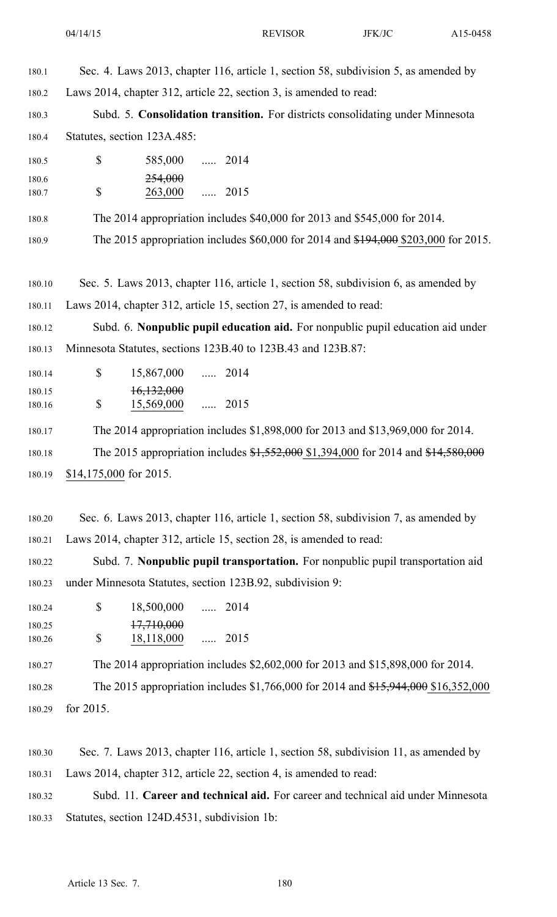Sec. 4. Laws 2013, chapter 116, article 1, section 58, subdivision 5, as amended by Laws 2014, chapter 312, article 22, section 3, is amended to read:

Subd. 5. **Consolidation transition.** For districts consolidating under Minnesota Statutes, section 123A.485:

| | | | |
|---|---|---|---|
| $ | 585,000 | ..... | 2014 |
| $ | ~~254,000~~ 263,000 | ..... | 2015 |

The 2014 appropriation includes $40,000 for 2013 and $545,000 for 2014.

The 2015 appropriation includes $60,000 for 2014 and ~~$194,000~~ $203,000 for 2015.

Sec. 5. Laws 2013, chapter 116, article 1, section 58, subdivision 6, as amended by Laws 2014, chapter 312, article 15, section 27, is amended to read:

Subd. 6. **Nonpublic pupil education aid.** For nonpublic pupil education aid under Minnesota Statutes, sections 123B.40 to 123B.43 and 123B.87:

| | | | |
|---|---|---|---|
| $ | 15,867,000 | ..... | 2014 |
| $ | ~~16,132,000~~ 15,569,000 | ..... | 2015 |

The 2014 appropriation includes $1,898,000 for 2013 and $13,969,000 for 2014.

The 2015 appropriation includes ~~$1,552,000~~ $1,394,000 for 2014 and ~~$14,580,000~~ $14,175,000 for 2015.

Sec. 6. Laws 2013, chapter 116, article 1, section 58, subdivision 7, as amended by Laws 2014, chapter 312, article 15, section 28, is amended to read:

Subd. 7. **Nonpublic pupil transportation.** For nonpublic pupil transportation aid under Minnesota Statutes, section 123B.92, subdivision 9:

| | | | |
|---|---|---|---|
| $ | 18,500,000 | ..... | 2014 |
| $ | ~~17,710,000~~ 18,118,000 | ..... | 2015 |

The 2014 appropriation includes $2,602,000 for 2013 and $15,898,000 for 2014.

The 2015 appropriation includes $1,766,000 for 2014 and ~~$15,944,000~~ $16,352,000 for 2015.

Sec. 7. Laws 2013, chapter 116, article 1, section 58, subdivision 11, as amended by Laws 2014, chapter 312, article 22, section 4, is amended to read:

Subd. 11. **Career and technical aid.** For career and technical aid under Minnesota Statutes, section 124D.4531, subdivision 1b: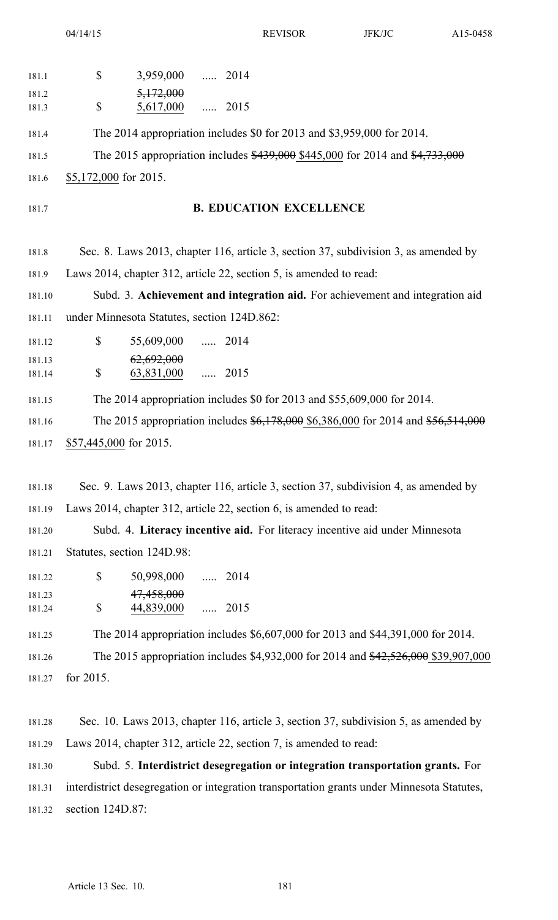| | | |
|---|---|---|
| $ | 3,959,000 | ..... 2014 |
| $ | ~~5,172,000~~ 5,617,000 | ..... 2015 |

The 2014 appropriation includes $0 for 2013 and $3,959,000 for 2014.

The 2015 appropriation includes ~~$439,000~~ $445,000 for 2014 and ~~$4,733,000~~ $5,172,000 for 2015.

## B. EDUCATION EXCELLENCE

Sec. 8. Laws 2013, chapter 116, article 3, section 37, subdivision 3, as amended by Laws 2014, chapter 312, article 22, section 5, is amended to read:

Subd. 3. **Achievement and integration aid.** For achievement and integration aid under Minnesota Statutes, section 124D.862:

| | | |
|---|---|---|
| $ | 55,609,000 | ..... 2014 |
| $ | ~~62,692,000~~ 63,831,000 | ..... 2015 |

The 2014 appropriation includes $0 for 2013 and $55,609,000 for 2014.

The 2015 appropriation includes ~~$6,178,000~~ $6,386,000 for 2014 and ~~$56,514,000~~ $57,445,000 for 2015.

Sec. 9. Laws 2013, chapter 116, article 3, section 37, subdivision 4, as amended by Laws 2014, chapter 312, article 22, section 6, is amended to read:

Subd. 4. **Literacy incentive aid.** For literacy incentive aid under Minnesota Statutes, section 124D.98:

| | | |
|---|---|---|
| $ | 50,998,000 | ..... 2014 |
| $ | ~~47,458,000~~ 44,839,000 | ..... 2015 |

The 2014 appropriation includes $6,607,000 for 2013 and $44,391,000 for 2014.

The 2015 appropriation includes $4,932,000 for 2014 and ~~$42,526,000~~ $39,907,000 for 2015.

Sec. 10. Laws 2013, chapter 116, article 3, section 37, subdivision 5, as amended by Laws 2014, chapter 312, article 22, section 7, is amended to read:

Subd. 5. **Interdistrict desegregation or integration transportation grants.** For interdistrict desegregation or integration transportation grants under Minnesota Statutes, section 124D.87: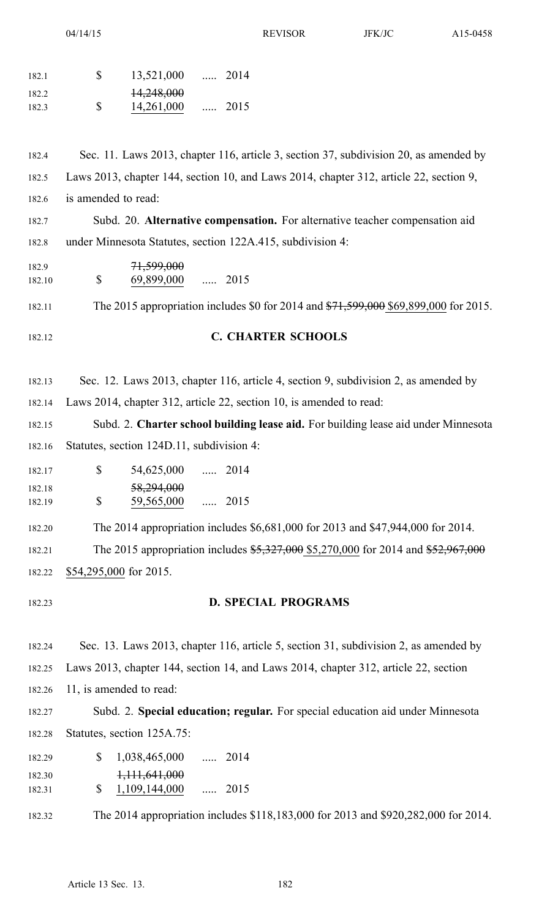| | | |
|---|---|---|
| $ | 13,521,000 | ..... 2014 |
| $ | ~~14,248,000~~ 14,261,000 | ..... 2015 |

Sec. 11. Laws 2013, chapter 116, article 3, section 37, subdivision 20, as amended by Laws 2013, chapter 144, section 10, and Laws 2014, chapter 312, article 22, section 9, is amended to read:

Subd. 20. **Alternative compensation.** For alternative teacher compensation aid under Minnesota Statutes, section 122A.415, subdivision 4:

| | | |
|---|---|---|
| $ | ~~71,599,000~~ 69,899,000 | ..... 2015 |

The 2015 appropriation includes $0 for 2014 and ~~$71,599,000~~ $69,899,000 for 2015.

## C. CHARTER SCHOOLS

Sec. 12. Laws 2013, chapter 116, article 4, section 9, subdivision 2, as amended by Laws 2014, chapter 312, article 22, section 10, is amended to read:

Subd. 2. **Charter school building lease aid.** For building lease aid under Minnesota Statutes, section 124D.11, subdivision 4:

| | | |
|---|---|---|
| $ | 54,625,000 | ..... 2014 |
| $ | ~~58,294,000~~ 59,565,000 | ..... 2015 |

The 2014 appropriation includes $6,681,000 for 2013 and $47,944,000 for 2014.

The 2015 appropriation includes ~~$5,327,000~~ $5,270,000 for 2014 and ~~$52,967,000~~ $54,295,000 for 2015.

## D. SPECIAL PROGRAMS

Sec. 13. Laws 2013, chapter 116, article 5, section 31, subdivision 2, as amended by Laws 2013, chapter 144, section 14, and Laws 2014, chapter 312, article 22, section 11, is amended to read:

Subd. 2. **Special education; regular.** For special education aid under Minnesota Statutes, section 125A.75:

| | | |
|---|---|---|
| $ | 1,038,465,000 | ..... 2014 |
| $ | ~~1,111,641,000~~ 1,109,144,000 | ..... 2015 |

The 2014 appropriation includes $118,183,000 for 2013 and $920,282,000 for 2014.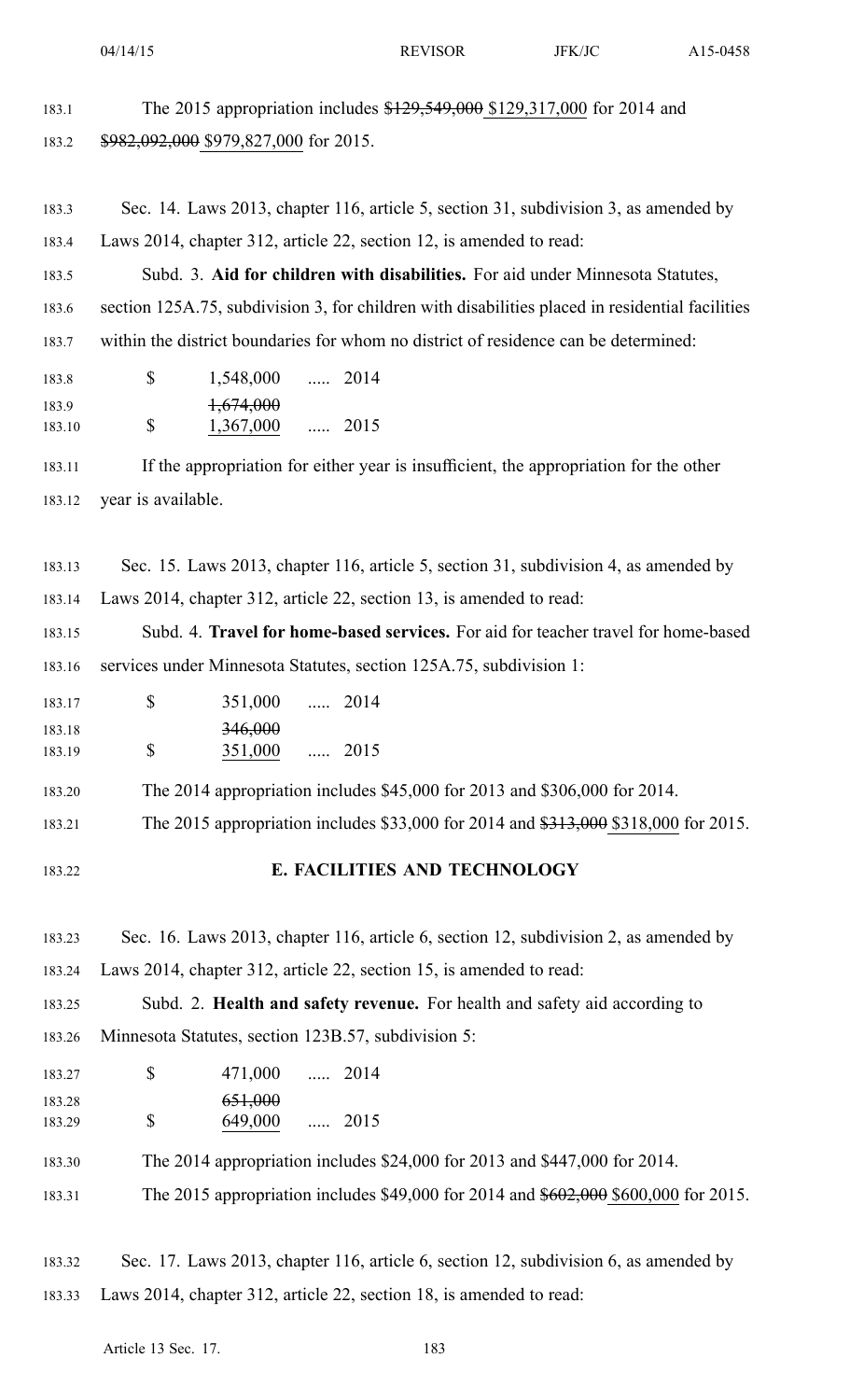The 2015 appropriation includes ~~$129,549,000~~ $129,317,000 for 2014 and ~~$982,092,000~~ $979,827,000 for 2015.

Sec. 14. Laws 2013, chapter 116, article 5, section 31, subdivision 3, as amended by Laws 2014, chapter 312, article 22, section 12, is amended to read:

Subd. 3. **Aid for children with disabilities.** For aid under Minnesota Statutes, section 125A.75, subdivision 3, for children with disabilities placed in residential facilities within the district boundaries for whom no district of residence can be determined:

| | | | |
|---|---|---|---|
| $ | 1,548,000 | ..... | 2014 |
| $ | ~~1,674,000~~ 1,367,000 | ..... | 2015 |

If the appropriation for either year is insufficient, the appropriation for the other year is available.

Sec. 15. Laws 2013, chapter 116, article 5, section 31, subdivision 4, as amended by Laws 2014, chapter 312, article 22, section 13, is amended to read:

Subd. 4. **Travel for home-based services.** For aid for teacher travel for home-based services under Minnesota Statutes, section 125A.75, subdivision 1:

| | | | |
|---|---|---|---|
| $ | 351,000 | ..... | 2014 |
| $ | ~~346,000~~ 351,000 | ..... | 2015 |

The 2014 appropriation includes $45,000 for 2013 and $306,000 for 2014.

The 2015 appropriation includes $33,000 for 2014 and ~~$313,000~~ $318,000 for 2015.

## E. FACILITIES AND TECHNOLOGY

Sec. 16. Laws 2013, chapter 116, article 6, section 12, subdivision 2, as amended by Laws 2014, chapter 312, article 22, section 15, is amended to read:

Subd. 2. **Health and safety revenue.** For health and safety aid according to Minnesota Statutes, section 123B.57, subdivision 5:

| | | | |
|---|---|---|---|
| $ | 471,000 | ..... | 2014 |
| $ | ~~651,000~~ 649,000 | ..... | 2015 |

The 2014 appropriation includes $24,000 for 2013 and $447,000 for 2014.

The 2015 appropriation includes $49,000 for 2014 and ~~$602,000~~ $600,000 for 2015.

Sec. 17. Laws 2013, chapter 116, article 6, section 12, subdivision 6, as amended by Laws 2014, chapter 312, article 22, section 18, is amended to read: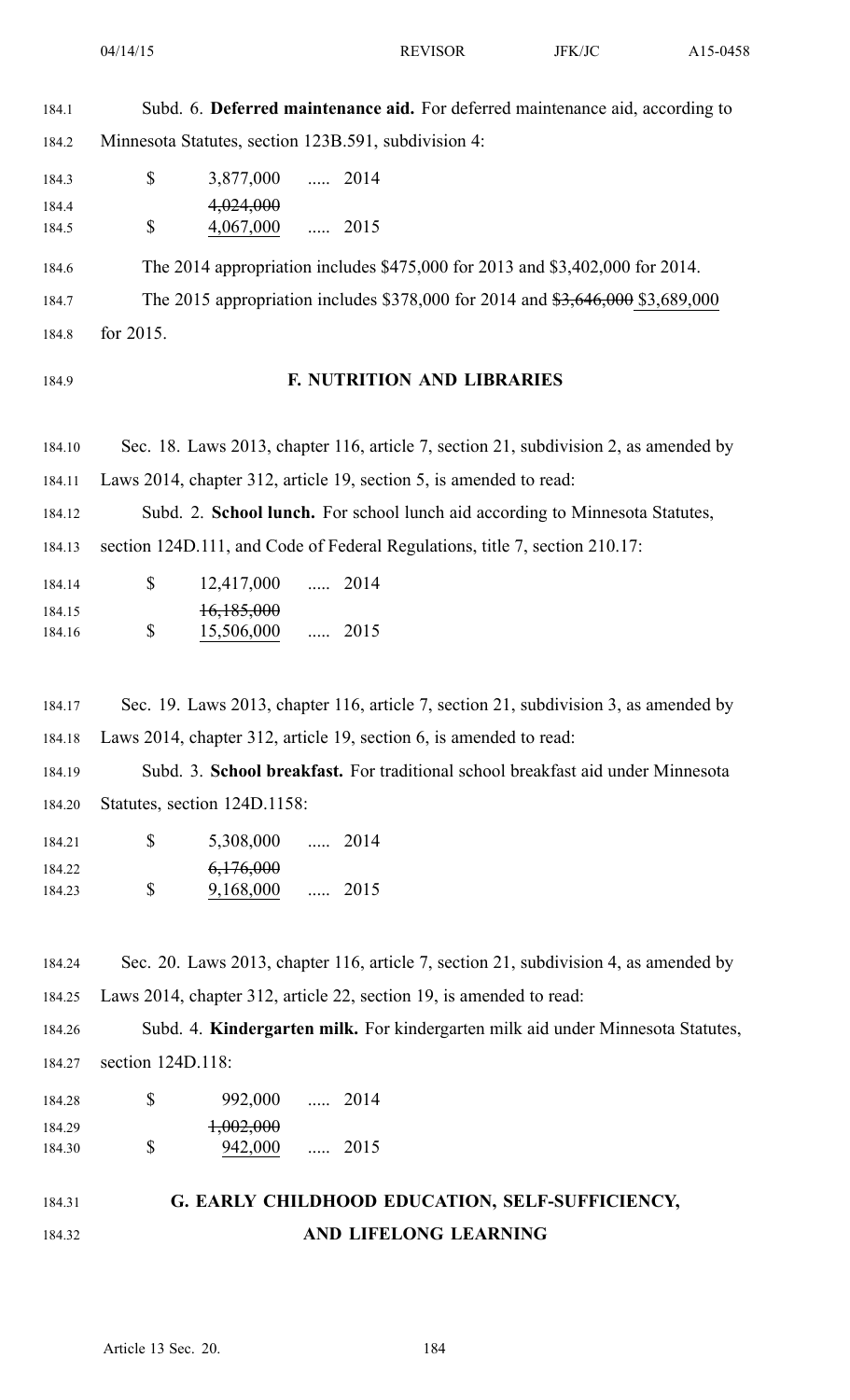Subd. 6. **Deferred maintenance aid.** For deferred maintenance aid, according to Minnesota Statutes, section 123B.591, subdivision 4:

| | | |
|---|---|---|
| $ | 3,877,000 | ..... 2014 |
| $ | ~~4,024,000~~ 4,067,000 | ..... 2015 |

The 2014 appropriation includes $475,000 for 2013 and $3,402,000 for 2014.

The 2015 appropriation includes $378,000 for 2014 and ~~$3,646,000~~ $3,689,000 for 2015.

## F. NUTRITION AND LIBRARIES

Sec. 18. Laws 2013, chapter 116, article 7, section 21, subdivision 2, as amended by Laws 2014, chapter 312, article 19, section 5, is amended to read:

Subd. 2. **School lunch.** For school lunch aid according to Minnesota Statutes, section 124D.111, and Code of Federal Regulations, title 7, section 210.17:

| | | |
|---|---|---|
| $ | 12,417,000 | ..... 2014 |
| $ | ~~16,185,000~~ 15,506,000 | ..... 2015 |

Sec. 19. Laws 2013, chapter 116, article 7, section 21, subdivision 3, as amended by Laws 2014, chapter 312, article 19, section 6, is amended to read:

Subd. 3. **School breakfast.** For traditional school breakfast aid under Minnesota Statutes, section 124D.1158:

| | | |
|---|---|---|
| $ | 5,308,000 | ..... 2014 |
| $ | ~~6,176,000~~ 9,168,000 | ..... 2015 |

Sec. 20. Laws 2013, chapter 116, article 7, section 21, subdivision 4, as amended by Laws 2014, chapter 312, article 22, section 19, is amended to read:

Subd. 4. **Kindergarten milk.** For kindergarten milk aid under Minnesota Statutes, section 124D.118:

| | | |
|---|---|---|
| $ | 992,000 | ..... 2014 |
| $ | ~~1,002,000~~ 942,000 | ..... 2015 |

## G. EARLY CHILDHOOD EDUCATION, SELF-SUFFICIENCY, AND LIFELONG LEARNING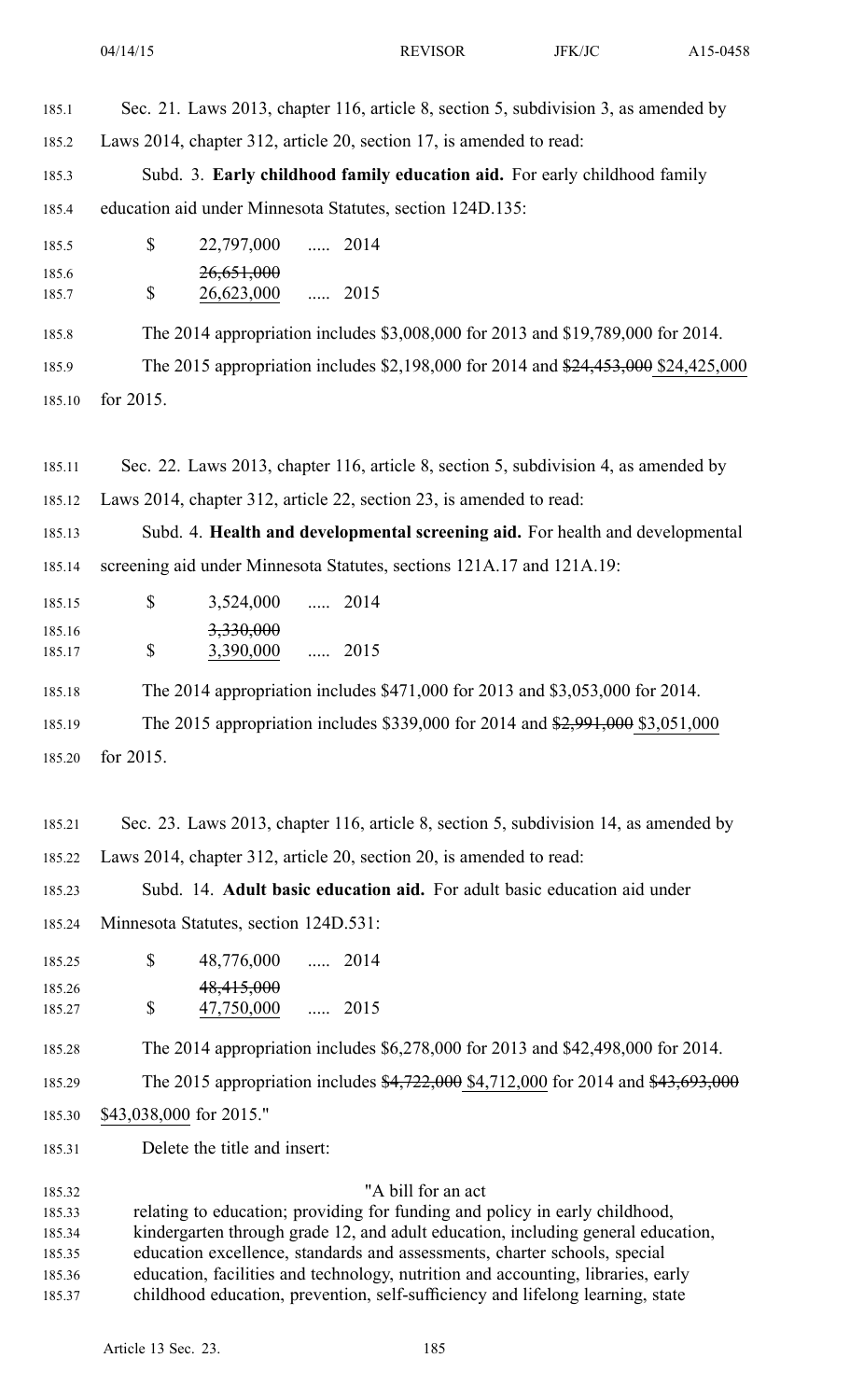Sec. 21. Laws 2013, chapter 116, article 8, section 5, subdivision 3, as amended by Laws 2014, chapter 312, article 20, section 17, is amended to read:

Subd. 3. **Early childhood family education aid.** For early childhood family education aid under Minnesota Statutes, section 124D.135:

| | | | |
|---|---|---|---|
| $ | 22,797,000 | ..... | 2014 |
| $ | ~~26,651,000~~ 26,623,000 | ..... | 2015 |

The 2014 appropriation includes $3,008,000 for 2013 and $19,789,000 for 2014.

The 2015 appropriation includes $2,198,000 for 2014 and ~~$24,453,000~~ $24,425,000 for 2015.

Sec. 22. Laws 2013, chapter 116, article 8, section 5, subdivision 4, as amended by Laws 2014, chapter 312, article 22, section 23, is amended to read:

Subd. 4. **Health and developmental screening aid.** For health and developmental screening aid under Minnesota Statutes, sections 121A.17 and 121A.19:

| | | | |
|---|---|---|---|
| $ | 3,524,000 | ..... | 2014 |
| $ | ~~3,330,000~~ 3,390,000 | ..... | 2015 |

The 2014 appropriation includes $471,000 for 2013 and $3,053,000 for 2014.

The 2015 appropriation includes $339,000 for 2014 and ~~$2,991,000~~ $3,051,000 for 2015.

Sec. 23. Laws 2013, chapter 116, article 8, section 5, subdivision 14, as amended by Laws 2014, chapter 312, article 20, section 20, is amended to read:

Subd. 14. **Adult basic education aid.** For adult basic education aid under Minnesota Statutes, section 124D.531:

| | | | |
|---|---|---|---|
| $ | 48,776,000 | ..... | 2014 |
| $ | ~~48,415,000~~ 47,750,000 | ..... | 2015 |

The 2014 appropriation includes $6,278,000 for 2013 and $42,498,000 for 2014.

The 2015 appropriation includes ~~$4,722,000~~ $4,712,000 for 2014 and ~~$43,693,000~~ $43,038,000 for 2015."

Delete the title and insert:

"A bill for an act
relating to education; providing for funding and policy in early childhood, kindergarten through grade 12, and adult education, including general education, education excellence, standards and assessments, charter schools, special education, facilities and technology, nutrition and accounting, libraries, early childhood education, prevention, self-sufficiency and lifelong learning, state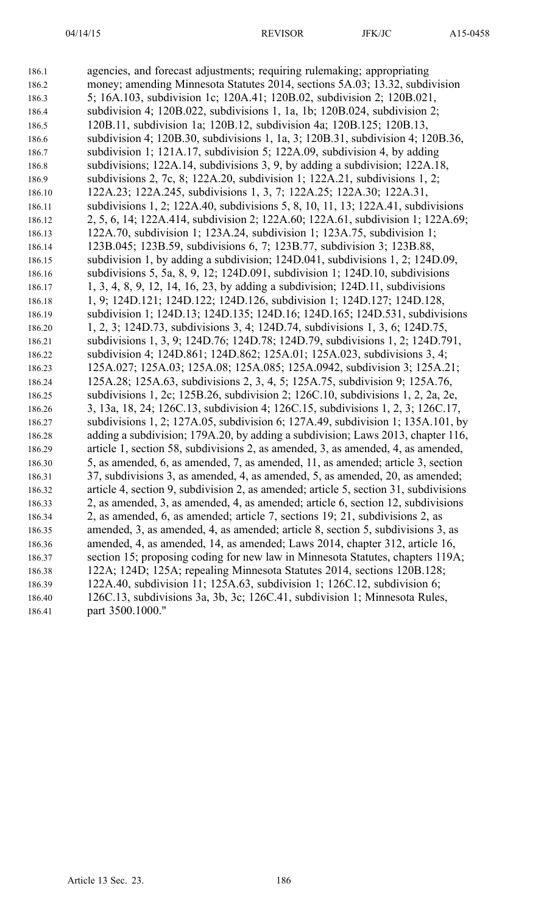agencies, and forecast adjustments; requiring rulemaking; appropriating money; amending Minnesota Statutes 2014, sections 5A.03; 13.32, subdivision 5; 16A.103, subdivision 1c; 120A.41; 120B.02, subdivision 2; 120B.021, subdivision 4; 120B.022, subdivisions 1, 1a, 1b; 120B.024, subdivision 2; 120B.11, subdivision 1a; 120B.12, subdivision 4a; 120B.125; 120B.13, subdivision 4; 120B.30, subdivisions 1, 1a, 3; 120B.31, subdivision 4; 120B.36, subdivision 1; 121A.17, subdivision 5; 122A.09, subdivision 4, by adding subdivisions; 122A.14, subdivisions 3, 9, by adding a subdivision; 122A.18, subdivisions 2, 7c, 8; 122A.20, subdivision 1; 122A.21, subdivisions 1, 2; 122A.23; 122A.245, subdivisions 1, 3, 7; 122A.25; 122A.30; 122A.31, subdivisions 1, 2; 122A.40, subdivisions 5, 8, 10, 11, 13; 122A.41, subdivisions 2, 5, 6, 14; 122A.414, subdivision 2; 122A.60; 122A.61, subdivision 1; 122A.69; 122A.70, subdivision 1; 123A.24, subdivision 1; 123A.75, subdivision 1; 123B.045; 123B.59, subdivisions 6, 7; 123B.77, subdivision 3; 123B.88, subdivision 1, by adding a subdivision; 124D.041, subdivisions 1, 2; 124D.09, subdivisions 5, 5a, 8, 9, 12; 124D.091, subdivision 1; 124D.10, subdivisions 1, 3, 4, 8, 9, 12, 14, 16, 23, by adding a subdivision; 124D.11, subdivisions 1, 9; 124D.121; 124D.122; 124D.126, subdivision 1; 124D.127; 124D.128, subdivision 1; 124D.13; 124D.135; 124D.16; 124D.165; 124D.531, subdivisions 1, 2, 3; 124D.73, subdivisions 3, 4; 124D.74, subdivisions 1, 3, 6; 124D.75, subdivisions 1, 3, 9; 124D.76; 124D.78; 124D.79, subdivisions 1, 2; 124D.791, subdivision 4; 124D.861; 124D.862; 125A.01; 125A.023, subdivisions 3, 4; 125A.027; 125A.03; 125A.08; 125A.085; 125A.0942, subdivision 3; 125A.21; 125A.28; 125A.63, subdivisions 2, 3, 4, 5; 125A.75, subdivision 9; 125A.76, subdivisions 1, 2c; 125B.26, subdivision 2; 126C.10, subdivisions 1, 2, 2a, 2e, 3, 13a, 18, 24; 126C.13, subdivision 4; 126C.15, subdivisions 1, 2, 3; 126C.17, subdivisions 1, 2; 127A.05, subdivision 6; 127A.49, subdivision 1; 135A.101, by adding a subdivision; 179A.20, by adding a subdivision; Laws 2013, chapter 116, article 1, section 58, subdivisions 2, as amended, 3, as amended, 4, as amended, 5, as amended, 6, as amended, 7, as amended, 11, as amended; article 3, section 37, subdivisions 3, as amended, 4, as amended, 5, as amended, 20, as amended; article 4, section 9, subdivision 2, as amended; article 5, section 31, subdivisions 2, as amended, 3, as amended, 4, as amended; article 6, section 12, subdivisions 2, as amended, 6, as amended; article 7, sections 19; 21, subdivisions 2, as amended, 3, as amended, 4, as amended; article 8, section 5, subdivisions 3, as amended, 4, as amended, 14, as amended; Laws 2014, chapter 312, article 16, section 15; proposing coding for new law in Minnesota Statutes, chapters 119A; 122A; 124D; 125A; repealing Minnesota Statutes 2014, sections 120B.128; 122A.40, subdivision 11; 125A.63, subdivision 1; 126C.12, subdivision 6; 126C.13, subdivisions 3a, 3b, 3c; 126C.41, subdivision 1; Minnesota Rules, part 3500.1000."